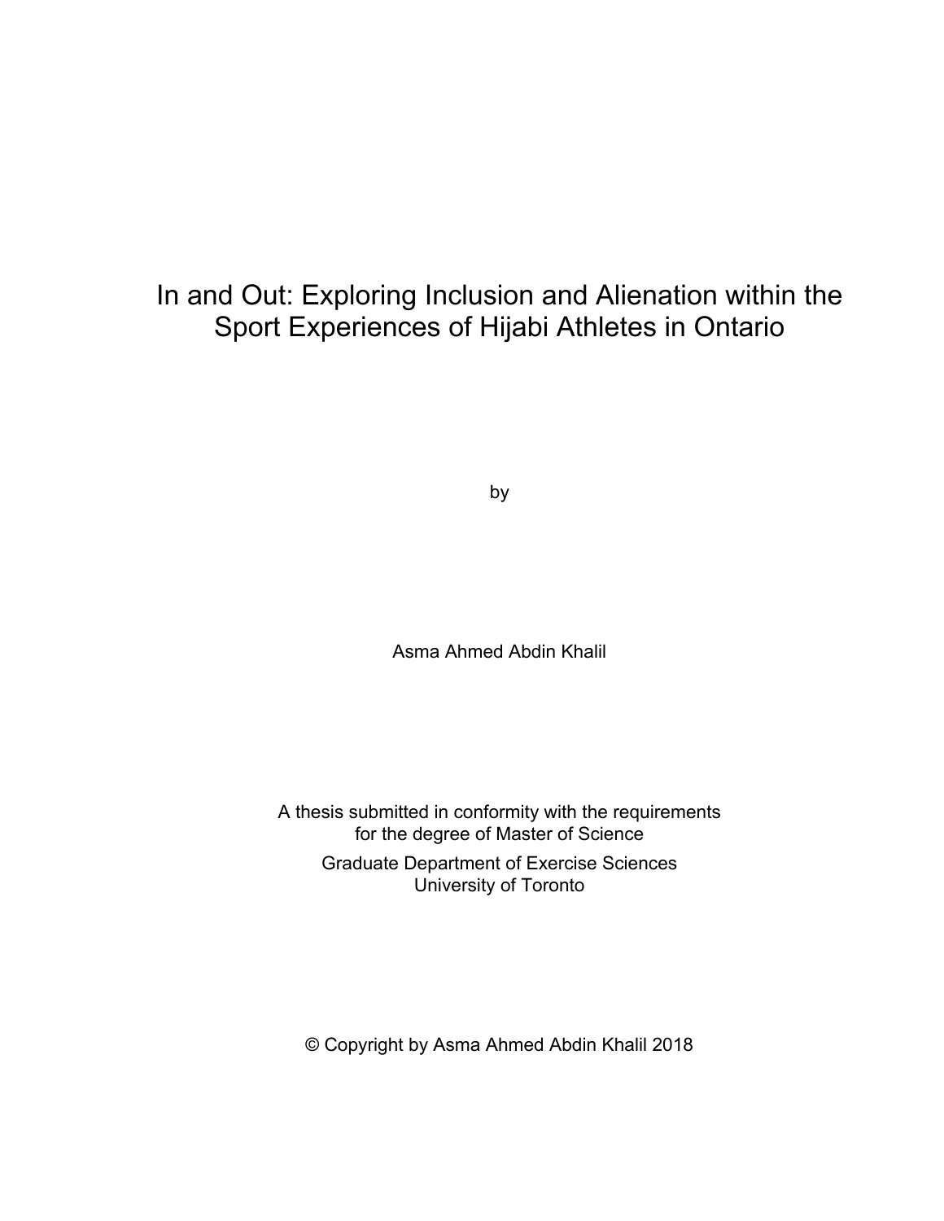# In and Out: Exploring Inclusion and Alienation within the Sport Experiences of Hijabi Athletes in Ontario

by

Asma Ahmed Abdin Khalil

A thesis submitted in conformity with the requirements
for the degree of Master of Science

Graduate Department of Exercise Sciences
University of Toronto

© Copyright by Asma Ahmed Abdin Khalil 2018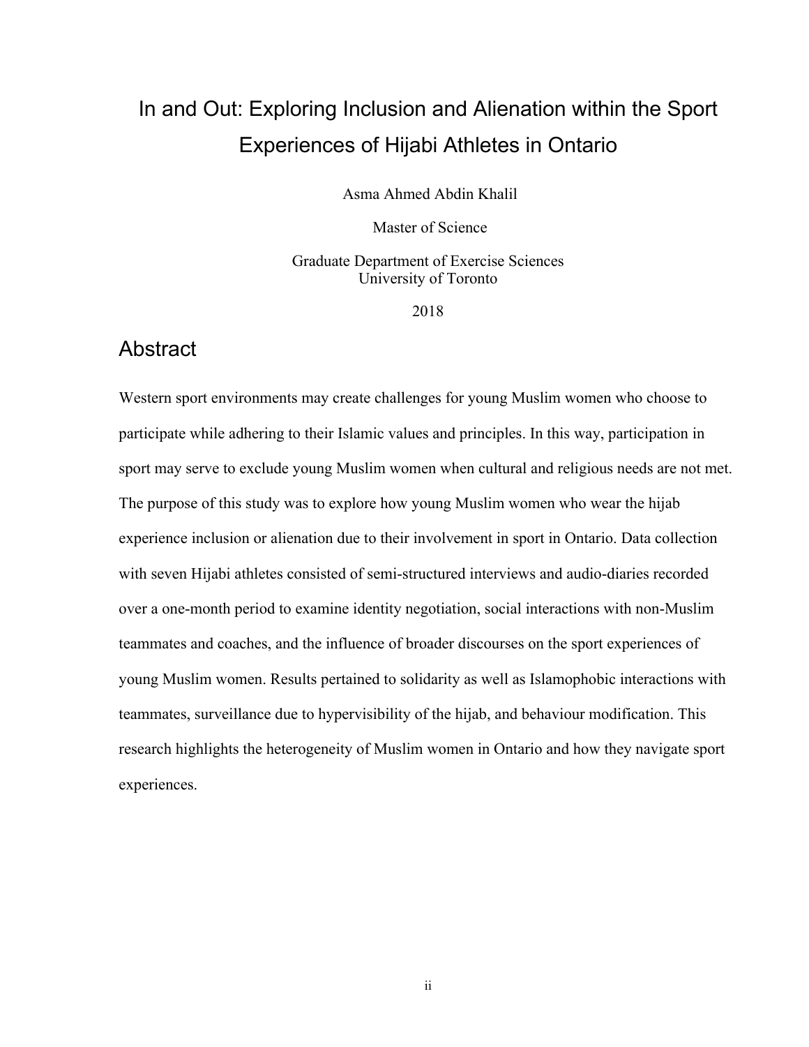# In and Out: Exploring Inclusion and Alienation within the Sport Experiences of Hijabi Athletes in Ontario

Asma Ahmed Abdin Khalil

Master of Science

Graduate Department of Exercise Sciences
University of Toronto

2018

## Abstract

Western sport environments may create challenges for young Muslim women who choose to participate while adhering to their Islamic values and principles. In this way, participation in sport may serve to exclude young Muslim women when cultural and religious needs are not met. The purpose of this study was to explore how young Muslim women who wear the hijab experience inclusion or alienation due to their involvement in sport in Ontario. Data collection with seven Hijabi athletes consisted of semi-structured interviews and audio-diaries recorded over a one-month period to examine identity negotiation, social interactions with non-Muslim teammates and coaches, and the influence of broader discourses on the sport experiences of young Muslim women. Results pertained to solidarity as well as Islamophobic interactions with teammates, surveillance due to hypervisibility of the hijab, and behaviour modification. This research highlights the heterogeneity of Muslim women in Ontario and how they navigate sport experiences.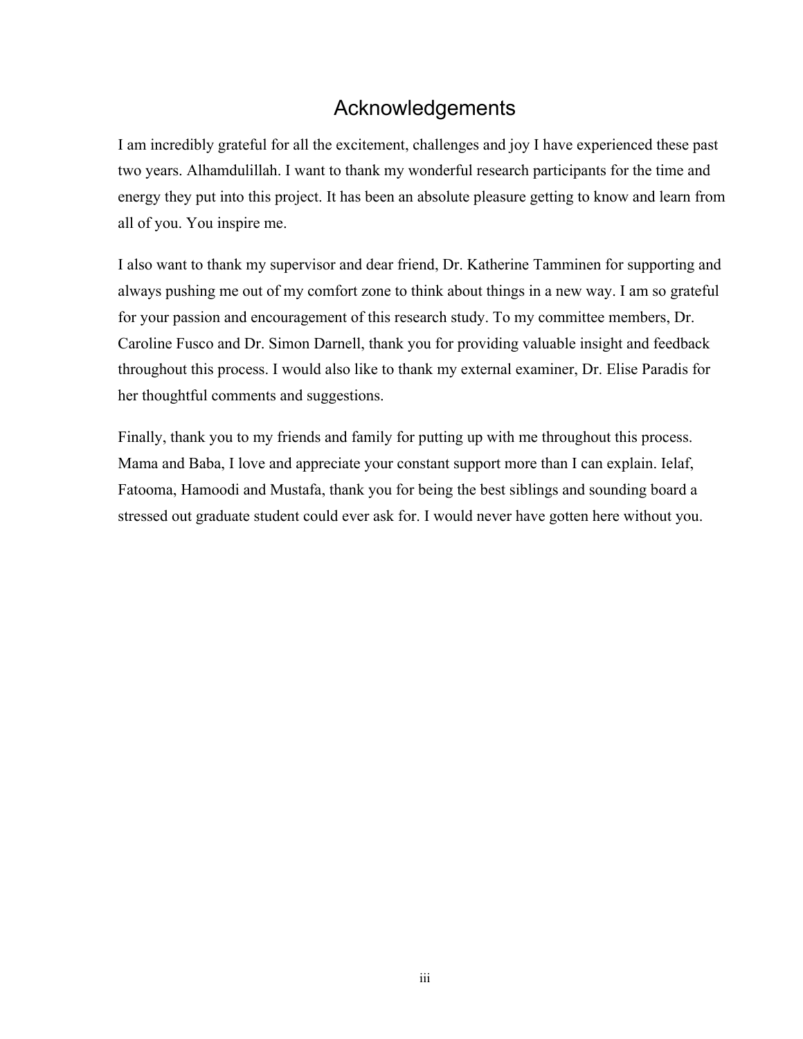# Acknowledgements

I am incredibly grateful for all the excitement, challenges and joy I have experienced these past two years. Alhamdulillah. I want to thank my wonderful research participants for the time and energy they put into this project. It has been an absolute pleasure getting to know and learn from all of you. You inspire me.

I also want to thank my supervisor and dear friend, Dr. Katherine Tamminen for supporting and always pushing me out of my comfort zone to think about things in a new way. I am so grateful for your passion and encouragement of this research study. To my committee members, Dr. Caroline Fusco and Dr. Simon Darnell, thank you for providing valuable insight and feedback throughout this process. I would also like to thank my external examiner, Dr. Elise Paradis for her thoughtful comments and suggestions.

Finally, thank you to my friends and family for putting up with me throughout this process. Mama and Baba, I love and appreciate your constant support more than I can explain. Ielaf, Fatooma, Hamoodi and Mustafa, thank you for being the best siblings and sounding board a stressed out graduate student could ever ask for. I would never have gotten here without you.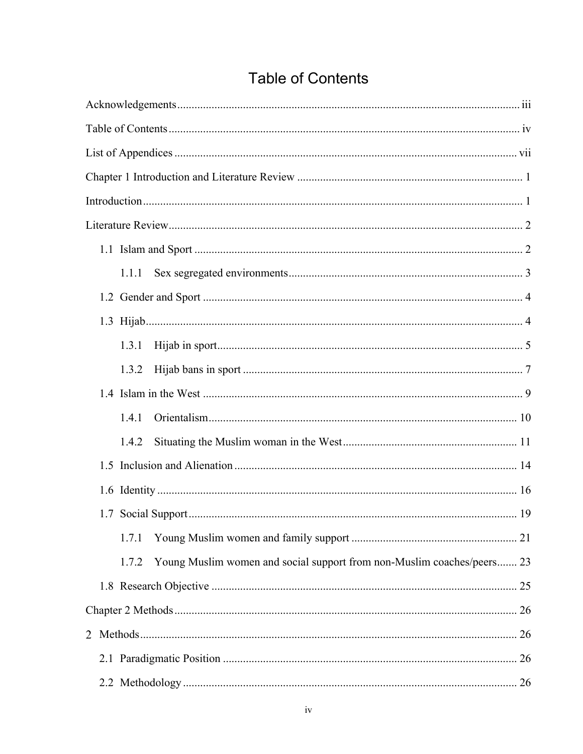# Table of Contents

Acknowledgements ........................................................................................................ iii

Table of Contents ........................................................................................................ iv

List of Appendices ....................................................................................................... vii

Chapter 1 Introduction and Literature Review ............................................................ 1

Introduction .................................................................................................................. 1

Literature Review .......................................................................................................... 2

- 1.1 Islam and Sport ...................................................................................................... 2
  - 1.1.1 Sex segregated environments .......................................................................... 3
- 1.2 Gender and Sport ................................................................................................... 4
- 1.3 Hijab ...................................................................................................................... 4
  - 1.3.1 Hijab in sport .................................................................................................... 5
  - 1.3.2 Hijab bans in sport ........................................................................................... 7
- 1.4 Islam in the West ................................................................................................... 9
  - 1.4.1 Orientalism ..................................................................................................... 10
  - 1.4.2 Situating the Muslim woman in the West ...................................................... 11
- 1.5 Inclusion and Alienation ...................................................................................... 14
- 1.6 Identity ................................................................................................................. 16
- 1.7 Social Support ...................................................................................................... 19
  - 1.7.1 Young Muslim women and family support ................................................... 21
  - 1.7.2 Young Muslim women and social support from non-Muslim coaches/peers ....... 23
- 1.8 Research Objective ............................................................................................... 25

Chapter 2 Methods ....................................................................................................... 26

2 Methods ..................................................................................................................... 26

- 2.1 Paradigmatic Position ........................................................................................... 26
- 2.2 Methodology ......................................................................................................... 26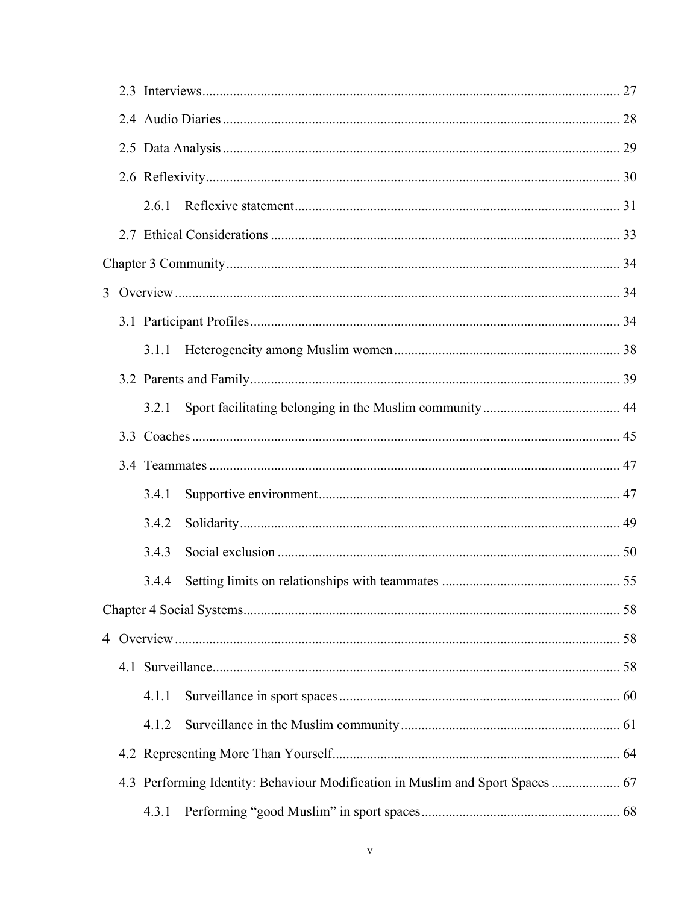2.3 Interviews ... 27

2.4 Audio Diaries ... 28

2.5 Data Analysis ... 29

2.6 Reflexivity ... 30

2.6.1 Reflexive statement ... 31

2.7 Ethical Considerations ... 33

Chapter 3 Community ... 34

3 Overview ... 34

3.1 Participant Profiles ... 34

3.1.1 Heterogeneity among Muslim women ... 38

3.2 Parents and Family ... 39

3.2.1 Sport facilitating belonging in the Muslim community ... 44

3.3 Coaches ... 45

3.4 Teammates ... 47

3.4.1 Supportive environment ... 47

3.4.2 Solidarity ... 49

3.4.3 Social exclusion ... 50

3.4.4 Setting limits on relationships with teammates ... 55

Chapter 4 Social Systems ... 58

4 Overview ... 58

4.1 Surveillance ... 58

4.1.1 Surveillance in sport spaces ... 60

4.1.2 Surveillance in the Muslim community ... 61

4.2 Representing More Than Yourself ... 64

4.3 Performing Identity: Behaviour Modification in Muslim and Sport Spaces ... 67

4.3.1 Performing "good Muslim" in sport spaces ... 68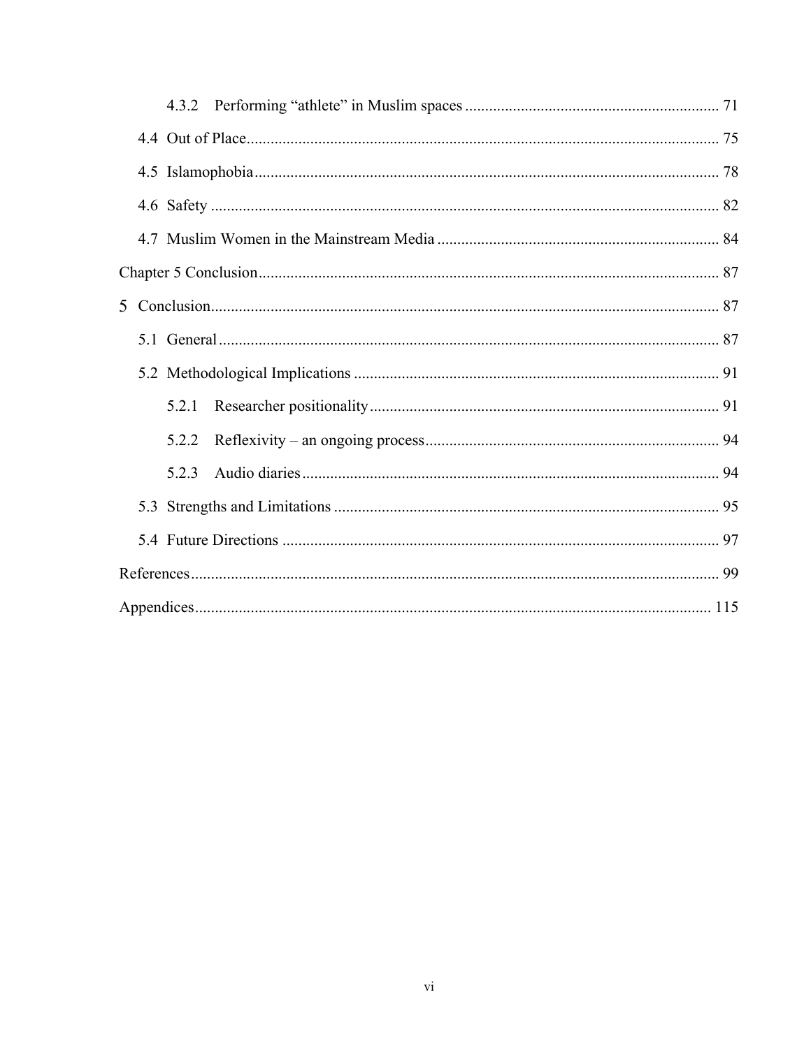4.3.2 Performing "athlete" in Muslim spaces ... 71

4.4 Out of Place ... 75

4.5 Islamophobia ... 78

4.6 Safety ... 82

4.7 Muslim Women in the Mainstream Media ... 84

Chapter 5 Conclusion ... 87

5 Conclusion ... 87

5.1 General ... 87

5.2 Methodological Implications ... 91

5.2.1 Researcher positionality ... 91

5.2.2 Reflexivity – an ongoing process ... 94

5.2.3 Audio diaries ... 94

5.3 Strengths and Limitations ... 95

5.4 Future Directions ... 97

References ... 99

Appendices ... 115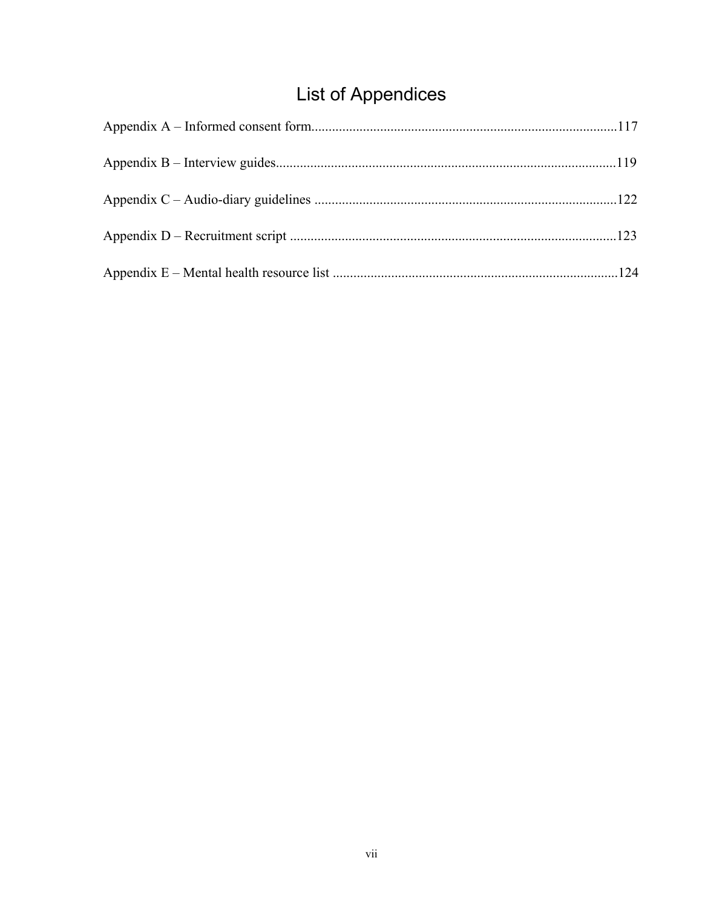# List of Appendices

Appendix A – Informed consent form........................................................................................117

Appendix B – Interview guides..................................................................................................119

Appendix C – Audio-diary guidelines .......................................................................................122

Appendix D – Recruitment script ..............................................................................................123

Appendix E – Mental health resource list ..................................................................................124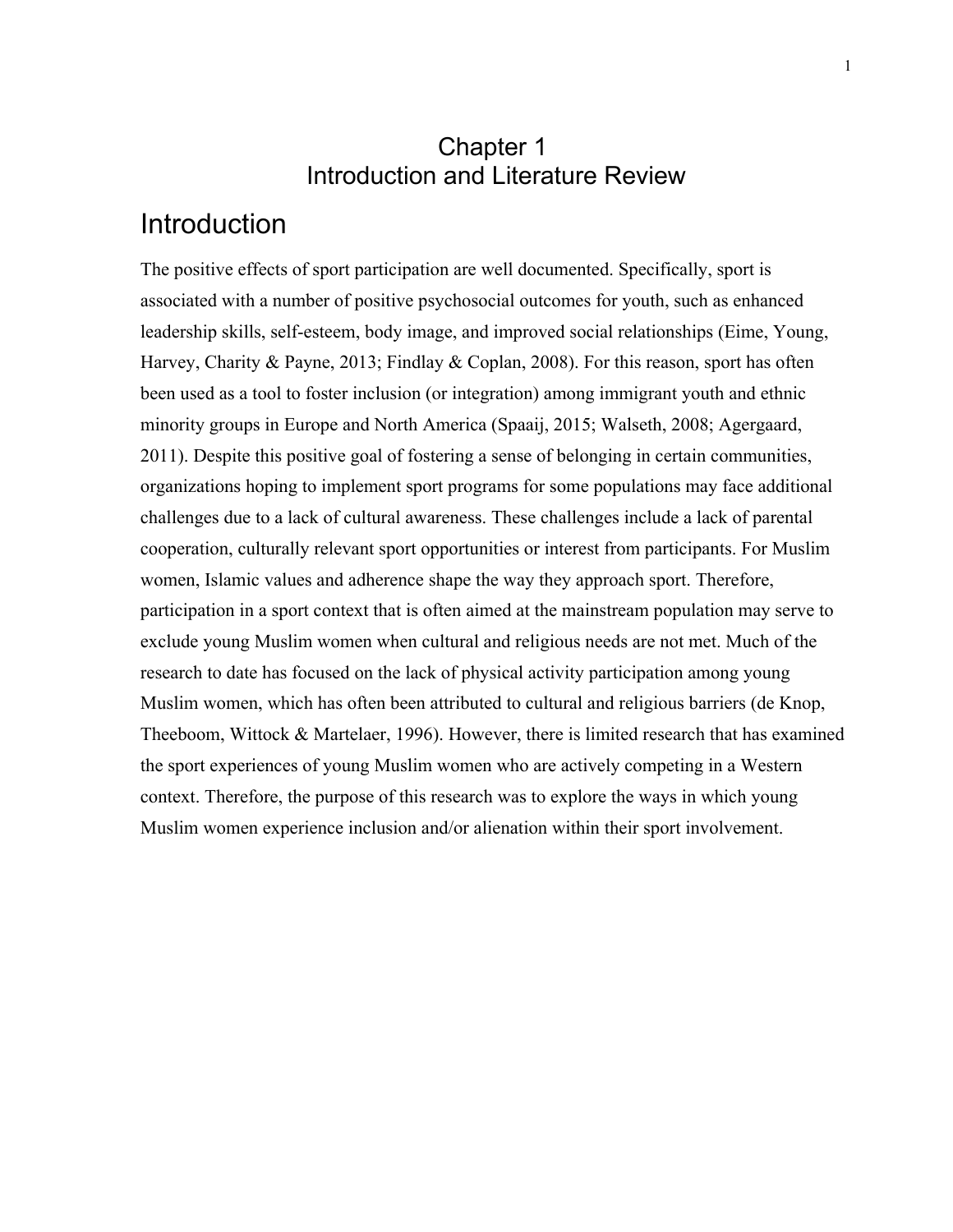# Chapter 1
# Introduction and Literature Review

## Introduction

The positive effects of sport participation are well documented. Specifically, sport is associated with a number of positive psychosocial outcomes for youth, such as enhanced leadership skills, self-esteem, body image, and improved social relationships (Eime, Young, Harvey, Charity & Payne, 2013; Findlay & Coplan, 2008). For this reason, sport has often been used as a tool to foster inclusion (or integration) among immigrant youth and ethnic minority groups in Europe and North America (Spaaij, 2015; Walseth, 2008; Agergaard, 2011). Despite this positive goal of fostering a sense of belonging in certain communities, organizations hoping to implement sport programs for some populations may face additional challenges due to a lack of cultural awareness. These challenges include a lack of parental cooperation, culturally relevant sport opportunities or interest from participants. For Muslim women, Islamic values and adherence shape the way they approach sport. Therefore, participation in a sport context that is often aimed at the mainstream population may serve to exclude young Muslim women when cultural and religious needs are not met. Much of the research to date has focused on the lack of physical activity participation among young Muslim women, which has often been attributed to cultural and religious barriers (de Knop, Theeboom, Wittock & Martelaer, 1996). However, there is limited research that has examined the sport experiences of young Muslim women who are actively competing in a Western context. Therefore, the purpose of this research was to explore the ways in which young Muslim women experience inclusion and/or alienation within their sport involvement.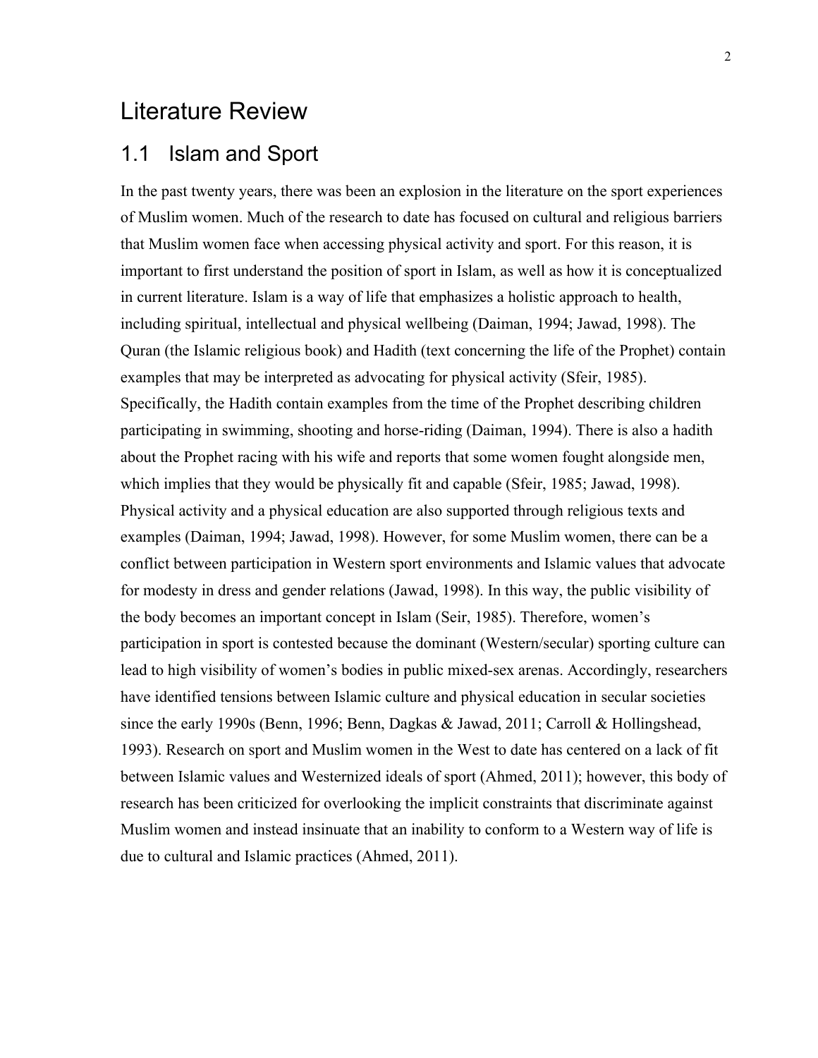# Literature Review

## 1.1 Islam and Sport

In the past twenty years, there was been an explosion in the literature on the sport experiences of Muslim women. Much of the research to date has focused on cultural and religious barriers that Muslim women face when accessing physical activity and sport. For this reason, it is important to first understand the position of sport in Islam, as well as how it is conceptualized in current literature. Islam is a way of life that emphasizes a holistic approach to health, including spiritual, intellectual and physical wellbeing (Daiman, 1994; Jawad, 1998). The Quran (the Islamic religious book) and Hadith (text concerning the life of the Prophet) contain examples that may be interpreted as advocating for physical activity (Sfeir, 1985). Specifically, the Hadith contain examples from the time of the Prophet describing children participating in swimming, shooting and horse-riding (Daiman, 1994). There is also a hadith about the Prophet racing with his wife and reports that some women fought alongside men, which implies that they would be physically fit and capable (Sfeir, 1985; Jawad, 1998). Physical activity and a physical education are also supported through religious texts and examples (Daiman, 1994; Jawad, 1998). However, for some Muslim women, there can be a conflict between participation in Western sport environments and Islamic values that advocate for modesty in dress and gender relations (Jawad, 1998). In this way, the public visibility of the body becomes an important concept in Islam (Seir, 1985). Therefore, women's participation in sport is contested because the dominant (Western/secular) sporting culture can lead to high visibility of women's bodies in public mixed-sex arenas. Accordingly, researchers have identified tensions between Islamic culture and physical education in secular societies since the early 1990s (Benn, 1996; Benn, Dagkas & Jawad, 2011; Carroll & Hollingshead, 1993). Research on sport and Muslim women in the West to date has centered on a lack of fit between Islamic values and Westernized ideals of sport (Ahmed, 2011); however, this body of research has been criticized for overlooking the implicit constraints that discriminate against Muslim women and instead insinuate that an inability to conform to a Western way of life is due to cultural and Islamic practices (Ahmed, 2011).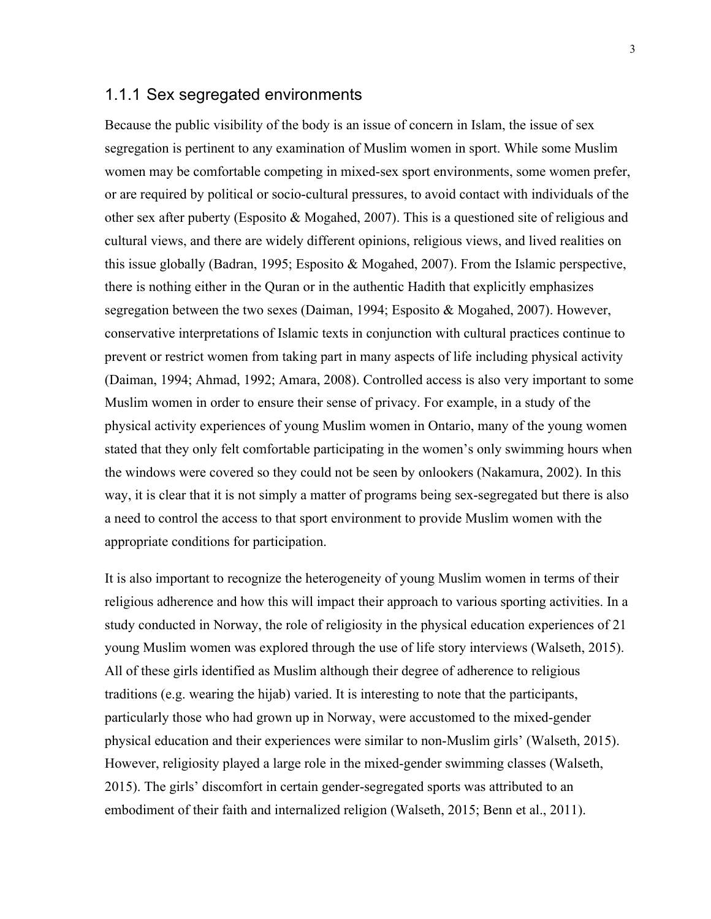### 1.1.1 Sex segregated environments

Because the public visibility of the body is an issue of concern in Islam, the issue of sex segregation is pertinent to any examination of Muslim women in sport. While some Muslim women may be comfortable competing in mixed-sex sport environments, some women prefer, or are required by political or socio-cultural pressures, to avoid contact with individuals of the other sex after puberty (Esposito & Mogahed, 2007). This is a questioned site of religious and cultural views, and there are widely different opinions, religious views, and lived realities on this issue globally (Badran, 1995; Esposito & Mogahed, 2007). From the Islamic perspective, there is nothing either in the Quran or in the authentic Hadith that explicitly emphasizes segregation between the two sexes (Daiman, 1994; Esposito & Mogahed, 2007). However, conservative interpretations of Islamic texts in conjunction with cultural practices continue to prevent or restrict women from taking part in many aspects of life including physical activity (Daiman, 1994; Ahmad, 1992; Amara, 2008). Controlled access is also very important to some Muslim women in order to ensure their sense of privacy. For example, in a study of the physical activity experiences of young Muslim women in Ontario, many of the young women stated that they only felt comfortable participating in the women's only swimming hours when the windows were covered so they could not be seen by onlookers (Nakamura, 2002). In this way, it is clear that it is not simply a matter of programs being sex-segregated but there is also a need to control the access to that sport environment to provide Muslim women with the appropriate conditions for participation.

It is also important to recognize the heterogeneity of young Muslim women in terms of their religious adherence and how this will impact their approach to various sporting activities. In a study conducted in Norway, the role of religiosity in the physical education experiences of 21 young Muslim women was explored through the use of life story interviews (Walseth, 2015). All of these girls identified as Muslim although their degree of adherence to religious traditions (e.g. wearing the hijab) varied. It is interesting to note that the participants, particularly those who had grown up in Norway, were accustomed to the mixed-gender physical education and their experiences were similar to non-Muslim girls' (Walseth, 2015). However, religiosity played a large role in the mixed-gender swimming classes (Walseth, 2015). The girls' discomfort in certain gender-segregated sports was attributed to an embodiment of their faith and internalized religion (Walseth, 2015; Benn et al., 2011).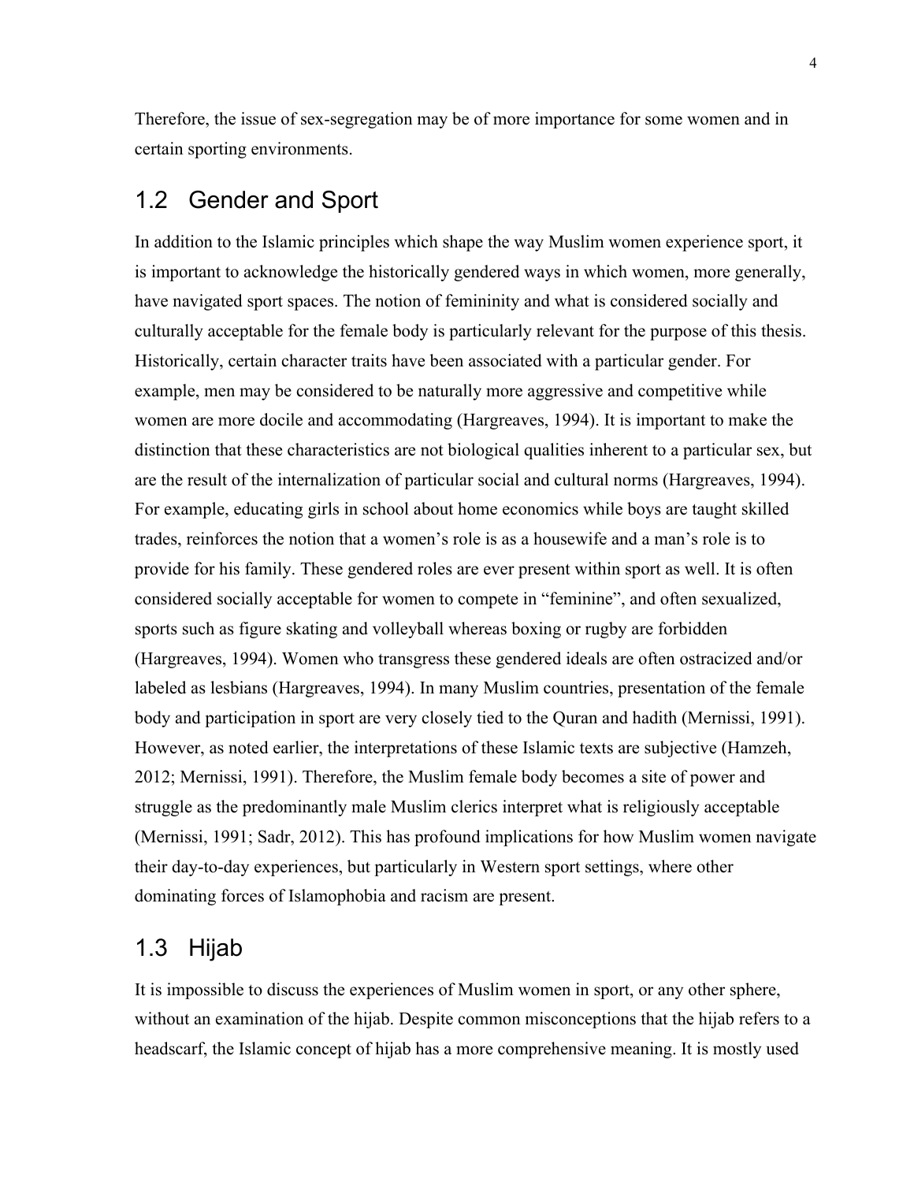Therefore, the issue of sex-segregation may be of more importance for some women and in certain sporting environments.

## 1.2 Gender and Sport

In addition to the Islamic principles which shape the way Muslim women experience sport, it is important to acknowledge the historically gendered ways in which women, more generally, have navigated sport spaces. The notion of femininity and what is considered socially and culturally acceptable for the female body is particularly relevant for the purpose of this thesis. Historically, certain character traits have been associated with a particular gender. For example, men may be considered to be naturally more aggressive and competitive while women are more docile and accommodating (Hargreaves, 1994). It is important to make the distinction that these characteristics are not biological qualities inherent to a particular sex, but are the result of the internalization of particular social and cultural norms (Hargreaves, 1994). For example, educating girls in school about home economics while boys are taught skilled trades, reinforces the notion that a women's role is as a housewife and a man's role is to provide for his family. These gendered roles are ever present within sport as well. It is often considered socially acceptable for women to compete in "feminine", and often sexualized, sports such as figure skating and volleyball whereas boxing or rugby are forbidden (Hargreaves, 1994). Women who transgress these gendered ideals are often ostracized and/or labeled as lesbians (Hargreaves, 1994). In many Muslim countries, presentation of the female body and participation in sport are very closely tied to the Quran and hadith (Mernissi, 1991). However, as noted earlier, the interpretations of these Islamic texts are subjective (Hamzeh, 2012; Mernissi, 1991). Therefore, the Muslim female body becomes a site of power and struggle as the predominantly male Muslim clerics interpret what is religiously acceptable (Mernissi, 1991; Sadr, 2012). This has profound implications for how Muslim women navigate their day-to-day experiences, but particularly in Western sport settings, where other dominating forces of Islamophobia and racism are present.

## 1.3 Hijab

It is impossible to discuss the experiences of Muslim women in sport, or any other sphere, without an examination of the hijab. Despite common misconceptions that the hijab refers to a headscarf, the Islamic concept of hijab has a more comprehensive meaning. It is mostly used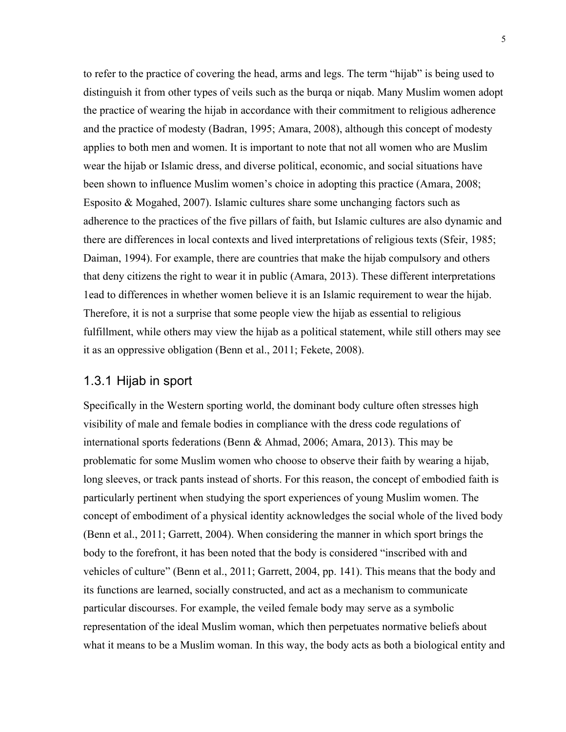to refer to the practice of covering the head, arms and legs. The term "hijab" is being used to distinguish it from other types of veils such as the burqa or niqab. Many Muslim women adopt the practice of wearing the hijab in accordance with their commitment to religious adherence and the practice of modesty (Badran, 1995; Amara, 2008), although this concept of modesty applies to both men and women. It is important to note that not all women who are Muslim wear the hijab or Islamic dress, and diverse political, economic, and social situations have been shown to influence Muslim women's choice in adopting this practice (Amara, 2008; Esposito & Mogahed, 2007). Islamic cultures share some unchanging factors such as adherence to the practices of the five pillars of faith, but Islamic cultures are also dynamic and there are differences in local contexts and lived interpretations of religious texts (Sfeir, 1985; Daiman, 1994). For example, there are countries that make the hijab compulsory and others that deny citizens the right to wear it in public (Amara, 2013). These different interpretations 1ead to differences in whether women believe it is an Islamic requirement to wear the hijab. Therefore, it is not a surprise that some people view the hijab as essential to religious fulfillment, while others may view the hijab as a political statement, while still others may see it as an oppressive obligation (Benn et al., 2011; Fekete, 2008).

### 1.3.1 Hijab in sport

Specifically in the Western sporting world, the dominant body culture often stresses high visibility of male and female bodies in compliance with the dress code regulations of international sports federations (Benn & Ahmad, 2006; Amara, 2013). This may be problematic for some Muslim women who choose to observe their faith by wearing a hijab, long sleeves, or track pants instead of shorts. For this reason, the concept of embodied faith is particularly pertinent when studying the sport experiences of young Muslim women. The concept of embodiment of a physical identity acknowledges the social whole of the lived body (Benn et al., 2011; Garrett, 2004). When considering the manner in which sport brings the body to the forefront, it has been noted that the body is considered "inscribed with and vehicles of culture" (Benn et al., 2011; Garrett, 2004, pp. 141). This means that the body and its functions are learned, socially constructed, and act as a mechanism to communicate particular discourses. For example, the veiled female body may serve as a symbolic representation of the ideal Muslim woman, which then perpetuates normative beliefs about what it means to be a Muslim woman. In this way, the body acts as both a biological entity and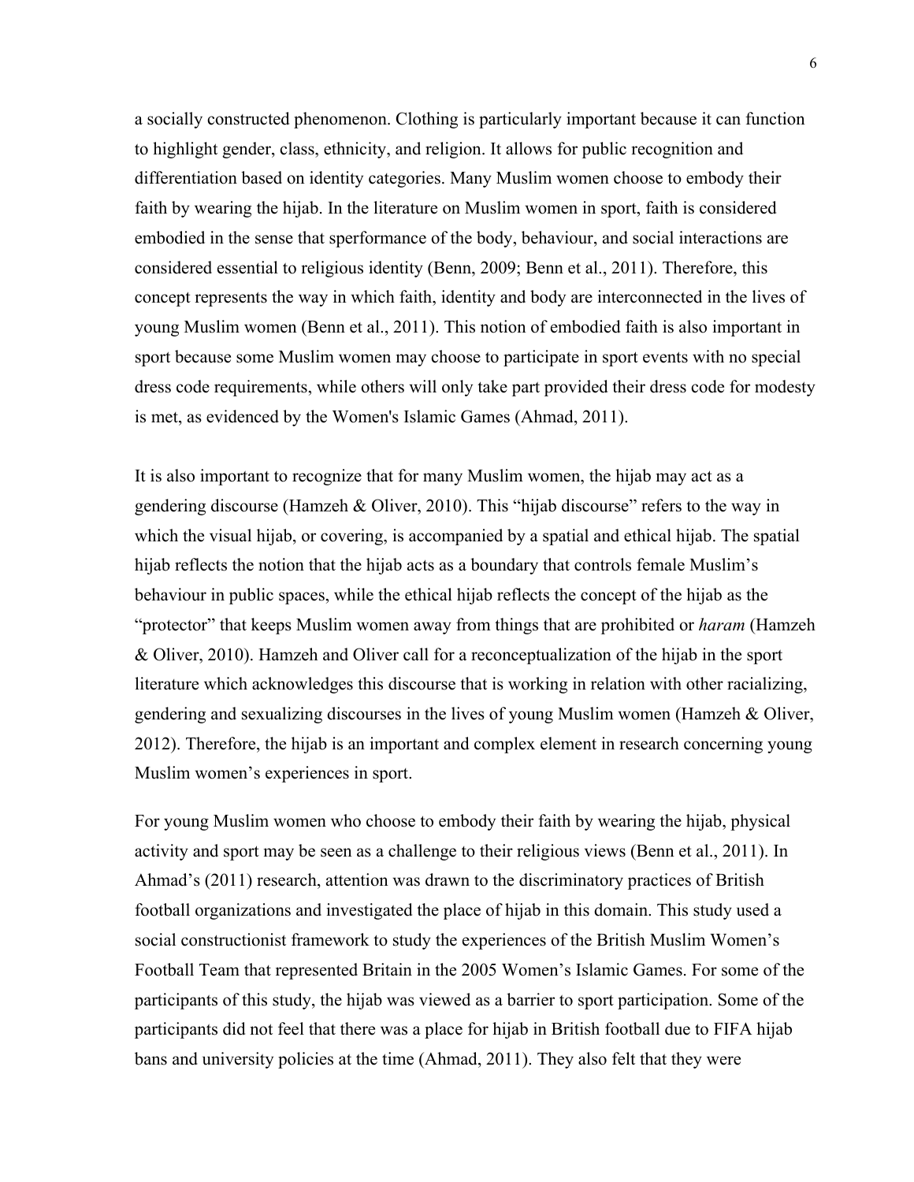a socially constructed phenomenon. Clothing is particularly important because it can function to highlight gender, class, ethnicity, and religion. It allows for public recognition and differentiation based on identity categories. Many Muslim women choose to embody their faith by wearing the hijab. In the literature on Muslim women in sport, faith is considered embodied in the sense that sperformance of the body, behaviour, and social interactions are considered essential to religious identity (Benn, 2009; Benn et al., 2011). Therefore, this concept represents the way in which faith, identity and body are interconnected in the lives of young Muslim women (Benn et al., 2011). This notion of embodied faith is also important in sport because some Muslim women may choose to participate in sport events with no special dress code requirements, while others will only take part provided their dress code for modesty is met, as evidenced by the Women's Islamic Games (Ahmad, 2011).

It is also important to recognize that for many Muslim women, the hijab may act as a gendering discourse (Hamzeh & Oliver, 2010). This "hijab discourse" refers to the way in which the visual hijab, or covering, is accompanied by a spatial and ethical hijab. The spatial hijab reflects the notion that the hijab acts as a boundary that controls female Muslim's behaviour in public spaces, while the ethical hijab reflects the concept of the hijab as the "protector" that keeps Muslim women away from things that are prohibited or *haram* (Hamzeh & Oliver, 2010). Hamzeh and Oliver call for a reconceptualization of the hijab in the sport literature which acknowledges this discourse that is working in relation with other racializing, gendering and sexualizing discourses in the lives of young Muslim women (Hamzeh & Oliver, 2012). Therefore, the hijab is an important and complex element in research concerning young Muslim women's experiences in sport.

For young Muslim women who choose to embody their faith by wearing the hijab, physical activity and sport may be seen as a challenge to their religious views (Benn et al., 2011). In Ahmad's (2011) research, attention was drawn to the discriminatory practices of British football organizations and investigated the place of hijab in this domain. This study used a social constructionist framework to study the experiences of the British Muslim Women's Football Team that represented Britain in the 2005 Women's Islamic Games. For some of the participants of this study, the hijab was viewed as a barrier to sport participation. Some of the participants did not feel that there was a place for hijab in British football due to FIFA hijab bans and university policies at the time (Ahmad, 2011). They also felt that they were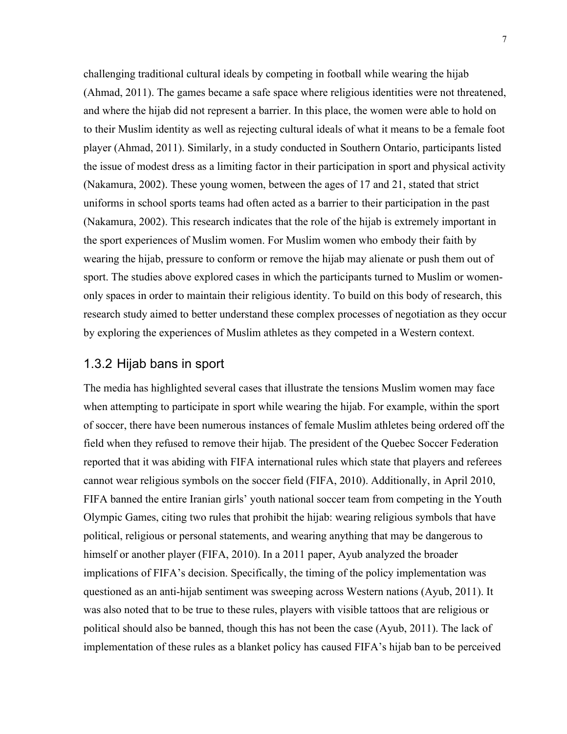challenging traditional cultural ideals by competing in football while wearing the hijab (Ahmad, 2011). The games became a safe space where religious identities were not threatened, and where the hijab did not represent a barrier. In this place, the women were able to hold on to their Muslim identity as well as rejecting cultural ideals of what it means to be a female foot player (Ahmad, 2011). Similarly, in a study conducted in Southern Ontario, participants listed the issue of modest dress as a limiting factor in their participation in sport and physical activity (Nakamura, 2002). These young women, between the ages of 17 and 21, stated that strict uniforms in school sports teams had often acted as a barrier to their participation in the past (Nakamura, 2002). This research indicates that the role of the hijab is extremely important in the sport experiences of Muslim women. For Muslim women who embody their faith by wearing the hijab, pressure to conform or remove the hijab may alienate or push them out of sport. The studies above explored cases in which the participants turned to Muslim or women-only spaces in order to maintain their religious identity. To build on this body of research, this research study aimed to better understand these complex processes of negotiation as they occur by exploring the experiences of Muslim athletes as they competed in a Western context.

### 1.3.2 Hijab bans in sport

The media has highlighted several cases that illustrate the tensions Muslim women may face when attempting to participate in sport while wearing the hijab. For example, within the sport of soccer, there have been numerous instances of female Muslim athletes being ordered off the field when they refused to remove their hijab. The president of the Quebec Soccer Federation reported that it was abiding with FIFA international rules which state that players and referees cannot wear religious symbols on the soccer field (FIFA, 2010). Additionally, in April 2010, FIFA banned the entire Iranian girls' youth national soccer team from competing in the Youth Olympic Games, citing two rules that prohibit the hijab: wearing religious symbols that have political, religious or personal statements, and wearing anything that may be dangerous to himself or another player (FIFA, 2010). In a 2011 paper, Ayub analyzed the broader implications of FIFA's decision. Specifically, the timing of the policy implementation was questioned as an anti-hijab sentiment was sweeping across Western nations (Ayub, 2011). It was also noted that to be true to these rules, players with visible tattoos that are religious or political should also be banned, though this has not been the case (Ayub, 2011). The lack of implementation of these rules as a blanket policy has caused FIFA's hijab ban to be perceived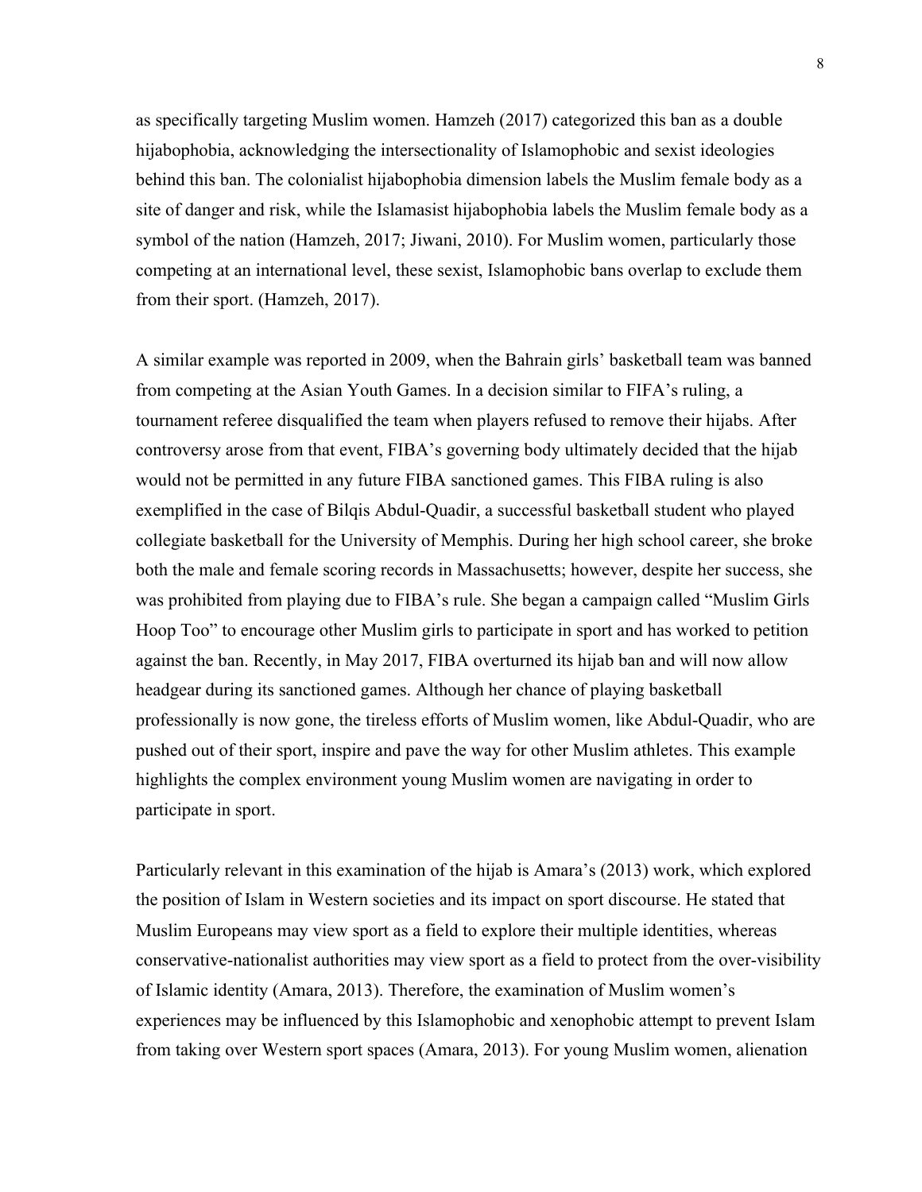as specifically targeting Muslim women. Hamzeh (2017) categorized this ban as a double hijabophobia, acknowledging the intersectionality of Islamophobic and sexist ideologies behind this ban. The colonialist hijabophobia dimension labels the Muslim female body as a site of danger and risk, while the Islamasist hijabophobia labels the Muslim female body as a symbol of the nation (Hamzeh, 2017; Jiwani, 2010). For Muslim women, particularly those competing at an international level, these sexist, Islamophobic bans overlap to exclude them from their sport. (Hamzeh, 2017).

A similar example was reported in 2009, when the Bahrain girls' basketball team was banned from competing at the Asian Youth Games. In a decision similar to FIFA's ruling, a tournament referee disqualified the team when players refused to remove their hijabs. After controversy arose from that event, FIBA's governing body ultimately decided that the hijab would not be permitted in any future FIBA sanctioned games. This FIBA ruling is also exemplified in the case of Bilqis Abdul-Quadir, a successful basketball student who played collegiate basketball for the University of Memphis. During her high school career, she broke both the male and female scoring records in Massachusetts; however, despite her success, she was prohibited from playing due to FIBA's rule. She began a campaign called "Muslim Girls Hoop Too" to encourage other Muslim girls to participate in sport and has worked to petition against the ban. Recently, in May 2017, FIBA overturned its hijab ban and will now allow headgear during its sanctioned games. Although her chance of playing basketball professionally is now gone, the tireless efforts of Muslim women, like Abdul-Quadir, who are pushed out of their sport, inspire and pave the way for other Muslim athletes. This example highlights the complex environment young Muslim women are navigating in order to participate in sport.

Particularly relevant in this examination of the hijab is Amara's (2013) work, which explored the position of Islam in Western societies and its impact on sport discourse. He stated that Muslim Europeans may view sport as a field to explore their multiple identities, whereas conservative-nationalist authorities may view sport as a field to protect from the over-visibility of Islamic identity (Amara, 2013). Therefore, the examination of Muslim women's experiences may be influenced by this Islamophobic and xenophobic attempt to prevent Islam from taking over Western sport spaces (Amara, 2013). For young Muslim women, alienation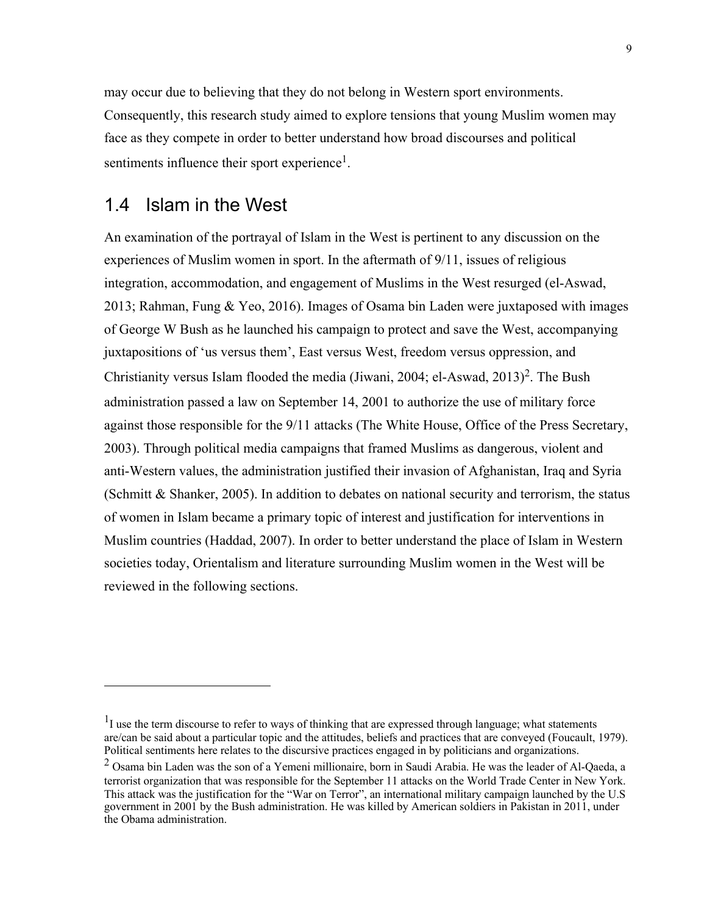may occur due to believing that they do not belong in Western sport environments. Consequently, this research study aimed to explore tensions that young Muslim women may face as they compete in order to better understand how broad discourses and political sentiments influence their sport experience[1].

## 1.4 Islam in the West

An examination of the portrayal of Islam in the West is pertinent to any discussion on the experiences of Muslim women in sport. In the aftermath of 9/11, issues of religious integration, accommodation, and engagement of Muslims in the West resurged (el-Aswad, 2013; Rahman, Fung & Yeo, 2016). Images of Osama bin Laden were juxtaposed with images of George W Bush as he launched his campaign to protect and save the West, accompanying juxtapositions of 'us versus them', East versus West, freedom versus oppression, and Christianity versus Islam flooded the media (Jiwani, 2004; el-Aswad, 2013)[2]. The Bush administration passed a law on September 14, 2001 to authorize the use of military force against those responsible for the 9/11 attacks (The White House, Office of the Press Secretary, 2003). Through political media campaigns that framed Muslims as dangerous, violent and anti-Western values, the administration justified their invasion of Afghanistan, Iraq and Syria (Schmitt & Shanker, 2005). In addition to debates on national security and terrorism, the status of women in Islam became a primary topic of interest and justification for interventions in Muslim countries (Haddad, 2007). In order to better understand the place of Islam in Western societies today, Orientalism and literature surrounding Muslim women in the West will be reviewed in the following sections.

---

[1] I use the term discourse to refer to ways of thinking that are expressed through language; what statements are/can be said about a particular topic and the attitudes, beliefs and practices that are conveyed (Foucault, 1979). Political sentiments here relates to the discursive practices engaged in by politicians and organizations.

[2] Osama bin Laden was the son of a Yemeni millionaire, born in Saudi Arabia. He was the leader of Al-Qaeda, a terrorist organization that was responsible for the September 11 attacks on the World Trade Center in New York. This attack was the justification for the "War on Terror", an international military campaign launched by the U.S government in 2001 by the Bush administration. He was killed by American soldiers in Pakistan in 2011, under the Obama administration.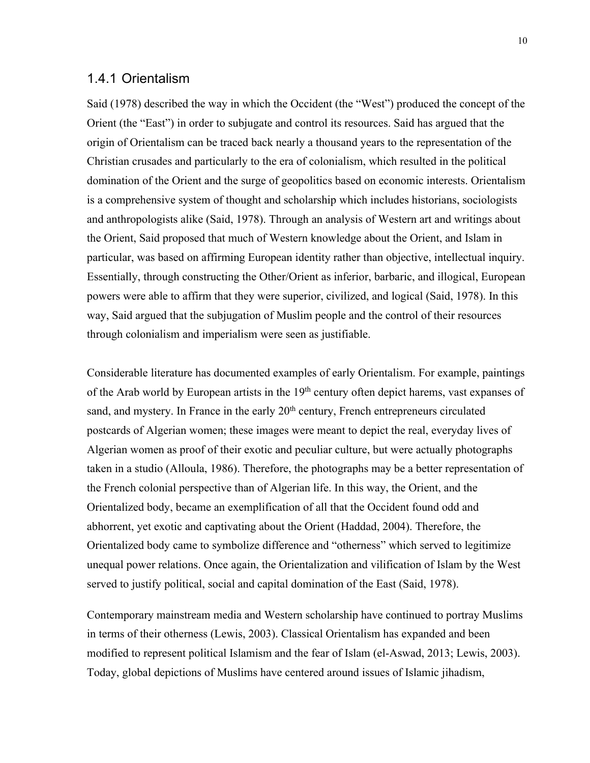### 1.4.1 Orientalism

Said (1978) described the way in which the Occident (the "West") produced the concept of the Orient (the "East") in order to subjugate and control its resources. Said has argued that the origin of Orientalism can be traced back nearly a thousand years to the representation of the Christian crusades and particularly to the era of colonialism, which resulted in the political domination of the Orient and the surge of geopolitics based on economic interests. Orientalism is a comprehensive system of thought and scholarship which includes historians, sociologists and anthropologists alike (Said, 1978). Through an analysis of Western art and writings about the Orient, Said proposed that much of Western knowledge about the Orient, and Islam in particular, was based on affirming European identity rather than objective, intellectual inquiry. Essentially, through constructing the Other/Orient as inferior, barbaric, and illogical, European powers were able to affirm that they were superior, civilized, and logical (Said, 1978). In this way, Said argued that the subjugation of Muslim people and the control of their resources through colonialism and imperialism were seen as justifiable.

Considerable literature has documented examples of early Orientalism. For example, paintings of the Arab world by European artists in the 19th century often depict harems, vast expanses of sand, and mystery. In France in the early 20th century, French entrepreneurs circulated postcards of Algerian women; these images were meant to depict the real, everyday lives of Algerian women as proof of their exotic and peculiar culture, but were actually photographs taken in a studio (Alloula, 1986). Therefore, the photographs may be a better representation of the French colonial perspective than of Algerian life. In this way, the Orient, and the Orientalized body, became an exemplification of all that the Occident found odd and abhorrent, yet exotic and captivating about the Orient (Haddad, 2004). Therefore, the Orientalized body came to symbolize difference and "otherness" which served to legitimize unequal power relations. Once again, the Orientalization and vilification of Islam by the West served to justify political, social and capital domination of the East (Said, 1978).

Contemporary mainstream media and Western scholarship have continued to portray Muslims in terms of their otherness (Lewis, 2003). Classical Orientalism has expanded and been modified to represent political Islamism and the fear of Islam (el-Aswad, 2013; Lewis, 2003). Today, global depictions of Muslims have centered around issues of Islamic jihadism,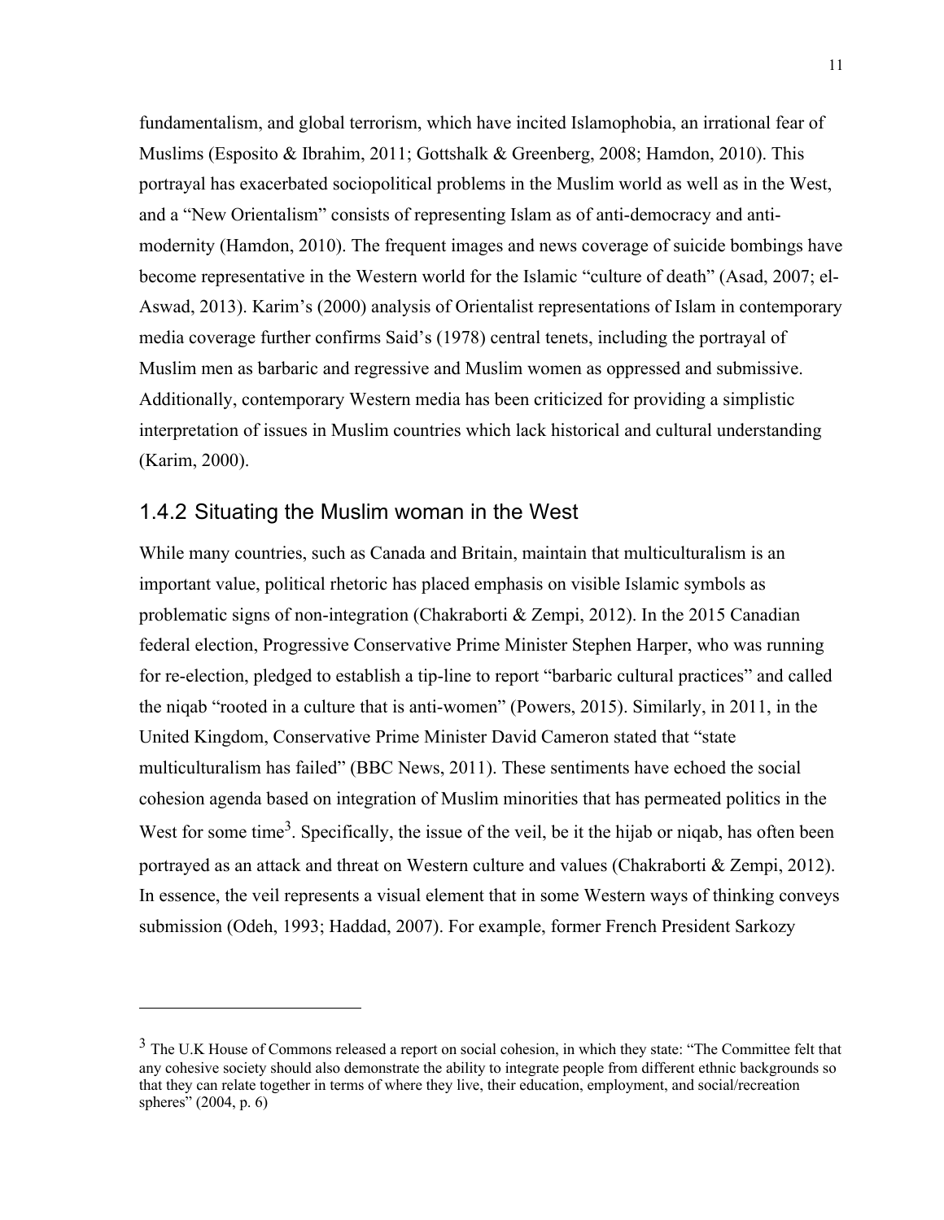fundamentalism, and global terrorism, which have incited Islamophobia, an irrational fear of Muslims (Esposito & Ibrahim, 2011; Gottshalk & Greenberg, 2008; Hamdon, 2010). This portrayal has exacerbated sociopolitical problems in the Muslim world as well as in the West, and a "New Orientalism" consists of representing Islam as of anti-democracy and anti-modernity (Hamdon, 2010). The frequent images and news coverage of suicide bombings have become representative in the Western world for the Islamic "culture of death" (Asad, 2007; el-Aswad, 2013). Karim's (2000) analysis of Orientalist representations of Islam in contemporary media coverage further confirms Said's (1978) central tenets, including the portrayal of Muslim men as barbaric and regressive and Muslim women as oppressed and submissive. Additionally, contemporary Western media has been criticized for providing a simplistic interpretation of issues in Muslim countries which lack historical and cultural understanding (Karim, 2000).

### 1.4.2 Situating the Muslim woman in the West

While many countries, such as Canada and Britain, maintain that multiculturalism is an important value, political rhetoric has placed emphasis on visible Islamic symbols as problematic signs of non-integration (Chakraborti & Zempi, 2012). In the 2015 Canadian federal election, Progressive Conservative Prime Minister Stephen Harper, who was running for re-election, pledged to establish a tip-line to report "barbaric cultural practices" and called the niqab "rooted in a culture that is anti-women" (Powers, 2015). Similarly, in 2011, in the United Kingdom, Conservative Prime Minister David Cameron stated that "state multiculturalism has failed" (BBC News, 2011). These sentiments have echoed the social cohesion agenda based on integration of Muslim minorities that has permeated politics in the West for some time[3]. Specifically, the issue of the veil, be it the hijab or niqab, has often been portrayed as an attack and threat on Western culture and values (Chakraborti & Zempi, 2012). In essence, the veil represents a visual element that in some Western ways of thinking conveys submission (Odeh, 1993; Haddad, 2007). For example, former French President Sarkozy

---

[3] The U.K House of Commons released a report on social cohesion, in which they state: "The Committee felt that any cohesive society should also demonstrate the ability to integrate people from different ethnic backgrounds so that they can relate together in terms of where they live, their education, employment, and social/recreation spheres" (2004, p. 6)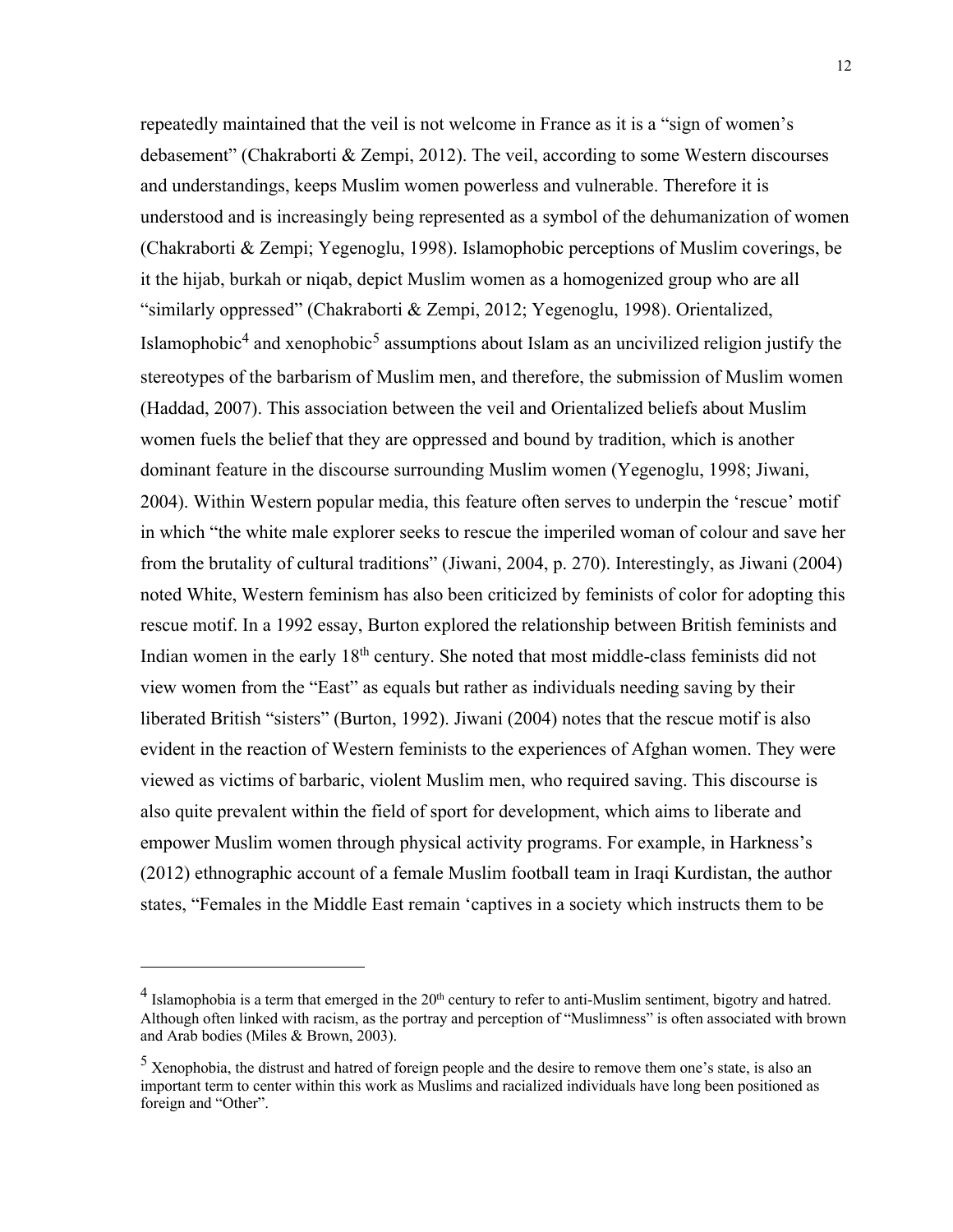repeatedly maintained that the veil is not welcome in France as it is a "sign of women's debasement" (Chakraborti & Zempi, 2012). The veil, according to some Western discourses and understandings, keeps Muslim women powerless and vulnerable. Therefore it is understood and is increasingly being represented as a symbol of the dehumanization of women (Chakraborti & Zempi; Yegenoglu, 1998). Islamophobic perceptions of Muslim coverings, be it the hijab, burkah or niqab, depict Muslim women as a homogenized group who are all "similarly oppressed" (Chakraborti & Zempi, 2012; Yegenoglu, 1998). Orientalized, Islamophobic[4] and xenophobic[5] assumptions about Islam as an uncivilized religion justify the stereotypes of the barbarism of Muslim men, and therefore, the submission of Muslim women (Haddad, 2007). This association between the veil and Orientalized beliefs about Muslim women fuels the belief that they are oppressed and bound by tradition, which is another dominant feature in the discourse surrounding Muslim women (Yegenoglu, 1998; Jiwani, 2004). Within Western popular media, this feature often serves to underpin the 'rescue' motif in which "the white male explorer seeks to rescue the imperiled woman of colour and save her from the brutality of cultural traditions" (Jiwani, 2004, p. 270). Interestingly, as Jiwani (2004) noted White, Western feminism has also been criticized by feminists of color for adopting this rescue motif. In a 1992 essay, Burton explored the relationship between British feminists and Indian women in the early 18th century. She noted that most middle-class feminists did not view women from the "East" as equals but rather as individuals needing saving by their liberated British "sisters" (Burton, 1992). Jiwani (2004) notes that the rescue motif is also evident in the reaction of Western feminists to the experiences of Afghan women. They were viewed as victims of barbaric, violent Muslim men, who required saving. This discourse is also quite prevalent within the field of sport for development, which aims to liberate and empower Muslim women through physical activity programs. For example, in Harkness's (2012) ethnographic account of a female Muslim football team in Iraqi Kurdistan, the author states, "Females in the Middle East remain 'captives in a society which instructs them to be

---

[4] Islamophobia is a term that emerged in the 20th century to refer to anti-Muslim sentiment, bigotry and hatred. Although often linked with racism, as the portray and perception of "Muslimness" is often associated with brown and Arab bodies (Miles & Brown, 2003).

[5] Xenophobia, the distrust and hatred of foreign people and the desire to remove them one's state, is also an important term to center within this work as Muslims and racialized individuals have long been positioned as foreign and "Other".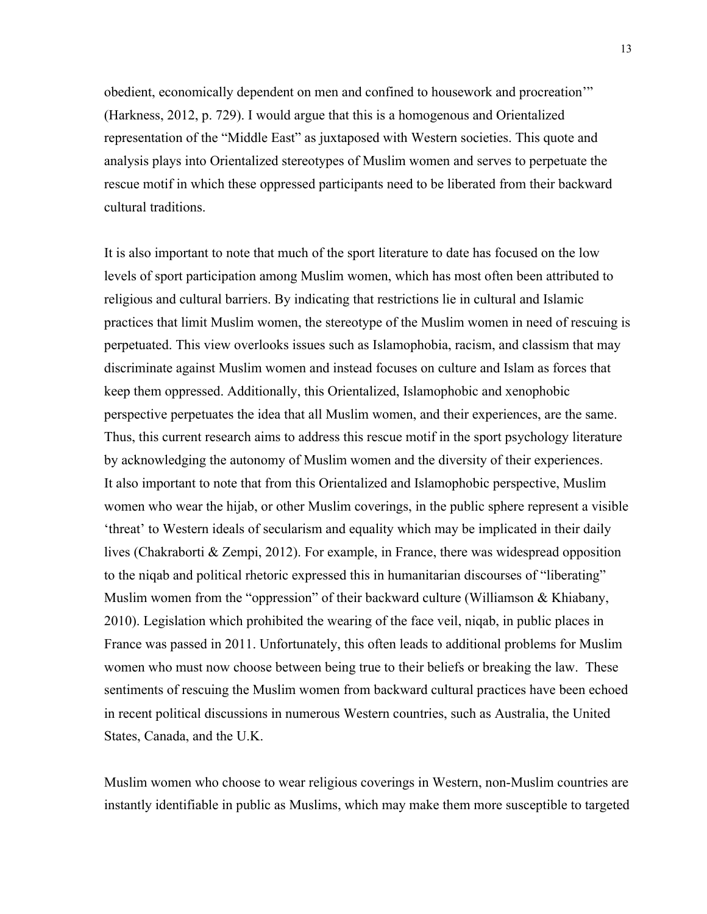obedient, economically dependent on men and confined to housework and procreation'" (Harkness, 2012, p. 729). I would argue that this is a homogenous and Orientalized representation of the "Middle East" as juxtaposed with Western societies. This quote and analysis plays into Orientalized stereotypes of Muslim women and serves to perpetuate the rescue motif in which these oppressed participants need to be liberated from their backward cultural traditions.

It is also important to note that much of the sport literature to date has focused on the low levels of sport participation among Muslim women, which has most often been attributed to religious and cultural barriers. By indicating that restrictions lie in cultural and Islamic practices that limit Muslim women, the stereotype of the Muslim women in need of rescuing is perpetuated. This view overlooks issues such as Islamophobia, racism, and classism that may discriminate against Muslim women and instead focuses on culture and Islam as forces that keep them oppressed. Additionally, this Orientalized, Islamophobic and xenophobic perspective perpetuates the idea that all Muslim women, and their experiences, are the same. Thus, this current research aims to address this rescue motif in the sport psychology literature by acknowledging the autonomy of Muslim women and the diversity of their experiences. It also important to note that from this Orientalized and Islamophobic perspective, Muslim women who wear the hijab, or other Muslim coverings, in the public sphere represent a visible 'threat' to Western ideals of secularism and equality which may be implicated in their daily lives (Chakraborti & Zempi, 2012). For example, in France, there was widespread opposition to the niqab and political rhetoric expressed this in humanitarian discourses of "liberating" Muslim women from the "oppression" of their backward culture (Williamson & Khiabany, 2010). Legislation which prohibited the wearing of the face veil, niqab, in public places in France was passed in 2011. Unfortunately, this often leads to additional problems for Muslim women who must now choose between being true to their beliefs or breaking the law. These sentiments of rescuing the Muslim women from backward cultural practices have been echoed in recent political discussions in numerous Western countries, such as Australia, the United States, Canada, and the U.K.

Muslim women who choose to wear religious coverings in Western, non-Muslim countries are instantly identifiable in public as Muslims, which may make them more susceptible to targeted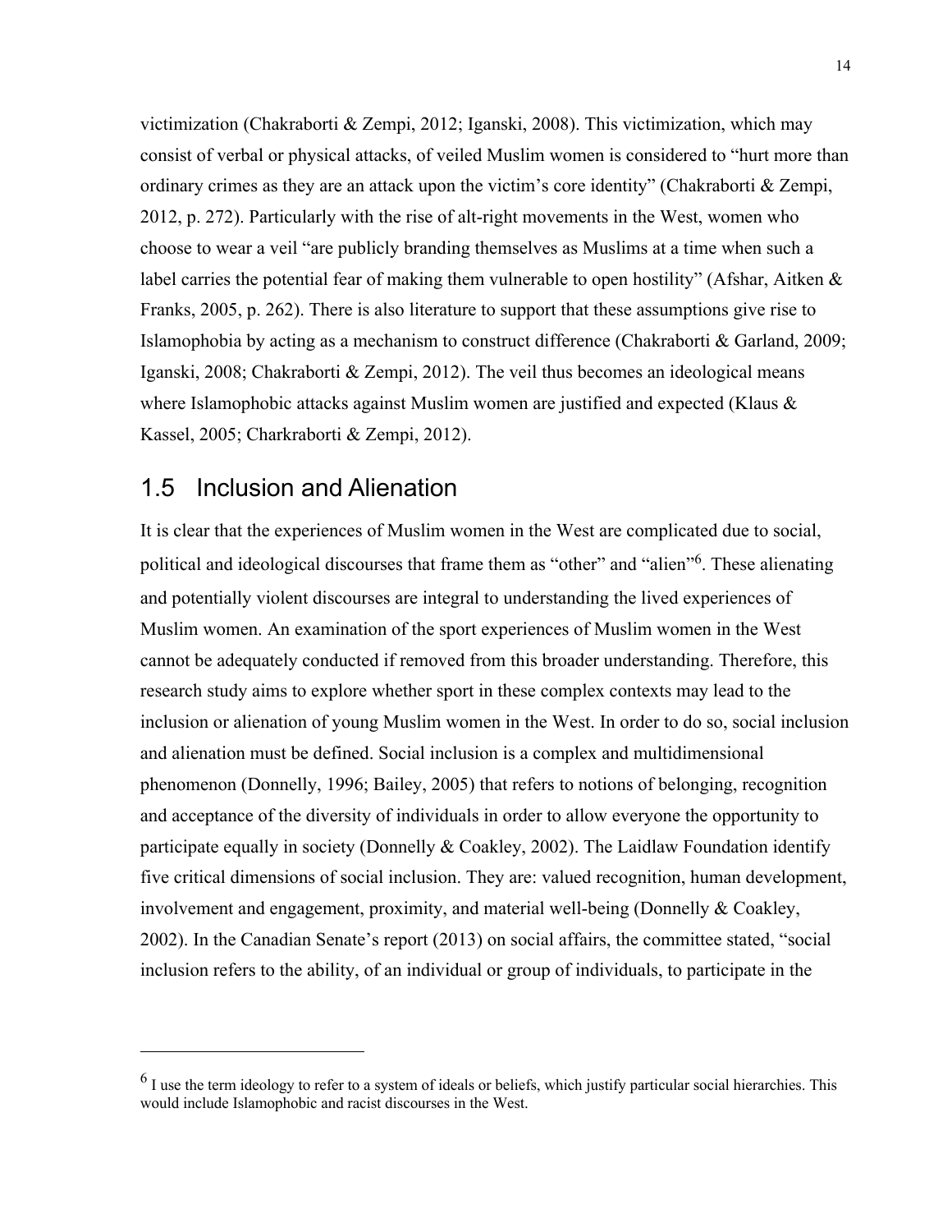victimization (Chakraborti & Zempi, 2012; Iganski, 2008). This victimization, which may consist of verbal or physical attacks, of veiled Muslim women is considered to "hurt more than ordinary crimes as they are an attack upon the victim's core identity" (Chakraborti & Zempi, 2012, p. 272). Particularly with the rise of alt-right movements in the West, women who choose to wear a veil "are publicly branding themselves as Muslims at a time when such a label carries the potential fear of making them vulnerable to open hostility" (Afshar, Aitken & Franks, 2005, p. 262). There is also literature to support that these assumptions give rise to Islamophobia by acting as a mechanism to construct difference (Chakraborti & Garland, 2009; Iganski, 2008; Chakraborti & Zempi, 2012). The veil thus becomes an ideological means where Islamophobic attacks against Muslim women are justified and expected (Klaus & Kassel, 2005; Charkraborti & Zempi, 2012).

## 1.5 Inclusion and Alienation

It is clear that the experiences of Muslim women in the West are complicated due to social, political and ideological discourses that frame them as "other" and "alien"[6]. These alienating and potentially violent discourses are integral to understanding the lived experiences of Muslim women. An examination of the sport experiences of Muslim women in the West cannot be adequately conducted if removed from this broader understanding. Therefore, this research study aims to explore whether sport in these complex contexts may lead to the inclusion or alienation of young Muslim women in the West. In order to do so, social inclusion and alienation must be defined. Social inclusion is a complex and multidimensional phenomenon (Donnelly, 1996; Bailey, 2005) that refers to notions of belonging, recognition and acceptance of the diversity of individuals in order to allow everyone the opportunity to participate equally in society (Donnelly & Coakley, 2002). The Laidlaw Foundation identify five critical dimensions of social inclusion. They are: valued recognition, human development, involvement and engagement, proximity, and material well-being (Donnelly & Coakley, 2002). In the Canadian Senate's report (2013) on social affairs, the committee stated, "social inclusion refers to the ability, of an individual or group of individuals, to participate in the

[6] I use the term ideology to refer to a system of ideals or beliefs, which justify particular social hierarchies. This would include Islamophobic and racist discourses in the West.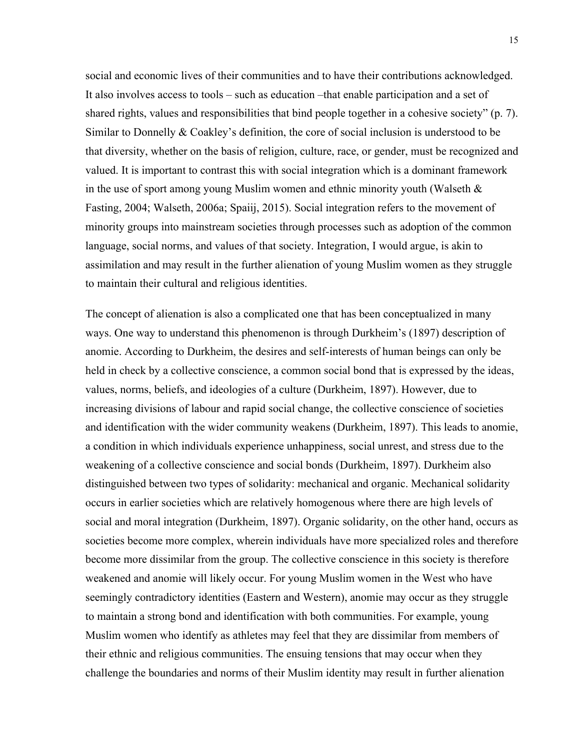social and economic lives of their communities and to have their contributions acknowledged. It also involves access to tools – such as education –that enable participation and a set of shared rights, values and responsibilities that bind people together in a cohesive society" (p. 7). Similar to Donnelly & Coakley's definition, the core of social inclusion is understood to be that diversity, whether on the basis of religion, culture, race, or gender, must be recognized and valued. It is important to contrast this with social integration which is a dominant framework in the use of sport among young Muslim women and ethnic minority youth (Walseth & Fasting, 2004; Walseth, 2006a; Spaaij, 2015). Social integration refers to the movement of minority groups into mainstream societies through processes such as adoption of the common language, social norms, and values of that society. Integration, I would argue, is akin to assimilation and may result in the further alienation of young Muslim women as they struggle to maintain their cultural and religious identities.

The concept of alienation is also a complicated one that has been conceptualized in many ways. One way to understand this phenomenon is through Durkheim's (1897) description of anomie. According to Durkheim, the desires and self-interests of human beings can only be held in check by a collective conscience, a common social bond that is expressed by the ideas, values, norms, beliefs, and ideologies of a culture (Durkheim, 1897). However, due to increasing divisions of labour and rapid social change, the collective conscience of societies and identification with the wider community weakens (Durkheim, 1897). This leads to anomie, a condition in which individuals experience unhappiness, social unrest, and stress due to the weakening of a collective conscience and social bonds (Durkheim, 1897). Durkheim also distinguished between two types of solidarity: mechanical and organic. Mechanical solidarity occurs in earlier societies which are relatively homogenous where there are high levels of social and moral integration (Durkheim, 1897). Organic solidarity, on the other hand, occurs as societies become more complex, wherein individuals have more specialized roles and therefore become more dissimilar from the group. The collective conscience in this society is therefore weakened and anomie will likely occur. For young Muslim women in the West who have seemingly contradictory identities (Eastern and Western), anomie may occur as they struggle to maintain a strong bond and identification with both communities. For example, young Muslim women who identify as athletes may feel that they are dissimilar from members of their ethnic and religious communities. The ensuing tensions that may occur when they challenge the boundaries and norms of their Muslim identity may result in further alienation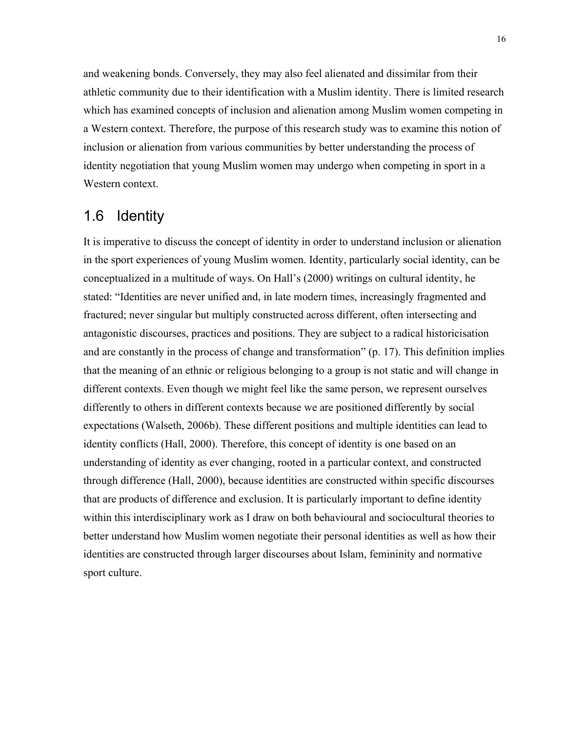and weakening bonds. Conversely, they may also feel alienated and dissimilar from their athletic community due to their identification with a Muslim identity. There is limited research which has examined concepts of inclusion and alienation among Muslim women competing in a Western context. Therefore, the purpose of this research study was to examine this notion of inclusion or alienation from various communities by better understanding the process of identity negotiation that young Muslim women may undergo when competing in sport in a Western context.

## 1.6 Identity

It is imperative to discuss the concept of identity in order to understand inclusion or alienation in the sport experiences of young Muslim women. Identity, particularly social identity, can be conceptualized in a multitude of ways. On Hall's (2000) writings on cultural identity, he stated: "Identities are never unified and, in late modern times, increasingly fragmented and fractured; never singular but multiply constructed across different, often intersecting and antagonistic discourses, practices and positions. They are subject to a radical historicisation and are constantly in the process of change and transformation" (p. 17). This definition implies that the meaning of an ethnic or religious belonging to a group is not static and will change in different contexts. Even though we might feel like the same person, we represent ourselves differently to others in different contexts because we are positioned differently by social expectations (Walseth, 2006b). These different positions and multiple identities can lead to identity conflicts (Hall, 2000). Therefore, this concept of identity is one based on an understanding of identity as ever changing, rooted in a particular context, and constructed through difference (Hall, 2000), because identities are constructed within specific discourses that are products of difference and exclusion. It is particularly important to define identity within this interdisciplinary work as I draw on both behavioural and sociocultural theories to better understand how Muslim women negotiate their personal identities as well as how their identities are constructed through larger discourses about Islam, femininity and normative sport culture.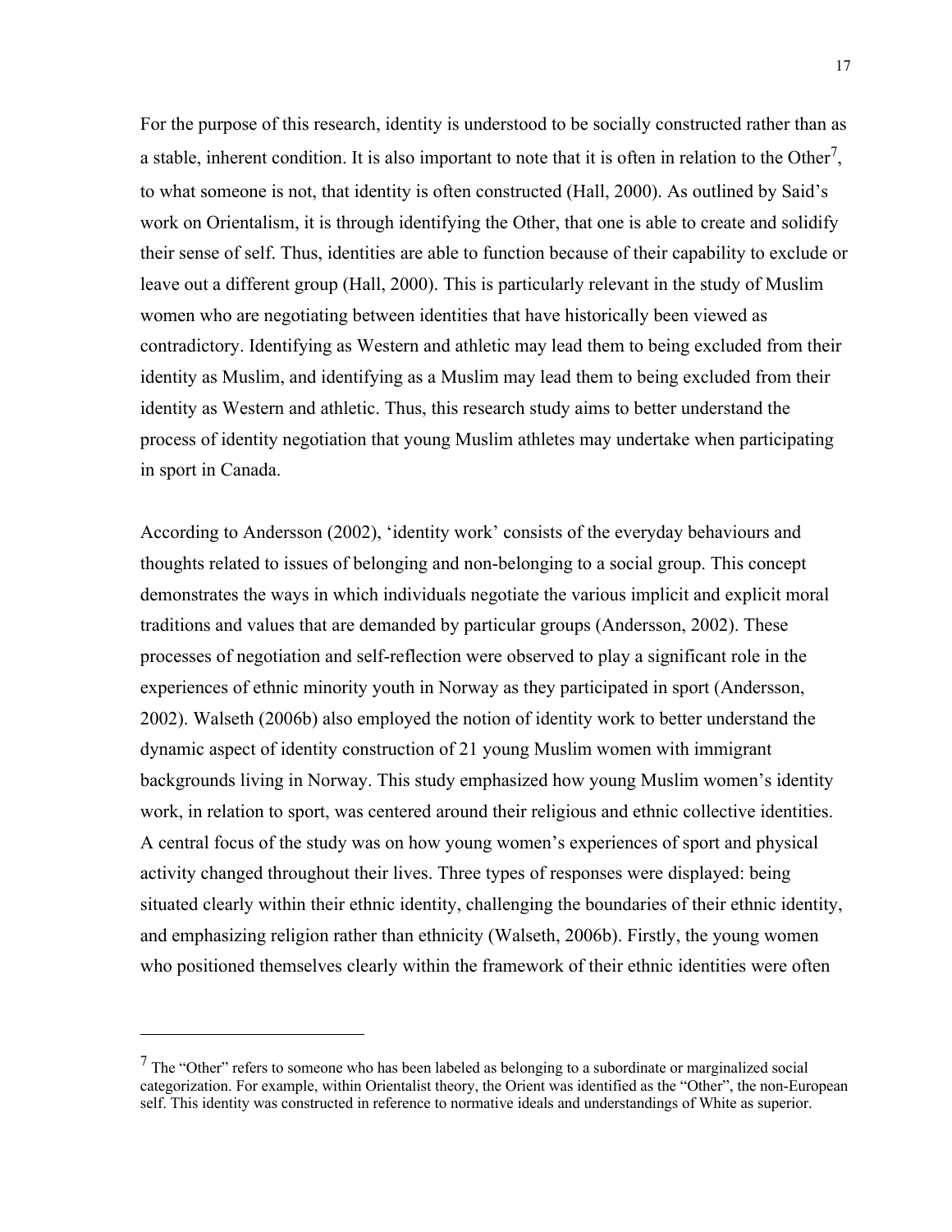For the purpose of this research, identity is understood to be socially constructed rather than as a stable, inherent condition. It is also important to note that it is often in relation to the Other[7], to what someone is not, that identity is often constructed (Hall, 2000). As outlined by Said's work on Orientalism, it is through identifying the Other, that one is able to create and solidify their sense of self. Thus, identities are able to function because of their capability to exclude or leave out a different group (Hall, 2000). This is particularly relevant in the study of Muslim women who are negotiating between identities that have historically been viewed as contradictory. Identifying as Western and athletic may lead them to being excluded from their identity as Muslim, and identifying as a Muslim may lead them to being excluded from their identity as Western and athletic. Thus, this research study aims to better understand the process of identity negotiation that young Muslim athletes may undertake when participating in sport in Canada.

According to Andersson (2002), 'identity work' consists of the everyday behaviours and thoughts related to issues of belonging and non-belonging to a social group. This concept demonstrates the ways in which individuals negotiate the various implicit and explicit moral traditions and values that are demanded by particular groups (Andersson, 2002). These processes of negotiation and self-reflection were observed to play a significant role in the experiences of ethnic minority youth in Norway as they participated in sport (Andersson, 2002). Walseth (2006b) also employed the notion of identity work to better understand the dynamic aspect of identity construction of 21 young Muslim women with immigrant backgrounds living in Norway. This study emphasized how young Muslim women's identity work, in relation to sport, was centered around their religious and ethnic collective identities. A central focus of the study was on how young women's experiences of sport and physical activity changed throughout their lives. Three types of responses were displayed: being situated clearly within their ethnic identity, challenging the boundaries of their ethnic identity, and emphasizing religion rather than ethnicity (Walseth, 2006b). Firstly, the young women who positioned themselves clearly within the framework of their ethnic identities were often

---

[7] The "Other" refers to someone who has been labeled as belonging to a subordinate or marginalized social categorization. For example, within Orientalist theory, the Orient was identified as the "Other", the non-European self. This identity was constructed in reference to normative ideals and understandings of White as superior.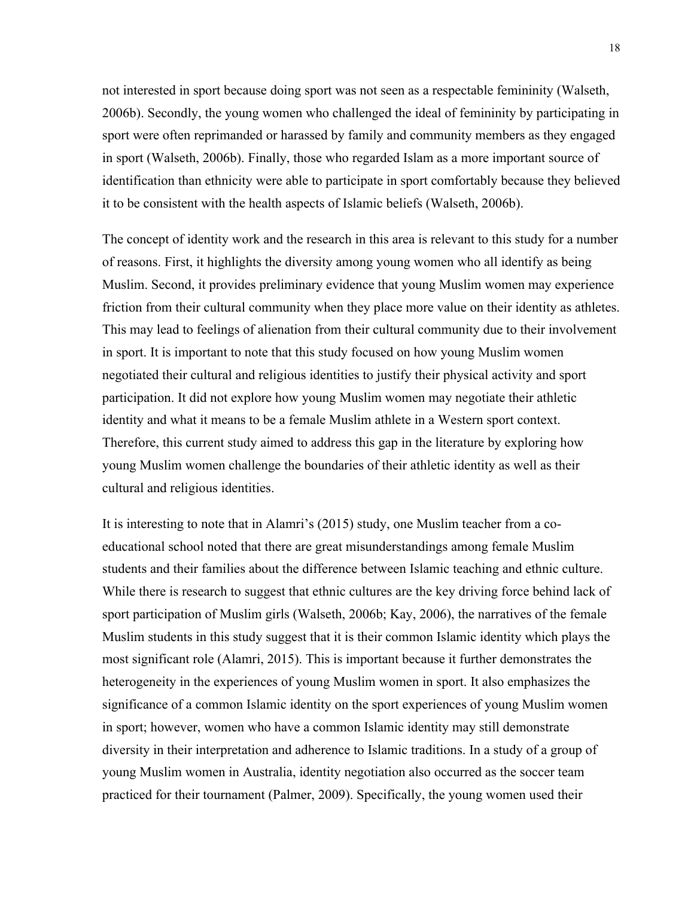not interested in sport because doing sport was not seen as a respectable femininity (Walseth, 2006b). Secondly, the young women who challenged the ideal of femininity by participating in sport were often reprimanded or harassed by family and community members as they engaged in sport (Walseth, 2006b). Finally, those who regarded Islam as a more important source of identification than ethnicity were able to participate in sport comfortably because they believed it to be consistent with the health aspects of Islamic beliefs (Walseth, 2006b).

The concept of identity work and the research in this area is relevant to this study for a number of reasons. First, it highlights the diversity among young women who all identify as being Muslim. Second, it provides preliminary evidence that young Muslim women may experience friction from their cultural community when they place more value on their identity as athletes. This may lead to feelings of alienation from their cultural community due to their involvement in sport. It is important to note that this study focused on how young Muslim women negotiated their cultural and religious identities to justify their physical activity and sport participation. It did not explore how young Muslim women may negotiate their athletic identity and what it means to be a female Muslim athlete in a Western sport context. Therefore, this current study aimed to address this gap in the literature by exploring how young Muslim women challenge the boundaries of their athletic identity as well as their cultural and religious identities.

It is interesting to note that in Alamri's (2015) study, one Muslim teacher from a co-educational school noted that there are great misunderstandings among female Muslim students and their families about the difference between Islamic teaching and ethnic culture. While there is research to suggest that ethnic cultures are the key driving force behind lack of sport participation of Muslim girls (Walseth, 2006b; Kay, 2006), the narratives of the female Muslim students in this study suggest that it is their common Islamic identity which plays the most significant role (Alamri, 2015). This is important because it further demonstrates the heterogeneity in the experiences of young Muslim women in sport. It also emphasizes the significance of a common Islamic identity on the sport experiences of young Muslim women in sport; however, women who have a common Islamic identity may still demonstrate diversity in their interpretation and adherence to Islamic traditions. In a study of a group of young Muslim women in Australia, identity negotiation also occurred as the soccer team practiced for their tournament (Palmer, 2009). Specifically, the young women used their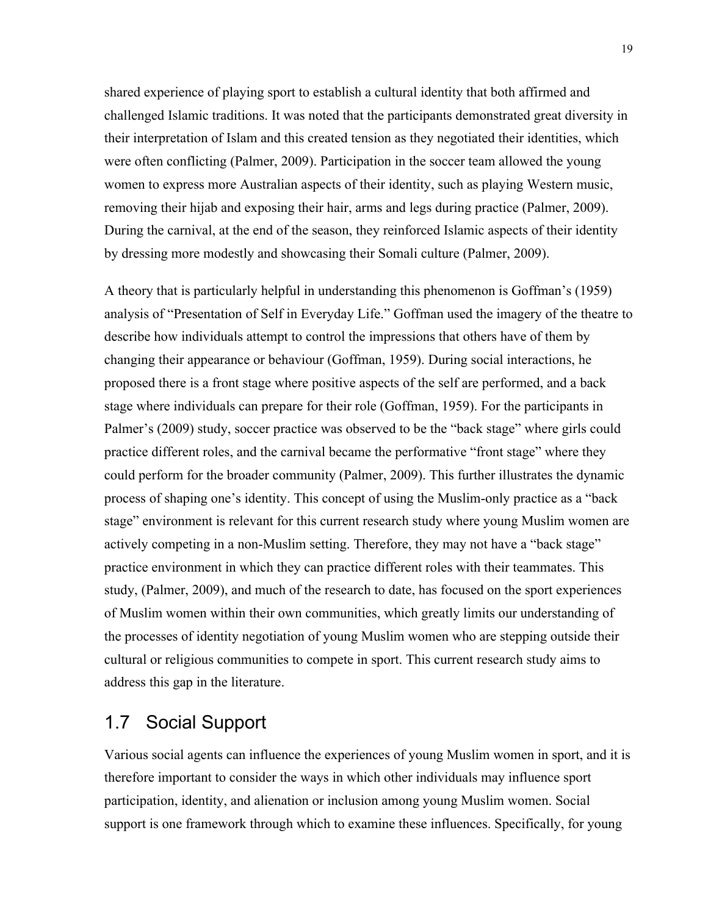shared experience of playing sport to establish a cultural identity that both affirmed and challenged Islamic traditions. It was noted that the participants demonstrated great diversity in their interpretation of Islam and this created tension as they negotiated their identities, which were often conflicting (Palmer, 2009). Participation in the soccer team allowed the young women to express more Australian aspects of their identity, such as playing Western music, removing their hijab and exposing their hair, arms and legs during practice (Palmer, 2009). During the carnival, at the end of the season, they reinforced Islamic aspects of their identity by dressing more modestly and showcasing their Somali culture (Palmer, 2009).

A theory that is particularly helpful in understanding this phenomenon is Goffman's (1959) analysis of "Presentation of Self in Everyday Life." Goffman used the imagery of the theatre to describe how individuals attempt to control the impressions that others have of them by changing their appearance or behaviour (Goffman, 1959). During social interactions, he proposed there is a front stage where positive aspects of the self are performed, and a back stage where individuals can prepare for their role (Goffman, 1959). For the participants in Palmer's (2009) study, soccer practice was observed to be the "back stage" where girls could practice different roles, and the carnival became the performative "front stage" where they could perform for the broader community (Palmer, 2009). This further illustrates the dynamic process of shaping one's identity. This concept of using the Muslim-only practice as a "back stage" environment is relevant for this current research study where young Muslim women are actively competing in a non-Muslim setting. Therefore, they may not have a "back stage" practice environment in which they can practice different roles with their teammates. This study, (Palmer, 2009), and much of the research to date, has focused on the sport experiences of Muslim women within their own communities, which greatly limits our understanding of the processes of identity negotiation of young Muslim women who are stepping outside their cultural or religious communities to compete in sport. This current research study aims to address this gap in the literature.

## 1.7 Social Support

Various social agents can influence the experiences of young Muslim women in sport, and it is therefore important to consider the ways in which other individuals may influence sport participation, identity, and alienation or inclusion among young Muslim women. Social support is one framework through which to examine these influences. Specifically, for young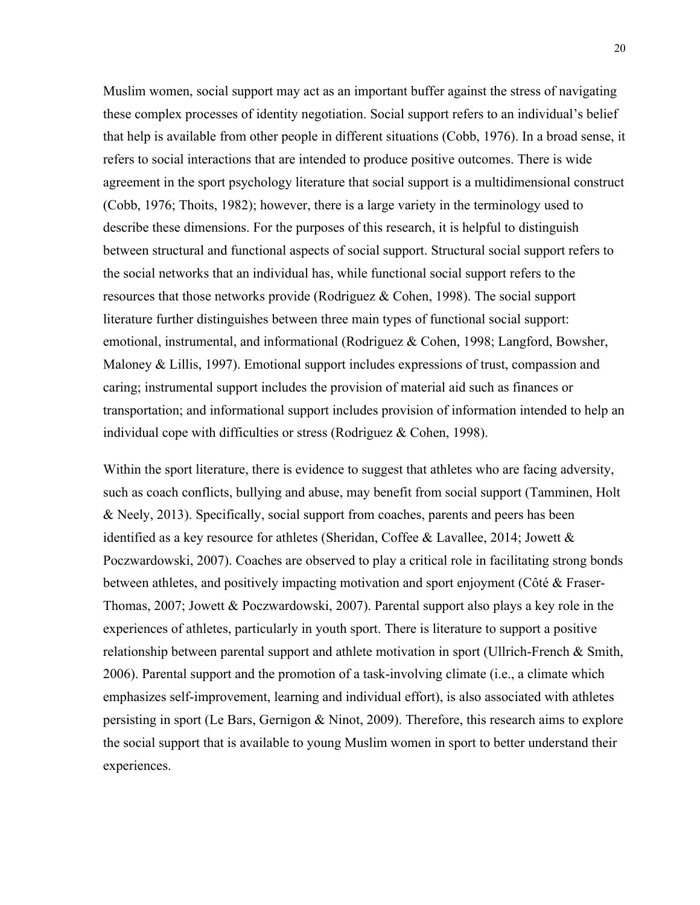Muslim women, social support may act as an important buffer against the stress of navigating these complex processes of identity negotiation. Social support refers to an individual's belief that help is available from other people in different situations (Cobb, 1976). In a broad sense, it refers to social interactions that are intended to produce positive outcomes. There is wide agreement in the sport psychology literature that social support is a multidimensional construct (Cobb, 1976; Thoits, 1982); however, there is a large variety in the terminology used to describe these dimensions. For the purposes of this research, it is helpful to distinguish between structural and functional aspects of social support. Structural social support refers to the social networks that an individual has, while functional social support refers to the resources that those networks provide (Rodriguez & Cohen, 1998). The social support literature further distinguishes between three main types of functional social support: emotional, instrumental, and informational (Rodriguez & Cohen, 1998; Langford, Bowsher, Maloney & Lillis, 1997). Emotional support includes expressions of trust, compassion and caring; instrumental support includes the provision of material aid such as finances or transportation; and informational support includes provision of information intended to help an individual cope with difficulties or stress (Rodriguez & Cohen, 1998).

Within the sport literature, there is evidence to suggest that athletes who are facing adversity, such as coach conflicts, bullying and abuse, may benefit from social support (Tamminen, Holt & Neely, 2013). Specifically, social support from coaches, parents and peers has been identified as a key resource for athletes (Sheridan, Coffee & Lavallee, 2014; Jowett & Poczwardowski, 2007). Coaches are observed to play a critical role in facilitating strong bonds between athletes, and positively impacting motivation and sport enjoyment (Côté & Fraser-Thomas, 2007; Jowett & Poczwardowski, 2007). Parental support also plays a key role in the experiences of athletes, particularly in youth sport. There is literature to support a positive relationship between parental support and athlete motivation in sport (Ullrich-French & Smith, 2006). Parental support and the promotion of a task-involving climate (i.e., a climate which emphasizes self-improvement, learning and individual effort), is also associated with athletes persisting in sport (Le Bars, Gernigon & Ninot, 2009). Therefore, this research aims to explore the social support that is available to young Muslim women in sport to better understand their experiences.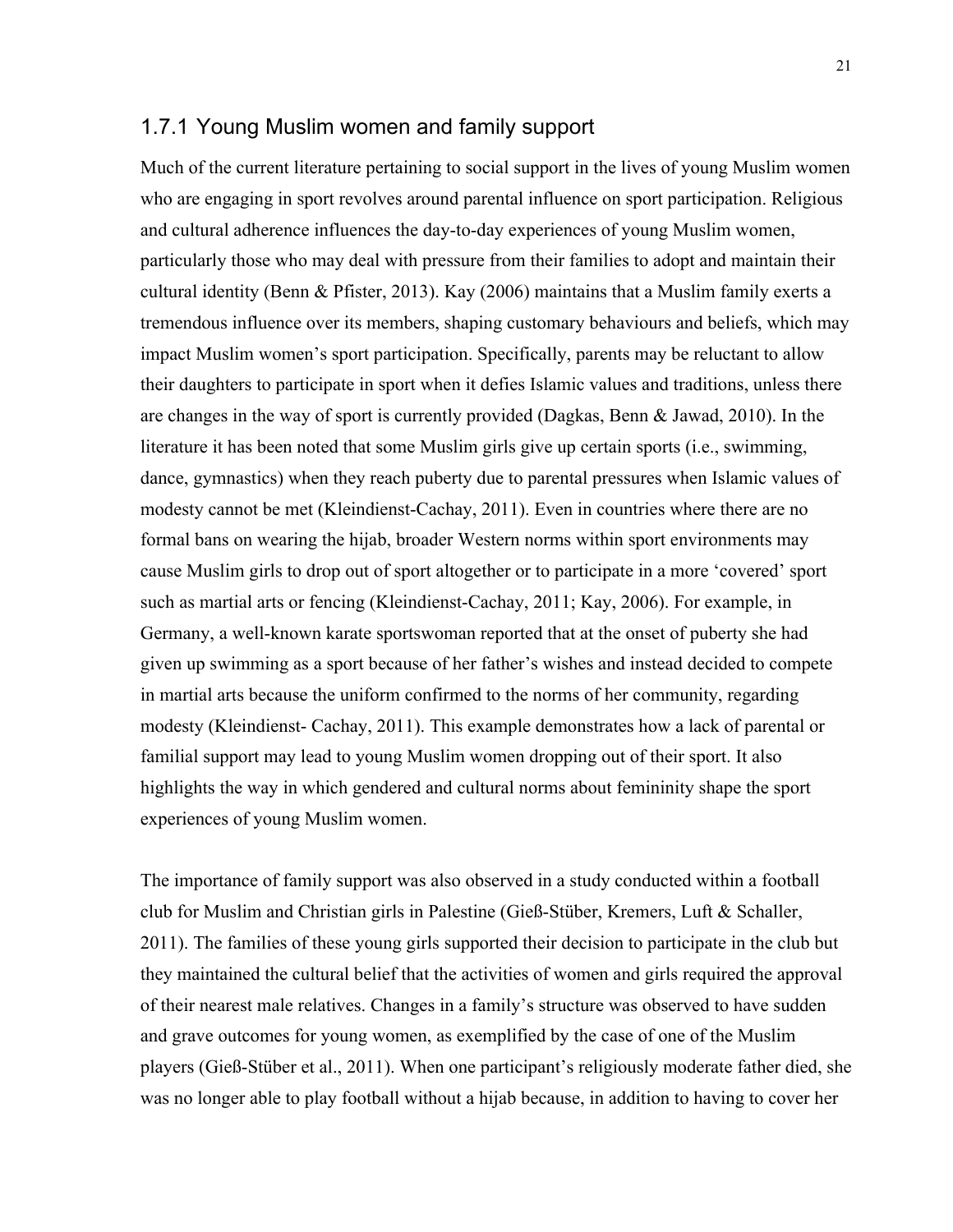### 1.7.1 Young Muslim women and family support

Much of the current literature pertaining to social support in the lives of young Muslim women who are engaging in sport revolves around parental influence on sport participation. Religious and cultural adherence influences the day-to-day experiences of young Muslim women, particularly those who may deal with pressure from their families to adopt and maintain their cultural identity (Benn & Pfister, 2013). Kay (2006) maintains that a Muslim family exerts a tremendous influence over its members, shaping customary behaviours and beliefs, which may impact Muslim women's sport participation. Specifically, parents may be reluctant to allow their daughters to participate in sport when it defies Islamic values and traditions, unless there are changes in the way of sport is currently provided (Dagkas, Benn & Jawad, 2010). In the literature it has been noted that some Muslim girls give up certain sports (i.e., swimming, dance, gymnastics) when they reach puberty due to parental pressures when Islamic values of modesty cannot be met (Kleindienst-Cachay, 2011). Even in countries where there are no formal bans on wearing the hijab, broader Western norms within sport environments may cause Muslim girls to drop out of sport altogether or to participate in a more 'covered' sport such as martial arts or fencing (Kleindienst-Cachay, 2011; Kay, 2006). For example, in Germany, a well-known karate sportswoman reported that at the onset of puberty she had given up swimming as a sport because of her father's wishes and instead decided to compete in martial arts because the uniform confirmed to the norms of her community, regarding modesty (Kleindienst- Cachay, 2011). This example demonstrates how a lack of parental or familial support may lead to young Muslim women dropping out of their sport. It also highlights the way in which gendered and cultural norms about femininity shape the sport experiences of young Muslim women.

The importance of family support was also observed in a study conducted within a football club for Muslim and Christian girls in Palestine (Gieß-Stüber, Kremers, Luft & Schaller, 2011). The families of these young girls supported their decision to participate in the club but they maintained the cultural belief that the activities of women and girls required the approval of their nearest male relatives. Changes in a family's structure was observed to have sudden and grave outcomes for young women, as exemplified by the case of one of the Muslim players (Gieß-Stüber et al., 2011). When one participant's religiously moderate father died, she was no longer able to play football without a hijab because, in addition to having to cover her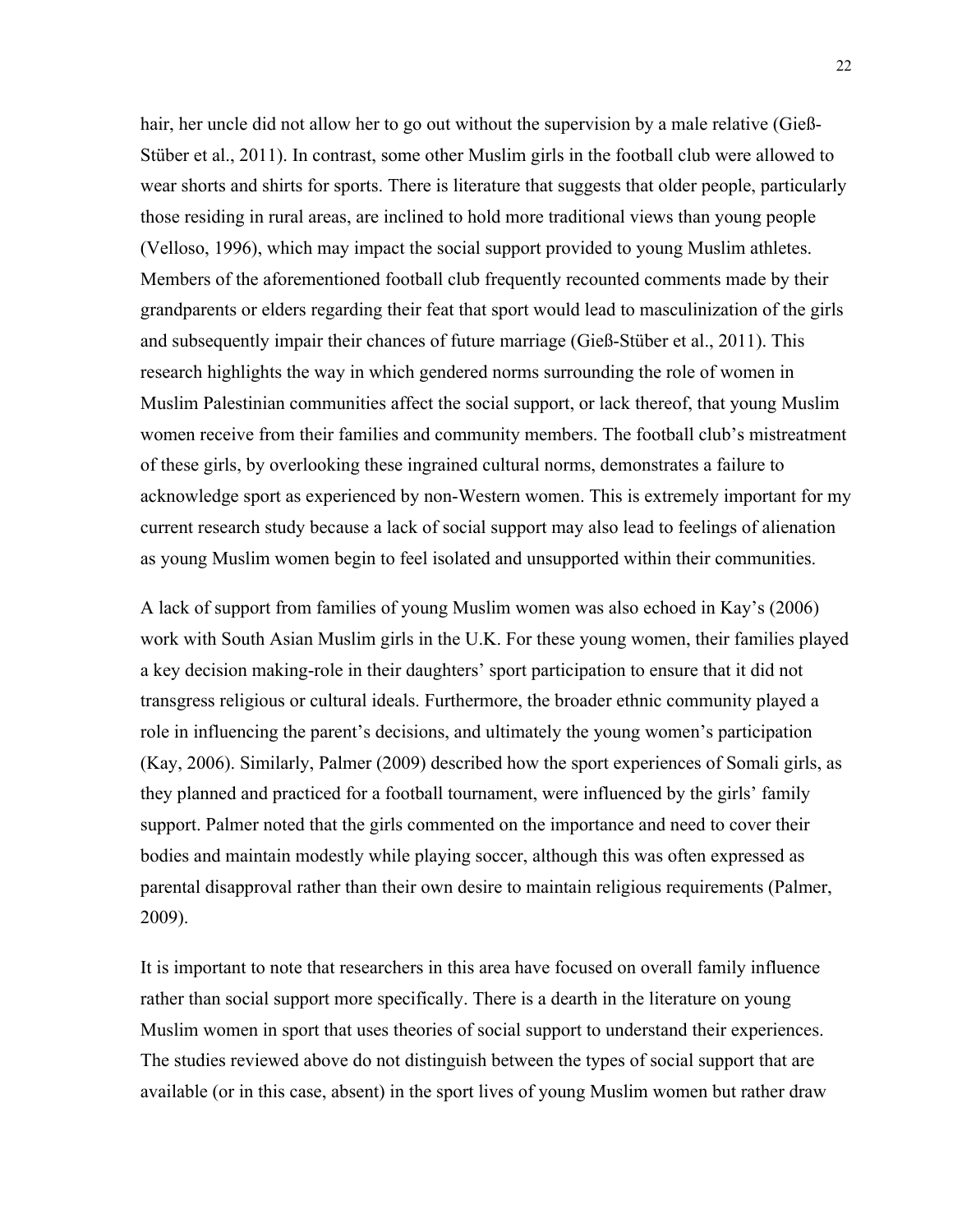hair, her uncle did not allow her to go out without the supervision by a male relative (Gieß-Stüber et al., 2011). In contrast, some other Muslim girls in the football club were allowed to wear shorts and shirts for sports. There is literature that suggests that older people, particularly those residing in rural areas, are inclined to hold more traditional views than young people (Velloso, 1996), which may impact the social support provided to young Muslim athletes. Members of the aforementioned football club frequently recounted comments made by their grandparents or elders regarding their feat that sport would lead to masculinization of the girls and subsequently impair their chances of future marriage (Gieß-Stüber et al., 2011). This research highlights the way in which gendered norms surrounding the role of women in Muslim Palestinian communities affect the social support, or lack thereof, that young Muslim women receive from their families and community members. The football club's mistreatment of these girls, by overlooking these ingrained cultural norms, demonstrates a failure to acknowledge sport as experienced by non-Western women. This is extremely important for my current research study because a lack of social support may also lead to feelings of alienation as young Muslim women begin to feel isolated and unsupported within their communities.

A lack of support from families of young Muslim women was also echoed in Kay's (2006) work with South Asian Muslim girls in the U.K. For these young women, their families played a key decision making-role in their daughters' sport participation to ensure that it did not transgress religious or cultural ideals. Furthermore, the broader ethnic community played a role in influencing the parent's decisions, and ultimately the young women's participation (Kay, 2006). Similarly, Palmer (2009) described how the sport experiences of Somali girls, as they planned and practiced for a football tournament, were influenced by the girls' family support. Palmer noted that the girls commented on the importance and need to cover their bodies and maintain modestly while playing soccer, although this was often expressed as parental disapproval rather than their own desire to maintain religious requirements (Palmer, 2009).

It is important to note that researchers in this area have focused on overall family influence rather than social support more specifically. There is a dearth in the literature on young Muslim women in sport that uses theories of social support to understand their experiences. The studies reviewed above do not distinguish between the types of social support that are available (or in this case, absent) in the sport lives of young Muslim women but rather draw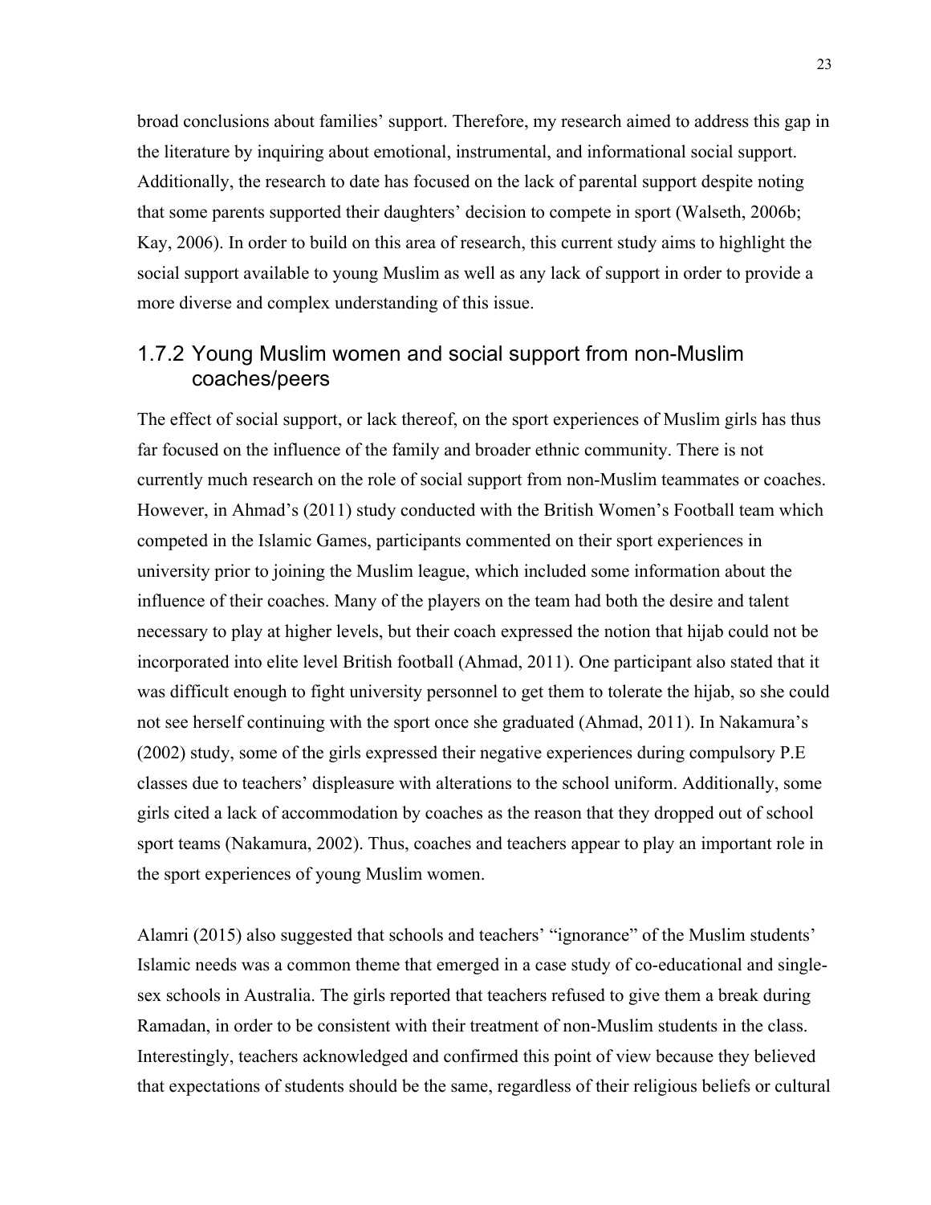broad conclusions about families' support. Therefore, my research aimed to address this gap in the literature by inquiring about emotional, instrumental, and informational social support. Additionally, the research to date has focused on the lack of parental support despite noting that some parents supported their daughters' decision to compete in sport (Walseth, 2006b; Kay, 2006). In order to build on this area of research, this current study aims to highlight the social support available to young Muslim as well as any lack of support in order to provide a more diverse and complex understanding of this issue.

### 1.7.2 Young Muslim women and social support from non-Muslim coaches/peers

The effect of social support, or lack thereof, on the sport experiences of Muslim girls has thus far focused on the influence of the family and broader ethnic community. There is not currently much research on the role of social support from non-Muslim teammates or coaches. However, in Ahmad's (2011) study conducted with the British Women's Football team which competed in the Islamic Games, participants commented on their sport experiences in university prior to joining the Muslim league, which included some information about the influence of their coaches. Many of the players on the team had both the desire and talent necessary to play at higher levels, but their coach expressed the notion that hijab could not be incorporated into elite level British football (Ahmad, 2011). One participant also stated that it was difficult enough to fight university personnel to get them to tolerate the hijab, so she could not see herself continuing with the sport once she graduated (Ahmad, 2011). In Nakamura's (2002) study, some of the girls expressed their negative experiences during compulsory P.E classes due to teachers' displeasure with alterations to the school uniform. Additionally, some girls cited a lack of accommodation by coaches as the reason that they dropped out of school sport teams (Nakamura, 2002). Thus, coaches and teachers appear to play an important role in the sport experiences of young Muslim women.

Alamri (2015) also suggested that schools and teachers' "ignorance" of the Muslim students' Islamic needs was a common theme that emerged in a case study of co-educational and single-sex schools in Australia. The girls reported that teachers refused to give them a break during Ramadan, in order to be consistent with their treatment of non-Muslim students in the class. Interestingly, teachers acknowledged and confirmed this point of view because they believed that expectations of students should be the same, regardless of their religious beliefs or cultural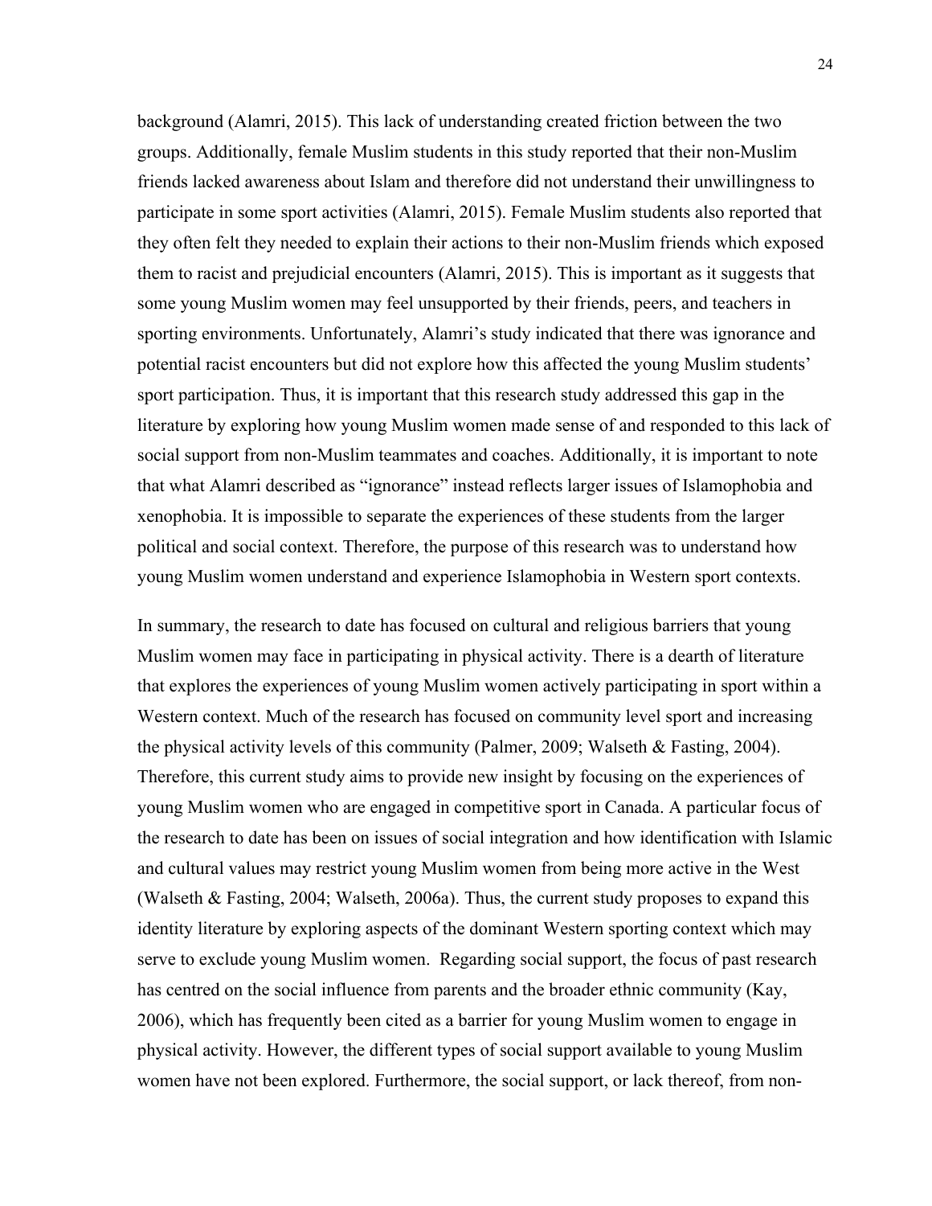background (Alamri, 2015). This lack of understanding created friction between the two groups. Additionally, female Muslim students in this study reported that their non-Muslim friends lacked awareness about Islam and therefore did not understand their unwillingness to participate in some sport activities (Alamri, 2015). Female Muslim students also reported that they often felt they needed to explain their actions to their non-Muslim friends which exposed them to racist and prejudicial encounters (Alamri, 2015). This is important as it suggests that some young Muslim women may feel unsupported by their friends, peers, and teachers in sporting environments. Unfortunately, Alamri's study indicated that there was ignorance and potential racist encounters but did not explore how this affected the young Muslim students' sport participation. Thus, it is important that this research study addressed this gap in the literature by exploring how young Muslim women made sense of and responded to this lack of social support from non-Muslim teammates and coaches. Additionally, it is important to note that what Alamri described as "ignorance" instead reflects larger issues of Islamophobia and xenophobia. It is impossible to separate the experiences of these students from the larger political and social context. Therefore, the purpose of this research was to understand how young Muslim women understand and experience Islamophobia in Western sport contexts.

In summary, the research to date has focused on cultural and religious barriers that young Muslim women may face in participating in physical activity. There is a dearth of literature that explores the experiences of young Muslim women actively participating in sport within a Western context. Much of the research has focused on community level sport and increasing the physical activity levels of this community (Palmer, 2009; Walseth & Fasting, 2004). Therefore, this current study aims to provide new insight by focusing on the experiences of young Muslim women who are engaged in competitive sport in Canada. A particular focus of the research to date has been on issues of social integration and how identification with Islamic and cultural values may restrict young Muslim women from being more active in the West (Walseth & Fasting, 2004; Walseth, 2006a). Thus, the current study proposes to expand this identity literature by exploring aspects of the dominant Western sporting context which may serve to exclude young Muslim women. Regarding social support, the focus of past research has centred on the social influence from parents and the broader ethnic community (Kay, 2006), which has frequently been cited as a barrier for young Muslim women to engage in physical activity. However, the different types of social support available to young Muslim women have not been explored. Furthermore, the social support, or lack thereof, from non-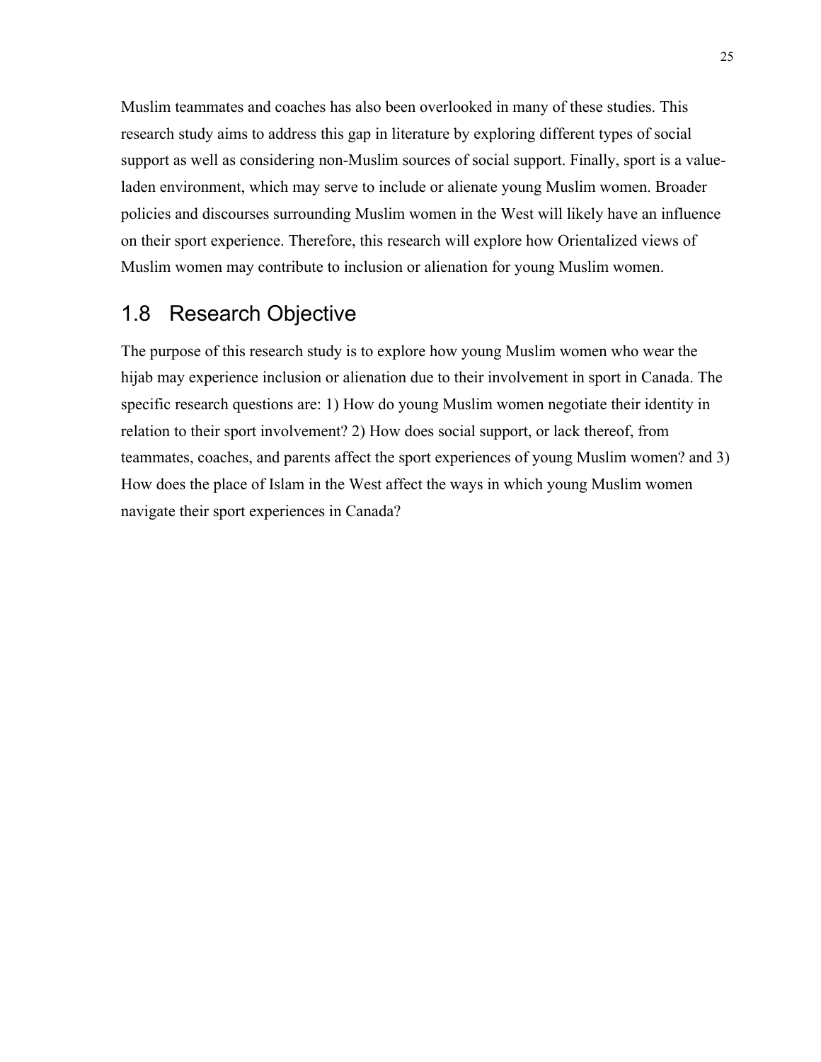Muslim teammates and coaches has also been overlooked in many of these studies. This research study aims to address this gap in literature by exploring different types of social support as well as considering non-Muslim sources of social support. Finally, sport is a value-laden environment, which may serve to include or alienate young Muslim women. Broader policies and discourses surrounding Muslim women in the West will likely have an influence on their sport experience. Therefore, this research will explore how Orientalized views of Muslim women may contribute to inclusion or alienation for young Muslim women.

## 1.8 Research Objective

The purpose of this research study is to explore how young Muslim women who wear the hijab may experience inclusion or alienation due to their involvement in sport in Canada. The specific research questions are: 1) How do young Muslim women negotiate their identity in relation to their sport involvement? 2) How does social support, or lack thereof, from teammates, coaches, and parents affect the sport experiences of young Muslim women? and 3) How does the place of Islam in the West affect the ways in which young Muslim women navigate their sport experiences in Canada?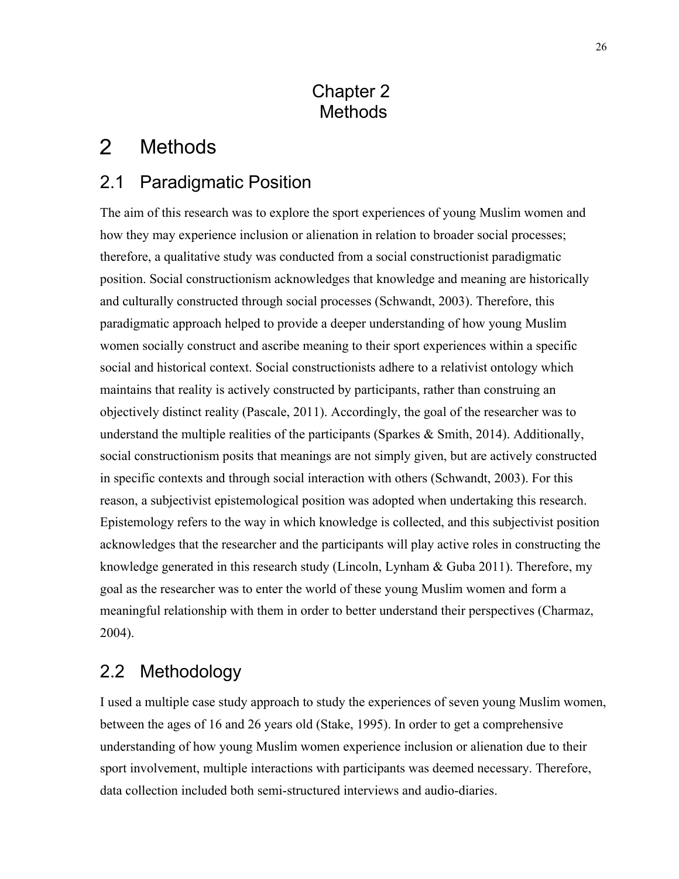# Chapter 2
# Methods

# 2 Methods

## 2.1 Paradigmatic Position

The aim of this research was to explore the sport experiences of young Muslim women and how they may experience inclusion or alienation in relation to broader social processes; therefore, a qualitative study was conducted from a social constructionist paradigmatic position. Social constructionism acknowledges that knowledge and meaning are historically and culturally constructed through social processes (Schwandt, 2003). Therefore, this paradigmatic approach helped to provide a deeper understanding of how young Muslim women socially construct and ascribe meaning to their sport experiences within a specific social and historical context. Social constructionists adhere to a relativist ontology which maintains that reality is actively constructed by participants, rather than construing an objectively distinct reality (Pascale, 2011). Accordingly, the goal of the researcher was to understand the multiple realities of the participants (Sparkes & Smith, 2014). Additionally, social constructionism posits that meanings are not simply given, but are actively constructed in specific contexts and through social interaction with others (Schwandt, 2003). For this reason, a subjectivist epistemological position was adopted when undertaking this research. Epistemology refers to the way in which knowledge is collected, and this subjectivist position acknowledges that the researcher and the participants will play active roles in constructing the knowledge generated in this research study (Lincoln, Lynham & Guba 2011). Therefore, my goal as the researcher was to enter the world of these young Muslim women and form a meaningful relationship with them in order to better understand their perspectives (Charmaz, 2004).

## 2.2 Methodology

I used a multiple case study approach to study the experiences of seven young Muslim women, between the ages of 16 and 26 years old (Stake, 1995). In order to get a comprehensive understanding of how young Muslim women experience inclusion or alienation due to their sport involvement, multiple interactions with participants was deemed necessary. Therefore, data collection included both semi-structured interviews and audio-diaries.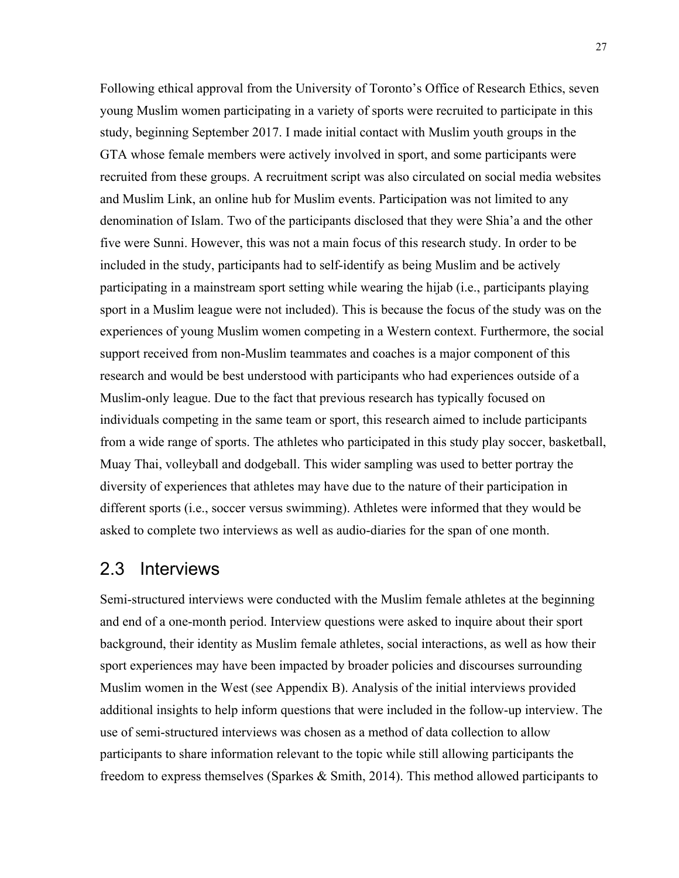Following ethical approval from the University of Toronto's Office of Research Ethics, seven young Muslim women participating in a variety of sports were recruited to participate in this study, beginning September 2017. I made initial contact with Muslim youth groups in the GTA whose female members were actively involved in sport, and some participants were recruited from these groups. A recruitment script was also circulated on social media websites and Muslim Link, an online hub for Muslim events. Participation was not limited to any denomination of Islam. Two of the participants disclosed that they were Shia'a and the other five were Sunni. However, this was not a main focus of this research study. In order to be included in the study, participants had to self-identify as being Muslim and be actively participating in a mainstream sport setting while wearing the hijab (i.e., participants playing sport in a Muslim league were not included). This is because the focus of the study was on the experiences of young Muslim women competing in a Western context. Furthermore, the social support received from non-Muslim teammates and coaches is a major component of this research and would be best understood with participants who had experiences outside of a Muslim-only league. Due to the fact that previous research has typically focused on individuals competing in the same team or sport, this research aimed to include participants from a wide range of sports. The athletes who participated in this study play soccer, basketball, Muay Thai, volleyball and dodgeball. This wider sampling was used to better portray the diversity of experiences that athletes may have due to the nature of their participation in different sports (i.e., soccer versus swimming). Athletes were informed that they would be asked to complete two interviews as well as audio-diaries for the span of one month.

## 2.3 Interviews

Semi-structured interviews were conducted with the Muslim female athletes at the beginning and end of a one-month period. Interview questions were asked to inquire about their sport background, their identity as Muslim female athletes, social interactions, as well as how their sport experiences may have been impacted by broader policies and discourses surrounding Muslim women in the West (see Appendix B). Analysis of the initial interviews provided additional insights to help inform questions that were included in the follow-up interview. The use of semi-structured interviews was chosen as a method of data collection to allow participants to share information relevant to the topic while still allowing participants the freedom to express themselves (Sparkes & Smith, 2014). This method allowed participants to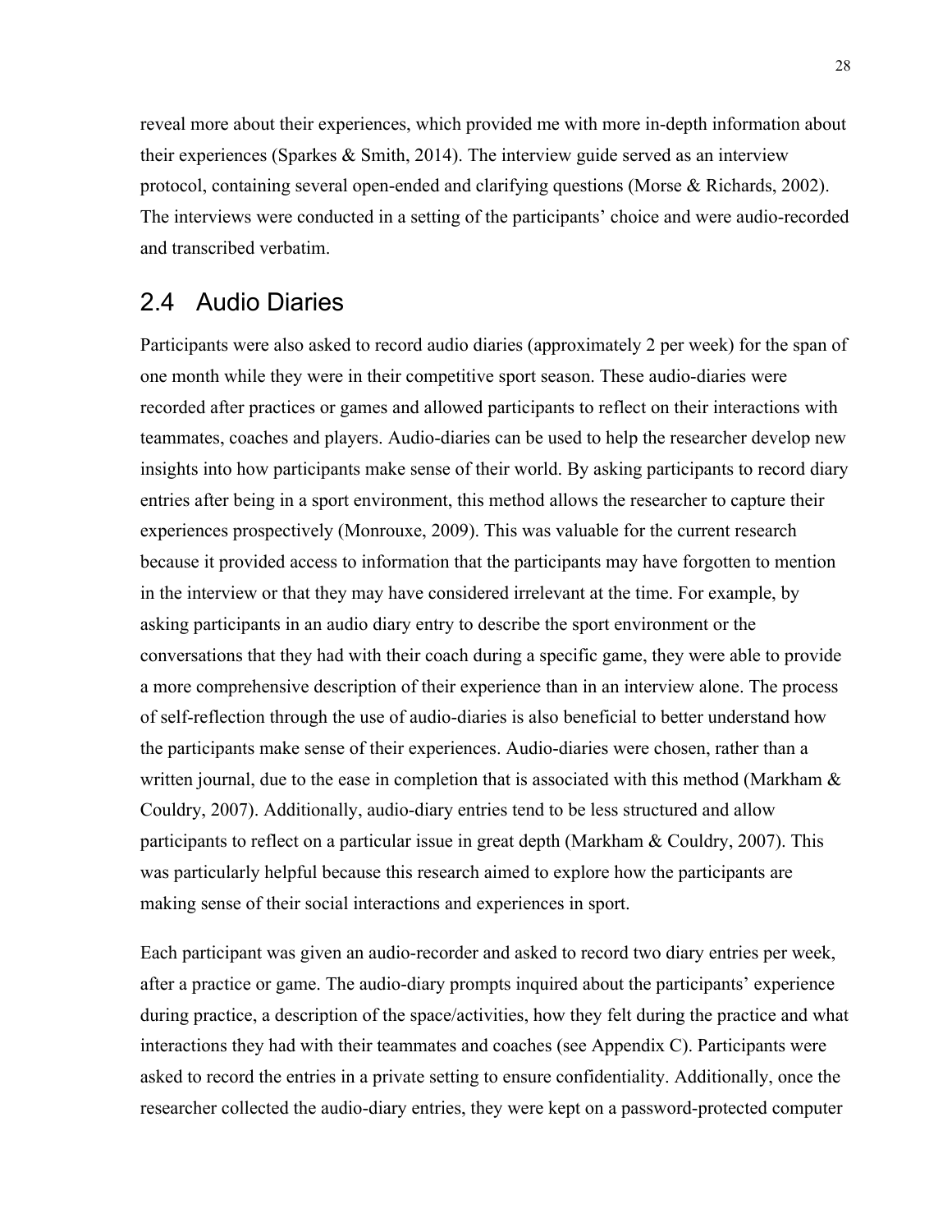reveal more about their experiences, which provided me with more in-depth information about their experiences (Sparkes & Smith, 2014). The interview guide served as an interview protocol, containing several open-ended and clarifying questions (Morse & Richards, 2002). The interviews were conducted in a setting of the participants' choice and were audio-recorded and transcribed verbatim.

## 2.4 Audio Diaries

Participants were also asked to record audio diaries (approximately 2 per week) for the span of one month while they were in their competitive sport season. These audio-diaries were recorded after practices or games and allowed participants to reflect on their interactions with teammates, coaches and players. Audio-diaries can be used to help the researcher develop new insights into how participants make sense of their world. By asking participants to record diary entries after being in a sport environment, this method allows the researcher to capture their experiences prospectively (Monrouxe, 2009). This was valuable for the current research because it provided access to information that the participants may have forgotten to mention in the interview or that they may have considered irrelevant at the time. For example, by asking participants in an audio diary entry to describe the sport environment or the conversations that they had with their coach during a specific game, they were able to provide a more comprehensive description of their experience than in an interview alone. The process of self-reflection through the use of audio-diaries is also beneficial to better understand how the participants make sense of their experiences. Audio-diaries were chosen, rather than a written journal, due to the ease in completion that is associated with this method (Markham & Couldry, 2007). Additionally, audio-diary entries tend to be less structured and allow participants to reflect on a particular issue in great depth (Markham & Couldry, 2007). This was particularly helpful because this research aimed to explore how the participants are making sense of their social interactions and experiences in sport.

Each participant was given an audio-recorder and asked to record two diary entries per week, after a practice or game. The audio-diary prompts inquired about the participants' experience during practice, a description of the space/activities, how they felt during the practice and what interactions they had with their teammates and coaches (see Appendix C). Participants were asked to record the entries in a private setting to ensure confidentiality. Additionally, once the researcher collected the audio-diary entries, they were kept on a password-protected computer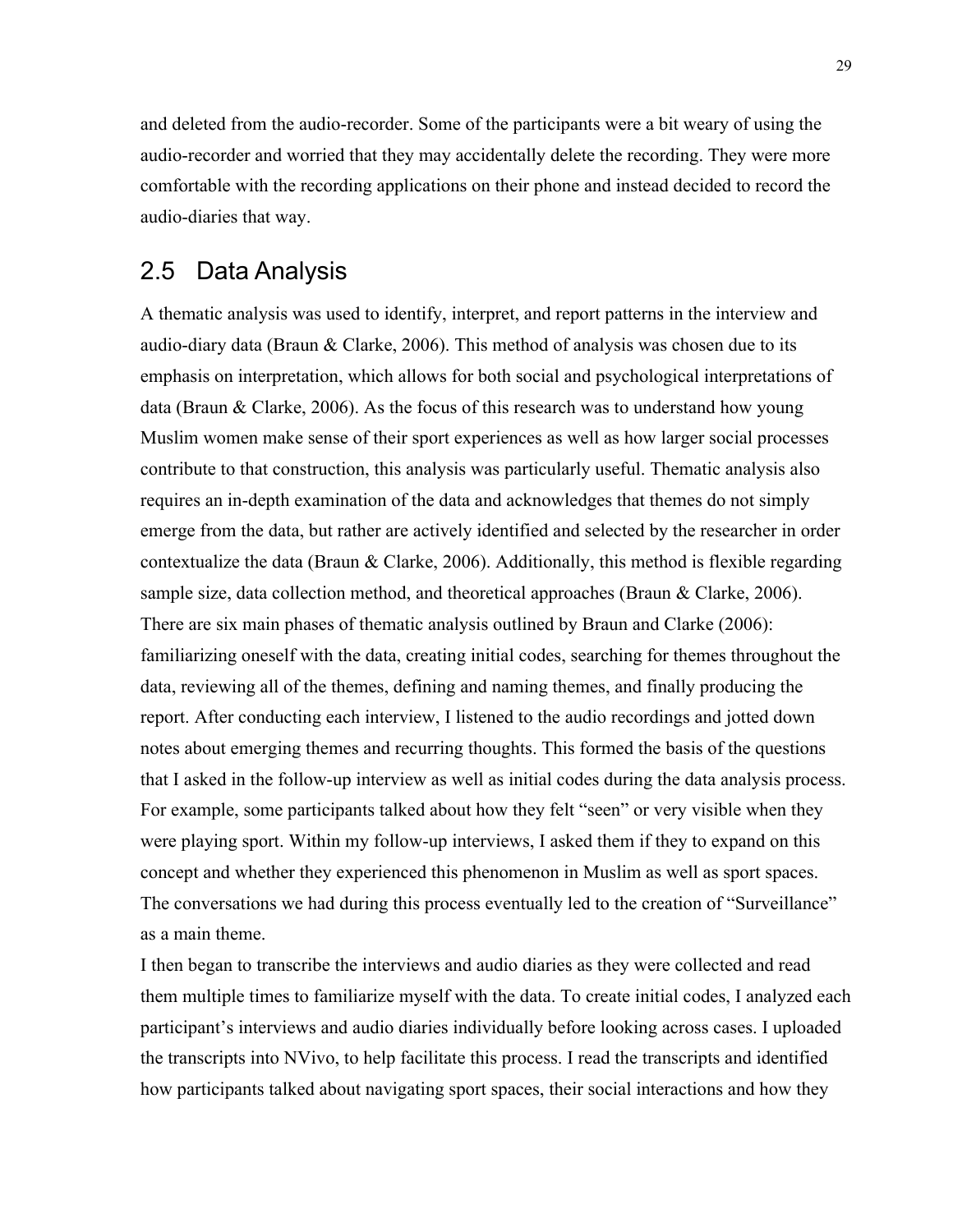and deleted from the audio-recorder. Some of the participants were a bit weary of using the audio-recorder and worried that they may accidentally delete the recording. They were more comfortable with the recording applications on their phone and instead decided to record the audio-diaries that way.

## 2.5 Data Analysis

A thematic analysis was used to identify, interpret, and report patterns in the interview and audio-diary data (Braun & Clarke, 2006). This method of analysis was chosen due to its emphasis on interpretation, which allows for both social and psychological interpretations of data (Braun & Clarke, 2006). As the focus of this research was to understand how young Muslim women make sense of their sport experiences as well as how larger social processes contribute to that construction, this analysis was particularly useful. Thematic analysis also requires an in-depth examination of the data and acknowledges that themes do not simply emerge from the data, but rather are actively identified and selected by the researcher in order contextualize the data (Braun & Clarke, 2006). Additionally, this method is flexible regarding sample size, data collection method, and theoretical approaches (Braun & Clarke, 2006). There are six main phases of thematic analysis outlined by Braun and Clarke (2006): familiarizing oneself with the data, creating initial codes, searching for themes throughout the data, reviewing all of the themes, defining and naming themes, and finally producing the report. After conducting each interview, I listened to the audio recordings and jotted down notes about emerging themes and recurring thoughts. This formed the basis of the questions that I asked in the follow-up interview as well as initial codes during the data analysis process. For example, some participants talked about how they felt "seen" or very visible when they were playing sport. Within my follow-up interviews, I asked them if they to expand on this concept and whether they experienced this phenomenon in Muslim as well as sport spaces. The conversations we had during this process eventually led to the creation of "Surveillance" as a main theme.

I then began to transcribe the interviews and audio diaries as they were collected and read them multiple times to familiarize myself with the data. To create initial codes, I analyzed each participant's interviews and audio diaries individually before looking across cases. I uploaded the transcripts into NVivo, to help facilitate this process. I read the transcripts and identified how participants talked about navigating sport spaces, their social interactions and how they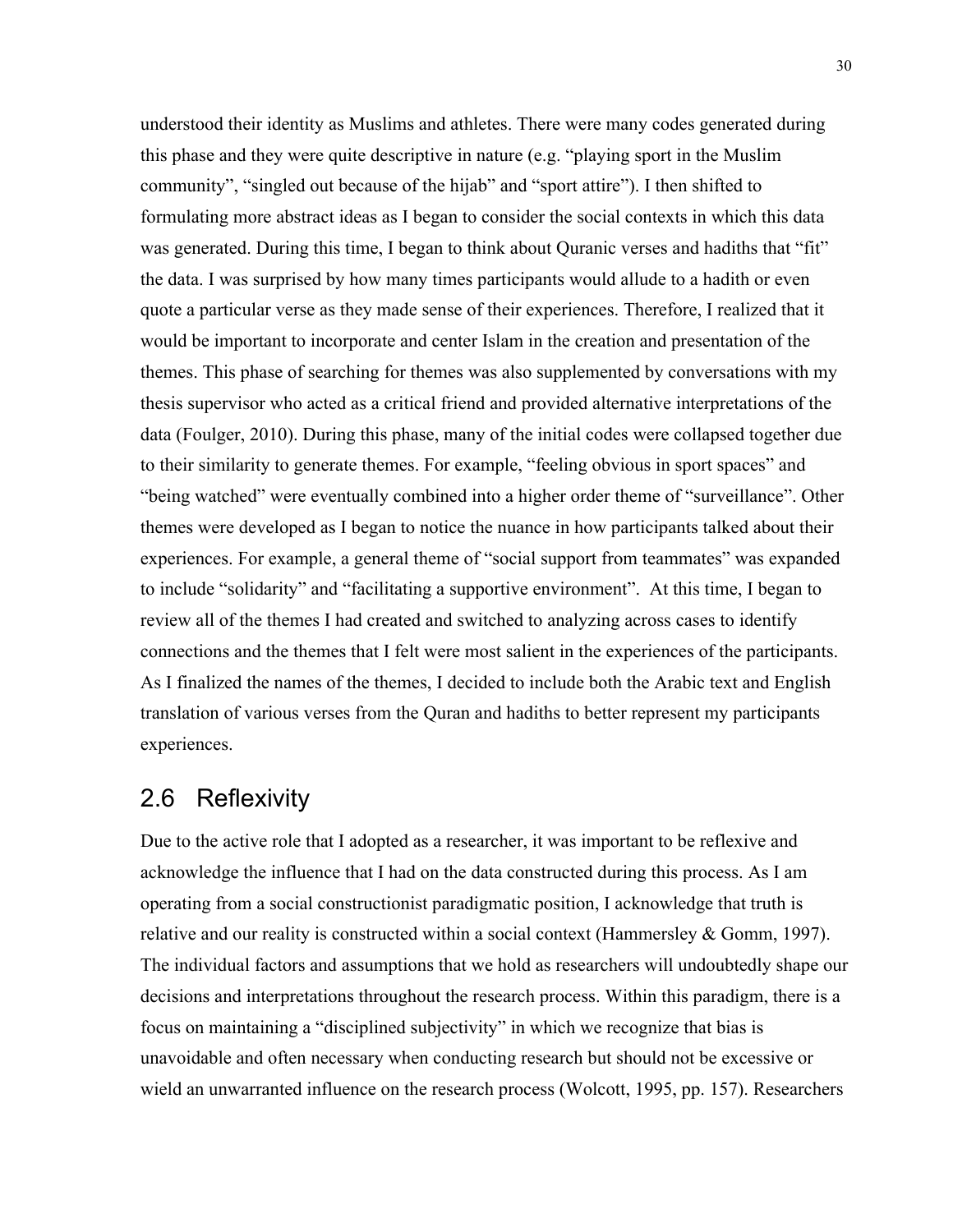understood their identity as Muslims and athletes. There were many codes generated during this phase and they were quite descriptive in nature (e.g. "playing sport in the Muslim community", "singled out because of the hijab" and "sport attire"). I then shifted to formulating more abstract ideas as I began to consider the social contexts in which this data was generated. During this time, I began to think about Quranic verses and hadiths that "fit" the data. I was surprised by how many times participants would allude to a hadith or even quote a particular verse as they made sense of their experiences. Therefore, I realized that it would be important to incorporate and center Islam in the creation and presentation of the themes. This phase of searching for themes was also supplemented by conversations with my thesis supervisor who acted as a critical friend and provided alternative interpretations of the data (Foulger, 2010). During this phase, many of the initial codes were collapsed together due to their similarity to generate themes. For example, "feeling obvious in sport spaces" and "being watched" were eventually combined into a higher order theme of "surveillance". Other themes were developed as I began to notice the nuance in how participants talked about their experiences. For example, a general theme of "social support from teammates" was expanded to include "solidarity" and "facilitating a supportive environment". At this time, I began to review all of the themes I had created and switched to analyzing across cases to identify connections and the themes that I felt were most salient in the experiences of the participants. As I finalized the names of the themes, I decided to include both the Arabic text and English translation of various verses from the Quran and hadiths to better represent my participants experiences.

## 2.6 Reflexivity

Due to the active role that I adopted as a researcher, it was important to be reflexive and acknowledge the influence that I had on the data constructed during this process. As I am operating from a social constructionist paradigmatic position, I acknowledge that truth is relative and our reality is constructed within a social context (Hammersley & Gomm, 1997). The individual factors and assumptions that we hold as researchers will undoubtedly shape our decisions and interpretations throughout the research process. Within this paradigm, there is a focus on maintaining a "disciplined subjectivity" in which we recognize that bias is unavoidable and often necessary when conducting research but should not be excessive or wield an unwarranted influence on the research process (Wolcott, 1995, pp. 157). Researchers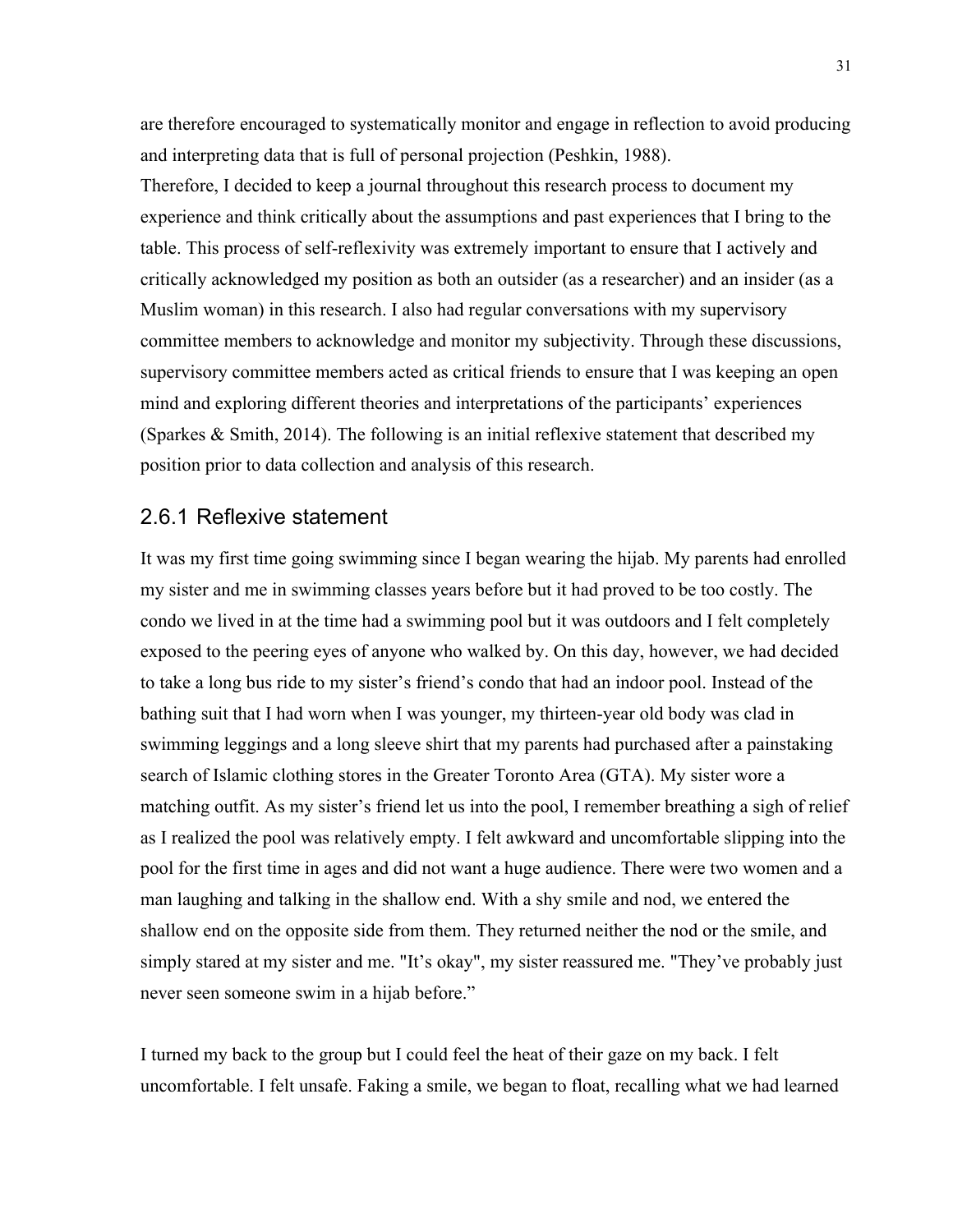are therefore encouraged to systematically monitor and engage in reflection to avoid producing and interpreting data that is full of personal projection (Peshkin, 1988).

Therefore, I decided to keep a journal throughout this research process to document my experience and think critically about the assumptions and past experiences that I bring to the table. This process of self-reflexivity was extremely important to ensure that I actively and critically acknowledged my position as both an outsider (as a researcher) and an insider (as a Muslim woman) in this research. I also had regular conversations with my supervisory committee members to acknowledge and monitor my subjectivity. Through these discussions, supervisory committee members acted as critical friends to ensure that I was keeping an open mind and exploring different theories and interpretations of the participants' experiences (Sparkes & Smith, 2014). The following is an initial reflexive statement that described my position prior to data collection and analysis of this research.

### 2.6.1 Reflexive statement

It was my first time going swimming since I began wearing the hijab. My parents had enrolled my sister and me in swimming classes years before but it had proved to be too costly. The condo we lived in at the time had a swimming pool but it was outdoors and I felt completely exposed to the peering eyes of anyone who walked by. On this day, however, we had decided to take a long bus ride to my sister's friend's condo that had an indoor pool. Instead of the bathing suit that I had worn when I was younger, my thirteen-year old body was clad in swimming leggings and a long sleeve shirt that my parents had purchased after a painstaking search of Islamic clothing stores in the Greater Toronto Area (GTA). My sister wore a matching outfit. As my sister's friend let us into the pool, I remember breathing a sigh of relief as I realized the pool was relatively empty. I felt awkward and uncomfortable slipping into the pool for the first time in ages and did not want a huge audience. There were two women and a man laughing and talking in the shallow end. With a shy smile and nod, we entered the shallow end on the opposite side from them. They returned neither the nod or the smile, and simply stared at my sister and me. "It's okay", my sister reassured me. "They've probably just never seen someone swim in a hijab before."

I turned my back to the group but I could feel the heat of their gaze on my back. I felt uncomfortable. I felt unsafe. Faking a smile, we began to float, recalling what we had learned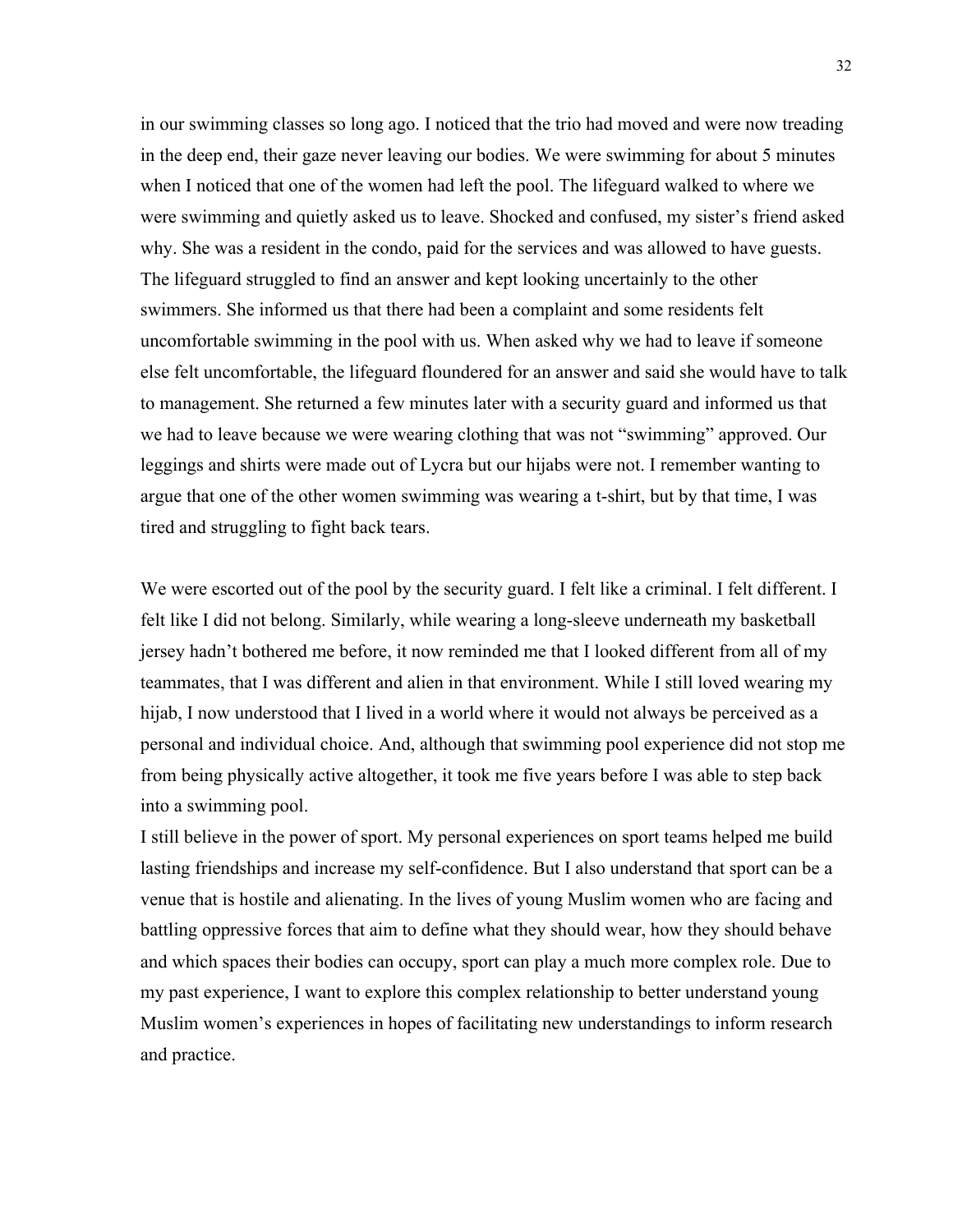in our swimming classes so long ago. I noticed that the trio had moved and were now treading in the deep end, their gaze never leaving our bodies. We were swimming for about 5 minutes when I noticed that one of the women had left the pool. The lifeguard walked to where we were swimming and quietly asked us to leave. Shocked and confused, my sister's friend asked why. She was a resident in the condo, paid for the services and was allowed to have guests. The lifeguard struggled to find an answer and kept looking uncertainly to the other swimmers. She informed us that there had been a complaint and some residents felt uncomfortable swimming in the pool with us. When asked why we had to leave if someone else felt uncomfortable, the lifeguard floundered for an answer and said she would have to talk to management. She returned a few minutes later with a security guard and informed us that we had to leave because we were wearing clothing that was not "swimming" approved. Our leggings and shirts were made out of Lycra but our hijabs were not. I remember wanting to argue that one of the other women swimming was wearing a t-shirt, but by that time, I was tired and struggling to fight back tears.

We were escorted out of the pool by the security guard. I felt like a criminal. I felt different. I felt like I did not belong. Similarly, while wearing a long-sleeve underneath my basketball jersey hadn't bothered me before, it now reminded me that I looked different from all of my teammates, that I was different and alien in that environment. While I still loved wearing my hijab, I now understood that I lived in a world where it would not always be perceived as a personal and individual choice. And, although that swimming pool experience did not stop me from being physically active altogether, it took me five years before I was able to step back into a swimming pool.

I still believe in the power of sport. My personal experiences on sport teams helped me build lasting friendships and increase my self-confidence. But I also understand that sport can be a venue that is hostile and alienating. In the lives of young Muslim women who are facing and battling oppressive forces that aim to define what they should wear, how they should behave and which spaces their bodies can occupy, sport can play a much more complex role. Due to my past experience, I want to explore this complex relationship to better understand young Muslim women's experiences in hopes of facilitating new understandings to inform research and practice.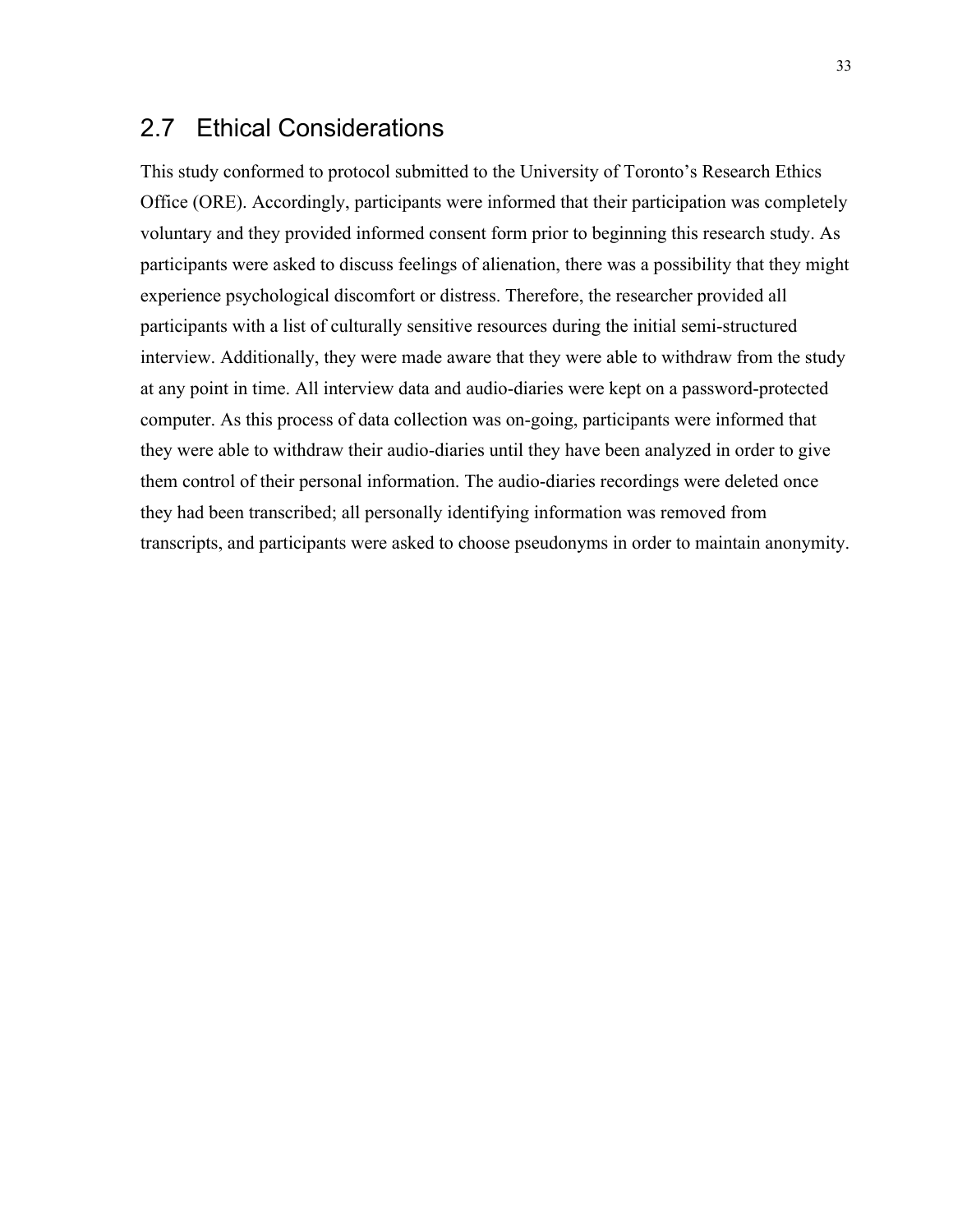## 2.7 Ethical Considerations

This study conformed to protocol submitted to the University of Toronto's Research Ethics Office (ORE). Accordingly, participants were informed that their participation was completely voluntary and they provided informed consent form prior to beginning this research study. As participants were asked to discuss feelings of alienation, there was a possibility that they might experience psychological discomfort or distress. Therefore, the researcher provided all participants with a list of culturally sensitive resources during the initial semi-structured interview. Additionally, they were made aware that they were able to withdraw from the study at any point in time. All interview data and audio-diaries were kept on a password-protected computer. As this process of data collection was on-going, participants were informed that they were able to withdraw their audio-diaries until they have been analyzed in order to give them control of their personal information. The audio-diaries recordings were deleted once they had been transcribed; all personally identifying information was removed from transcripts, and participants were asked to choose pseudonyms in order to maintain anonymity.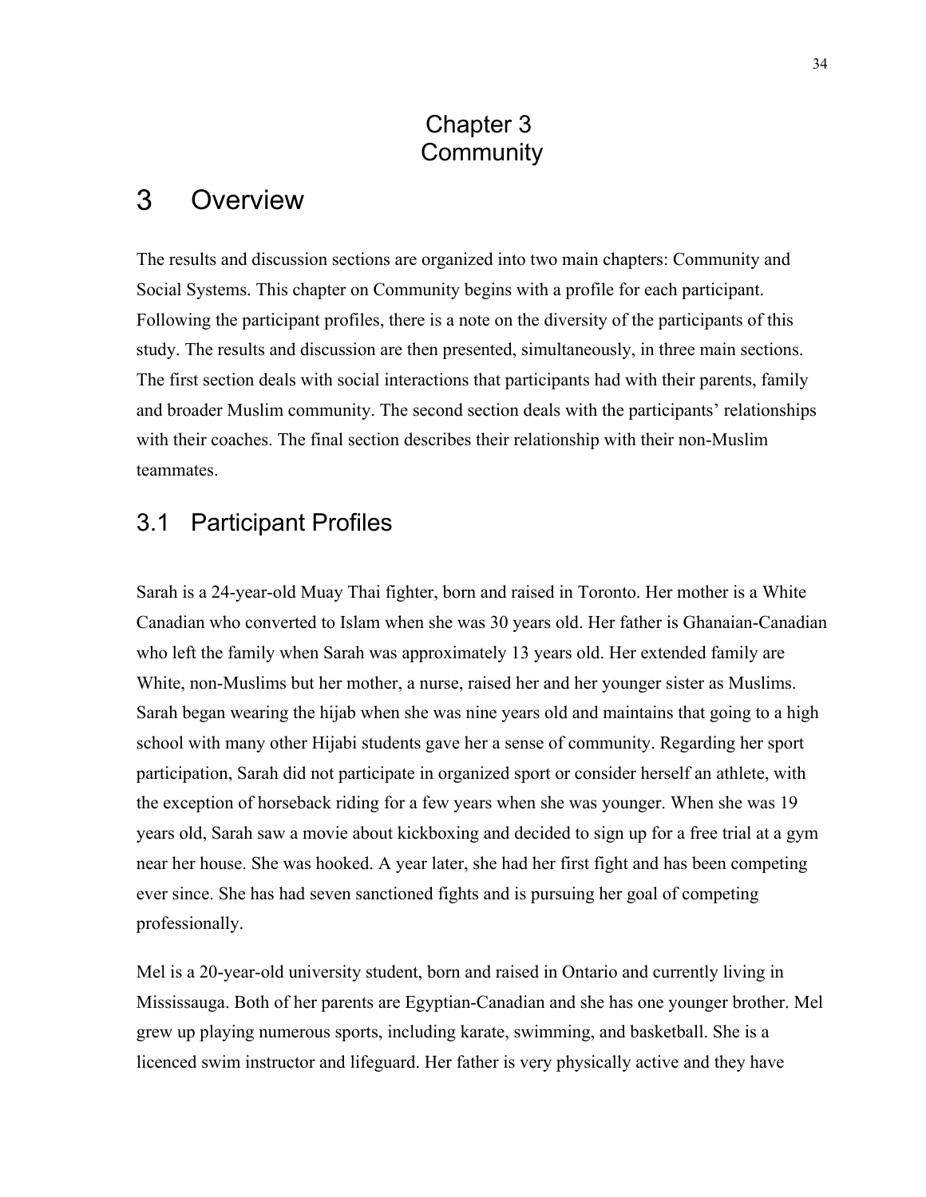# Chapter 3 Community

# 3 Overview

The results and discussion sections are organized into two main chapters: Community and Social Systems. This chapter on Community begins with a profile for each participant. Following the participant profiles, there is a note on the diversity of the participants of this study. The results and discussion are then presented, simultaneously, in three main sections. The first section deals with social interactions that participants had with their parents, family and broader Muslim community. The second section deals with the participants' relationships with their coaches. The final section describes their relationship with their non-Muslim teammates.

## 3.1 Participant Profiles

Sarah is a 24-year-old Muay Thai fighter, born and raised in Toronto. Her mother is a White Canadian who converted to Islam when she was 30 years old. Her father is Ghanaian-Canadian who left the family when Sarah was approximately 13 years old. Her extended family are White, non-Muslims but her mother, a nurse, raised her and her younger sister as Muslims. Sarah began wearing the hijab when she was nine years old and maintains that going to a high school with many other Hijabi students gave her a sense of community. Regarding her sport participation, Sarah did not participate in organized sport or consider herself an athlete, with the exception of horseback riding for a few years when she was younger. When she was 19 years old, Sarah saw a movie about kickboxing and decided to sign up for a free trial at a gym near her house. She was hooked. A year later, she had her first fight and has been competing ever since. She has had seven sanctioned fights and is pursuing her goal of competing professionally.

Mel is a 20-year-old university student, born and raised in Ontario and currently living in Mississauga. Both of her parents are Egyptian-Canadian and she has one younger brother. Mel grew up playing numerous sports, including karate, swimming, and basketball. She is a licenced swim instructor and lifeguard. Her father is very physically active and they have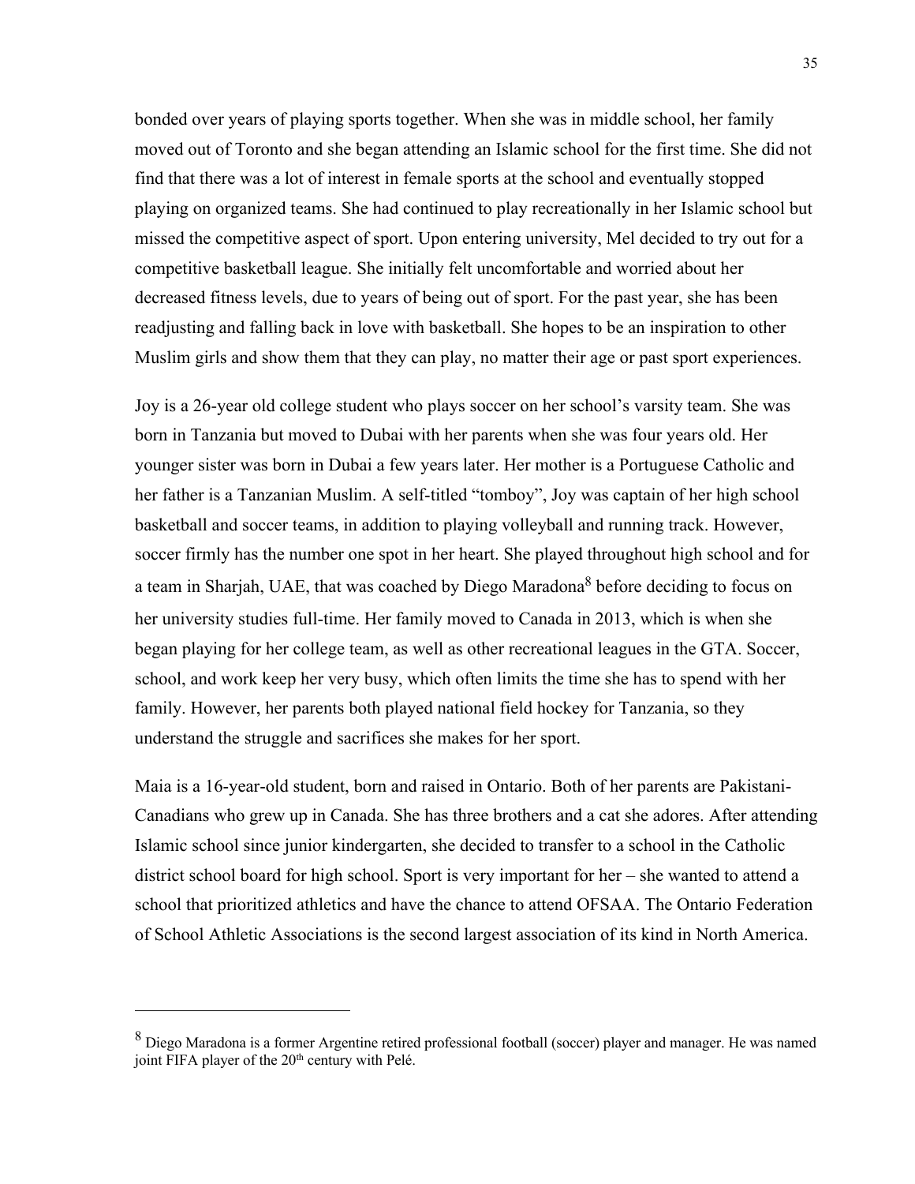bonded over years of playing sports together. When she was in middle school, her family moved out of Toronto and she began attending an Islamic school for the first time. She did not find that there was a lot of interest in female sports at the school and eventually stopped playing on organized teams. She had continued to play recreationally in her Islamic school but missed the competitive aspect of sport. Upon entering university, Mel decided to try out for a competitive basketball league. She initially felt uncomfortable and worried about her decreased fitness levels, due to years of being out of sport. For the past year, she has been readjusting and falling back in love with basketball. She hopes to be an inspiration to other Muslim girls and show them that they can play, no matter their age or past sport experiences.

Joy is a 26-year old college student who plays soccer on her school's varsity team. She was born in Tanzania but moved to Dubai with her parents when she was four years old. Her younger sister was born in Dubai a few years later. Her mother is a Portuguese Catholic and her father is a Tanzanian Muslim. A self-titled "tomboy", Joy was captain of her high school basketball and soccer teams, in addition to playing volleyball and running track. However, soccer firmly has the number one spot in her heart. She played throughout high school and for a team in Sharjah, UAE, that was coached by Diego Maradona[8] before deciding to focus on her university studies full-time. Her family moved to Canada in 2013, which is when she began playing for her college team, as well as other recreational leagues in the GTA. Soccer, school, and work keep her very busy, which often limits the time she has to spend with her family. However, her parents both played national field hockey for Tanzania, so they understand the struggle and sacrifices she makes for her sport.

Maia is a 16-year-old student, born and raised in Ontario. Both of her parents are Pakistani-Canadians who grew up in Canada. She has three brothers and a cat she adores. After attending Islamic school since junior kindergarten, she decided to transfer to a school in the Catholic district school board for high school. Sport is very important for her – she wanted to attend a school that prioritized athletics and have the chance to attend OFSAA. The Ontario Federation of School Athletic Associations is the second largest association of its kind in North America.

---

[8] Diego Maradona is a former Argentine retired professional football (soccer) player and manager. He was named joint FIFA player of the 20th century with Pelé.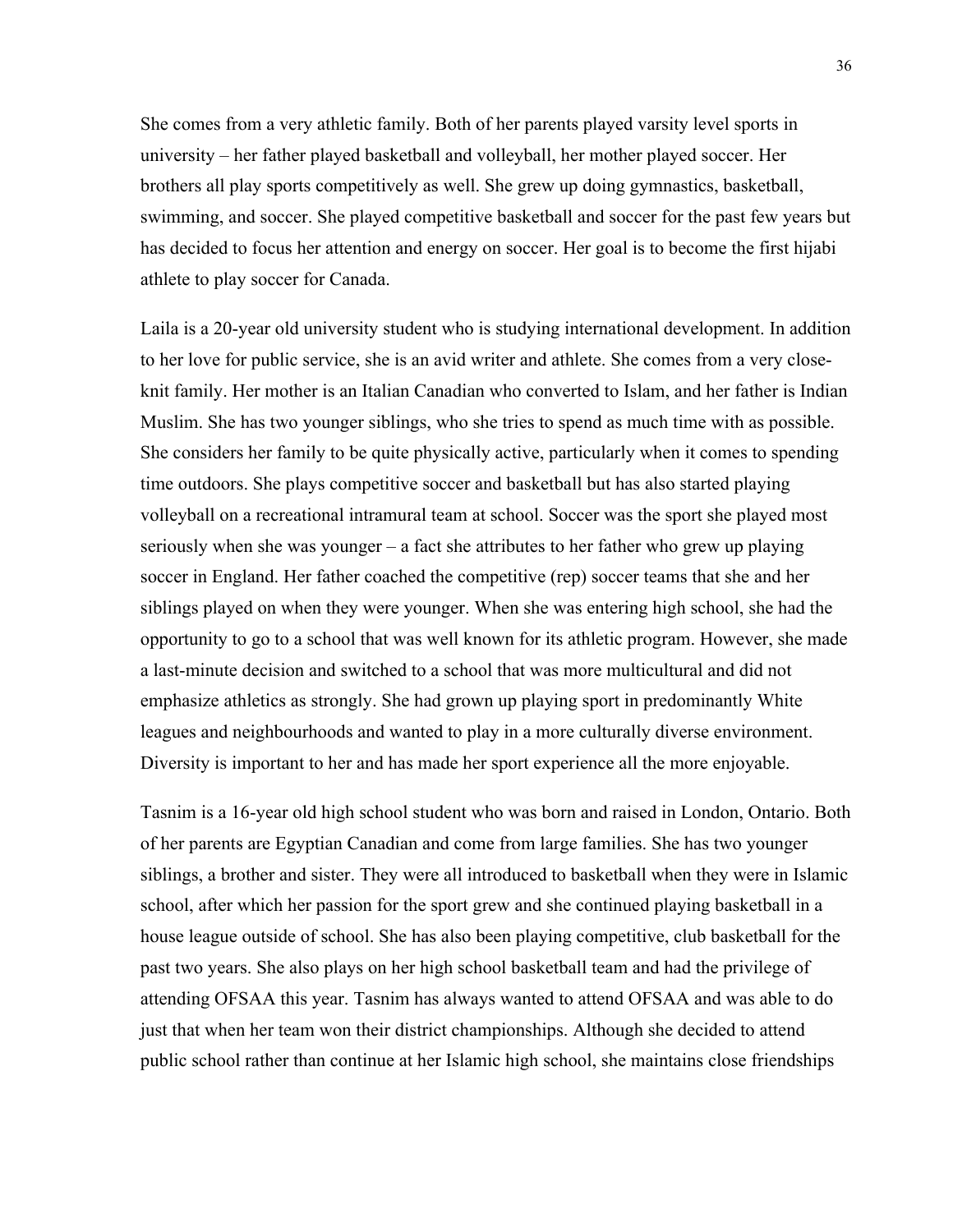She comes from a very athletic family. Both of her parents played varsity level sports in university – her father played basketball and volleyball, her mother played soccer. Her brothers all play sports competitively as well. She grew up doing gymnastics, basketball, swimming, and soccer. She played competitive basketball and soccer for the past few years but has decided to focus her attention and energy on soccer. Her goal is to become the first hijabi athlete to play soccer for Canada.

Laila is a 20-year old university student who is studying international development. In addition to her love for public service, she is an avid writer and athlete. She comes from a very close-knit family. Her mother is an Italian Canadian who converted to Islam, and her father is Indian Muslim. She has two younger siblings, who she tries to spend as much time with as possible. She considers her family to be quite physically active, particularly when it comes to spending time outdoors. She plays competitive soccer and basketball but has also started playing volleyball on a recreational intramural team at school. Soccer was the sport she played most seriously when she was younger – a fact she attributes to her father who grew up playing soccer in England. Her father coached the competitive (rep) soccer teams that she and her siblings played on when they were younger. When she was entering high school, she had the opportunity to go to a school that was well known for its athletic program. However, she made a last-minute decision and switched to a school that was more multicultural and did not emphasize athletics as strongly. She had grown up playing sport in predominantly White leagues and neighbourhoods and wanted to play in a more culturally diverse environment. Diversity is important to her and has made her sport experience all the more enjoyable.

Tasnim is a 16-year old high school student who was born and raised in London, Ontario. Both of her parents are Egyptian Canadian and come from large families. She has two younger siblings, a brother and sister. They were all introduced to basketball when they were in Islamic school, after which her passion for the sport grew and she continued playing basketball in a house league outside of school. She has also been playing competitive, club basketball for the past two years. She also plays on her high school basketball team and had the privilege of attending OFSAA this year. Tasnim has always wanted to attend OFSAA and was able to do just that when her team won their district championships. Although she decided to attend public school rather than continue at her Islamic high school, she maintains close friendships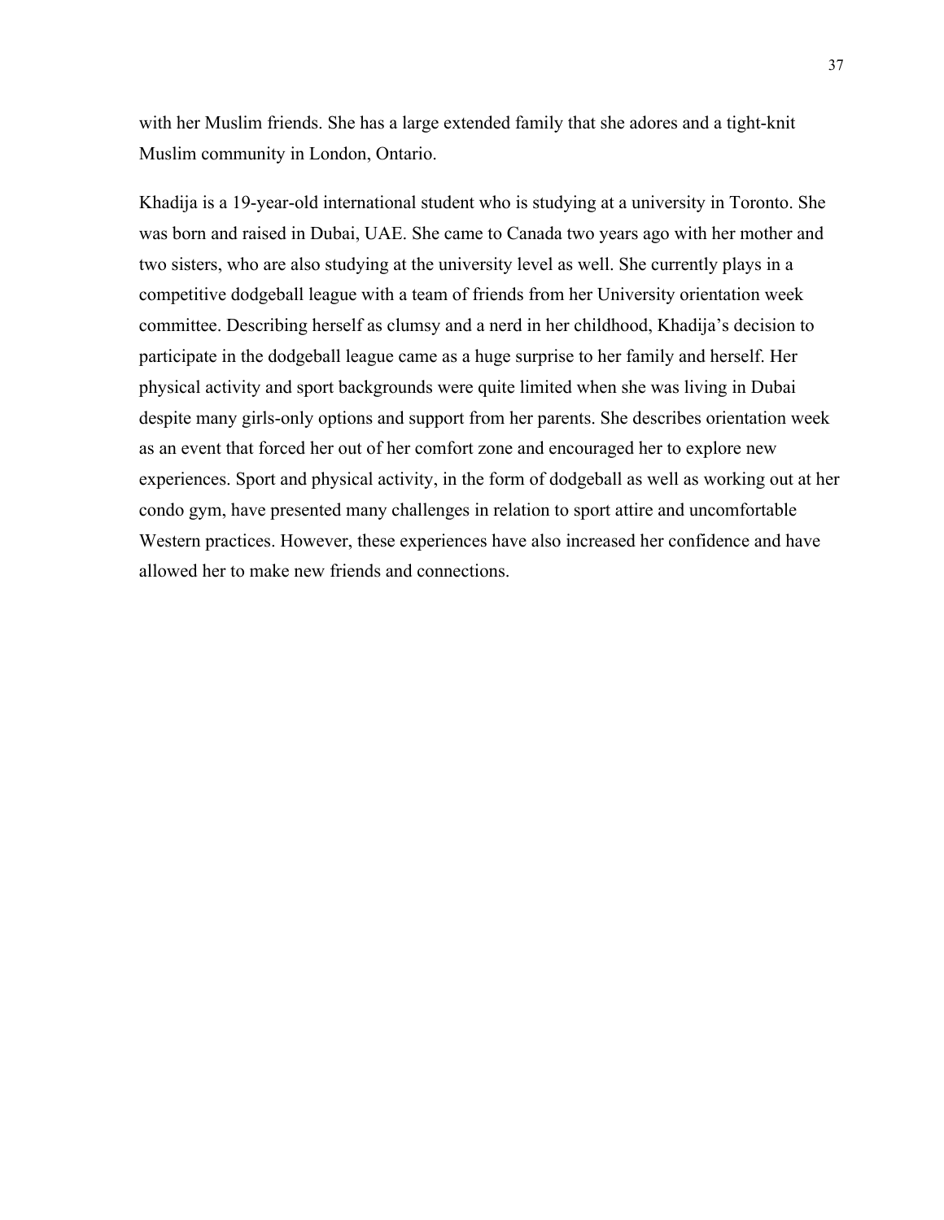with her Muslim friends. She has a large extended family that she adores and a tight-knit Muslim community in London, Ontario.

Khadija is a 19-year-old international student who is studying at a university in Toronto. She was born and raised in Dubai, UAE. She came to Canada two years ago with her mother and two sisters, who are also studying at the university level as well. She currently plays in a competitive dodgeball league with a team of friends from her University orientation week committee. Describing herself as clumsy and a nerd in her childhood, Khadija's decision to participate in the dodgeball league came as a huge surprise to her family and herself. Her physical activity and sport backgrounds were quite limited when she was living in Dubai despite many girls-only options and support from her parents. She describes orientation week as an event that forced her out of her comfort zone and encouraged her to explore new experiences. Sport and physical activity, in the form of dodgeball as well as working out at her condo gym, have presented many challenges in relation to sport attire and uncomfortable Western practices. However, these experiences have also increased her confidence and have allowed her to make new friends and connections.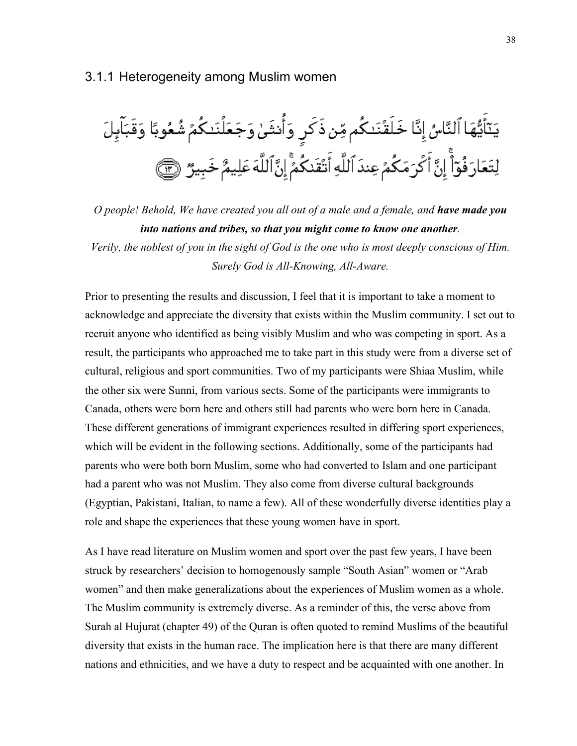### 3.1.1 Heterogeneity among Muslim women

يَٰٓأَيُّهَا ٱلنَّاسُ إِنَّا خَلَقۡنَٰكُم مِّن ذَكَرٖ وَأُنثَىٰ وَجَعَلۡنَٰكُمۡ شُعُوبٗا وَقَبَآئِلَ لِتَعَارَفُوٓاْۚ إِنَّ أَكۡرَمَكُمۡ عِندَ ٱللَّهِ أَتۡقَىٰكُمۡۚ إِنَّ ٱللَّهَ عَلِيمٌ خَبِيرٞ ١٣

*O people! Behold, We have created you all out of a male and a female, and* ***have made you into nations and tribes, so that you might come to know one another****.*
*Verily, the noblest of you in the sight of God is the one who is most deeply conscious of Him. Surely God is All-Knowing, All-Aware.*

Prior to presenting the results and discussion, I feel that it is important to take a moment to acknowledge and appreciate the diversity that exists within the Muslim community. I set out to recruit anyone who identified as being visibly Muslim and who was competing in sport. As a result, the participants who approached me to take part in this study were from a diverse set of cultural, religious and sport communities. Two of my participants were Shiaa Muslim, while the other six were Sunni, from various sects. Some of the participants were immigrants to Canada, others were born here and others still had parents who were born here in Canada. These different generations of immigrant experiences resulted in differing sport experiences, which will be evident in the following sections. Additionally, some of the participants had parents who were both born Muslim, some who had converted to Islam and one participant had a parent who was not Muslim. They also come from diverse cultural backgrounds (Egyptian, Pakistani, Italian, to name a few). All of these wonderfully diverse identities play a role and shape the experiences that these young women have in sport.

As I have read literature on Muslim women and sport over the past few years, I have been struck by researchers' decision to homogenously sample "South Asian" women or "Arab women" and then make generalizations about the experiences of Muslim women as a whole. The Muslim community is extremely diverse. As a reminder of this, the verse above from Surah al Hujurat (chapter 49) of the Quran is often quoted to remind Muslims of the beautiful diversity that exists in the human race. The implication here is that there are many different nations and ethnicities, and we have a duty to respect and be acquainted with one another. In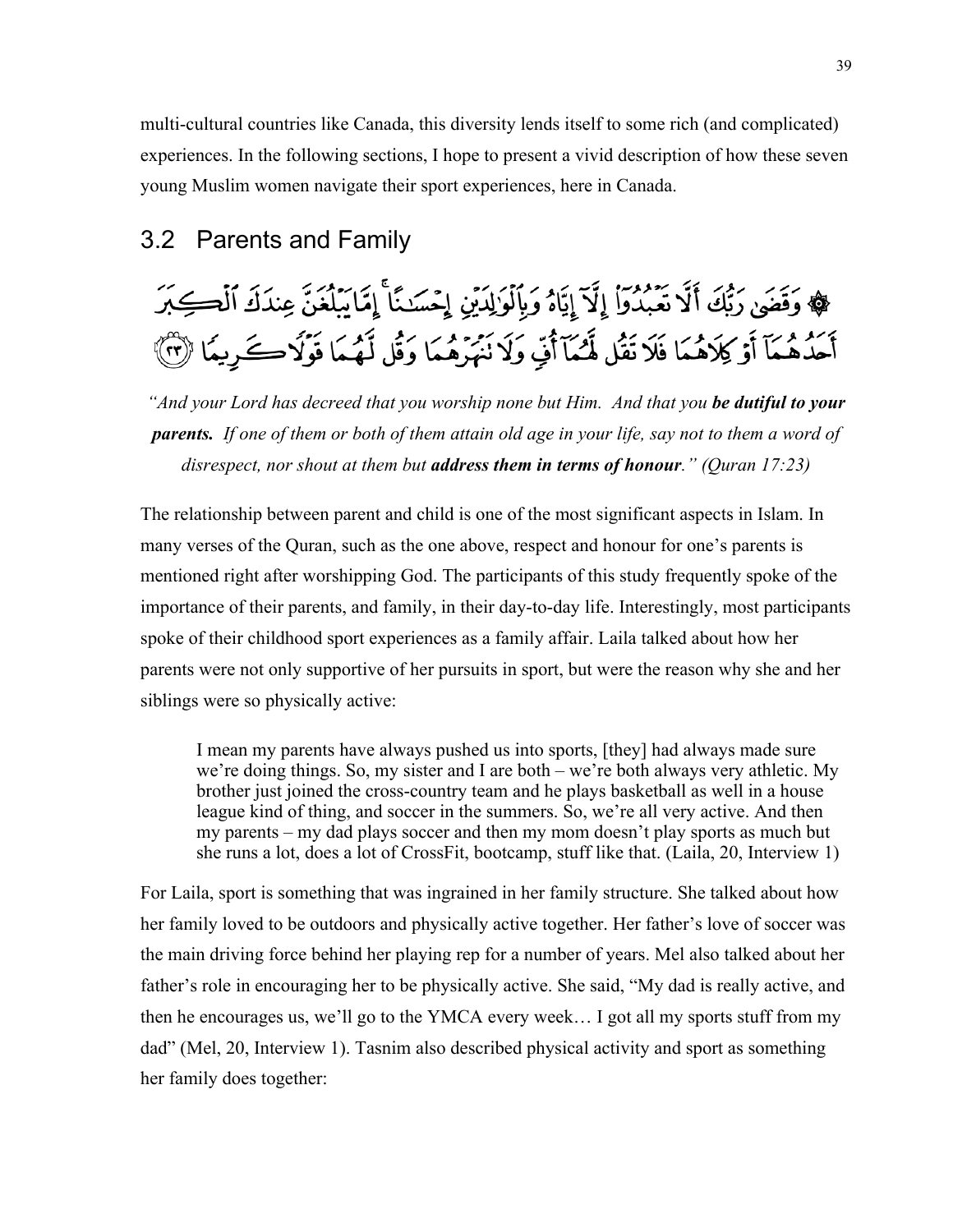multi-cultural countries like Canada, this diversity lends itself to some rich (and complicated) experiences. In the following sections, I hope to present a vivid description of how these seven young Muslim women navigate their sport experiences, here in Canada.

## 3.2 Parents and Family

۞ وَقَضَىٰ رَبُّكَ أَلَّا تَعْبُدُوٓا۟ إِلَّآ إِيَّاهُ وَبِٱلْوَٰلِدَيْنِ إِحْسَٰنًا ۚ إِمَّا يَبْلُغَنَّ عِندَكَ ٱلْكِبَرَ أَحَدُهُمَآ أَوْ كِلَاهُمَا فَلَا تَقُل لَّهُمَآ أُفٍّ وَلَا تَنْهَرْهُمَا وَقُل لَّهُمَا قَوْلًا كَرِيمًا ﴿٢٣﴾

*"And your Lord has decreed that you worship none but Him. And that you* ***be dutiful to your parents.*** *If one of them or both of them attain old age in your life, say not to them a word of disrespect, nor shout at them but* ***address them in terms of honour****." (Quran 17:23)*

The relationship between parent and child is one of the most significant aspects in Islam. In many verses of the Quran, such as the one above, respect and honour for one's parents is mentioned right after worshipping God. The participants of this study frequently spoke of the importance of their parents, and family, in their day-to-day life. Interestingly, most participants spoke of their childhood sport experiences as a family affair. Laila talked about how her parents were not only supportive of her pursuits in sport, but were the reason why she and her siblings were so physically active:

> I mean my parents have always pushed us into sports, [they] had always made sure we're doing things. So, my sister and I are both – we're both always very athletic. My brother just joined the cross-country team and he plays basketball as well in a house league kind of thing, and soccer in the summers. So, we're all very active. And then my parents – my dad plays soccer and then my mom doesn't play sports as much but she runs a lot, does a lot of CrossFit, bootcamp, stuff like that. (Laila, 20, Interview 1)

For Laila, sport is something that was ingrained in her family structure. She talked about how her family loved to be outdoors and physically active together. Her father's love of soccer was the main driving force behind her playing rep for a number of years. Mel also talked about her father's role in encouraging her to be physically active. She said, "My dad is really active, and then he encourages us, we'll go to the YMCA every week… I got all my sports stuff from my dad" (Mel, 20, Interview 1). Tasnim also described physical activity and sport as something her family does together: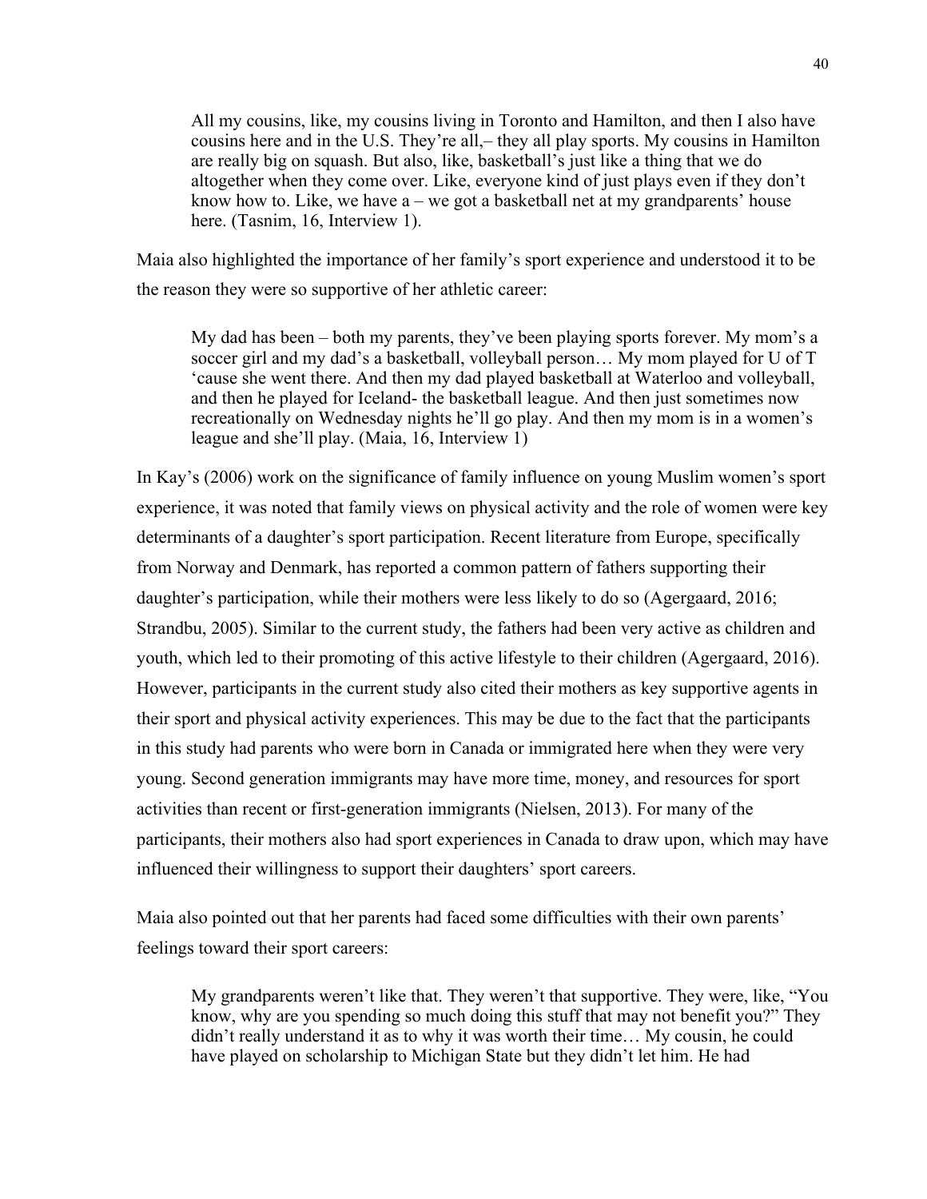> All my cousins, like, my cousins living in Toronto and Hamilton, and then I also have cousins here and in the U.S. They're all,– they all play sports. My cousins in Hamilton are really big on squash. But also, like, basketball's just like a thing that we do altogether when they come over. Like, everyone kind of just plays even if they don't know how to. Like, we have a – we got a basketball net at my grandparents' house here. (Tasnim, 16, Interview 1).

Maia also highlighted the importance of her family's sport experience and understood it to be the reason they were so supportive of her athletic career:

> My dad has been – both my parents, they've been playing sports forever. My mom's a soccer girl and my dad's a basketball, volleyball person… My mom played for U of T 'cause she went there. And then my dad played basketball at Waterloo and volleyball, and then he played for Iceland- the basketball league. And then just sometimes now recreationally on Wednesday nights he'll go play. And then my mom is in a women's league and she'll play. (Maia, 16, Interview 1)

In Kay's (2006) work on the significance of family influence on young Muslim women's sport experience, it was noted that family views on physical activity and the role of women were key determinants of a daughter's sport participation. Recent literature from Europe, specifically from Norway and Denmark, has reported a common pattern of fathers supporting their daughter's participation, while their mothers were less likely to do so (Agergaard, 2016; Strandbu, 2005). Similar to the current study, the fathers had been very active as children and youth, which led to their promoting of this active lifestyle to their children (Agergaard, 2016). However, participants in the current study also cited their mothers as key supportive agents in their sport and physical activity experiences. This may be due to the fact that the participants in this study had parents who were born in Canada or immigrated here when they were very young. Second generation immigrants may have more time, money, and resources for sport activities than recent or first-generation immigrants (Nielsen, 2013). For many of the participants, their mothers also had sport experiences in Canada to draw upon, which may have influenced their willingness to support their daughters' sport careers.

Maia also pointed out that her parents had faced some difficulties with their own parents' feelings toward their sport careers:

> My grandparents weren't like that. They weren't that supportive. They were, like, "You know, why are you spending so much doing this stuff that may not benefit you?" They didn't really understand it as to why it was worth their time… My cousin, he could have played on scholarship to Michigan State but they didn't let him. He had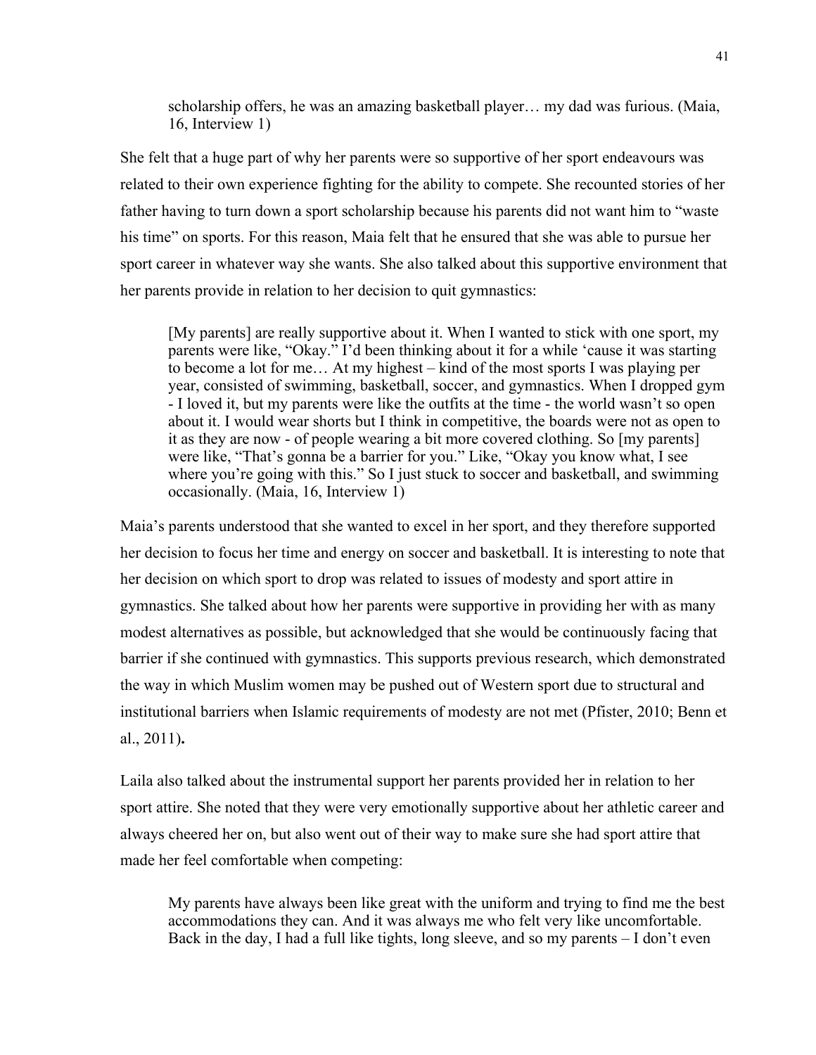> scholarship offers, he was an amazing basketball player… my dad was furious. (Maia, 16, Interview 1)

She felt that a huge part of why her parents were so supportive of her sport endeavours was related to their own experience fighting for the ability to compete. She recounted stories of her father having to turn down a sport scholarship because his parents did not want him to "waste his time" on sports. For this reason, Maia felt that he ensured that she was able to pursue her sport career in whatever way she wants. She also talked about this supportive environment that her parents provide in relation to her decision to quit gymnastics:

> [My parents] are really supportive about it. When I wanted to stick with one sport, my parents were like, "Okay." I'd been thinking about it for a while 'cause it was starting to become a lot for me… At my highest – kind of the most sports I was playing per year, consisted of swimming, basketball, soccer, and gymnastics. When I dropped gym - I loved it, but my parents were like the outfits at the time - the world wasn't so open about it. I would wear shorts but I think in competitive, the boards were not as open to it as they are now - of people wearing a bit more covered clothing. So [my parents] were like, "That's gonna be a barrier for you." Like, "Okay you know what, I see where you're going with this." So I just stuck to soccer and basketball, and swimming occasionally. (Maia, 16, Interview 1)

Maia's parents understood that she wanted to excel in her sport, and they therefore supported her decision to focus her time and energy on soccer and basketball. It is interesting to note that her decision on which sport to drop was related to issues of modesty and sport attire in gymnastics. She talked about how her parents were supportive in providing her with as many modest alternatives as possible, but acknowledged that she would be continuously facing that barrier if she continued with gymnastics. This supports previous research, which demonstrated the way in which Muslim women may be pushed out of Western sport due to structural and institutional barriers when Islamic requirements of modesty are not met (Pfister, 2010; Benn et al., 2011)**.**

Laila also talked about the instrumental support her parents provided her in relation to her sport attire. She noted that they were very emotionally supportive about her athletic career and always cheered her on, but also went out of their way to make sure she had sport attire that made her feel comfortable when competing:

> My parents have always been like great with the uniform and trying to find me the best accommodations they can. And it was always me who felt very like uncomfortable. Back in the day, I had a full like tights, long sleeve, and so my parents – I don't even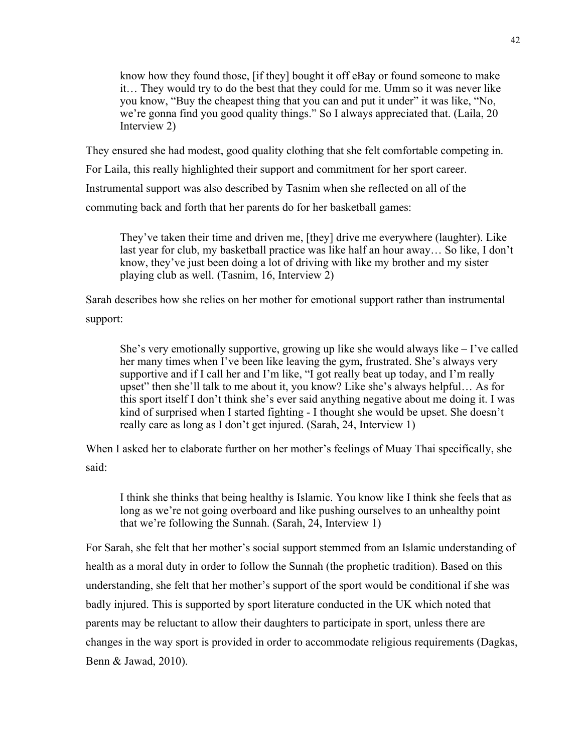> know how they found those, [if they] bought it off eBay or found someone to make it… They would try to do the best that they could for me. Umm so it was never like you know, "Buy the cheapest thing that you can and put it under" it was like, "No, we're gonna find you good quality things." So I always appreciated that. (Laila, 20 Interview 2)

They ensured she had modest, good quality clothing that she felt comfortable competing in. For Laila, this really highlighted their support and commitment for her sport career. Instrumental support was also described by Tasnim when she reflected on all of the commuting back and forth that her parents do for her basketball games:

> They've taken their time and driven me, [they] drive me everywhere (laughter). Like last year for club, my basketball practice was like half an hour away… So like, I don't know, they've just been doing a lot of driving with like my brother and my sister playing club as well. (Tasnim, 16, Interview 2)

Sarah describes how she relies on her mother for emotional support rather than instrumental support:

> She's very emotionally supportive, growing up like she would always like – I've called her many times when I've been like leaving the gym, frustrated. She's always very supportive and if I call her and I'm like, "I got really beat up today, and I'm really upset" then she'll talk to me about it, you know? Like she's always helpful… As for this sport itself I don't think she's ever said anything negative about me doing it. I was kind of surprised when I started fighting - I thought she would be upset. She doesn't really care as long as I don't get injured. (Sarah, 24, Interview 1)

When I asked her to elaborate further on her mother's feelings of Muay Thai specifically, she said:

> I think she thinks that being healthy is Islamic. You know like I think she feels that as long as we're not going overboard and like pushing ourselves to an unhealthy point that we're following the Sunnah. (Sarah, 24, Interview 1)

For Sarah, she felt that her mother's social support stemmed from an Islamic understanding of health as a moral duty in order to follow the Sunnah (the prophetic tradition). Based on this understanding, she felt that her mother's support of the sport would be conditional if she was badly injured. This is supported by sport literature conducted in the UK which noted that parents may be reluctant to allow their daughters to participate in sport, unless there are changes in the way sport is provided in order to accommodate religious requirements (Dagkas, Benn & Jawad, 2010).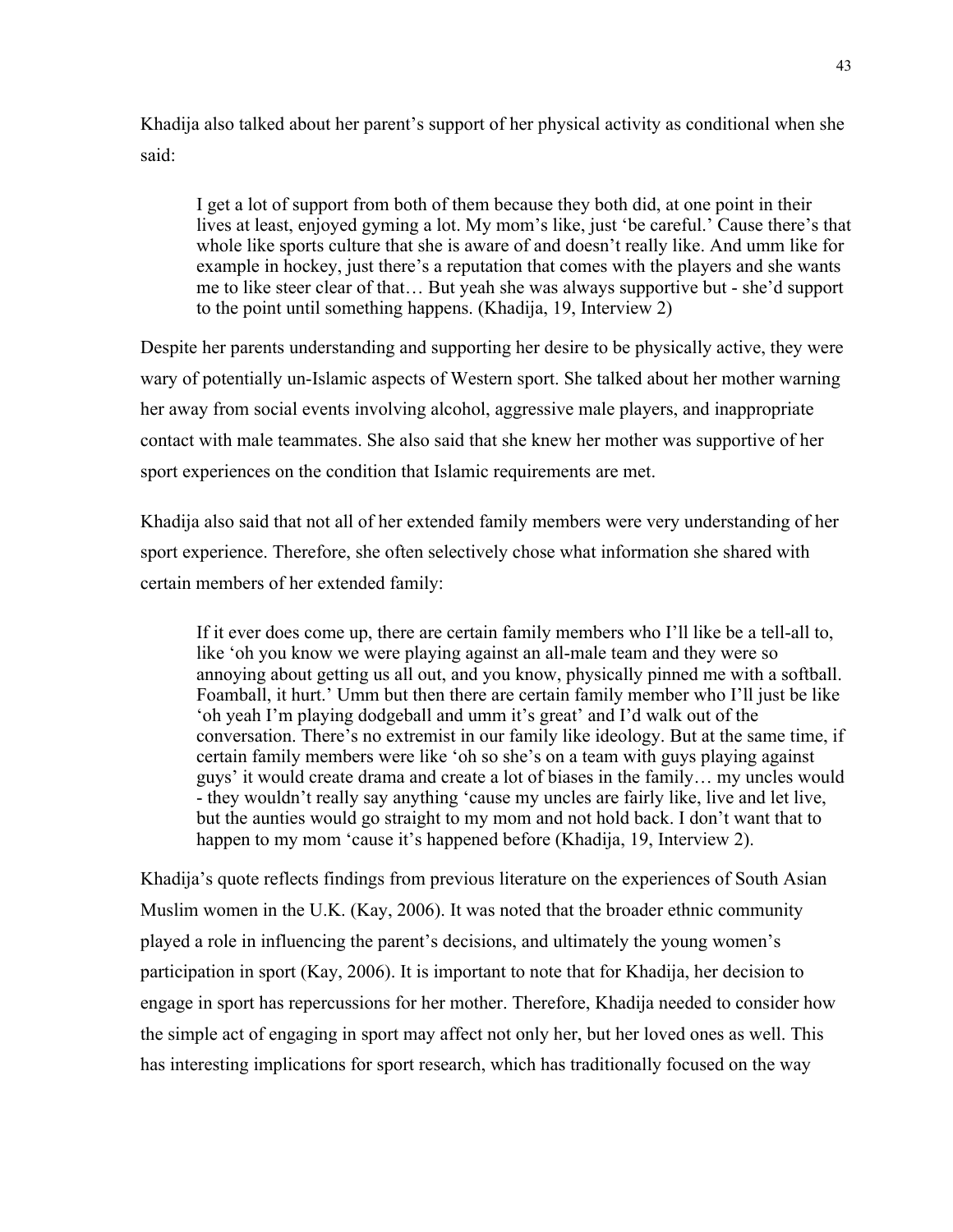Khadija also talked about her parent's support of her physical activity as conditional when she said:

> I get a lot of support from both of them because they both did, at one point in their lives at least, enjoyed gyming a lot. My mom's like, just 'be careful.' Cause there's that whole like sports culture that she is aware of and doesn't really like. And umm like for example in hockey, just there's a reputation that comes with the players and she wants me to like steer clear of that… But yeah she was always supportive but - she'd support to the point until something happens. (Khadija, 19, Interview 2)

Despite her parents understanding and supporting her desire to be physically active, they were wary of potentially un-Islamic aspects of Western sport. She talked about her mother warning her away from social events involving alcohol, aggressive male players, and inappropriate contact with male teammates. She also said that she knew her mother was supportive of her sport experiences on the condition that Islamic requirements are met.

Khadija also said that not all of her extended family members were very understanding of her sport experience. Therefore, she often selectively chose what information she shared with certain members of her extended family:

> If it ever does come up, there are certain family members who I'll like be a tell-all to, like 'oh you know we were playing against an all-male team and they were so annoying about getting us all out, and you know, physically pinned me with a softball. Foamball, it hurt.' Umm but then there are certain family member who I'll just be like 'oh yeah I'm playing dodgeball and umm it's great' and I'd walk out of the conversation. There's no extremist in our family like ideology. But at the same time, if certain family members were like 'oh so she's on a team with guys playing against guys' it would create drama and create a lot of biases in the family… my uncles would - they wouldn't really say anything 'cause my uncles are fairly like, live and let live, but the aunties would go straight to my mom and not hold back. I don't want that to happen to my mom 'cause it's happened before (Khadija, 19, Interview 2).

Khadija's quote reflects findings from previous literature on the experiences of South Asian Muslim women in the U.K. (Kay, 2006). It was noted that the broader ethnic community played a role in influencing the parent's decisions, and ultimately the young women's participation in sport (Kay, 2006). It is important to note that for Khadija, her decision to engage in sport has repercussions for her mother. Therefore, Khadija needed to consider how the simple act of engaging in sport may affect not only her, but her loved ones as well. This has interesting implications for sport research, which has traditionally focused on the way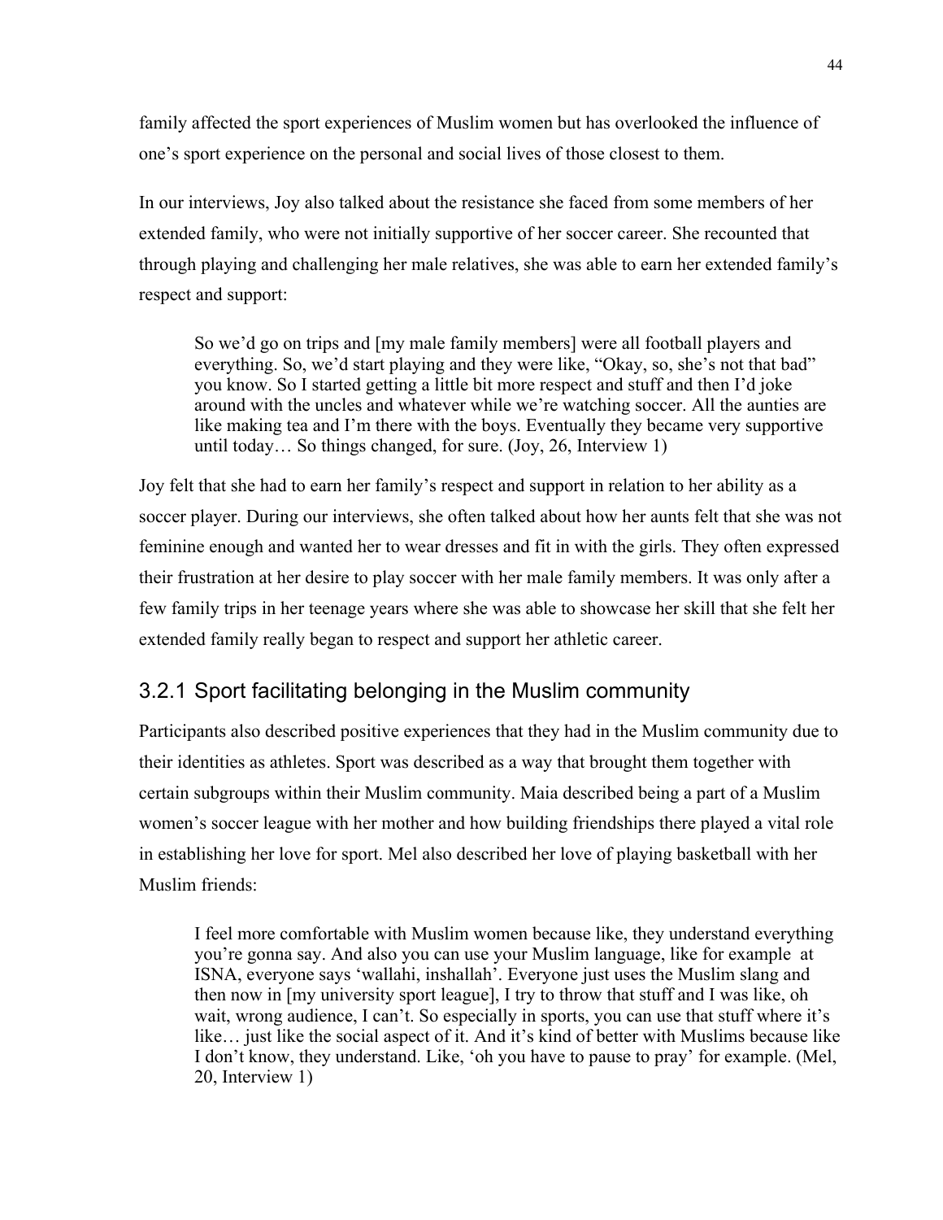family affected the sport experiences of Muslim women but has overlooked the influence of one's sport experience on the personal and social lives of those closest to them.

In our interviews, Joy also talked about the resistance she faced from some members of her extended family, who were not initially supportive of her soccer career. She recounted that through playing and challenging her male relatives, she was able to earn her extended family's respect and support:

> So we'd go on trips and [my male family members] were all football players and everything. So, we'd start playing and they were like, "Okay, so, she's not that bad" you know. So I started getting a little bit more respect and stuff and then I'd joke around with the uncles and whatever while we're watching soccer. All the aunties are like making tea and I'm there with the boys. Eventually they became very supportive until today… So things changed, for sure. (Joy, 26, Interview 1)

Joy felt that she had to earn her family's respect and support in relation to her ability as a soccer player. During our interviews, she often talked about how her aunts felt that she was not feminine enough and wanted her to wear dresses and fit in with the girls. They often expressed their frustration at her desire to play soccer with her male family members. It was only after a few family trips in her teenage years where she was able to showcase her skill that she felt her extended family really began to respect and support her athletic career.

### 3.2.1 Sport facilitating belonging in the Muslim community

Participants also described positive experiences that they had in the Muslim community due to their identities as athletes. Sport was described as a way that brought them together with certain subgroups within their Muslim community. Maia described being a part of a Muslim women's soccer league with her mother and how building friendships there played a vital role in establishing her love for sport. Mel also described her love of playing basketball with her Muslim friends:

> I feel more comfortable with Muslim women because like, they understand everything you're gonna say. And also you can use your Muslim language, like for example at ISNA, everyone says 'wallahi, inshallah'. Everyone just uses the Muslim slang and then now in [my university sport league], I try to throw that stuff and I was like, oh wait, wrong audience, I can't. So especially in sports, you can use that stuff where it's like… just like the social aspect of it. And it's kind of better with Muslims because like I don't know, they understand. Like, 'oh you have to pause to pray' for example. (Mel, 20, Interview 1)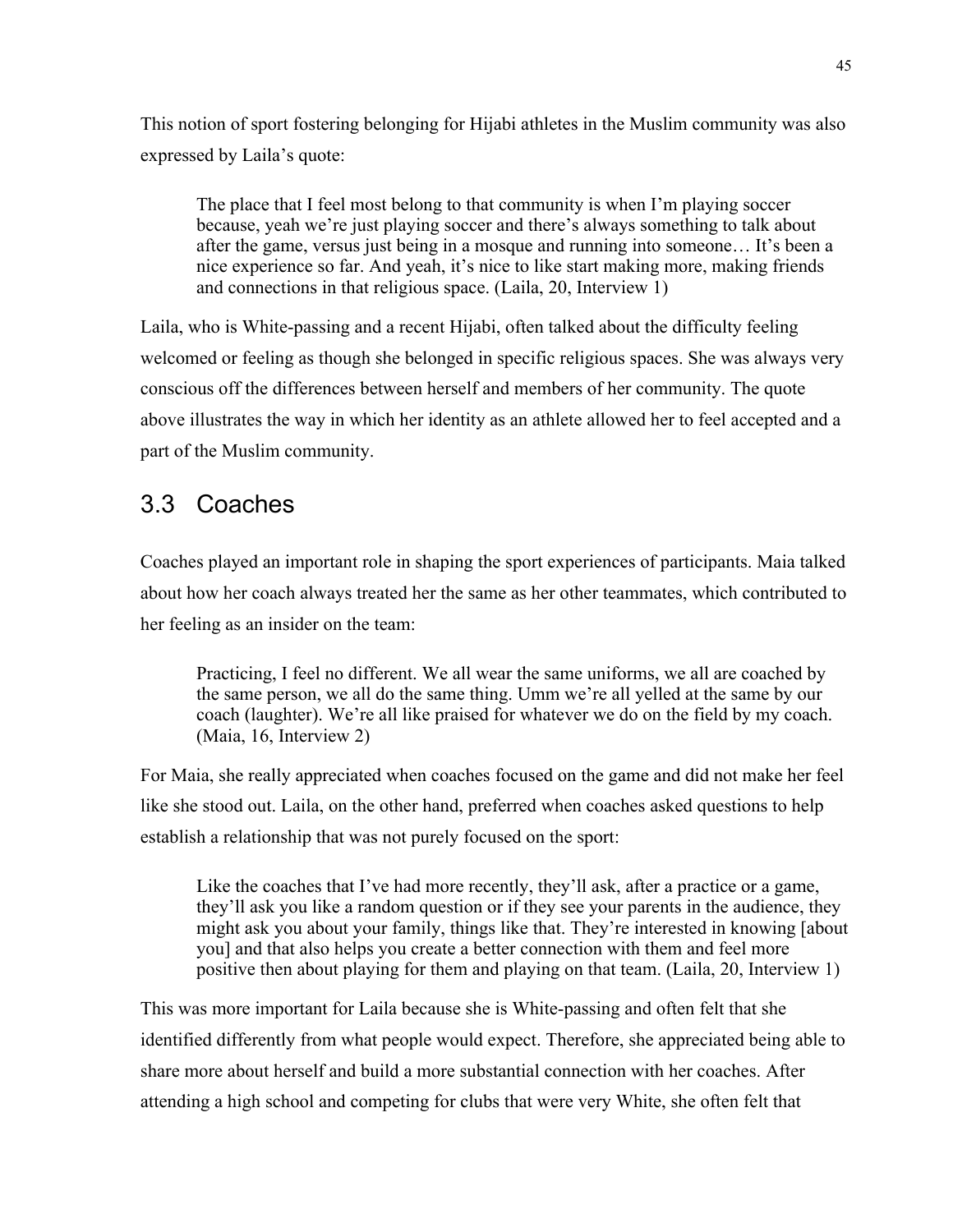This notion of sport fostering belonging for Hijabi athletes in the Muslim community was also expressed by Laila's quote:

> The place that I feel most belong to that community is when I'm playing soccer because, yeah we're just playing soccer and there's always something to talk about after the game, versus just being in a mosque and running into someone… It's been a nice experience so far. And yeah, it's nice to like start making more, making friends and connections in that religious space. (Laila, 20, Interview 1)

Laila, who is White-passing and a recent Hijabi, often talked about the difficulty feeling welcomed or feeling as though she belonged in specific religious spaces. She was always very conscious off the differences between herself and members of her community. The quote above illustrates the way in which her identity as an athlete allowed her to feel accepted and a part of the Muslim community.

## 3.3 Coaches

Coaches played an important role in shaping the sport experiences of participants. Maia talked about how her coach always treated her the same as her other teammates, which contributed to her feeling as an insider on the team:

> Practicing, I feel no different. We all wear the same uniforms, we all are coached by the same person, we all do the same thing. Umm we're all yelled at the same by our coach (laughter). We're all like praised for whatever we do on the field by my coach. (Maia, 16, Interview 2)

For Maia, she really appreciated when coaches focused on the game and did not make her feel like she stood out. Laila, on the other hand, preferred when coaches asked questions to help establish a relationship that was not purely focused on the sport:

> Like the coaches that I've had more recently, they'll ask, after a practice or a game, they'll ask you like a random question or if they see your parents in the audience, they might ask you about your family, things like that. They're interested in knowing [about you] and that also helps you create a better connection with them and feel more positive then about playing for them and playing on that team. (Laila, 20, Interview 1)

This was more important for Laila because she is White-passing and often felt that she identified differently from what people would expect. Therefore, she appreciated being able to share more about herself and build a more substantial connection with her coaches. After attending a high school and competing for clubs that were very White, she often felt that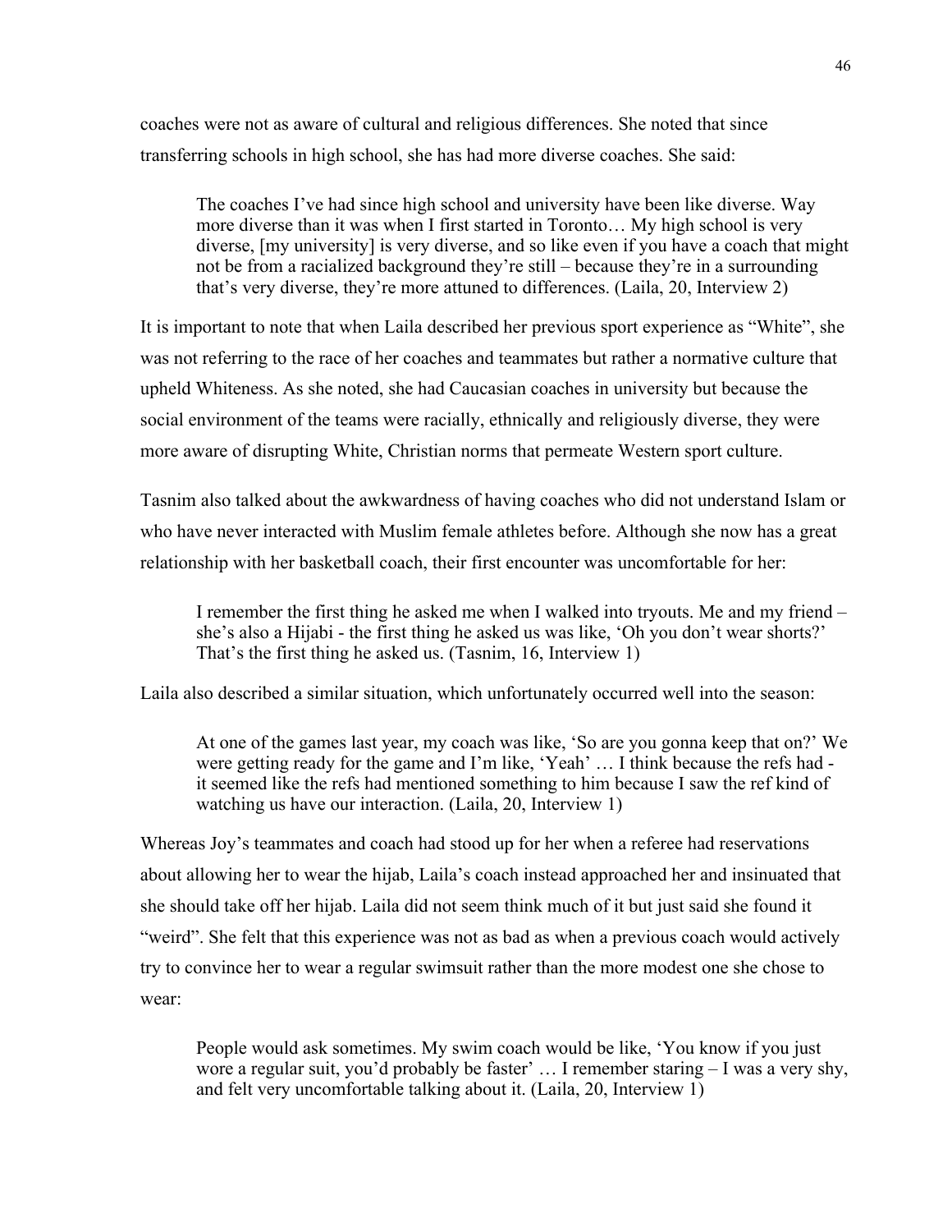coaches were not as aware of cultural and religious differences. She noted that since transferring schools in high school, she has had more diverse coaches. She said:

> The coaches I've had since high school and university have been like diverse. Way more diverse than it was when I first started in Toronto… My high school is very diverse, [my university] is very diverse, and so like even if you have a coach that might not be from a racialized background they're still – because they're in a surrounding that's very diverse, they're more attuned to differences. (Laila, 20, Interview 2)

It is important to note that when Laila described her previous sport experience as "White", she was not referring to the race of her coaches and teammates but rather a normative culture that upheld Whiteness. As she noted, she had Caucasian coaches in university but because the social environment of the teams were racially, ethnically and religiously diverse, they were more aware of disrupting White, Christian norms that permeate Western sport culture.

Tasnim also talked about the awkwardness of having coaches who did not understand Islam or who have never interacted with Muslim female athletes before. Although she now has a great relationship with her basketball coach, their first encounter was uncomfortable for her:

> I remember the first thing he asked me when I walked into tryouts. Me and my friend – she's also a Hijabi - the first thing he asked us was like, 'Oh you don't wear shorts?' That's the first thing he asked us. (Tasnim, 16, Interview 1)

Laila also described a similar situation, which unfortunately occurred well into the season:

> At one of the games last year, my coach was like, 'So are you gonna keep that on?' We were getting ready for the game and I'm like, 'Yeah' … I think because the refs had - it seemed like the refs had mentioned something to him because I saw the ref kind of watching us have our interaction. (Laila, 20, Interview 1)

Whereas Joy's teammates and coach had stood up for her when a referee had reservations about allowing her to wear the hijab, Laila's coach instead approached her and insinuated that she should take off her hijab. Laila did not seem think much of it but just said she found it "weird". She felt that this experience was not as bad as when a previous coach would actively try to convince her to wear a regular swimsuit rather than the more modest one she chose to wear:

> People would ask sometimes. My swim coach would be like, 'You know if you just wore a regular suit, you'd probably be faster' … I remember staring – I was a very shy, and felt very uncomfortable talking about it. (Laila, 20, Interview 1)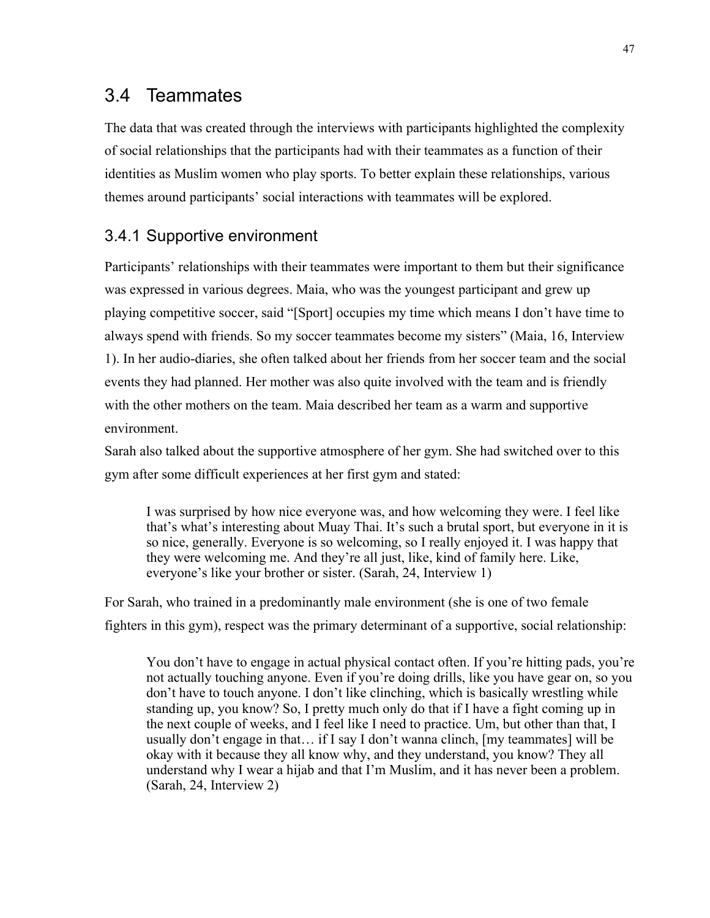## 3.4 Teammates

The data that was created through the interviews with participants highlighted the complexity of social relationships that the participants had with their teammates as a function of their identities as Muslim women who play sports. To better explain these relationships, various themes around participants' social interactions with teammates will be explored.

### 3.4.1 Supportive environment

Participants' relationships with their teammates were important to them but their significance was expressed in various degrees. Maia, who was the youngest participant and grew up playing competitive soccer, said "[Sport] occupies my time which means I don't have time to always spend with friends. So my soccer teammates become my sisters" (Maia, 16, Interview 1). In her audio-diaries, she often talked about her friends from her soccer team and the social events they had planned. Her mother was also quite involved with the team and is friendly with the other mothers on the team. Maia described her team as a warm and supportive environment.

Sarah also talked about the supportive atmosphere of her gym. She had switched over to this gym after some difficult experiences at her first gym and stated:

> I was surprised by how nice everyone was, and how welcoming they were. I feel like that's what's interesting about Muay Thai. It's such a brutal sport, but everyone in it is so nice, generally. Everyone is so welcoming, so I really enjoyed it. I was happy that they were welcoming me. And they're all just, like, kind of family here. Like, everyone's like your brother or sister. (Sarah, 24, Interview 1)

For Sarah, who trained in a predominantly male environment (she is one of two female fighters in this gym), respect was the primary determinant of a supportive, social relationship:

> You don't have to engage in actual physical contact often. If you're hitting pads, you're not actually touching anyone. Even if you're doing drills, like you have gear on, so you don't have to touch anyone. I don't like clinching, which is basically wrestling while standing up, you know? So, I pretty much only do that if I have a fight coming up in the next couple of weeks, and I feel like I need to practice. Um, but other than that, I usually don't engage in that… if I say I don't wanna clinch, [my teammates] will be okay with it because they all know why, and they understand, you know? They all understand why I wear a hijab and that I'm Muslim, and it has never been a problem. (Sarah, 24, Interview 2)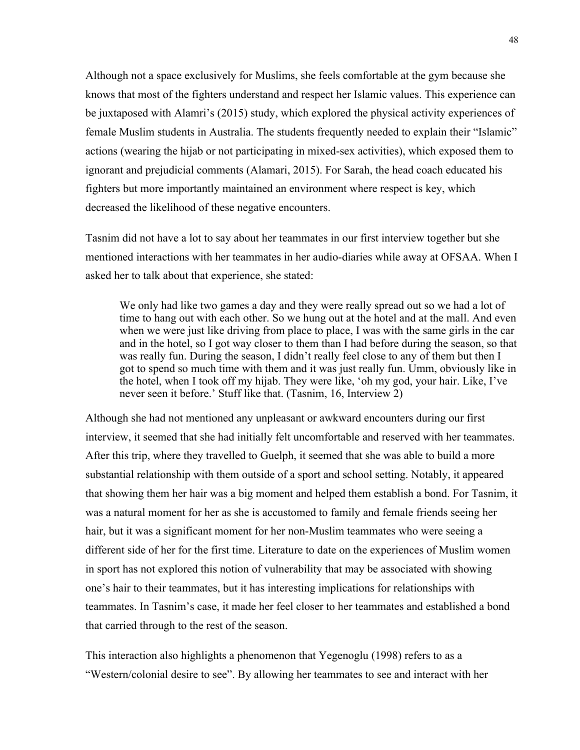Although not a space exclusively for Muslims, she feels comfortable at the gym because she knows that most of the fighters understand and respect her Islamic values. This experience can be juxtaposed with Alamri's (2015) study, which explored the physical activity experiences of female Muslim students in Australia. The students frequently needed to explain their "Islamic" actions (wearing the hijab or not participating in mixed-sex activities), which exposed them to ignorant and prejudicial comments (Alamari, 2015). For Sarah, the head coach educated his fighters but more importantly maintained an environment where respect is key, which decreased the likelihood of these negative encounters.

Tasnim did not have a lot to say about her teammates in our first interview together but she mentioned interactions with her teammates in her audio-diaries while away at OFSAA. When I asked her to talk about that experience, she stated:

> We only had like two games a day and they were really spread out so we had a lot of time to hang out with each other. So we hung out at the hotel and at the mall. And even when we were just like driving from place to place, I was with the same girls in the car and in the hotel, so I got way closer to them than I had before during the season, so that was really fun. During the season, I didn't really feel close to any of them but then I got to spend so much time with them and it was just really fun. Umm, obviously like in the hotel, when I took off my hijab. They were like, 'oh my god, your hair. Like, I've never seen it before.' Stuff like that. (Tasnim, 16, Interview 2)

Although she had not mentioned any unpleasant or awkward encounters during our first interview, it seemed that she had initially felt uncomfortable and reserved with her teammates. After this trip, where they travelled to Guelph, it seemed that she was able to build a more substantial relationship with them outside of a sport and school setting. Notably, it appeared that showing them her hair was a big moment and helped them establish a bond. For Tasnim, it was a natural moment for her as she is accustomed to family and female friends seeing her hair, but it was a significant moment for her non-Muslim teammates who were seeing a different side of her for the first time. Literature to date on the experiences of Muslim women in sport has not explored this notion of vulnerability that may be associated with showing one's hair to their teammates, but it has interesting implications for relationships with teammates. In Tasnim's case, it made her feel closer to her teammates and established a bond that carried through to the rest of the season.

This interaction also highlights a phenomenon that Yegenoglu (1998) refers to as a "Western/colonial desire to see". By allowing her teammates to see and interact with her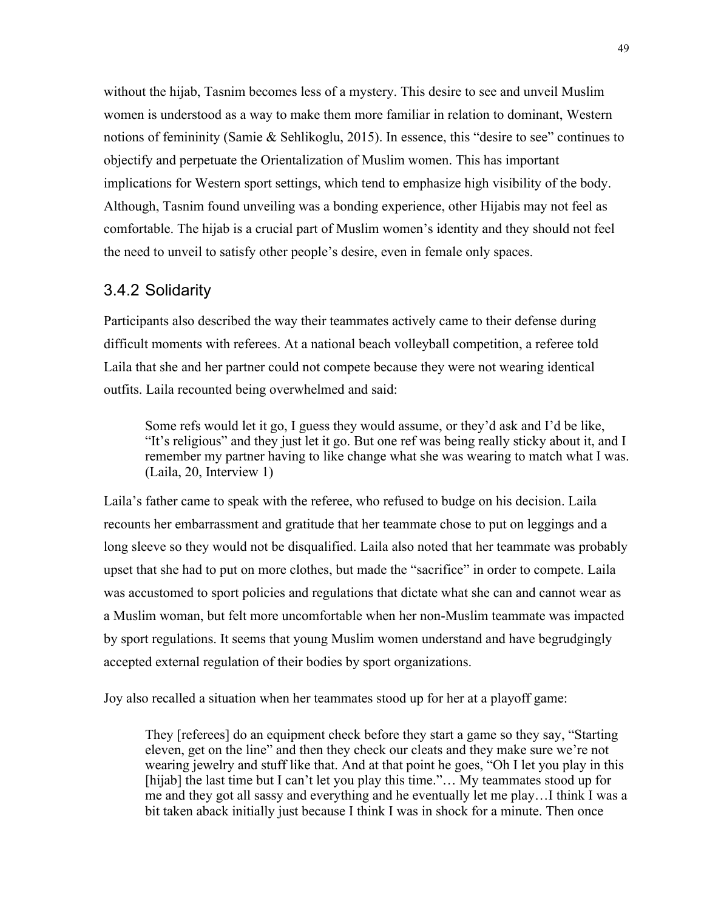without the hijab, Tasnim becomes less of a mystery. This desire to see and unveil Muslim women is understood as a way to make them more familiar in relation to dominant, Western notions of femininity (Samie & Sehlikoglu, 2015). In essence, this "desire to see" continues to objectify and perpetuate the Orientalization of Muslim women. This has important implications for Western sport settings, which tend to emphasize high visibility of the body. Although, Tasnim found unveiling was a bonding experience, other Hijabis may not feel as comfortable. The hijab is a crucial part of Muslim women's identity and they should not feel the need to unveil to satisfy other people's desire, even in female only spaces.

### 3.4.2 Solidarity

Participants also described the way their teammates actively came to their defense during difficult moments with referees. At a national beach volleyball competition, a referee told Laila that she and her partner could not compete because they were not wearing identical outfits. Laila recounted being overwhelmed and said:

> Some refs would let it go, I guess they would assume, or they'd ask and I'd be like, "It's religious" and they just let it go. But one ref was being really sticky about it, and I remember my partner having to like change what she was wearing to match what I was. (Laila, 20, Interview 1)

Laila's father came to speak with the referee, who refused to budge on his decision. Laila recounts her embarrassment and gratitude that her teammate chose to put on leggings and a long sleeve so they would not be disqualified. Laila also noted that her teammate was probably upset that she had to put on more clothes, but made the "sacrifice" in order to compete. Laila was accustomed to sport policies and regulations that dictate what she can and cannot wear as a Muslim woman, but felt more uncomfortable when her non-Muslim teammate was impacted by sport regulations. It seems that young Muslim women understand and have begrudgingly accepted external regulation of their bodies by sport organizations.

Joy also recalled a situation when her teammates stood up for her at a playoff game:

> They [referees] do an equipment check before they start a game so they say, "Starting eleven, get on the line" and then they check our cleats and they make sure we're not wearing jewelry and stuff like that. And at that point he goes, "Oh I let you play in this [hijab] the last time but I can't let you play this time."… My teammates stood up for me and they got all sassy and everything and he eventually let me play…I think I was a bit taken aback initially just because I think I was in shock for a minute. Then once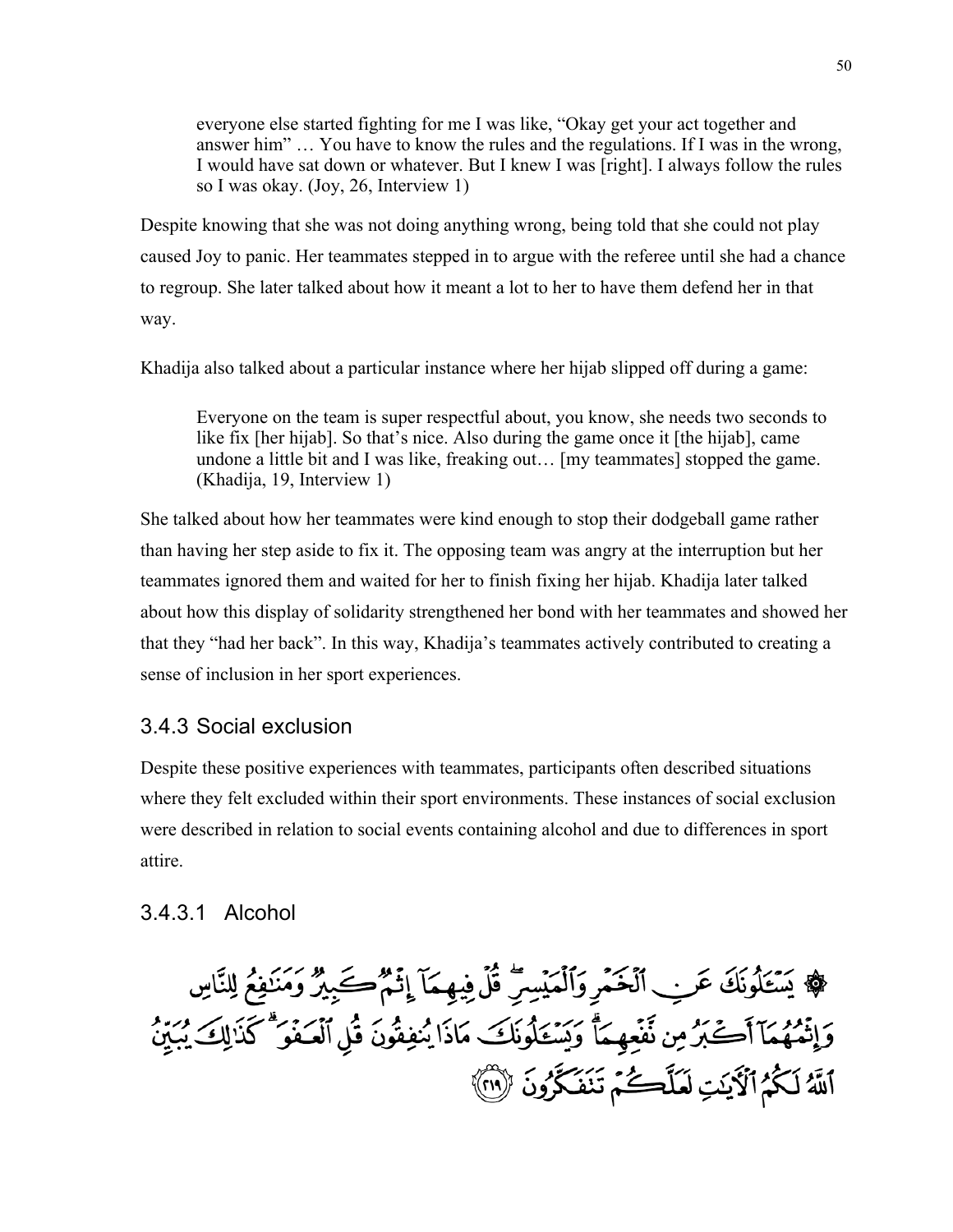> everyone else started fighting for me I was like, "Okay get your act together and answer him" … You have to know the rules and the regulations. If I was in the wrong, I would have sat down or whatever. But I knew I was [right]. I always follow the rules so I was okay. (Joy, 26, Interview 1)

Despite knowing that she was not doing anything wrong, being told that she could not play caused Joy to panic. Her teammates stepped in to argue with the referee until she had a chance to regroup. She later talked about how it meant a lot to her to have them defend her in that way.

Khadija also talked about a particular instance where her hijab slipped off during a game:

> Everyone on the team is super respectful about, you know, she needs two seconds to like fix [her hijab]. So that's nice. Also during the game once it [the hijab], came undone a little bit and I was like, freaking out… [my teammates] stopped the game. (Khadija, 19, Interview 1)

She talked about how her teammates were kind enough to stop their dodgeball game rather than having her step aside to fix it. The opposing team was angry at the interruption but her teammates ignored them and waited for her to finish fixing her hijab. Khadija later talked about how this display of solidarity strengthened her bond with her teammates and showed her that they "had her back". In this way, Khadija's teammates actively contributed to creating a sense of inclusion in her sport experiences.

### 3.4.3 Social exclusion

Despite these positive experiences with teammates, participants often described situations where they felt excluded within their sport environments. These instances of social exclusion were described in relation to social events containing alcohol and due to differences in sport attire.

#### 3.4.3.1 Alcohol

۞ يَسْـَٔلُونَكَ عَنِ ٱلْخَمْرِ وَٱلْمَيْسِرِ ۖ قُلْ فِيهِمَآ إِثْمٌ كَبِيرٌ وَمَنَٰفِعُ لِلنَّاسِ وَإِثْمُهُمَآ أَكْبَرُ مِن نَّفْعِهِمَا ۗ وَيَسْـَٔلُونَكَ مَاذَا يُنفِقُونَ قُلِ ٱلْعَفْوَ ۗ كَذَٰلِكَ يُبَيِّنُ ٱللَّهُ لَكُمُ ٱلْـَٔايَٰتِ لَعَلَّكُمْ تَتَفَكَّرُونَ ﴿٢١٩﴾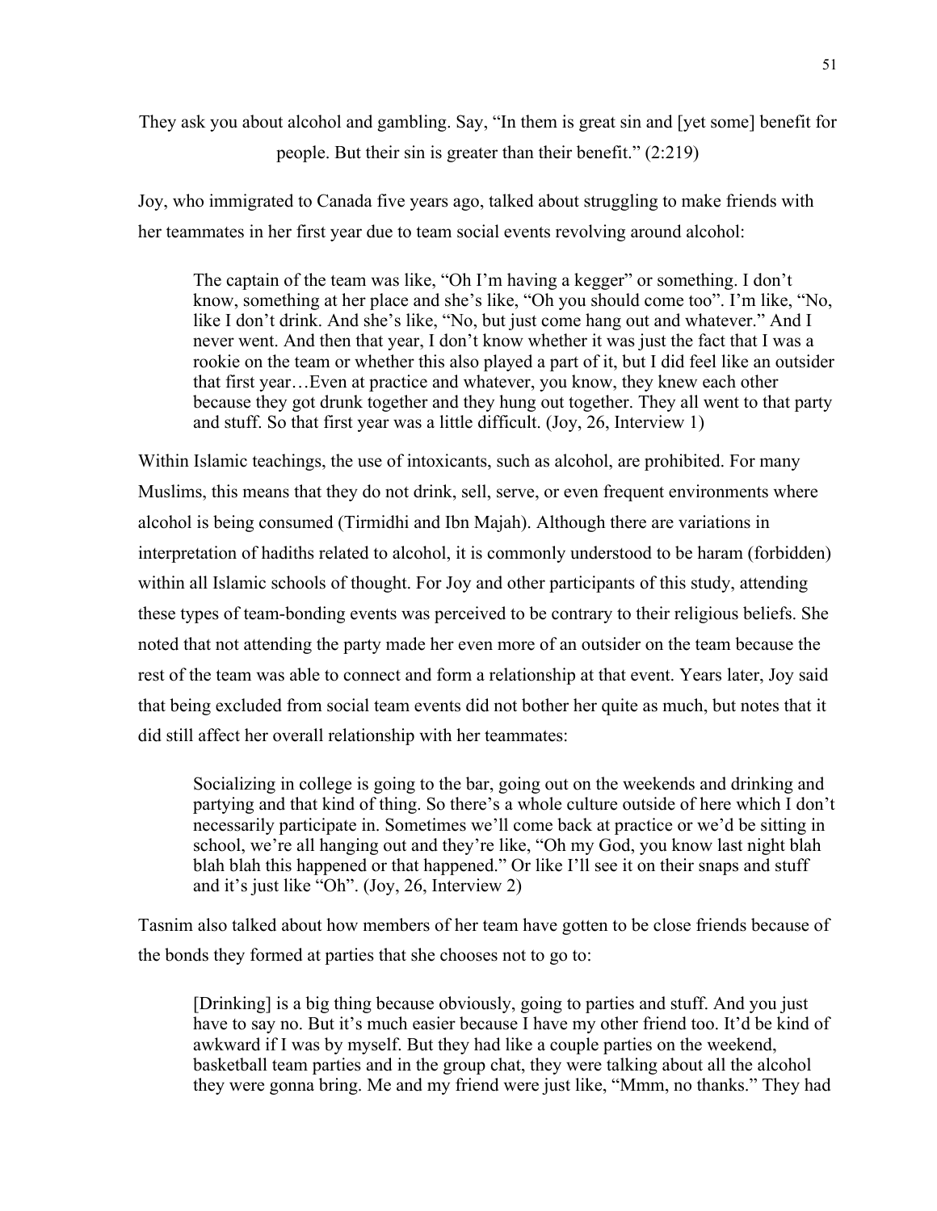They ask you about alcohol and gambling. Say, "In them is great sin and [yet some] benefit for people. But their sin is greater than their benefit." (2:219)

Joy, who immigrated to Canada five years ago, talked about struggling to make friends with her teammates in her first year due to team social events revolving around alcohol:

> The captain of the team was like, "Oh I'm having a kegger" or something. I don't know, something at her place and she's like, "Oh you should come too". I'm like, "No, like I don't drink. And she's like, "No, but just come hang out and whatever." And I never went. And then that year, I don't know whether it was just the fact that I was a rookie on the team or whether this also played a part of it, but I did feel like an outsider that first year…Even at practice and whatever, you know, they knew each other because they got drunk together and they hung out together. They all went to that party and stuff. So that first year was a little difficult. (Joy, 26, Interview 1)

Within Islamic teachings, the use of intoxicants, such as alcohol, are prohibited. For many Muslims, this means that they do not drink, sell, serve, or even frequent environments where alcohol is being consumed (Tirmidhi and Ibn Majah). Although there are variations in interpretation of hadiths related to alcohol, it is commonly understood to be haram (forbidden) within all Islamic schools of thought. For Joy and other participants of this study, attending these types of team-bonding events was perceived to be contrary to their religious beliefs. She noted that not attending the party made her even more of an outsider on the team because the rest of the team was able to connect and form a relationship at that event. Years later, Joy said that being excluded from social team events did not bother her quite as much, but notes that it did still affect her overall relationship with her teammates:

> Socializing in college is going to the bar, going out on the weekends and drinking and partying and that kind of thing. So there's a whole culture outside of here which I don't necessarily participate in. Sometimes we'll come back at practice or we'd be sitting in school, we're all hanging out and they're like, "Oh my God, you know last night blah blah blah this happened or that happened." Or like I'll see it on their snaps and stuff and it's just like "Oh". (Joy, 26, Interview 2)

Tasnim also talked about how members of her team have gotten to be close friends because of the bonds they formed at parties that she chooses not to go to:

> [Drinking] is a big thing because obviously, going to parties and stuff. And you just have to say no. But it's much easier because I have my other friend too. It'd be kind of awkward if I was by myself. But they had like a couple parties on the weekend, basketball team parties and in the group chat, they were talking about all the alcohol they were gonna bring. Me and my friend were just like, "Mmm, no thanks." They had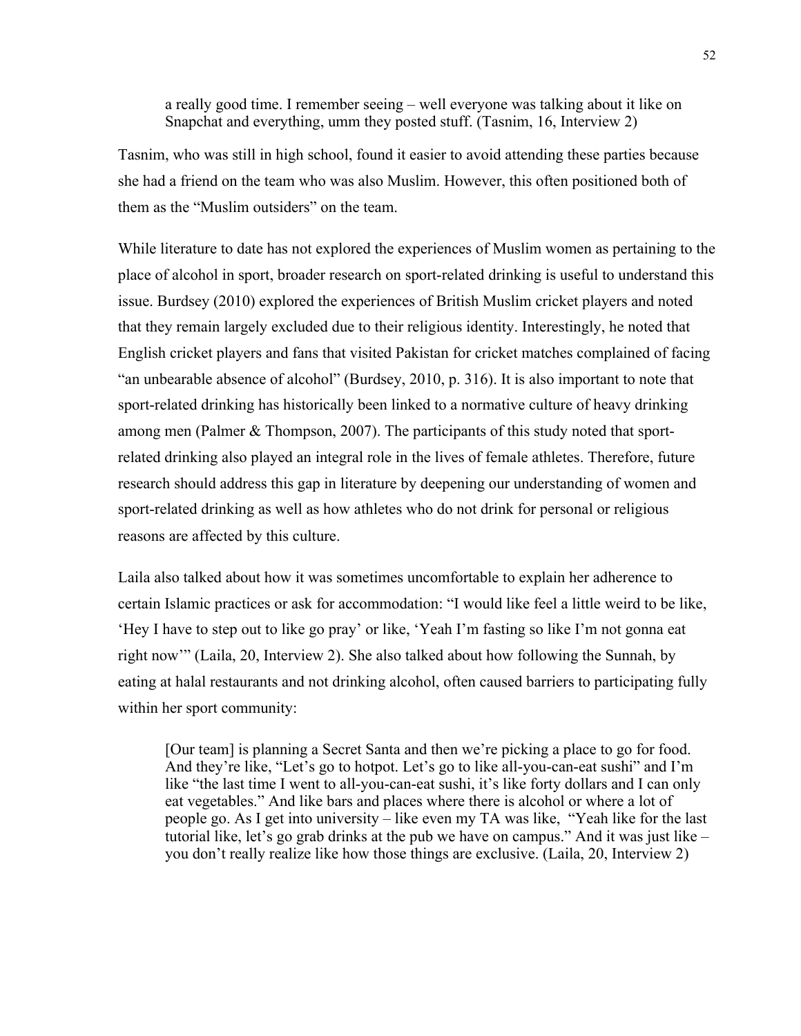> a really good time. I remember seeing – well everyone was talking about it like on Snapchat and everything, umm they posted stuff. (Tasnim, 16, Interview 2)

Tasnim, who was still in high school, found it easier to avoid attending these parties because she had a friend on the team who was also Muslim. However, this often positioned both of them as the "Muslim outsiders" on the team.

While literature to date has not explored the experiences of Muslim women as pertaining to the place of alcohol in sport, broader research on sport-related drinking is useful to understand this issue. Burdsey (2010) explored the experiences of British Muslim cricket players and noted that they remain largely excluded due to their religious identity. Interestingly, he noted that English cricket players and fans that visited Pakistan for cricket matches complained of facing "an unbearable absence of alcohol" (Burdsey, 2010, p. 316). It is also important to note that sport-related drinking has historically been linked to a normative culture of heavy drinking among men (Palmer & Thompson, 2007). The participants of this study noted that sport-related drinking also played an integral role in the lives of female athletes. Therefore, future research should address this gap in literature by deepening our understanding of women and sport-related drinking as well as how athletes who do not drink for personal or religious reasons are affected by this culture.

Laila also talked about how it was sometimes uncomfortable to explain her adherence to certain Islamic practices or ask for accommodation: "I would like feel a little weird to be like, 'Hey I have to step out to like go pray' or like, 'Yeah I'm fasting so like I'm not gonna eat right now'" (Laila, 20, Interview 2). She also talked about how following the Sunnah, by eating at halal restaurants and not drinking alcohol, often caused barriers to participating fully within her sport community:

> [Our team] is planning a Secret Santa and then we're picking a place to go for food. And they're like, "Let's go to hotpot. Let's go to like all-you-can-eat sushi" and I'm like "the last time I went to all-you-can-eat sushi, it's like forty dollars and I can only eat vegetables." And like bars and places where there is alcohol or where a lot of people go. As I get into university – like even my TA was like, "Yeah like for the last tutorial like, let's go grab drinks at the pub we have on campus." And it was just like – you don't really realize like how those things are exclusive. (Laila, 20, Interview 2)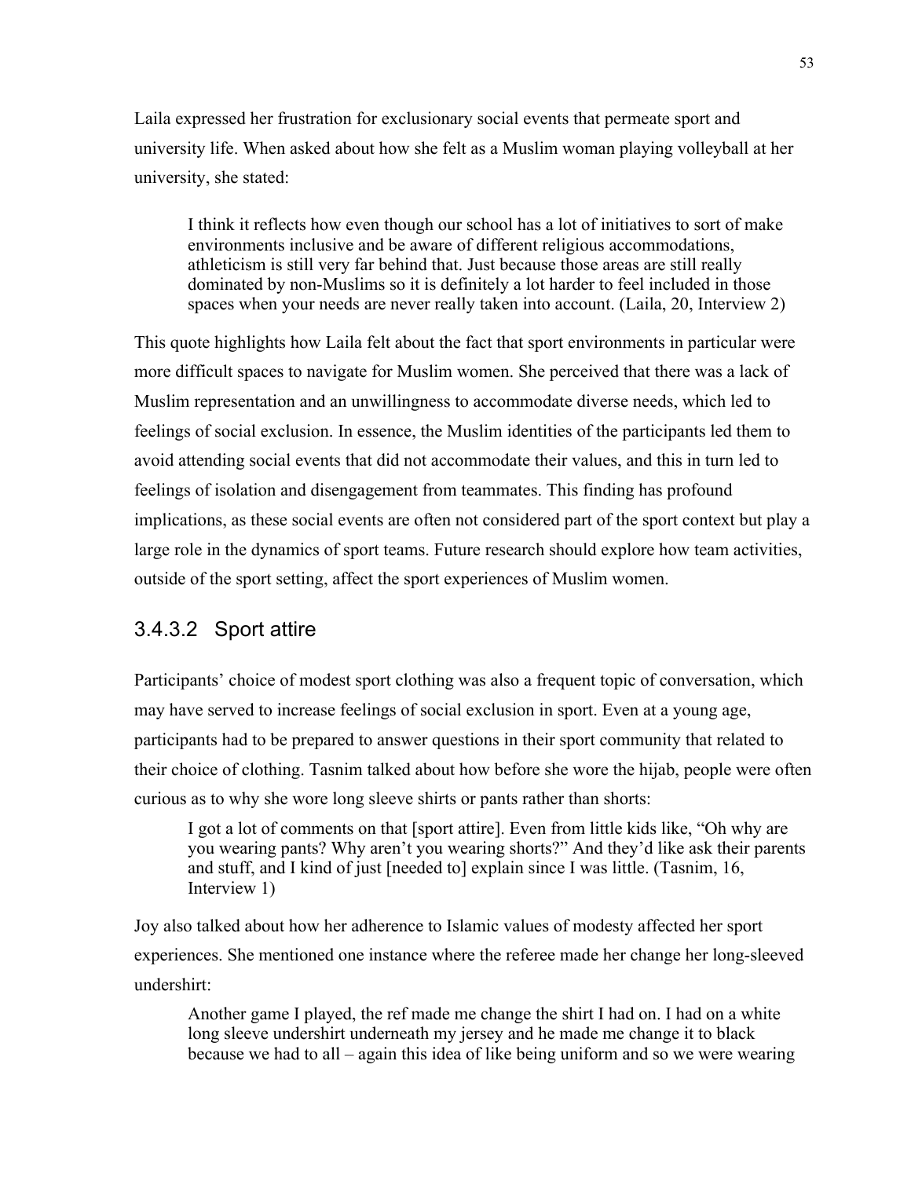Laila expressed her frustration for exclusionary social events that permeate sport and university life. When asked about how she felt as a Muslim woman playing volleyball at her university, she stated:

> I think it reflects how even though our school has a lot of initiatives to sort of make environments inclusive and be aware of different religious accommodations, athleticism is still very far behind that. Just because those areas are still really dominated by non-Muslims so it is definitely a lot harder to feel included in those spaces when your needs are never really taken into account. (Laila, 20, Interview 2)

This quote highlights how Laila felt about the fact that sport environments in particular were more difficult spaces to navigate for Muslim women. She perceived that there was a lack of Muslim representation and an unwillingness to accommodate diverse needs, which led to feelings of social exclusion. In essence, the Muslim identities of the participants led them to avoid attending social events that did not accommodate their values, and this in turn led to feelings of isolation and disengagement from teammates. This finding has profound implications, as these social events are often not considered part of the sport context but play a large role in the dynamics of sport teams. Future research should explore how team activities, outside of the sport setting, affect the sport experiences of Muslim women.

#### 3.4.3.2 Sport attire

Participants' choice of modest sport clothing was also a frequent topic of conversation, which may have served to increase feelings of social exclusion in sport. Even at a young age, participants had to be prepared to answer questions in their sport community that related to their choice of clothing. Tasnim talked about how before she wore the hijab, people were often curious as to why she wore long sleeve shirts or pants rather than shorts:

> I got a lot of comments on that [sport attire]. Even from little kids like, "Oh why are you wearing pants? Why aren't you wearing shorts?" And they'd like ask their parents and stuff, and I kind of just [needed to] explain since I was little. (Tasnim, 16, Interview 1)

Joy also talked about how her adherence to Islamic values of modesty affected her sport experiences. She mentioned one instance where the referee made her change her long-sleeved undershirt:

> Another game I played, the ref made me change the shirt I had on. I had on a white long sleeve undershirt underneath my jersey and he made me change it to black because we had to all – again this idea of like being uniform and so we were wearing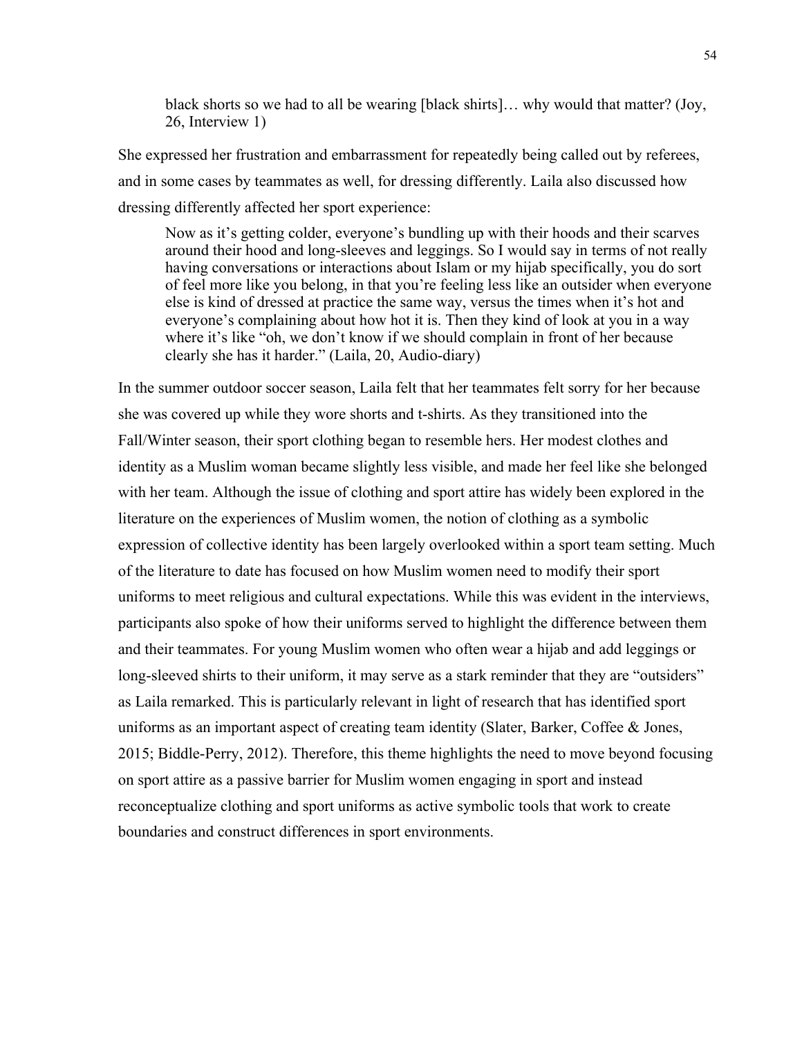> black shorts so we had to all be wearing [black shirts]… why would that matter? (Joy, 26, Interview 1)

She expressed her frustration and embarrassment for repeatedly being called out by referees, and in some cases by teammates as well, for dressing differently. Laila also discussed how dressing differently affected her sport experience:

> Now as it's getting colder, everyone's bundling up with their hoods and their scarves around their hood and long-sleeves and leggings. So I would say in terms of not really having conversations or interactions about Islam or my hijab specifically, you do sort of feel more like you belong, in that you're feeling less like an outsider when everyone else is kind of dressed at practice the same way, versus the times when it's hot and everyone's complaining about how hot it is. Then they kind of look at you in a way where it's like "oh, we don't know if we should complain in front of her because clearly she has it harder." (Laila, 20, Audio-diary)

In the summer outdoor soccer season, Laila felt that her teammates felt sorry for her because she was covered up while they wore shorts and t-shirts. As they transitioned into the Fall/Winter season, their sport clothing began to resemble hers. Her modest clothes and identity as a Muslim woman became slightly less visible, and made her feel like she belonged with her team. Although the issue of clothing and sport attire has widely been explored in the literature on the experiences of Muslim women, the notion of clothing as a symbolic expression of collective identity has been largely overlooked within a sport team setting. Much of the literature to date has focused on how Muslim women need to modify their sport uniforms to meet religious and cultural expectations. While this was evident in the interviews, participants also spoke of how their uniforms served to highlight the difference between them and their teammates. For young Muslim women who often wear a hijab and add leggings or long-sleeved shirts to their uniform, it may serve as a stark reminder that they are "outsiders" as Laila remarked. This is particularly relevant in light of research that has identified sport uniforms as an important aspect of creating team identity (Slater, Barker, Coffee & Jones, 2015; Biddle-Perry, 2012). Therefore, this theme highlights the need to move beyond focusing on sport attire as a passive barrier for Muslim women engaging in sport and instead reconceptualize clothing and sport uniforms as active symbolic tools that work to create boundaries and construct differences in sport environments.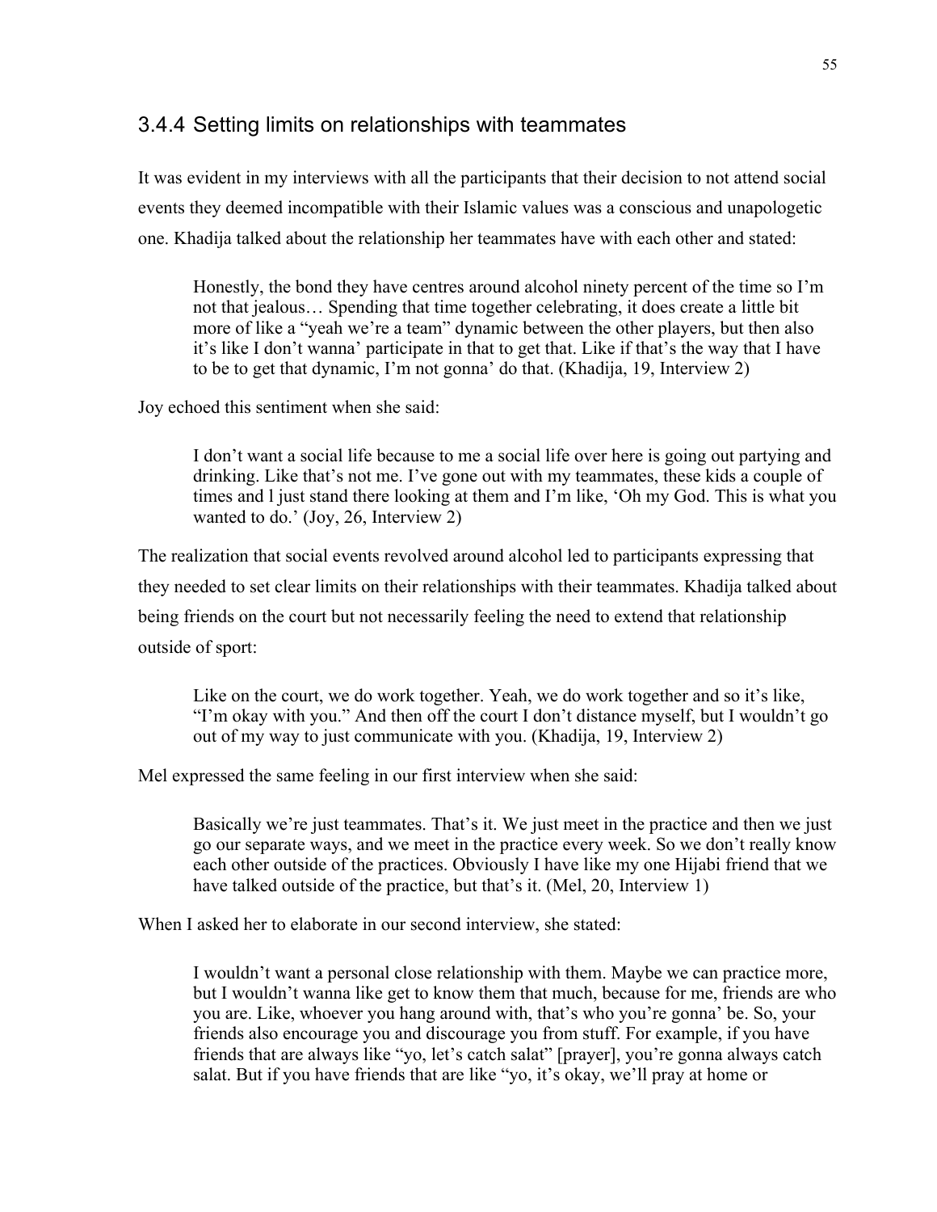### 3.4.4 Setting limits on relationships with teammates

It was evident in my interviews with all the participants that their decision to not attend social events they deemed incompatible with their Islamic values was a conscious and unapologetic one. Khadija talked about the relationship her teammates have with each other and stated:

> Honestly, the bond they have centres around alcohol ninety percent of the time so I'm not that jealous… Spending that time together celebrating, it does create a little bit more of like a "yeah we're a team" dynamic between the other players, but then also it's like I don't wanna' participate in that to get that. Like if that's the way that I have to be to get that dynamic, I'm not gonna' do that. (Khadija, 19, Interview 2)

Joy echoed this sentiment when she said:

> I don't want a social life because to me a social life over here is going out partying and drinking. Like that's not me. I've gone out with my teammates, these kids a couple of times and l just stand there looking at them and I'm like, 'Oh my God. This is what you wanted to do.' (Joy, 26, Interview 2)

The realization that social events revolved around alcohol led to participants expressing that they needed to set clear limits on their relationships with their teammates. Khadija talked about being friends on the court but not necessarily feeling the need to extend that relationship outside of sport:

> Like on the court, we do work together. Yeah, we do work together and so it's like, "I'm okay with you." And then off the court I don't distance myself, but I wouldn't go out of my way to just communicate with you. (Khadija, 19, Interview 2)

Mel expressed the same feeling in our first interview when she said:

> Basically we're just teammates. That's it. We just meet in the practice and then we just go our separate ways, and we meet in the practice every week. So we don't really know each other outside of the practices. Obviously I have like my one Hijabi friend that we have talked outside of the practice, but that's it. (Mel, 20, Interview 1)

When I asked her to elaborate in our second interview, she stated:

> I wouldn't want a personal close relationship with them. Maybe we can practice more, but I wouldn't wanna like get to know them that much, because for me, friends are who you are. Like, whoever you hang around with, that's who you're gonna' be. So, your friends also encourage you and discourage you from stuff. For example, if you have friends that are always like "yo, let's catch salat" [prayer], you're gonna always catch salat. But if you have friends that are like "yo, it's okay, we'll pray at home or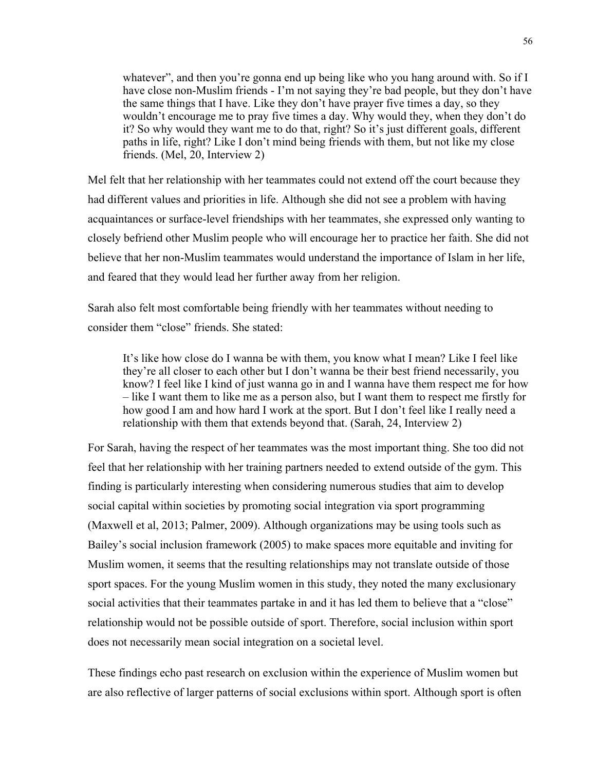> whatever", and then you're gonna end up being like who you hang around with. So if I have close non-Muslim friends - I'm not saying they're bad people, but they don't have the same things that I have. Like they don't have prayer five times a day, so they wouldn't encourage me to pray five times a day. Why would they, when they don't do it? So why would they want me to do that, right? So it's just different goals, different paths in life, right? Like I don't mind being friends with them, but not like my close friends. (Mel, 20, Interview 2)

Mel felt that her relationship with her teammates could not extend off the court because they had different values and priorities in life. Although she did not see a problem with having acquaintances or surface-level friendships with her teammates, she expressed only wanting to closely befriend other Muslim people who will encourage her to practice her faith. She did not believe that her non-Muslim teammates would understand the importance of Islam in her life, and feared that they would lead her further away from her religion.

Sarah also felt most comfortable being friendly with her teammates without needing to consider them "close" friends. She stated:

> It's like how close do I wanna be with them, you know what I mean? Like I feel like they're all closer to each other but I don't wanna be their best friend necessarily, you know? I feel like I kind of just wanna go in and I wanna have them respect me for how – like I want them to like me as a person also, but I want them to respect me firstly for how good I am and how hard I work at the sport. But I don't feel like I really need a relationship with them that extends beyond that. (Sarah, 24, Interview 2)

For Sarah, having the respect of her teammates was the most important thing. She too did not feel that her relationship with her training partners needed to extend outside of the gym. This finding is particularly interesting when considering numerous studies that aim to develop social capital within societies by promoting social integration via sport programming (Maxwell et al, 2013; Palmer, 2009). Although organizations may be using tools such as Bailey's social inclusion framework (2005) to make spaces more equitable and inviting for Muslim women, it seems that the resulting relationships may not translate outside of those sport spaces. For the young Muslim women in this study, they noted the many exclusionary social activities that their teammates partake in and it has led them to believe that a "close" relationship would not be possible outside of sport. Therefore, social inclusion within sport does not necessarily mean social integration on a societal level.

These findings echo past research on exclusion within the experience of Muslim women but are also reflective of larger patterns of social exclusions within sport. Although sport is often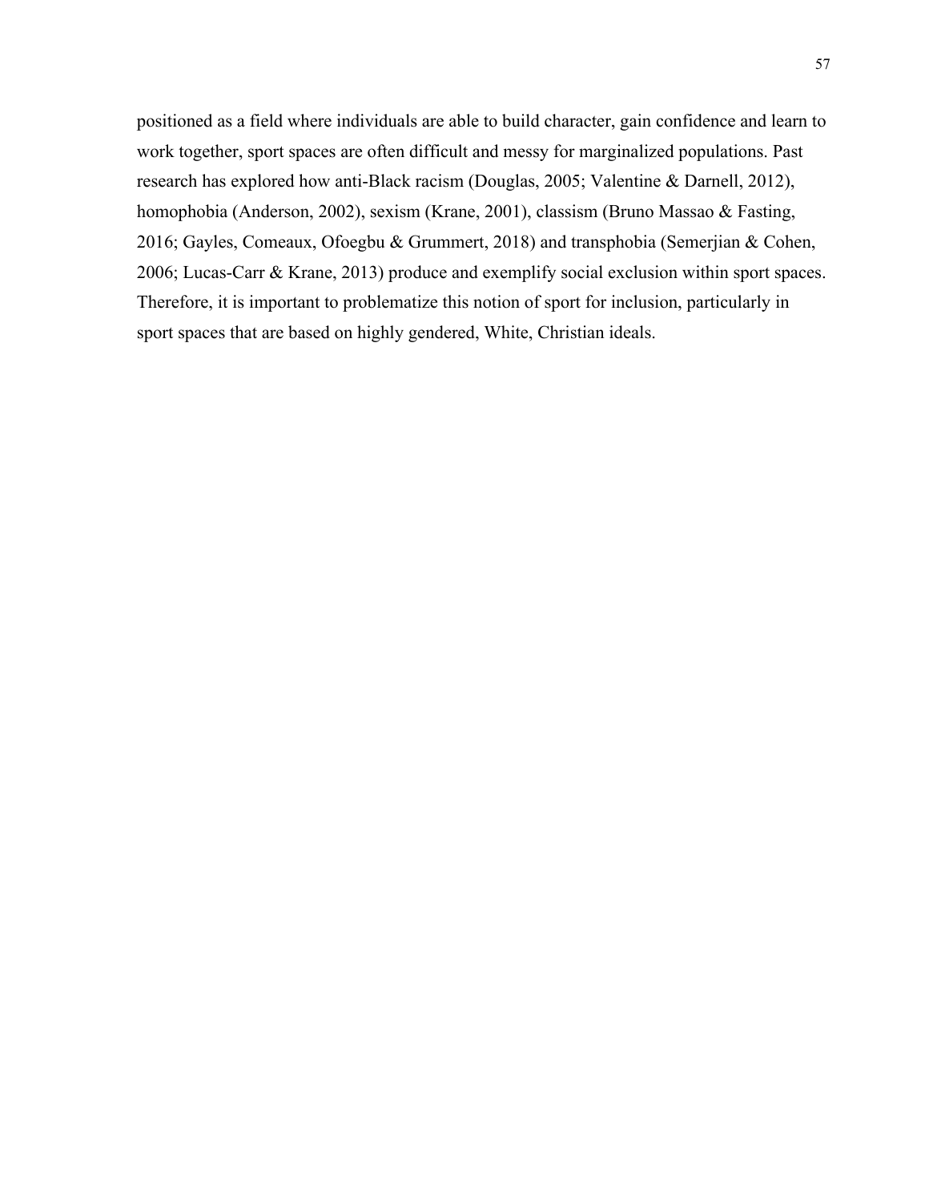positioned as a field where individuals are able to build character, gain confidence and learn to work together, sport spaces are often difficult and messy for marginalized populations. Past research has explored how anti-Black racism (Douglas, 2005; Valentine & Darnell, 2012), homophobia (Anderson, 2002), sexism (Krane, 2001), classism (Bruno Massao & Fasting, 2016; Gayles, Comeaux, Ofoegbu & Grummert, 2018) and transphobia (Semerjian & Cohen, 2006; Lucas-Carr & Krane, 2013) produce and exemplify social exclusion within sport spaces. Therefore, it is important to problematize this notion of sport for inclusion, particularly in sport spaces that are based on highly gendered, White, Christian ideals.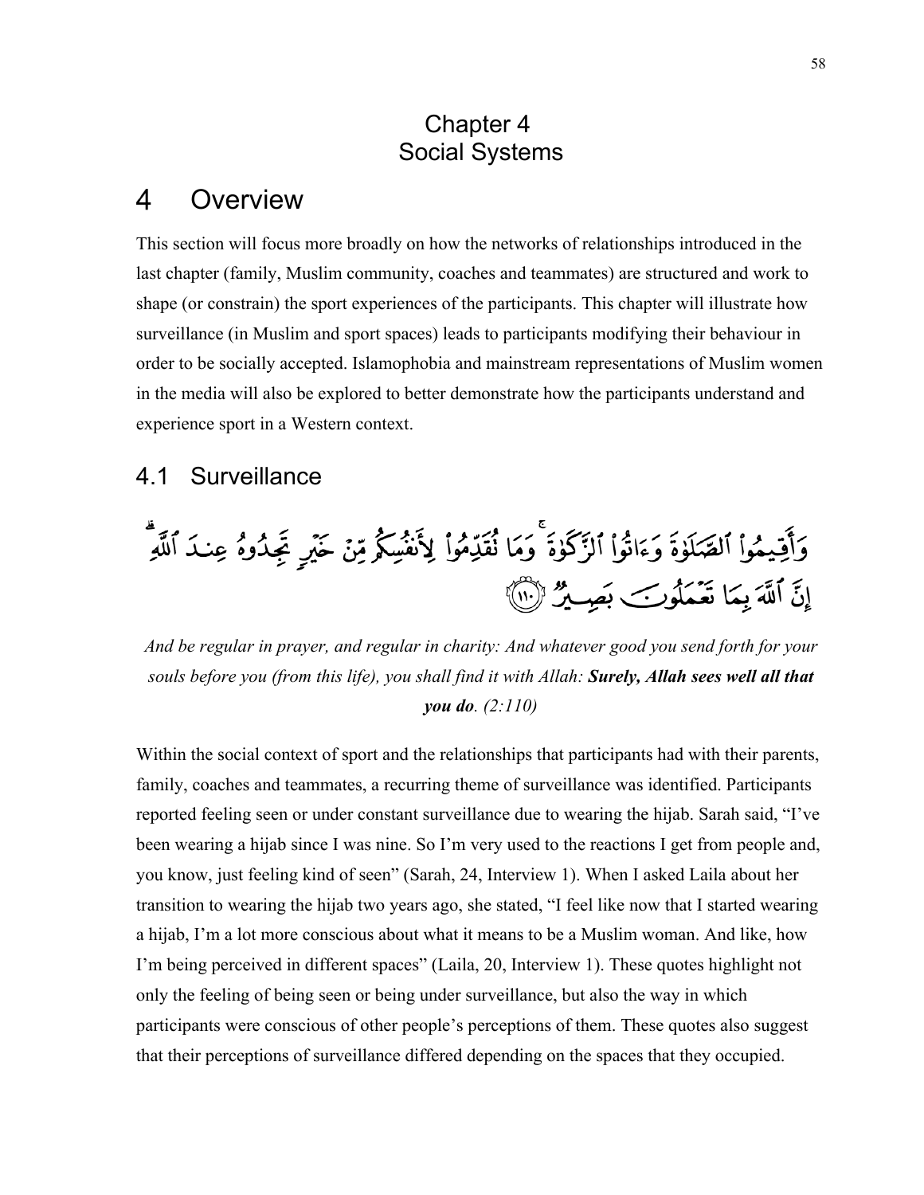# Chapter 4
# Social Systems

# 4 Overview

This section will focus more broadly on how the networks of relationships introduced in the last chapter (family, Muslim community, coaches and teammates) are structured and work to shape (or constrain) the sport experiences of the participants. This chapter will illustrate how surveillance (in Muslim and sport spaces) leads to participants modifying their behaviour in order to be socially accepted. Islamophobia and mainstream representations of Muslim women in the media will also be explored to better demonstrate how the participants understand and experience sport in a Western context.

## 4.1 Surveillance

وَأَقِيمُواْ ٱلصَّلَوٰةَ وَءَاتُواْ ٱلزَّكَوٰةَ ۚ وَمَا تُقَدِّمُواْ لِأَنفُسِكُم مِّنْ خَيْرٍ تَجِدُوهُ عِندَ ٱللَّهِ ۗ إِنَّ ٱللَّهَ بِمَا تَعْمَلُونَ بَصِيرٌ ﴿١١٠﴾

*And be regular in prayer, and regular in charity: And whatever good you send forth for your souls before you (from this life), you shall find it with Allah: **Surely, Allah sees well all that you do**. (2:110)*

Within the social context of sport and the relationships that participants had with their parents, family, coaches and teammates, a recurring theme of surveillance was identified. Participants reported feeling seen or under constant surveillance due to wearing the hijab. Sarah said, "I've been wearing a hijab since I was nine. So I'm very used to the reactions I get from people and, you know, just feeling kind of seen" (Sarah, 24, Interview 1). When I asked Laila about her transition to wearing the hijab two years ago, she stated, "I feel like now that I started wearing a hijab, I'm a lot more conscious about what it means to be a Muslim woman. And like, how I'm being perceived in different spaces" (Laila, 20, Interview 1). These quotes highlight not only the feeling of being seen or being under surveillance, but also the way in which participants were conscious of other people's perceptions of them. These quotes also suggest that their perceptions of surveillance differed depending on the spaces that they occupied.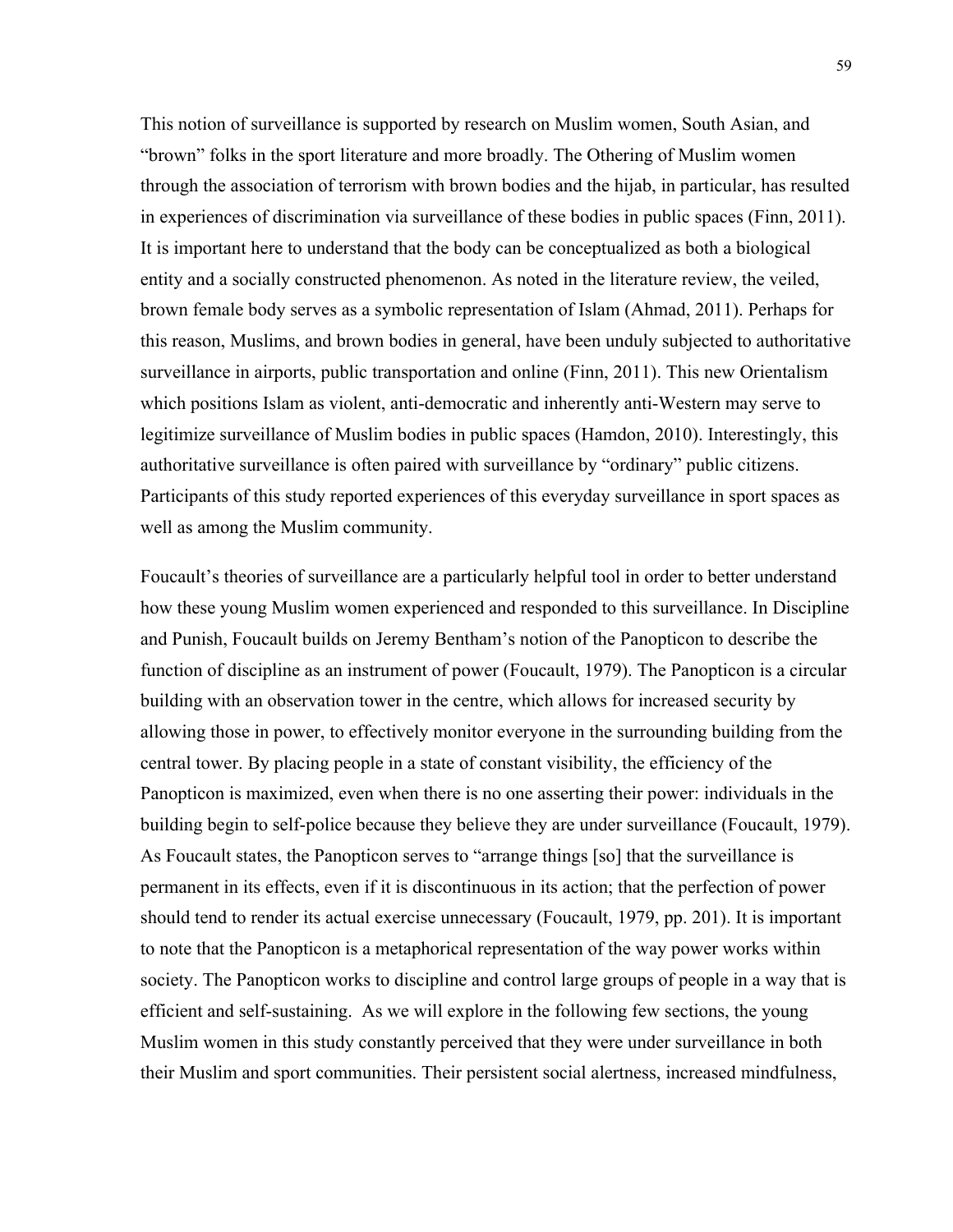This notion of surveillance is supported by research on Muslim women, South Asian, and "brown" folks in the sport literature and more broadly. The Othering of Muslim women through the association of terrorism with brown bodies and the hijab, in particular, has resulted in experiences of discrimination via surveillance of these bodies in public spaces (Finn, 2011). It is important here to understand that the body can be conceptualized as both a biological entity and a socially constructed phenomenon. As noted in the literature review, the veiled, brown female body serves as a symbolic representation of Islam (Ahmad, 2011). Perhaps for this reason, Muslims, and brown bodies in general, have been unduly subjected to authoritative surveillance in airports, public transportation and online (Finn, 2011). This new Orientalism which positions Islam as violent, anti-democratic and inherently anti-Western may serve to legitimize surveillance of Muslim bodies in public spaces (Hamdon, 2010). Interestingly, this authoritative surveillance is often paired with surveillance by "ordinary" public citizens. Participants of this study reported experiences of this everyday surveillance in sport spaces as well as among the Muslim community.

Foucault's theories of surveillance are a particularly helpful tool in order to better understand how these young Muslim women experienced and responded to this surveillance. In Discipline and Punish, Foucault builds on Jeremy Bentham's notion of the Panopticon to describe the function of discipline as an instrument of power (Foucault, 1979). The Panopticon is a circular building with an observation tower in the centre, which allows for increased security by allowing those in power, to effectively monitor everyone in the surrounding building from the central tower. By placing people in a state of constant visibility, the efficiency of the Panopticon is maximized, even when there is no one asserting their power: individuals in the building begin to self-police because they believe they are under surveillance (Foucault, 1979). As Foucault states, the Panopticon serves to "arrange things [so] that the surveillance is permanent in its effects, even if it is discontinuous in its action; that the perfection of power should tend to render its actual exercise unnecessary (Foucault, 1979, pp. 201). It is important to note that the Panopticon is a metaphorical representation of the way power works within society. The Panopticon works to discipline and control large groups of people in a way that is efficient and self-sustaining. As we will explore in the following few sections, the young Muslim women in this study constantly perceived that they were under surveillance in both their Muslim and sport communities. Their persistent social alertness, increased mindfulness,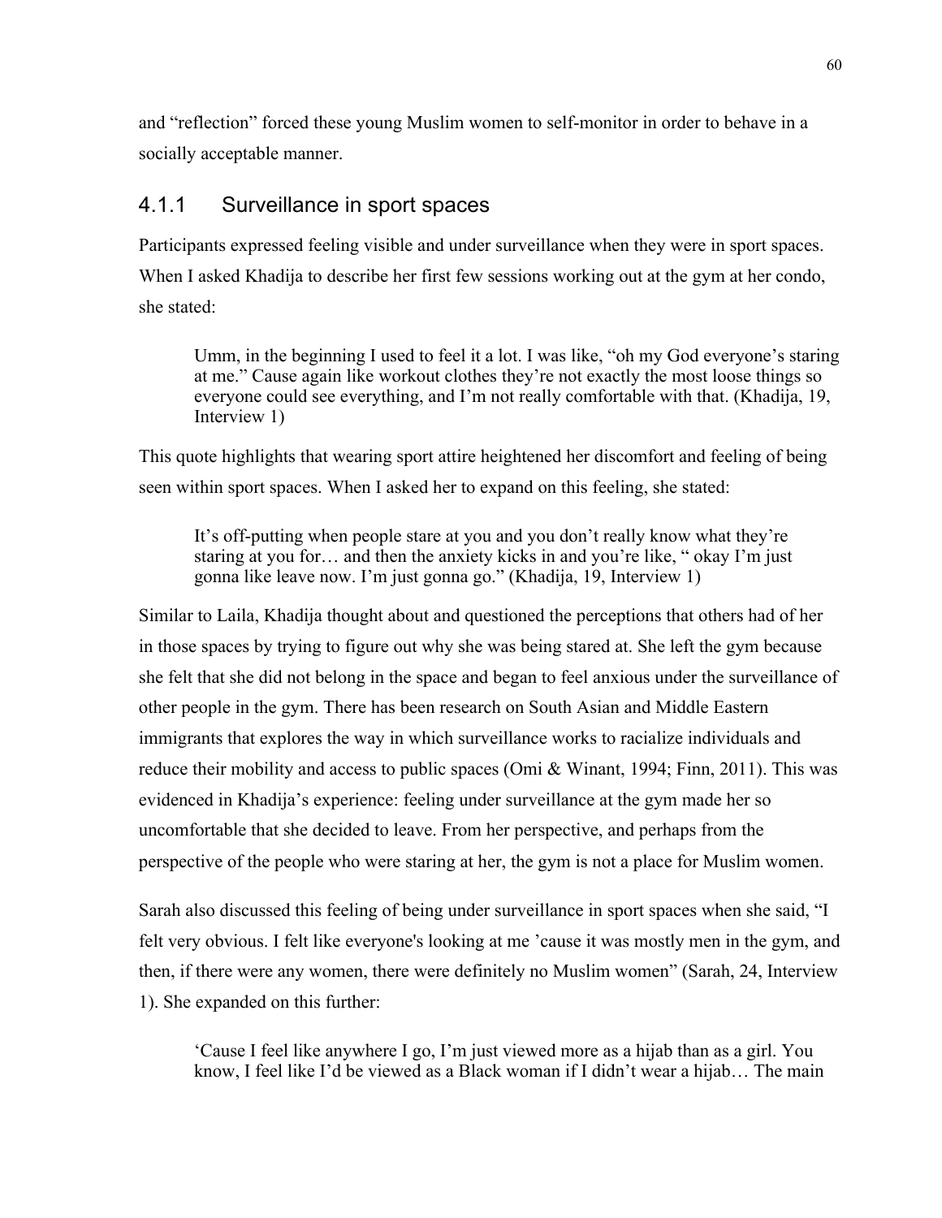and "reflection" forced these young Muslim women to self-monitor in order to behave in a socially acceptable manner.

### 4.1.1 Surveillance in sport spaces

Participants expressed feeling visible and under surveillance when they were in sport spaces. When I asked Khadija to describe her first few sessions working out at the gym at her condo, she stated:

> Umm, in the beginning I used to feel it a lot. I was like, "oh my God everyone's staring at me." Cause again like workout clothes they're not exactly the most loose things so everyone could see everything, and I'm not really comfortable with that. (Khadija, 19, Interview 1)

This quote highlights that wearing sport attire heightened her discomfort and feeling of being seen within sport spaces. When I asked her to expand on this feeling, she stated:

> It's off-putting when people stare at you and you don't really know what they're staring at you for… and then the anxiety kicks in and you're like, " okay I'm just gonna like leave now. I'm just gonna go." (Khadija, 19, Interview 1)

Similar to Laila, Khadija thought about and questioned the perceptions that others had of her in those spaces by trying to figure out why she was being stared at. She left the gym because she felt that she did not belong in the space and began to feel anxious under the surveillance of other people in the gym. There has been research on South Asian and Middle Eastern immigrants that explores the way in which surveillance works to racialize individuals and reduce their mobility and access to public spaces (Omi & Winant, 1994; Finn, 2011). This was evidenced in Khadija's experience: feeling under surveillance at the gym made her so uncomfortable that she decided to leave. From her perspective, and perhaps from the perspective of the people who were staring at her, the gym is not a place for Muslim women.

Sarah also discussed this feeling of being under surveillance in sport spaces when she said, "I felt very obvious. I felt like everyone's looking at me 'cause it was mostly men in the gym, and then, if there were any women, there were definitely no Muslim women" (Sarah, 24, Interview 1). She expanded on this further:

> 'Cause I feel like anywhere I go, I'm just viewed more as a hijab than as a girl. You know, I feel like I'd be viewed as a Black woman if I didn't wear a hijab… The main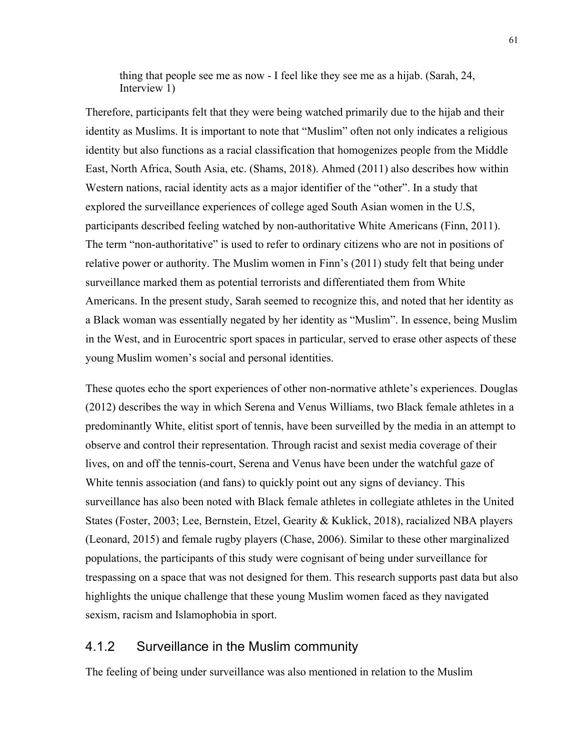> thing that people see me as now - I feel like they see me as a hijab. (Sarah, 24, Interview 1)

Therefore, participants felt that they were being watched primarily due to the hijab and their identity as Muslims. It is important to note that "Muslim" often not only indicates a religious identity but also functions as a racial classification that homogenizes people from the Middle East, North Africa, South Asia, etc. (Shams, 2018). Ahmed (2011) also describes how within Western nations, racial identity acts as a major identifier of the "other". In a study that explored the surveillance experiences of college aged South Asian women in the U.S, participants described feeling watched by non-authoritative White Americans (Finn, 2011). The term "non-authoritative" is used to refer to ordinary citizens who are not in positions of relative power or authority. The Muslim women in Finn's (2011) study felt that being under surveillance marked them as potential terrorists and differentiated them from White Americans. In the present study, Sarah seemed to recognize this, and noted that her identity as a Black woman was essentially negated by her identity as "Muslim". In essence, being Muslim in the West, and in Eurocentric sport spaces in particular, served to erase other aspects of these young Muslim women's social and personal identities.

These quotes echo the sport experiences of other non-normative athlete's experiences. Douglas (2012) describes the way in which Serena and Venus Williams, two Black female athletes in a predominantly White, elitist sport of tennis, have been surveilled by the media in an attempt to observe and control their representation. Through racist and sexist media coverage of their lives, on and off the tennis-court, Serena and Venus have been under the watchful gaze of White tennis association (and fans) to quickly point out any signs of deviancy. This surveillance has also been noted with Black female athletes in collegiate athletes in the United States (Foster, 2003; Lee, Bernstein, Etzel, Gearity & Kuklick, 2018), racialized NBA players (Leonard, 2015) and female rugby players (Chase, 2006). Similar to these other marginalized populations, the participants of this study were cognisant of being under surveillance for trespassing on a space that was not designed for them. This research supports past data but also highlights the unique challenge that these young Muslim women faced as they navigated sexism, racism and Islamophobia in sport.

### 4.1.2 Surveillance in the Muslim community

The feeling of being under surveillance was also mentioned in relation to the Muslim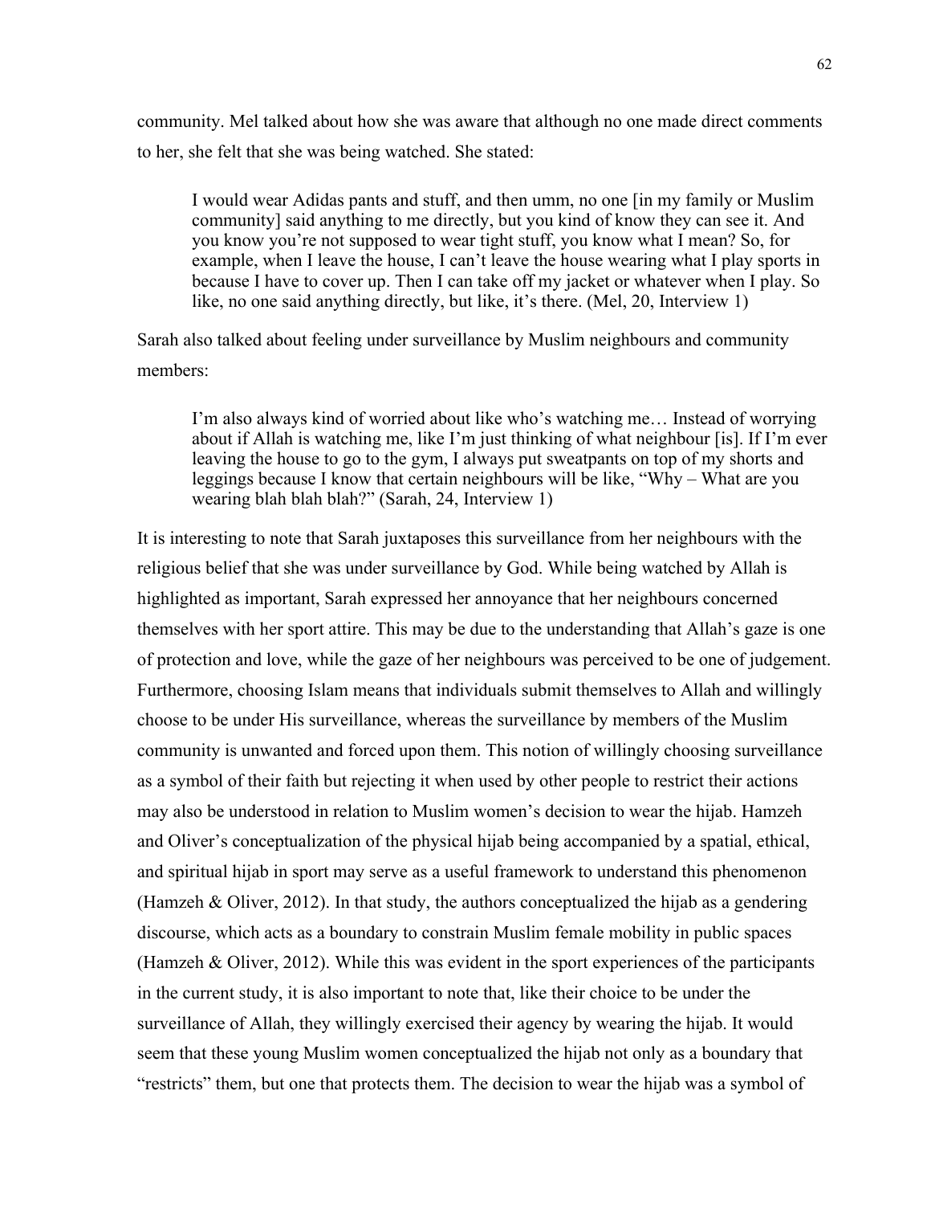community. Mel talked about how she was aware that although no one made direct comments to her, she felt that she was being watched. She stated:

> I would wear Adidas pants and stuff, and then umm, no one [in my family or Muslim community] said anything to me directly, but you kind of know they can see it. And you know you're not supposed to wear tight stuff, you know what I mean? So, for example, when I leave the house, I can't leave the house wearing what I play sports in because I have to cover up. Then I can take off my jacket or whatever when I play. So like, no one said anything directly, but like, it's there. (Mel, 20, Interview 1)

Sarah also talked about feeling under surveillance by Muslim neighbours and community members:

> I'm also always kind of worried about like who's watching me… Instead of worrying about if Allah is watching me, like I'm just thinking of what neighbour [is]. If I'm ever leaving the house to go to the gym, I always put sweatpants on top of my shorts and leggings because I know that certain neighbours will be like, "Why – What are you wearing blah blah blah?" (Sarah, 24, Interview 1)

It is interesting to note that Sarah juxtaposes this surveillance from her neighbours with the religious belief that she was under surveillance by God. While being watched by Allah is highlighted as important, Sarah expressed her annoyance that her neighbours concerned themselves with her sport attire. This may be due to the understanding that Allah's gaze is one of protection and love, while the gaze of her neighbours was perceived to be one of judgement. Furthermore, choosing Islam means that individuals submit themselves to Allah and willingly choose to be under His surveillance, whereas the surveillance by members of the Muslim community is unwanted and forced upon them. This notion of willingly choosing surveillance as a symbol of their faith but rejecting it when used by other people to restrict their actions may also be understood in relation to Muslim women's decision to wear the hijab. Hamzeh and Oliver's conceptualization of the physical hijab being accompanied by a spatial, ethical, and spiritual hijab in sport may serve as a useful framework to understand this phenomenon (Hamzeh & Oliver, 2012). In that study, the authors conceptualized the hijab as a gendering discourse, which acts as a boundary to constrain Muslim female mobility in public spaces (Hamzeh & Oliver, 2012). While this was evident in the sport experiences of the participants in the current study, it is also important to note that, like their choice to be under the surveillance of Allah, they willingly exercised their agency by wearing the hijab. It would seem that these young Muslim women conceptualized the hijab not only as a boundary that "restricts" them, but one that protects them. The decision to wear the hijab was a symbol of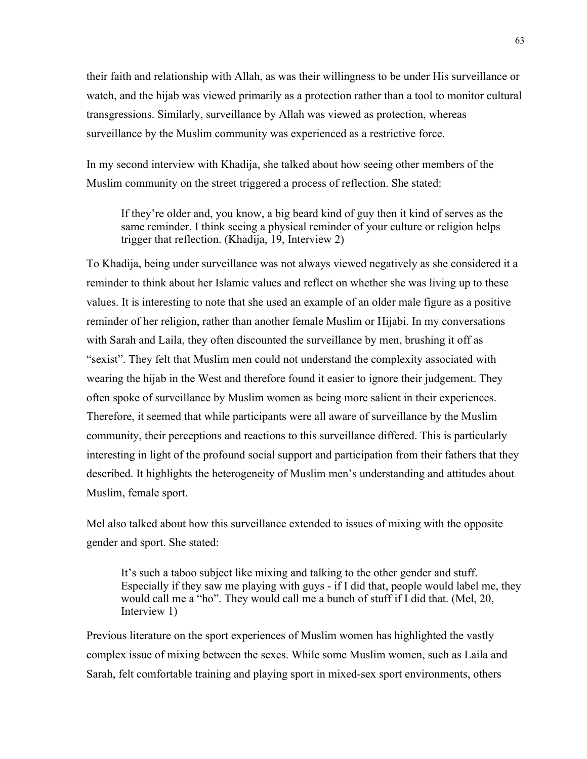their faith and relationship with Allah, as was their willingness to be under His surveillance or watch, and the hijab was viewed primarily as a protection rather than a tool to monitor cultural transgressions. Similarly, surveillance by Allah was viewed as protection, whereas surveillance by the Muslim community was experienced as a restrictive force.

In my second interview with Khadija, she talked about how seeing other members of the Muslim community on the street triggered a process of reflection. She stated:

> If they're older and, you know, a big beard kind of guy then it kind of serves as the same reminder. I think seeing a physical reminder of your culture or religion helps trigger that reflection. (Khadija, 19, Interview 2)

To Khadija, being under surveillance was not always viewed negatively as she considered it a reminder to think about her Islamic values and reflect on whether she was living up to these values. It is interesting to note that she used an example of an older male figure as a positive reminder of her religion, rather than another female Muslim or Hijabi. In my conversations with Sarah and Laila, they often discounted the surveillance by men, brushing it off as "sexist". They felt that Muslim men could not understand the complexity associated with wearing the hijab in the West and therefore found it easier to ignore their judgement. They often spoke of surveillance by Muslim women as being more salient in their experiences. Therefore, it seemed that while participants were all aware of surveillance by the Muslim community, their perceptions and reactions to this surveillance differed. This is particularly interesting in light of the profound social support and participation from their fathers that they described. It highlights the heterogeneity of Muslim men's understanding and attitudes about Muslim, female sport.

Mel also talked about how this surveillance extended to issues of mixing with the opposite gender and sport. She stated:

> It's such a taboo subject like mixing and talking to the other gender and stuff. Especially if they saw me playing with guys - if I did that, people would label me, they would call me a "ho". They would call me a bunch of stuff if I did that. (Mel, 20, Interview 1)

Previous literature on the sport experiences of Muslim women has highlighted the vastly complex issue of mixing between the sexes. While some Muslim women, such as Laila and Sarah, felt comfortable training and playing sport in mixed-sex sport environments, others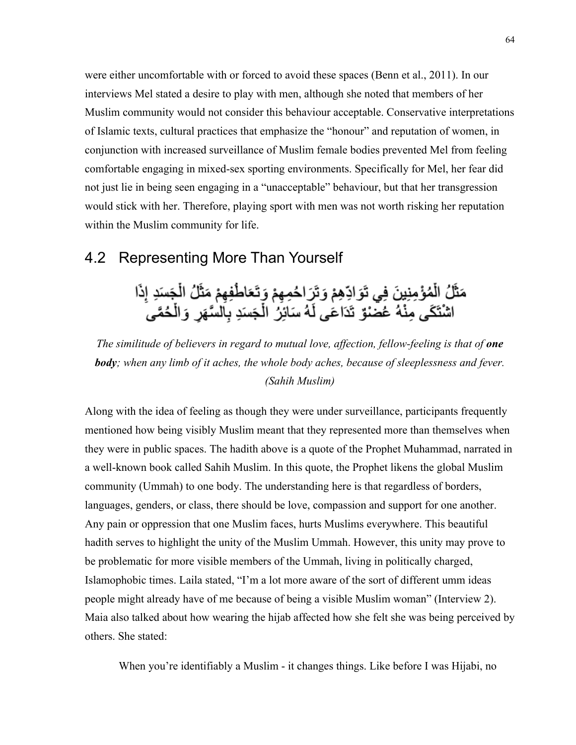were either uncomfortable with or forced to avoid these spaces (Benn et al., 2011). In our interviews Mel stated a desire to play with men, although she noted that members of her Muslim community would not consider this behaviour acceptable. Conservative interpretations of Islamic texts, cultural practices that emphasize the "honour" and reputation of women, in conjunction with increased surveillance of Muslim female bodies prevented Mel from feeling comfortable engaging in mixed-sex sporting environments. Specifically for Mel, her fear did not just lie in being seen engaging in a "unacceptable" behaviour, but that her transgression would stick with her. Therefore, playing sport with men was not worth risking her reputation within the Muslim community for life.

## 4.2 Representing More Than Yourself

مَثَلُ الْمُؤْمِنِينَ فِي تَوَادِّهِمْ وَتَرَاحُمِهِمْ وَتَعَاطُفِهِمْ مَثَلُ الْجَسَدِ إِذَا اشْتَكَى مِنْهُ عُضْوٌ تَدَاعَى لَهُ سَائِرُ الْجَسَدِ بِالسَّهَرِ وَالْحُمَّى

*The similitude of believers in regard to mutual love, affection, fellow-feeling is that of* ***one body****; when any limb of it aches, the whole body aches, because of sleeplessness and fever. (Sahih Muslim)*

Along with the idea of feeling as though they were under surveillance, participants frequently mentioned how being visibly Muslim meant that they represented more than themselves when they were in public spaces. The hadith above is a quote of the Prophet Muhammad, narrated in a well-known book called Sahih Muslim. In this quote, the Prophet likens the global Muslim community (Ummah) to one body. The understanding here is that regardless of borders, languages, genders, or class, there should be love, compassion and support for one another. Any pain or oppression that one Muslim faces, hurts Muslims everywhere. This beautiful hadith serves to highlight the unity of the Muslim Ummah. However, this unity may prove to be problematic for more visible members of the Ummah, living in politically charged, Islamophobic times. Laila stated, "I'm a lot more aware of the sort of different umm ideas people might already have of me because of being a visible Muslim woman" (Interview 2). Maia also talked about how wearing the hijab affected how she felt she was being perceived by others. She stated:

> When you're identifiably a Muslim - it changes things. Like before I was Hijabi, no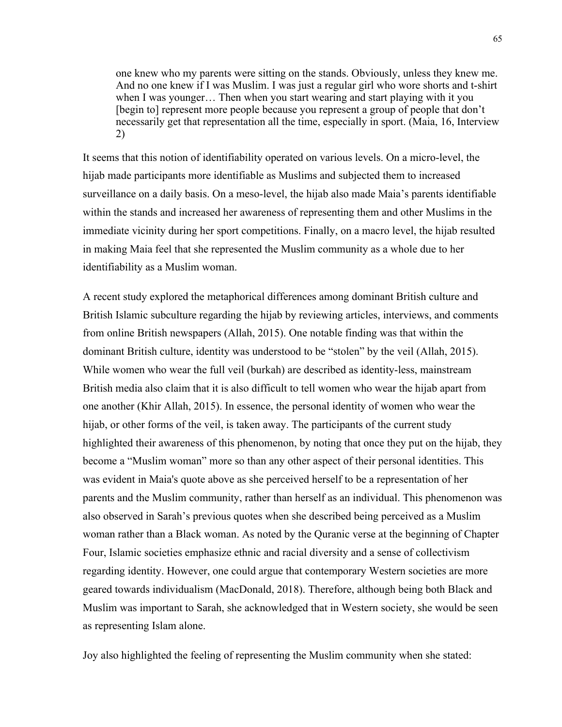> one knew who my parents were sitting on the stands. Obviously, unless they knew me. And no one knew if I was Muslim. I was just a regular girl who wore shorts and t-shirt when I was younger… Then when you start wearing and start playing with it you [begin to] represent more people because you represent a group of people that don't necessarily get that representation all the time, especially in sport. (Maia, 16, Interview 2)

It seems that this notion of identifiability operated on various levels. On a micro-level, the hijab made participants more identifiable as Muslims and subjected them to increased surveillance on a daily basis. On a meso-level, the hijab also made Maia's parents identifiable within the stands and increased her awareness of representing them and other Muslims in the immediate vicinity during her sport competitions. Finally, on a macro level, the hijab resulted in making Maia feel that she represented the Muslim community as a whole due to her identifiability as a Muslim woman.

A recent study explored the metaphorical differences among dominant British culture and British Islamic subculture regarding the hijab by reviewing articles, interviews, and comments from online British newspapers (Allah, 2015). One notable finding was that within the dominant British culture, identity was understood to be "stolen" by the veil (Allah, 2015). While women who wear the full veil (burkah) are described as identity-less, mainstream British media also claim that it is also difficult to tell women who wear the hijab apart from one another (Khir Allah, 2015). In essence, the personal identity of women who wear the hijab, or other forms of the veil, is taken away. The participants of the current study highlighted their awareness of this phenomenon, by noting that once they put on the hijab, they become a "Muslim woman" more so than any other aspect of their personal identities. This was evident in Maia's quote above as she perceived herself to be a representation of her parents and the Muslim community, rather than herself as an individual. This phenomenon was also observed in Sarah's previous quotes when she described being perceived as a Muslim woman rather than a Black woman. As noted by the Quranic verse at the beginning of Chapter Four, Islamic societies emphasize ethnic and racial diversity and a sense of collectivism regarding identity. However, one could argue that contemporary Western societies are more geared towards individualism (MacDonald, 2018). Therefore, although being both Black and Muslim was important to Sarah, she acknowledged that in Western society, she would be seen as representing Islam alone.

Joy also highlighted the feeling of representing the Muslim community when she stated: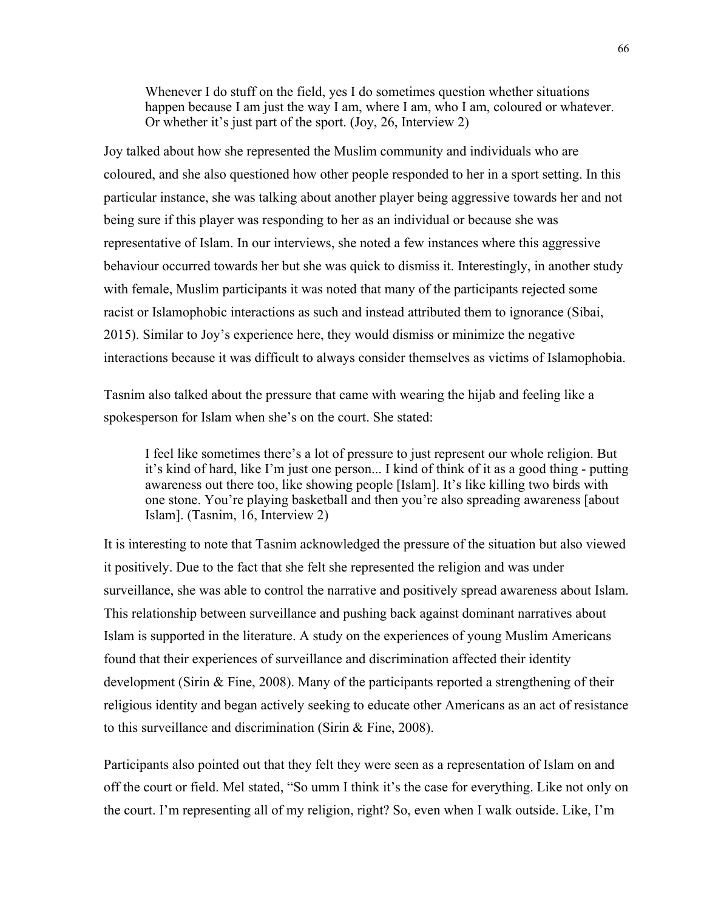> Whenever I do stuff on the field, yes I do sometimes question whether situations happen because I am just the way I am, where I am, who I am, coloured or whatever. Or whether it's just part of the sport. (Joy, 26, Interview 2)

Joy talked about how she represented the Muslim community and individuals who are coloured, and she also questioned how other people responded to her in a sport setting. In this particular instance, she was talking about another player being aggressive towards her and not being sure if this player was responding to her as an individual or because she was representative of Islam. In our interviews, she noted a few instances where this aggressive behaviour occurred towards her but she was quick to dismiss it. Interestingly, in another study with female, Muslim participants it was noted that many of the participants rejected some racist or Islamophobic interactions as such and instead attributed them to ignorance (Sibai, 2015). Similar to Joy's experience here, they would dismiss or minimize the negative interactions because it was difficult to always consider themselves as victims of Islamophobia.

Tasnim also talked about the pressure that came with wearing the hijab and feeling like a spokesperson for Islam when she's on the court. She stated:

> I feel like sometimes there's a lot of pressure to just represent our whole religion. But it's kind of hard, like I'm just one person... I kind of think of it as a good thing - putting awareness out there too, like showing people [Islam]. It's like killing two birds with one stone. You're playing basketball and then you're also spreading awareness [about Islam]. (Tasnim, 16, Interview 2)

It is interesting to note that Tasnim acknowledged the pressure of the situation but also viewed it positively. Due to the fact that she felt she represented the religion and was under surveillance, she was able to control the narrative and positively spread awareness about Islam. This relationship between surveillance and pushing back against dominant narratives about Islam is supported in the literature. A study on the experiences of young Muslim Americans found that their experiences of surveillance and discrimination affected their identity development (Sirin & Fine, 2008). Many of the participants reported a strengthening of their religious identity and began actively seeking to educate other Americans as an act of resistance to this surveillance and discrimination (Sirin & Fine, 2008).

Participants also pointed out that they felt they were seen as a representation of Islam on and off the court or field. Mel stated, "So umm I think it's the case for everything. Like not only on the court. I'm representing all of my religion, right? So, even when I walk outside. Like, I'm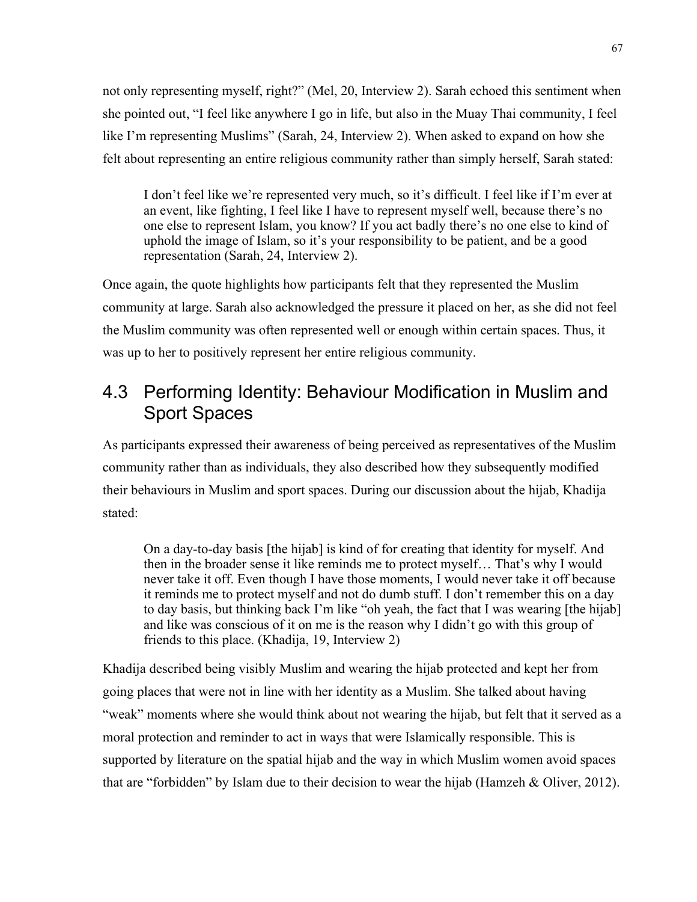not only representing myself, right?" (Mel, 20, Interview 2). Sarah echoed this sentiment when she pointed out, "I feel like anywhere I go in life, but also in the Muay Thai community, I feel like I'm representing Muslims" (Sarah, 24, Interview 2). When asked to expand on how she felt about representing an entire religious community rather than simply herself, Sarah stated:

> I don't feel like we're represented very much, so it's difficult. I feel like if I'm ever at an event, like fighting, I feel like I have to represent myself well, because there's no one else to represent Islam, you know? If you act badly there's no one else to kind of uphold the image of Islam, so it's your responsibility to be patient, and be a good representation (Sarah, 24, Interview 2).

Once again, the quote highlights how participants felt that they represented the Muslim community at large. Sarah also acknowledged the pressure it placed on her, as she did not feel the Muslim community was often represented well or enough within certain spaces. Thus, it was up to her to positively represent her entire religious community.

## 4.3 Performing Identity: Behaviour Modification in Muslim and Sport Spaces

As participants expressed their awareness of being perceived as representatives of the Muslim community rather than as individuals, they also described how they subsequently modified their behaviours in Muslim and sport spaces. During our discussion about the hijab, Khadija stated:

> On a day-to-day basis [the hijab] is kind of for creating that identity for myself. And then in the broader sense it like reminds me to protect myself… That's why I would never take it off. Even though I have those moments, I would never take it off because it reminds me to protect myself and not do dumb stuff. I don't remember this on a day to day basis, but thinking back I'm like "oh yeah, the fact that I was wearing [the hijab] and like was conscious of it on me is the reason why I didn't go with this group of friends to this place. (Khadija, 19, Interview 2)

Khadija described being visibly Muslim and wearing the hijab protected and kept her from going places that were not in line with her identity as a Muslim. She talked about having "weak" moments where she would think about not wearing the hijab, but felt that it served as a moral protection and reminder to act in ways that were Islamically responsible. This is supported by literature on the spatial hijab and the way in which Muslim women avoid spaces that are "forbidden" by Islam due to their decision to wear the hijab (Hamzeh & Oliver, 2012).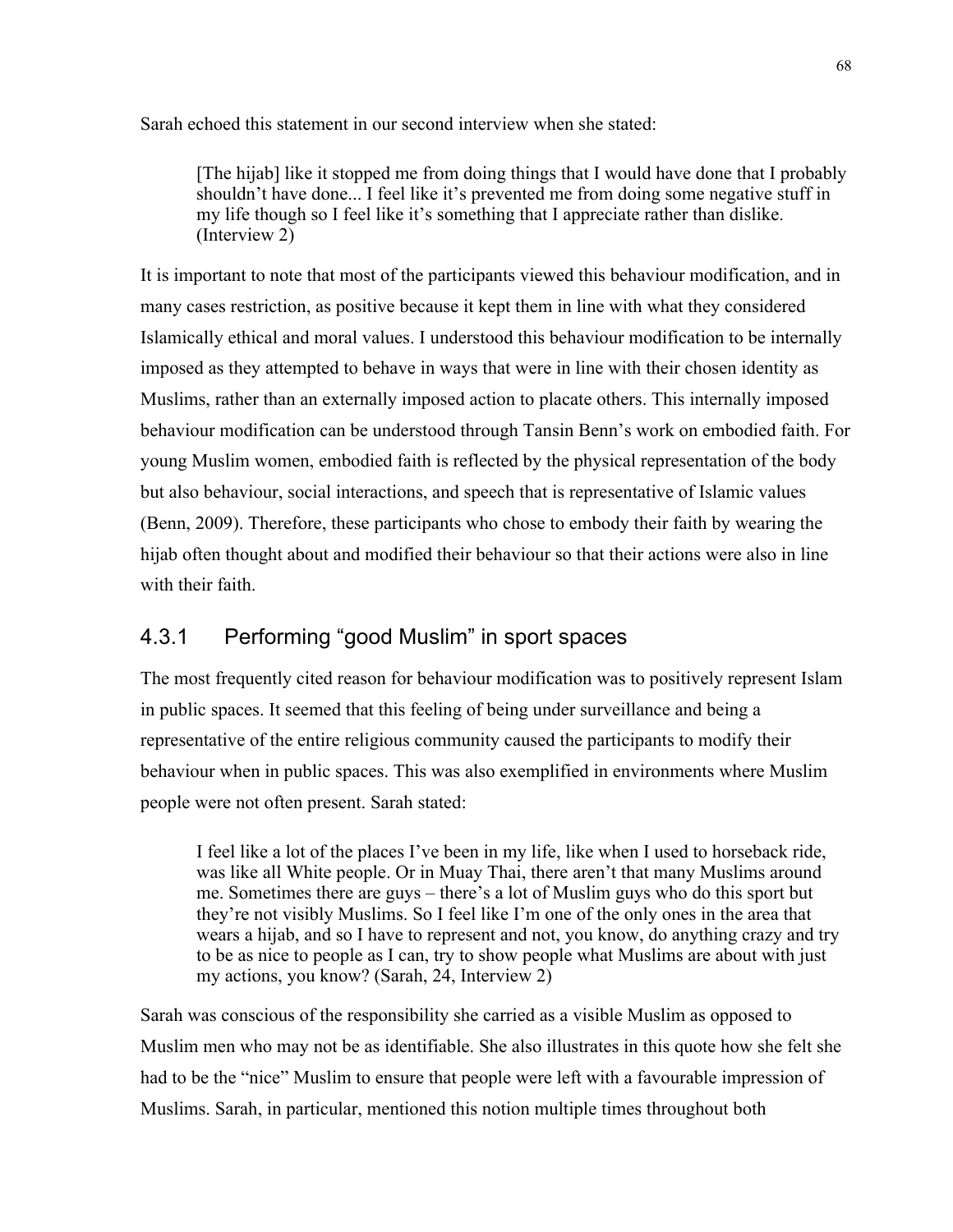Sarah echoed this statement in our second interview when she stated:

> [The hijab] like it stopped me from doing things that I would have done that I probably shouldn't have done... I feel like it's prevented me from doing some negative stuff in my life though so I feel like it's something that I appreciate rather than dislike. (Interview 2)

It is important to note that most of the participants viewed this behaviour modification, and in many cases restriction, as positive because it kept them in line with what they considered Islamically ethical and moral values. I understood this behaviour modification to be internally imposed as they attempted to behave in ways that were in line with their chosen identity as Muslims, rather than an externally imposed action to placate others. This internally imposed behaviour modification can be understood through Tansin Benn's work on embodied faith. For young Muslim women, embodied faith is reflected by the physical representation of the body but also behaviour, social interactions, and speech that is representative of Islamic values (Benn, 2009). Therefore, these participants who chose to embody their faith by wearing the hijab often thought about and modified their behaviour so that their actions were also in line with their faith.

### 4.3.1 Performing "good Muslim" in sport spaces

The most frequently cited reason for behaviour modification was to positively represent Islam in public spaces. It seemed that this feeling of being under surveillance and being a representative of the entire religious community caused the participants to modify their behaviour when in public spaces. This was also exemplified in environments where Muslim people were not often present. Sarah stated:

> I feel like a lot of the places I've been in my life, like when I used to horseback ride, was like all White people. Or in Muay Thai, there aren't that many Muslims around me. Sometimes there are guys – there's a lot of Muslim guys who do this sport but they're not visibly Muslims. So I feel like I'm one of the only ones in the area that wears a hijab, and so I have to represent and not, you know, do anything crazy and try to be as nice to people as I can, try to show people what Muslims are about with just my actions, you know? (Sarah, 24, Interview 2)

Sarah was conscious of the responsibility she carried as a visible Muslim as opposed to Muslim men who may not be as identifiable. She also illustrates in this quote how she felt she had to be the "nice" Muslim to ensure that people were left with a favourable impression of Muslims. Sarah, in particular, mentioned this notion multiple times throughout both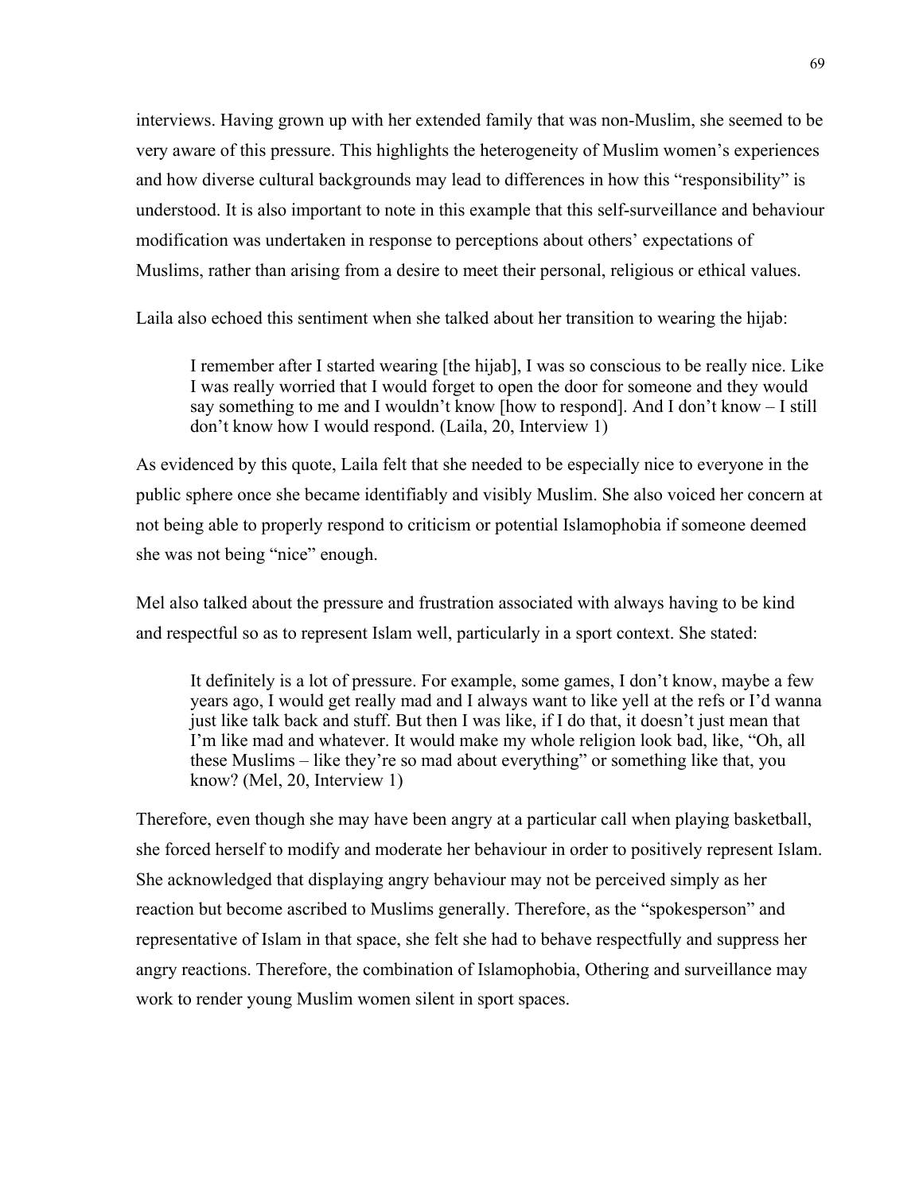interviews. Having grown up with her extended family that was non-Muslim, she seemed to be very aware of this pressure. This highlights the heterogeneity of Muslim women's experiences and how diverse cultural backgrounds may lead to differences in how this "responsibility" is understood. It is also important to note in this example that this self-surveillance and behaviour modification was undertaken in response to perceptions about others' expectations of Muslims, rather than arising from a desire to meet their personal, religious or ethical values.

Laila also echoed this sentiment when she talked about her transition to wearing the hijab:

> I remember after I started wearing [the hijab], I was so conscious to be really nice. Like I was really worried that I would forget to open the door for someone and they would say something to me and I wouldn't know [how to respond]. And I don't know – I still don't know how I would respond. (Laila, 20, Interview 1)

As evidenced by this quote, Laila felt that she needed to be especially nice to everyone in the public sphere once she became identifiably and visibly Muslim. She also voiced her concern at not being able to properly respond to criticism or potential Islamophobia if someone deemed she was not being "nice" enough.

Mel also talked about the pressure and frustration associated with always having to be kind and respectful so as to represent Islam well, particularly in a sport context. She stated:

> It definitely is a lot of pressure. For example, some games, I don't know, maybe a few years ago, I would get really mad and I always want to like yell at the refs or I'd wanna just like talk back and stuff. But then I was like, if I do that, it doesn't just mean that I'm like mad and whatever. It would make my whole religion look bad, like, "Oh, all these Muslims – like they're so mad about everything" or something like that, you know? (Mel, 20, Interview 1)

Therefore, even though she may have been angry at a particular call when playing basketball, she forced herself to modify and moderate her behaviour in order to positively represent Islam. She acknowledged that displaying angry behaviour may not be perceived simply as her reaction but become ascribed to Muslims generally. Therefore, as the "spokesperson" and representative of Islam in that space, she felt she had to behave respectfully and suppress her angry reactions. Therefore, the combination of Islamophobia, Othering and surveillance may work to render young Muslim women silent in sport spaces.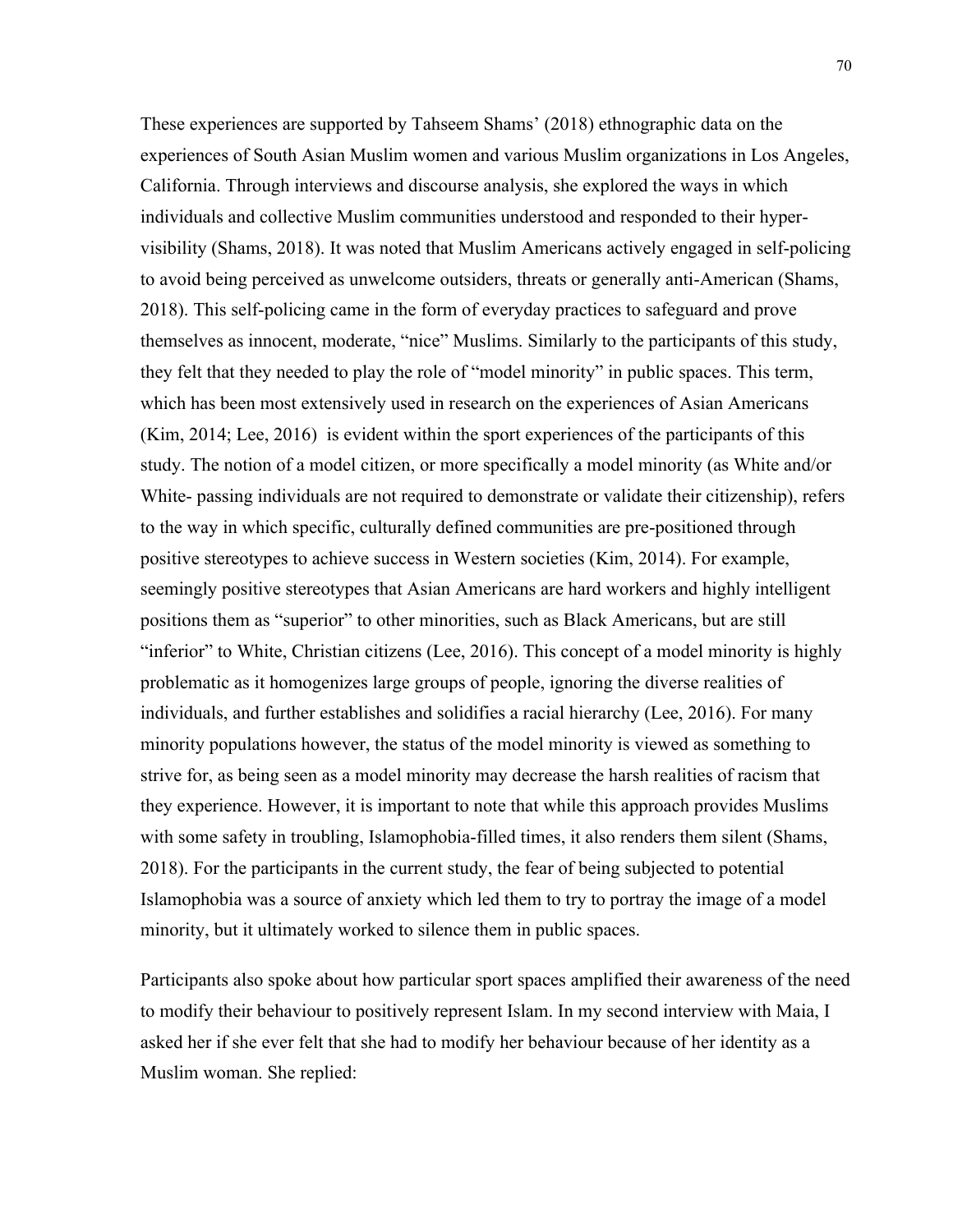These experiences are supported by Tahseem Shams' (2018) ethnographic data on the experiences of South Asian Muslim women and various Muslim organizations in Los Angeles, California. Through interviews and discourse analysis, she explored the ways in which individuals and collective Muslim communities understood and responded to their hyper-visibility (Shams, 2018). It was noted that Muslim Americans actively engaged in self-policing to avoid being perceived as unwelcome outsiders, threats or generally anti-American (Shams, 2018). This self-policing came in the form of everyday practices to safeguard and prove themselves as innocent, moderate, "nice" Muslims. Similarly to the participants of this study, they felt that they needed to play the role of "model minority" in public spaces. This term, which has been most extensively used in research on the experiences of Asian Americans (Kim, 2014; Lee, 2016) is evident within the sport experiences of the participants of this study. The notion of a model citizen, or more specifically a model minority (as White and/or White- passing individuals are not required to demonstrate or validate their citizenship), refers to the way in which specific, culturally defined communities are pre-positioned through positive stereotypes to achieve success in Western societies (Kim, 2014). For example, seemingly positive stereotypes that Asian Americans are hard workers and highly intelligent positions them as "superior" to other minorities, such as Black Americans, but are still "inferior" to White, Christian citizens (Lee, 2016). This concept of a model minority is highly problematic as it homogenizes large groups of people, ignoring the diverse realities of individuals, and further establishes and solidifies a racial hierarchy (Lee, 2016). For many minority populations however, the status of the model minority is viewed as something to strive for, as being seen as a model minority may decrease the harsh realities of racism that they experience. However, it is important to note that while this approach provides Muslims with some safety in troubling, Islamophobia-filled times, it also renders them silent (Shams, 2018). For the participants in the current study, the fear of being subjected to potential Islamophobia was a source of anxiety which led them to try to portray the image of a model minority, but it ultimately worked to silence them in public spaces.

Participants also spoke about how particular sport spaces amplified their awareness of the need to modify their behaviour to positively represent Islam. In my second interview with Maia, I asked her if she ever felt that she had to modify her behaviour because of her identity as a Muslim woman. She replied: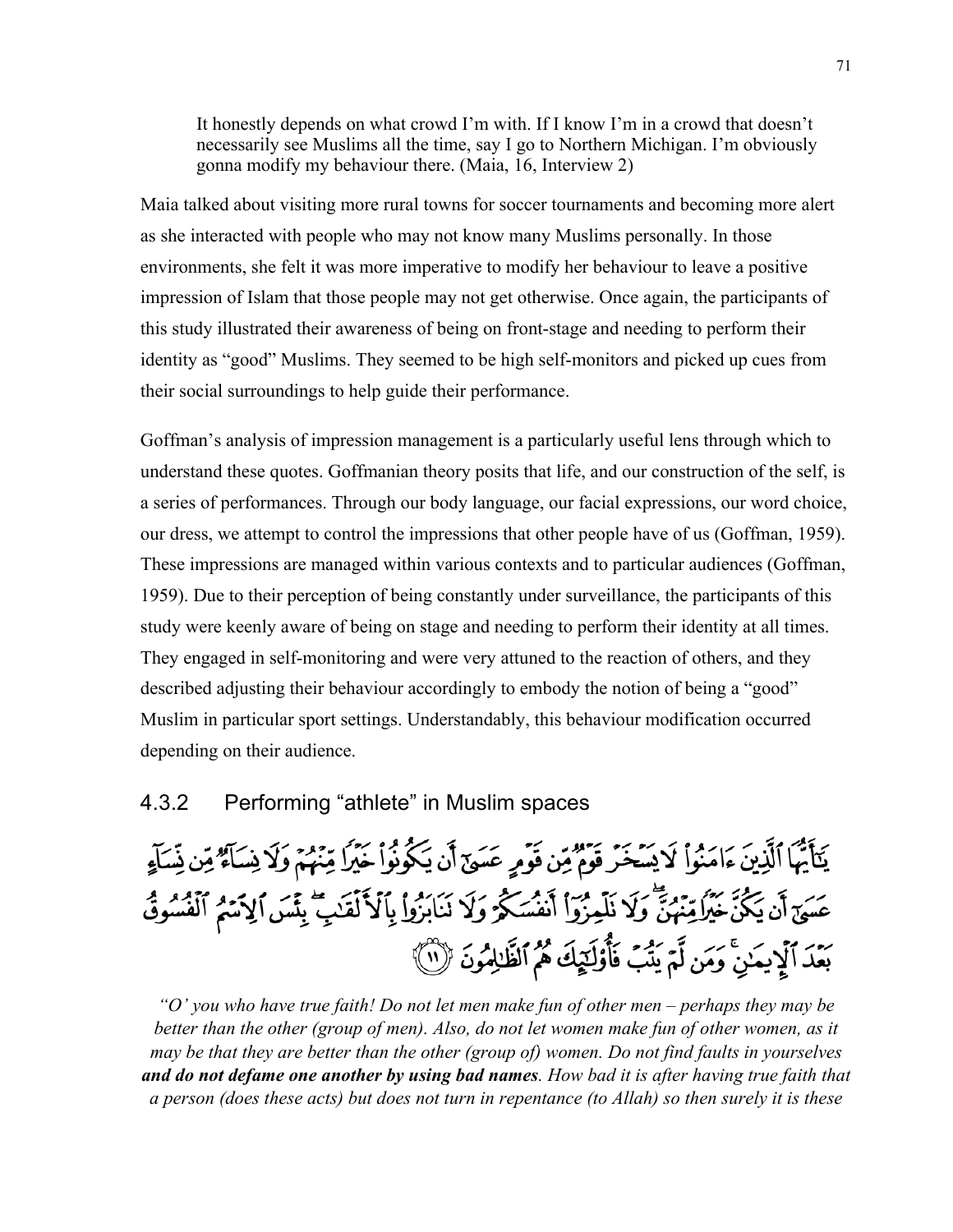> It honestly depends on what crowd I'm with. If I know I'm in a crowd that doesn't necessarily see Muslims all the time, say I go to Northern Michigan. I'm obviously gonna modify my behaviour there. (Maia, 16, Interview 2)

Maia talked about visiting more rural towns for soccer tournaments and becoming more alert as she interacted with people who may not know many Muslims personally. In those environments, she felt it was more imperative to modify her behaviour to leave a positive impression of Islam that those people may not get otherwise. Once again, the participants of this study illustrated their awareness of being on front-stage and needing to perform their identity as "good" Muslims. They seemed to be high self-monitors and picked up cues from their social surroundings to help guide their performance.

Goffman's analysis of impression management is a particularly useful lens through which to understand these quotes. Goffmanian theory posits that life, and our construction of the self, is a series of performances. Through our body language, our facial expressions, our word choice, our dress, we attempt to control the impressions that other people have of us (Goffman, 1959). These impressions are managed within various contexts and to particular audiences (Goffman, 1959). Due to their perception of being constantly under surveillance, the participants of this study were keenly aware of being on stage and needing to perform their identity at all times. They engaged in self-monitoring and were very attuned to the reaction of others, and they described adjusting their behaviour accordingly to embody the notion of being a "good" Muslim in particular sport settings. Understandably, this behaviour modification occurred depending on their audience.

### 4.3.2 Performing "athlete" in Muslim spaces

يَٰٓأَيُّهَا ٱلَّذِينَ ءَامَنُواْ لَا يَسۡخَرۡ قَوۡمٞ مِّن قَوۡمٍ عَسَىٰٓ أَن يَكُونُواْ خَيۡرٗا مِّنۡهُمۡ وَلَا نِسَآءٞ مِّن نِّسَآءٍ عَسَىٰٓ أَن يَكُنَّ خَيۡرٗا مِّنۡهُنَّۖ وَلَا تَلۡمِزُوٓاْ أَنفُسَكُمۡ وَلَا تَنَابَزُواْ بِٱلۡأَلۡقَٰبِۖ بِئۡسَ ٱلِٱسۡمُ ٱلۡفُسُوقُ بَعۡدَ ٱلۡإِيمَٰنِۚ وَمَن لَّمۡ يَتُبۡ فَأُوْلَٰٓئِكَ هُمُ ٱلظَّٰلِمُونَ ١١

*"O' you who have true faith! Do not let men make fun of other men – perhaps they may be better than the other (group of men). Also, do not let women make fun of other women, as it may be that they are better than the other (group of) women. Do not find faults in yourselves* ***and do not defame one another by using bad names****. How bad it is after having true faith that a person (does these acts) but does not turn in repentance (to Allah) so then surely it is these*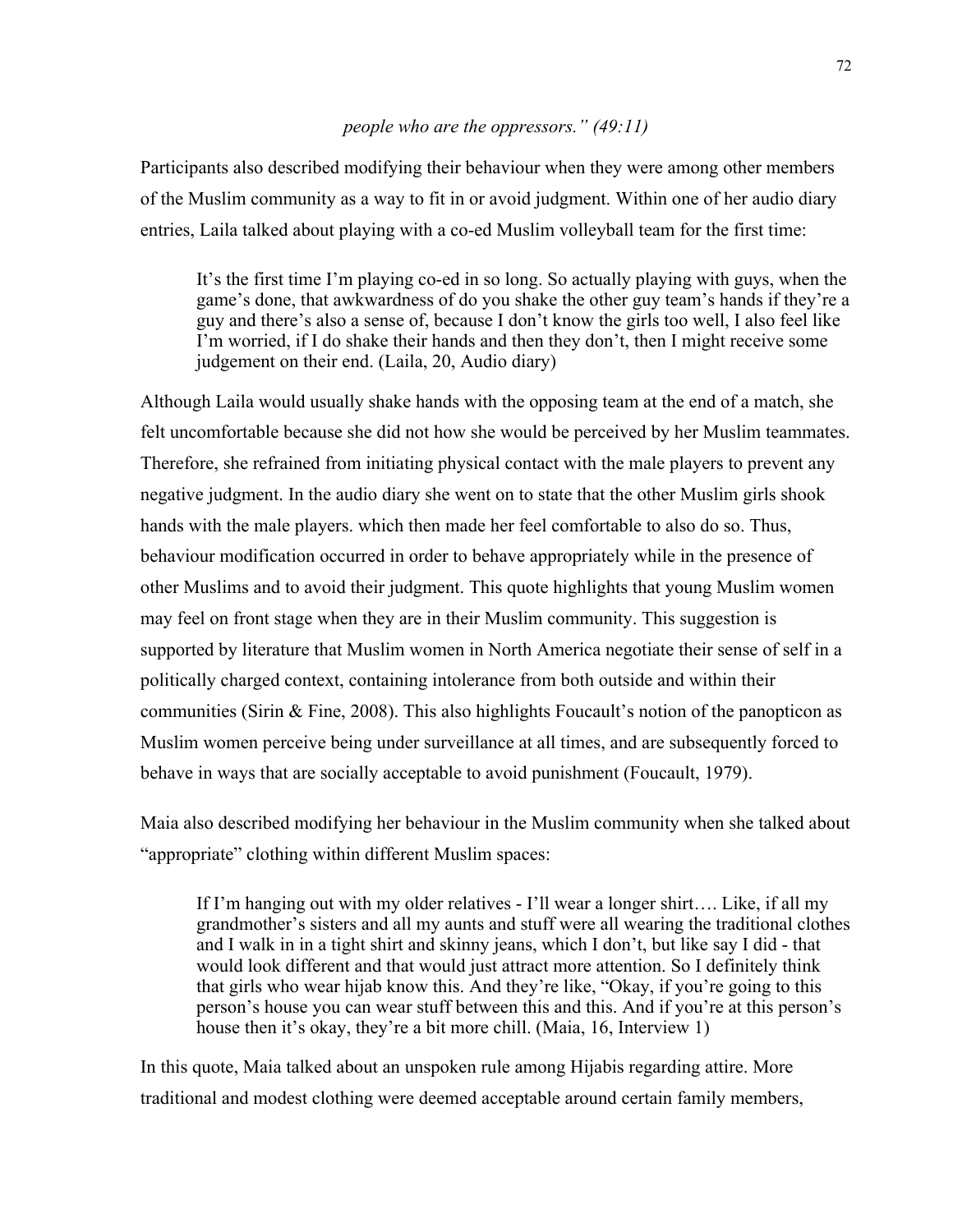*people who are the oppressors." (49:11)*

Participants also described modifying their behaviour when they were among other members of the Muslim community as a way to fit in or avoid judgment. Within one of her audio diary entries, Laila talked about playing with a co-ed Muslim volleyball team for the first time:

> It's the first time I'm playing co-ed in so long. So actually playing with guys, when the game's done, that awkwardness of do you shake the other guy team's hands if they're a guy and there's also a sense of, because I don't know the girls too well, I also feel like I'm worried, if I do shake their hands and then they don't, then I might receive some judgement on their end. (Laila, 20, Audio diary)

Although Laila would usually shake hands with the opposing team at the end of a match, she felt uncomfortable because she did not how she would be perceived by her Muslim teammates. Therefore, she refrained from initiating physical contact with the male players to prevent any negative judgment. In the audio diary she went on to state that the other Muslim girls shook hands with the male players. which then made her feel comfortable to also do so. Thus, behaviour modification occurred in order to behave appropriately while in the presence of other Muslims and to avoid their judgment. This quote highlights that young Muslim women may feel on front stage when they are in their Muslim community. This suggestion is supported by literature that Muslim women in North America negotiate their sense of self in a politically charged context, containing intolerance from both outside and within their communities (Sirin & Fine, 2008). This also highlights Foucault's notion of the panopticon as Muslim women perceive being under surveillance at all times, and are subsequently forced to behave in ways that are socially acceptable to avoid punishment (Foucault, 1979).

Maia also described modifying her behaviour in the Muslim community when she talked about "appropriate" clothing within different Muslim spaces:

> If I'm hanging out with my older relatives - I'll wear a longer shirt…. Like, if all my grandmother's sisters and all my aunts and stuff were all wearing the traditional clothes and I walk in in a tight shirt and skinny jeans, which I don't, but like say I did - that would look different and that would just attract more attention. So I definitely think that girls who wear hijab know this. And they're like, "Okay, if you're going to this person's house you can wear stuff between this and this. And if you're at this person's house then it's okay, they're a bit more chill. (Maia, 16, Interview 1)

In this quote, Maia talked about an unspoken rule among Hijabis regarding attire. More traditional and modest clothing were deemed acceptable around certain family members,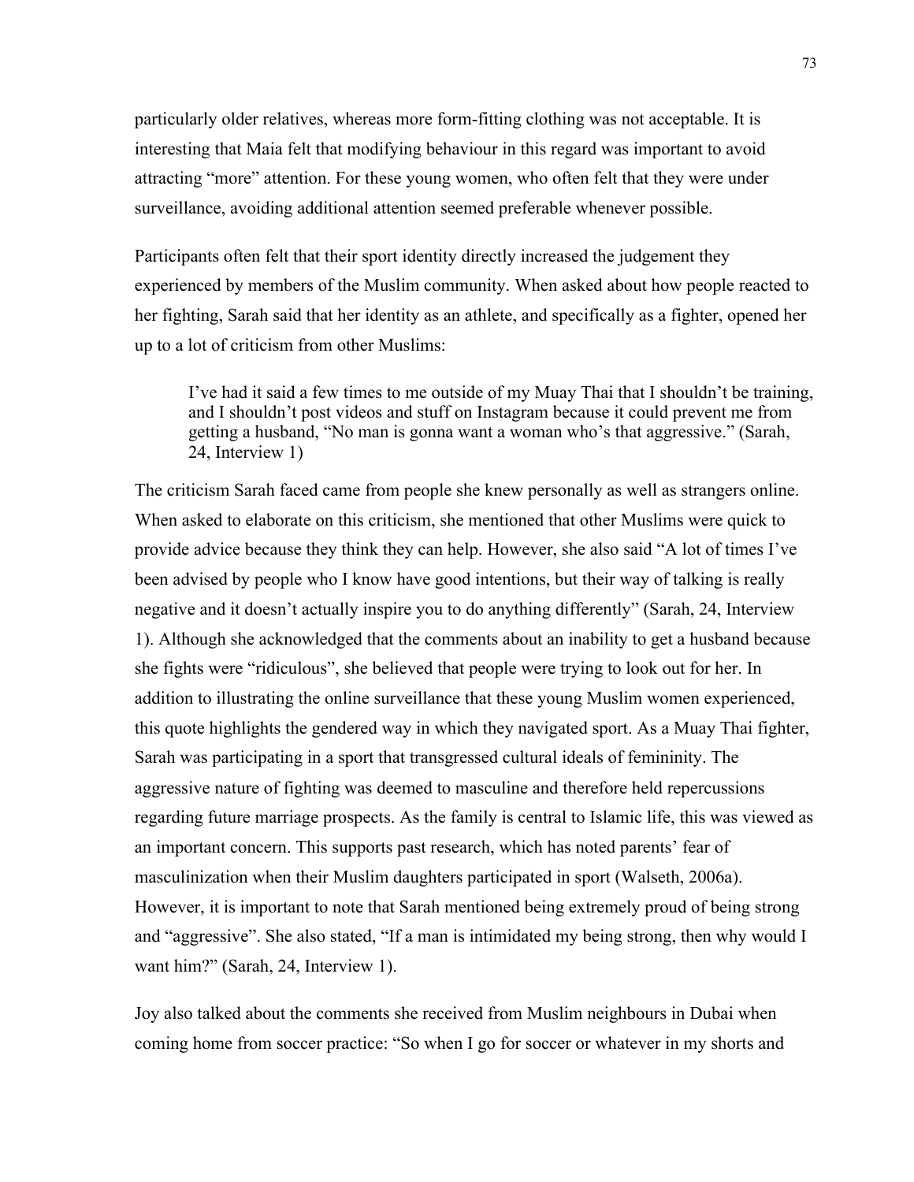particularly older relatives, whereas more form-fitting clothing was not acceptable. It is interesting that Maia felt that modifying behaviour in this regard was important to avoid attracting "more" attention. For these young women, who often felt that they were under surveillance, avoiding additional attention seemed preferable whenever possible.

Participants often felt that their sport identity directly increased the judgement they experienced by members of the Muslim community. When asked about how people reacted to her fighting, Sarah said that her identity as an athlete, and specifically as a fighter, opened her up to a lot of criticism from other Muslims:

> I've had it said a few times to me outside of my Muay Thai that I shouldn't be training, and I shouldn't post videos and stuff on Instagram because it could prevent me from getting a husband, "No man is gonna want a woman who's that aggressive." (Sarah, 24, Interview 1)

The criticism Sarah faced came from people she knew personally as well as strangers online. When asked to elaborate on this criticism, she mentioned that other Muslims were quick to provide advice because they think they can help. However, she also said "A lot of times I've been advised by people who I know have good intentions, but their way of talking is really negative and it doesn't actually inspire you to do anything differently" (Sarah, 24, Interview 1). Although she acknowledged that the comments about an inability to get a husband because she fights were "ridiculous", she believed that people were trying to look out for her. In addition to illustrating the online surveillance that these young Muslim women experienced, this quote highlights the gendered way in which they navigated sport. As a Muay Thai fighter, Sarah was participating in a sport that transgressed cultural ideals of femininity. The aggressive nature of fighting was deemed to masculine and therefore held repercussions regarding future marriage prospects. As the family is central to Islamic life, this was viewed as an important concern. This supports past research, which has noted parents' fear of masculinization when their Muslim daughters participated in sport (Walseth, 2006a). However, it is important to note that Sarah mentioned being extremely proud of being strong and "aggressive". She also stated, "If a man is intimidated my being strong, then why would I want him?" (Sarah, 24, Interview 1).

Joy also talked about the comments she received from Muslim neighbours in Dubai when coming home from soccer practice: "So when I go for soccer or whatever in my shorts and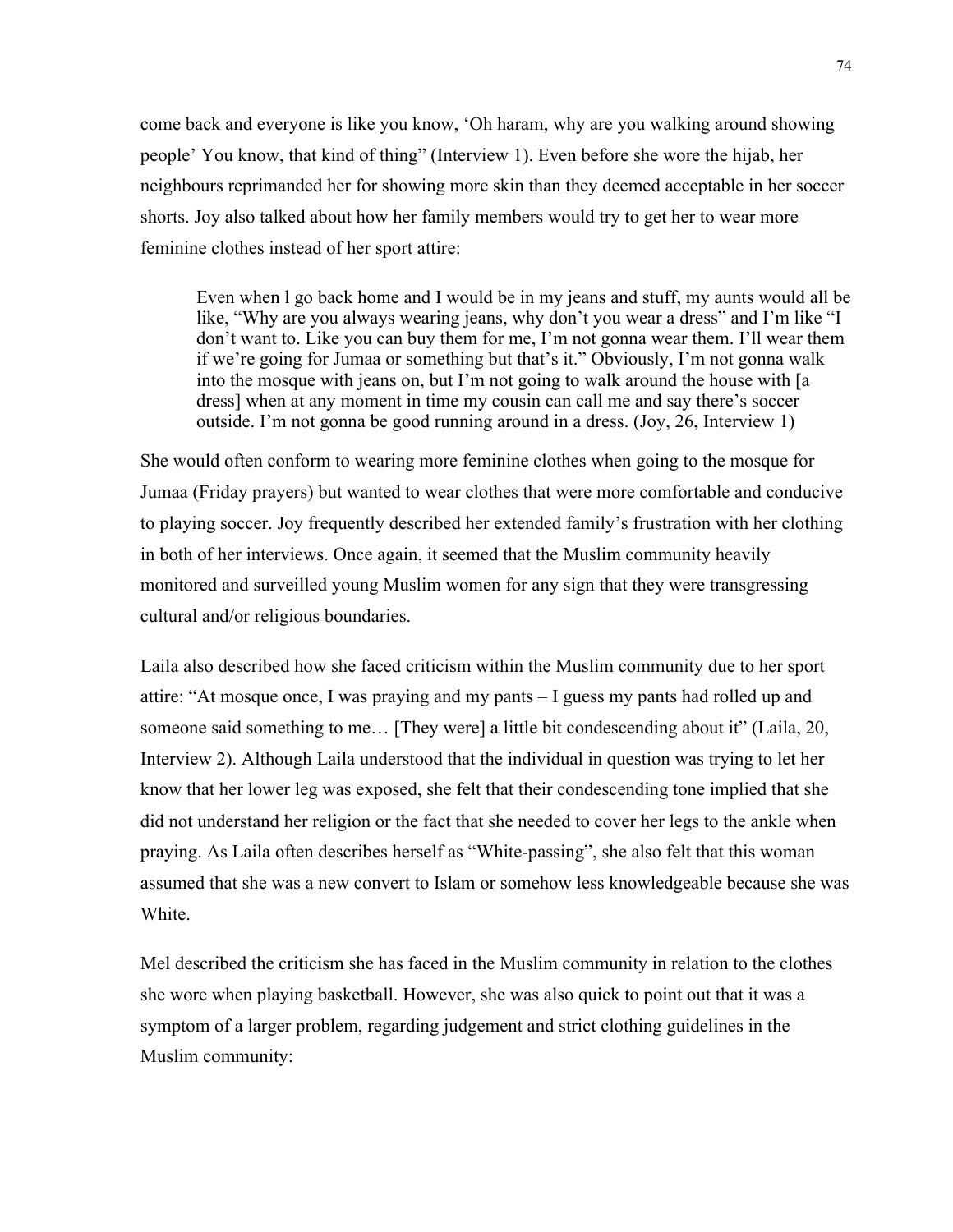come back and everyone is like you know, 'Oh haram, why are you walking around showing people' You know, that kind of thing" (Interview 1). Even before she wore the hijab, her neighbours reprimanded her for showing more skin than they deemed acceptable in her soccer shorts. Joy also talked about how her family members would try to get her to wear more feminine clothes instead of her sport attire:

> Even when l go back home and I would be in my jeans and stuff, my aunts would all be like, "Why are you always wearing jeans, why don't you wear a dress" and I'm like "I don't want to. Like you can buy them for me, I'm not gonna wear them. I'll wear them if we're going for Jumaa or something but that's it." Obviously, I'm not gonna walk into the mosque with jeans on, but I'm not going to walk around the house with [a dress] when at any moment in time my cousin can call me and say there's soccer outside. I'm not gonna be good running around in a dress. (Joy, 26, Interview 1)

She would often conform to wearing more feminine clothes when going to the mosque for Jumaa (Friday prayers) but wanted to wear clothes that were more comfortable and conducive to playing soccer. Joy frequently described her extended family's frustration with her clothing in both of her interviews. Once again, it seemed that the Muslim community heavily monitored and surveilled young Muslim women for any sign that they were transgressing cultural and/or religious boundaries.

Laila also described how she faced criticism within the Muslim community due to her sport attire: "At mosque once, I was praying and my pants – I guess my pants had rolled up and someone said something to me… [They were] a little bit condescending about it" (Laila, 20, Interview 2). Although Laila understood that the individual in question was trying to let her know that her lower leg was exposed, she felt that their condescending tone implied that she did not understand her religion or the fact that she needed to cover her legs to the ankle when praying. As Laila often describes herself as "White-passing", she also felt that this woman assumed that she was a new convert to Islam or somehow less knowledgeable because she was White.

Mel described the criticism she has faced in the Muslim community in relation to the clothes she wore when playing basketball. However, she was also quick to point out that it was a symptom of a larger problem, regarding judgement and strict clothing guidelines in the Muslim community: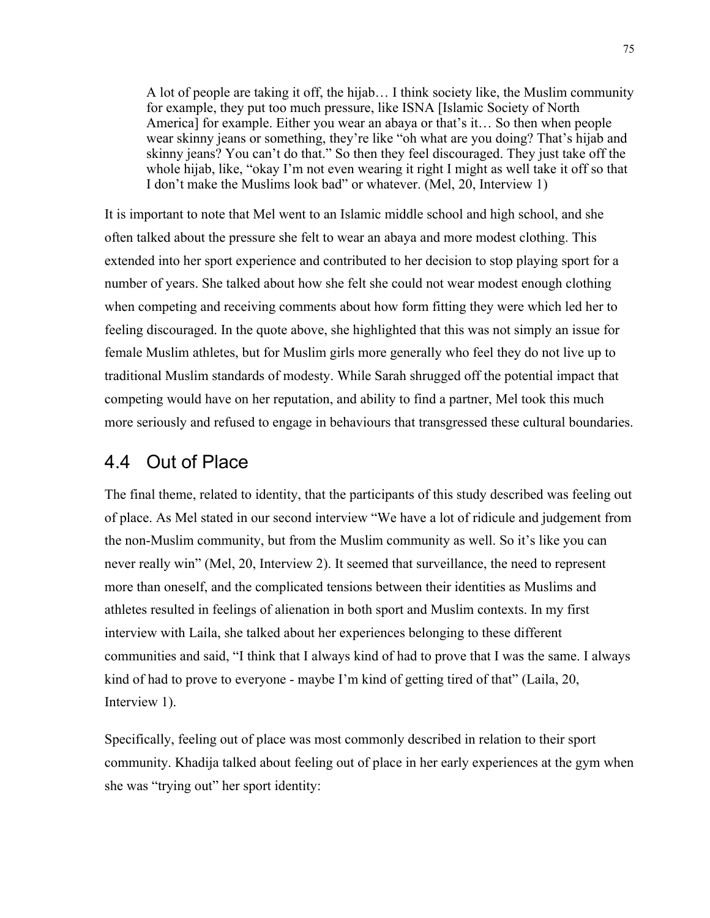> A lot of people are taking it off, the hijab… I think society like, the Muslim community for example, they put too much pressure, like ISNA [Islamic Society of North America] for example. Either you wear an abaya or that's it… So then when people wear skinny jeans or something, they're like "oh what are you doing? That's hijab and skinny jeans? You can't do that." So then they feel discouraged. They just take off the whole hijab, like, "okay I'm not even wearing it right I might as well take it off so that I don't make the Muslims look bad" or whatever. (Mel, 20, Interview 1)

It is important to note that Mel went to an Islamic middle school and high school, and she often talked about the pressure she felt to wear an abaya and more modest clothing. This extended into her sport experience and contributed to her decision to stop playing sport for a number of years. She talked about how she felt she could not wear modest enough clothing when competing and receiving comments about how form fitting they were which led her to feeling discouraged. In the quote above, she highlighted that this was not simply an issue for female Muslim athletes, but for Muslim girls more generally who feel they do not live up to traditional Muslim standards of modesty. While Sarah shrugged off the potential impact that competing would have on her reputation, and ability to find a partner, Mel took this much more seriously and refused to engage in behaviours that transgressed these cultural boundaries.

## 4.4 Out of Place

The final theme, related to identity, that the participants of this study described was feeling out of place. As Mel stated in our second interview "We have a lot of ridicule and judgement from the non-Muslim community, but from the Muslim community as well. So it's like you can never really win" (Mel, 20, Interview 2). It seemed that surveillance, the need to represent more than oneself, and the complicated tensions between their identities as Muslims and athletes resulted in feelings of alienation in both sport and Muslim contexts. In my first interview with Laila, she talked about her experiences belonging to these different communities and said, "I think that I always kind of had to prove that I was the same. I always kind of had to prove to everyone - maybe I'm kind of getting tired of that" (Laila, 20, Interview 1).

Specifically, feeling out of place was most commonly described in relation to their sport community. Khadija talked about feeling out of place in her early experiences at the gym when she was "trying out" her sport identity: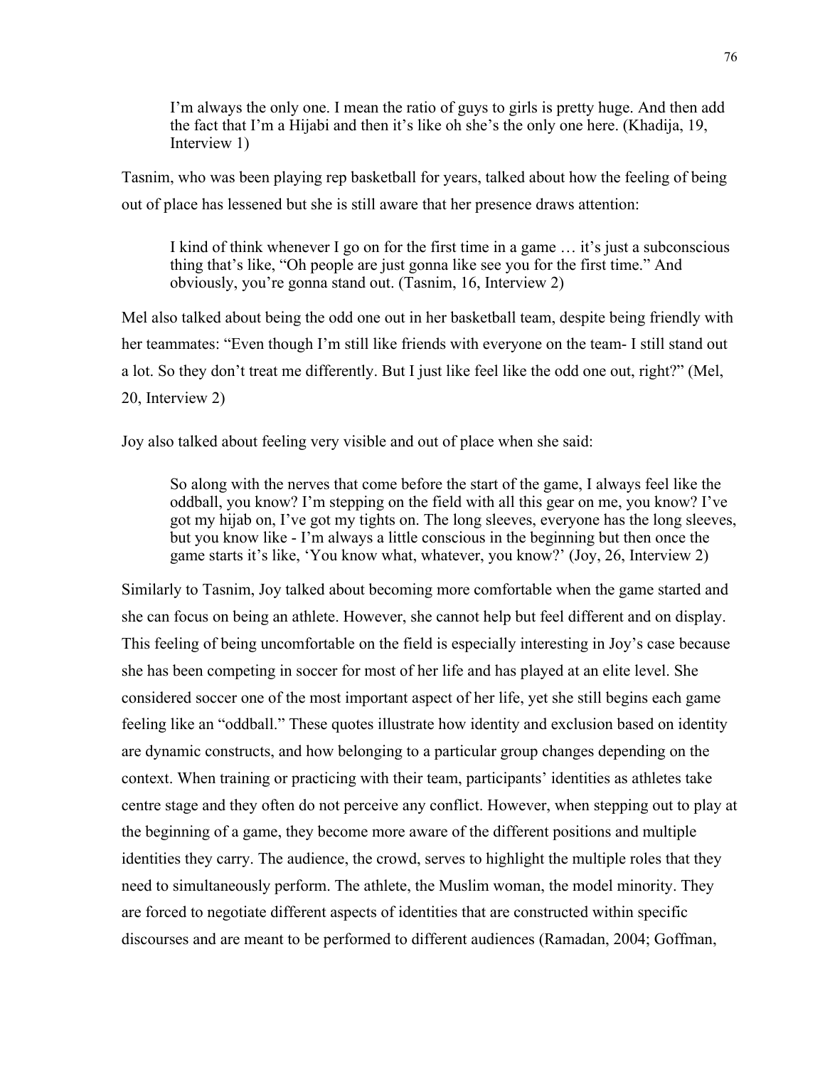> I'm always the only one. I mean the ratio of guys to girls is pretty huge. And then add the fact that I'm a Hijabi and then it's like oh she's the only one here. (Khadija, 19, Interview 1)

Tasnim, who was been playing rep basketball for years, talked about how the feeling of being out of place has lessened but she is still aware that her presence draws attention:

> I kind of think whenever I go on for the first time in a game … it's just a subconscious thing that's like, "Oh people are just gonna like see you for the first time." And obviously, you're gonna stand out. (Tasnim, 16, Interview 2)

Mel also talked about being the odd one out in her basketball team, despite being friendly with her teammates: "Even though I'm still like friends with everyone on the team- I still stand out a lot. So they don't treat me differently. But I just like feel like the odd one out, right?" (Mel, 20, Interview 2)

Joy also talked about feeling very visible and out of place when she said:

> So along with the nerves that come before the start of the game, I always feel like the oddball, you know? I'm stepping on the field with all this gear on me, you know? I've got my hijab on, I've got my tights on. The long sleeves, everyone has the long sleeves, but you know like - I'm always a little conscious in the beginning but then once the game starts it's like, 'You know what, whatever, you know?' (Joy, 26, Interview 2)

Similarly to Tasnim, Joy talked about becoming more comfortable when the game started and she can focus on being an athlete. However, she cannot help but feel different and on display. This feeling of being uncomfortable on the field is especially interesting in Joy's case because she has been competing in soccer for most of her life and has played at an elite level. She considered soccer one of the most important aspect of her life, yet she still begins each game feeling like an "oddball." These quotes illustrate how identity and exclusion based on identity are dynamic constructs, and how belonging to a particular group changes depending on the context. When training or practicing with their team, participants' identities as athletes take centre stage and they often do not perceive any conflict. However, when stepping out to play at the beginning of a game, they become more aware of the different positions and multiple identities they carry. The audience, the crowd, serves to highlight the multiple roles that they need to simultaneously perform. The athlete, the Muslim woman, the model minority. They are forced to negotiate different aspects of identities that are constructed within specific discourses and are meant to be performed to different audiences (Ramadan, 2004; Goffman,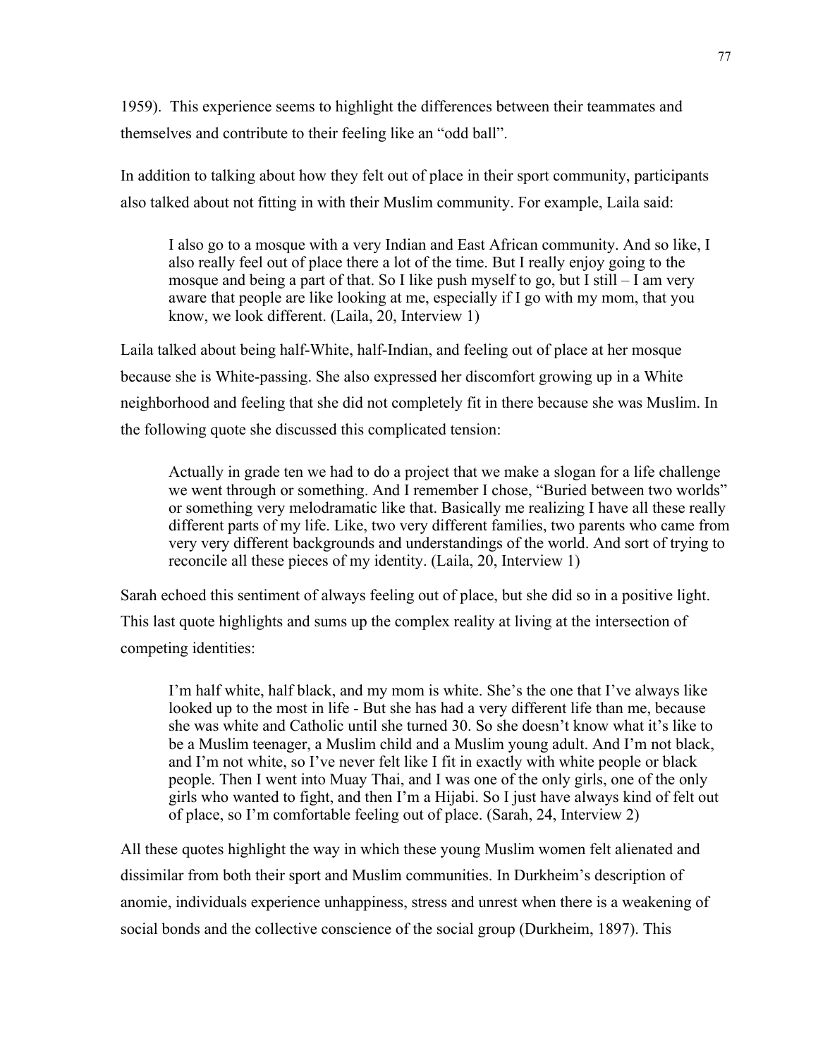1959). This experience seems to highlight the differences between their teammates and themselves and contribute to their feeling like an "odd ball".

In addition to talking about how they felt out of place in their sport community, participants also talked about not fitting in with their Muslim community. For example, Laila said:

> I also go to a mosque with a very Indian and East African community. And so like, I also really feel out of place there a lot of the time. But I really enjoy going to the mosque and being a part of that. So I like push myself to go, but I still – I am very aware that people are like looking at me, especially if I go with my mom, that you know, we look different. (Laila, 20, Interview 1)

Laila talked about being half-White, half-Indian, and feeling out of place at her mosque because she is White-passing. She also expressed her discomfort growing up in a White neighborhood and feeling that she did not completely fit in there because she was Muslim. In the following quote she discussed this complicated tension:

> Actually in grade ten we had to do a project that we make a slogan for a life challenge we went through or something. And I remember I chose, "Buried between two worlds" or something very melodramatic like that. Basically me realizing I have all these really different parts of my life. Like, two very different families, two parents who came from very very different backgrounds and understandings of the world. And sort of trying to reconcile all these pieces of my identity. (Laila, 20, Interview 1)

Sarah echoed this sentiment of always feeling out of place, but she did so in a positive light. This last quote highlights and sums up the complex reality at living at the intersection of competing identities:

> I'm half white, half black, and my mom is white. She's the one that I've always like looked up to the most in life - But she has had a very different life than me, because she was white and Catholic until she turned 30. So she doesn't know what it's like to be a Muslim teenager, a Muslim child and a Muslim young adult. And I'm not black, and I'm not white, so I've never felt like I fit in exactly with white people or black people. Then I went into Muay Thai, and I was one of the only girls, one of the only girls who wanted to fight, and then I'm a Hijabi. So I just have always kind of felt out of place, so I'm comfortable feeling out of place. (Sarah, 24, Interview 2)

All these quotes highlight the way in which these young Muslim women felt alienated and dissimilar from both their sport and Muslim communities. In Durkheim's description of anomie, individuals experience unhappiness, stress and unrest when there is a weakening of social bonds and the collective conscience of the social group (Durkheim, 1897). This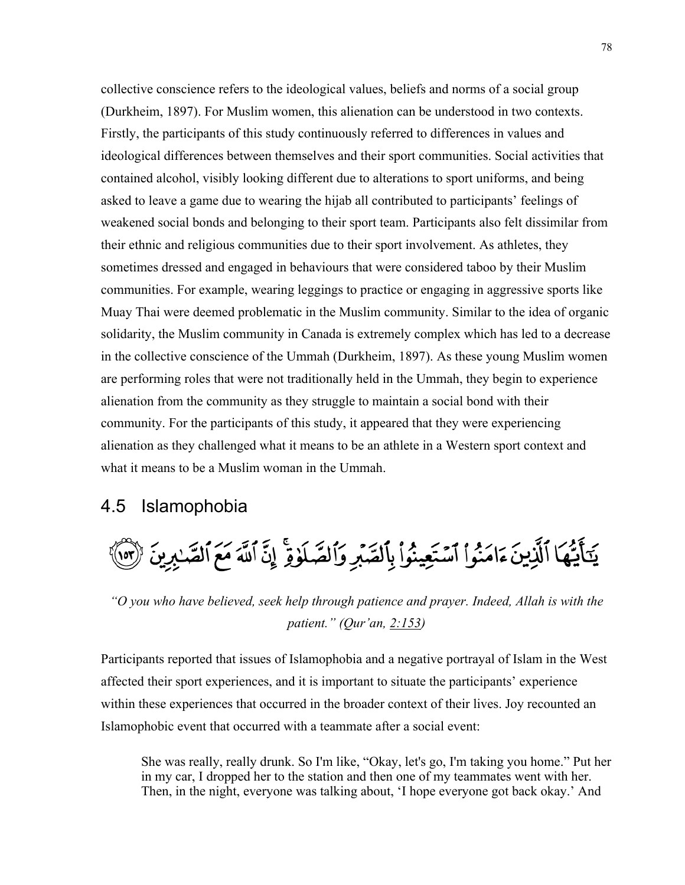collective conscience refers to the ideological values, beliefs and norms of a social group (Durkheim, 1897). For Muslim women, this alienation can be understood in two contexts. Firstly, the participants of this study continuously referred to differences in values and ideological differences between themselves and their sport communities. Social activities that contained alcohol, visibly looking different due to alterations to sport uniforms, and being asked to leave a game due to wearing the hijab all contributed to participants' feelings of weakened social bonds and belonging to their sport team. Participants also felt dissimilar from their ethnic and religious communities due to their sport involvement. As athletes, they sometimes dressed and engaged in behaviours that were considered taboo by their Muslim communities. For example, wearing leggings to practice or engaging in aggressive sports like Muay Thai were deemed problematic in the Muslim community. Similar to the idea of organic solidarity, the Muslim community in Canada is extremely complex which has led to a decrease in the collective conscience of the Ummah (Durkheim, 1897). As these young Muslim women are performing roles that were not traditionally held in the Ummah, they begin to experience alienation from the community as they struggle to maintain a social bond with their community. For the participants of this study, it appeared that they were experiencing alienation as they challenged what it means to be an athlete in a Western sport context and what it means to be a Muslim woman in the Ummah.

## 4.5 Islamophobia

يَٰٓأَيُّهَا ٱلَّذِينَ ءَامَنُوا۟ ٱسْتَعِينُوا۟ بِٱلصَّبْرِ وَٱلصَّلَوٰةِ ۚ إِنَّ ٱللَّهَ مَعَ ٱلصَّٰبِرِينَ ﴿١٥٣﴾

*"O you who have believed, seek help through patience and prayer. Indeed, Allah is with the patient." (Qur'an, 2:153)*

Participants reported that issues of Islamophobia and a negative portrayal of Islam in the West affected their sport experiences, and it is important to situate the participants' experience within these experiences that occurred in the broader context of their lives. Joy recounted an Islamophobic event that occurred with a teammate after a social event:

> She was really, really drunk. So I'm like, "Okay, let's go, I'm taking you home." Put her in my car, I dropped her to the station and then one of my teammates went with her. Then, in the night, everyone was talking about, 'I hope everyone got back okay.' And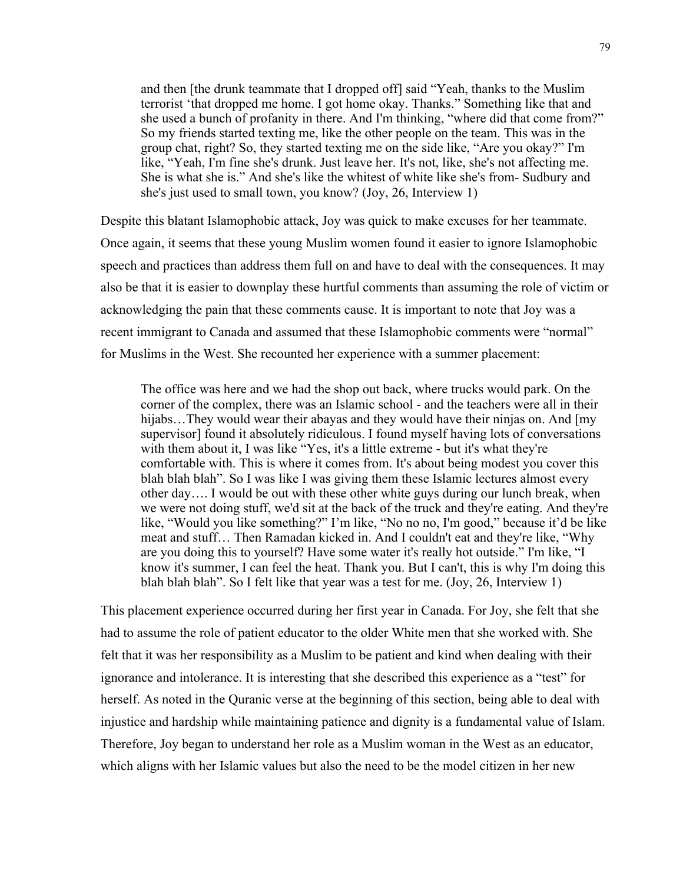> and then [the drunk teammate that I dropped off] said "Yeah, thanks to the Muslim terrorist 'that dropped me home. I got home okay. Thanks." Something like that and she used a bunch of profanity in there. And I'm thinking, "where did that come from?" So my friends started texting me, like the other people on the team. This was in the group chat, right? So, they started texting me on the side like, "Are you okay?" I'm like, "Yeah, I'm fine she's drunk. Just leave her. It's not, like, she's not affecting me. She is what she is." And she's like the whitest of white like she's from- Sudbury and she's just used to small town, you know? (Joy, 26, Interview 1)

Despite this blatant Islamophobic attack, Joy was quick to make excuses for her teammate. Once again, it seems that these young Muslim women found it easier to ignore Islamophobic speech and practices than address them full on and have to deal with the consequences. It may also be that it is easier to downplay these hurtful comments than assuming the role of victim or acknowledging the pain that these comments cause. It is important to note that Joy was a recent immigrant to Canada and assumed that these Islamophobic comments were "normal" for Muslims in the West. She recounted her experience with a summer placement:

> The office was here and we had the shop out back, where trucks would park. On the corner of the complex, there was an Islamic school - and the teachers were all in their hijabs…They would wear their abayas and they would have their ninjas on. And [my supervisor] found it absolutely ridiculous. I found myself having lots of conversations with them about it, I was like "Yes, it's a little extreme - but it's what they're comfortable with. This is where it comes from. It's about being modest you cover this blah blah blah". So I was like I was giving them these Islamic lectures almost every other day…. I would be out with these other white guys during our lunch break, when we were not doing stuff, we'd sit at the back of the truck and they're eating. And they're like, "Would you like something?" I'm like, "No no no, I'm good," because it'd be like meat and stuff… Then Ramadan kicked in. And I couldn't eat and they're like, "Why are you doing this to yourself? Have some water it's really hot outside." I'm like, "I know it's summer, I can feel the heat. Thank you. But I can't, this is why I'm doing this blah blah blah". So I felt like that year was a test for me. (Joy, 26, Interview 1)

This placement experience occurred during her first year in Canada. For Joy, she felt that she had to assume the role of patient educator to the older White men that she worked with. She felt that it was her responsibility as a Muslim to be patient and kind when dealing with their ignorance and intolerance. It is interesting that she described this experience as a "test" for herself. As noted in the Quranic verse at the beginning of this section, being able to deal with injustice and hardship while maintaining patience and dignity is a fundamental value of Islam. Therefore, Joy began to understand her role as a Muslim woman in the West as an educator, which aligns with her Islamic values but also the need to be the model citizen in her new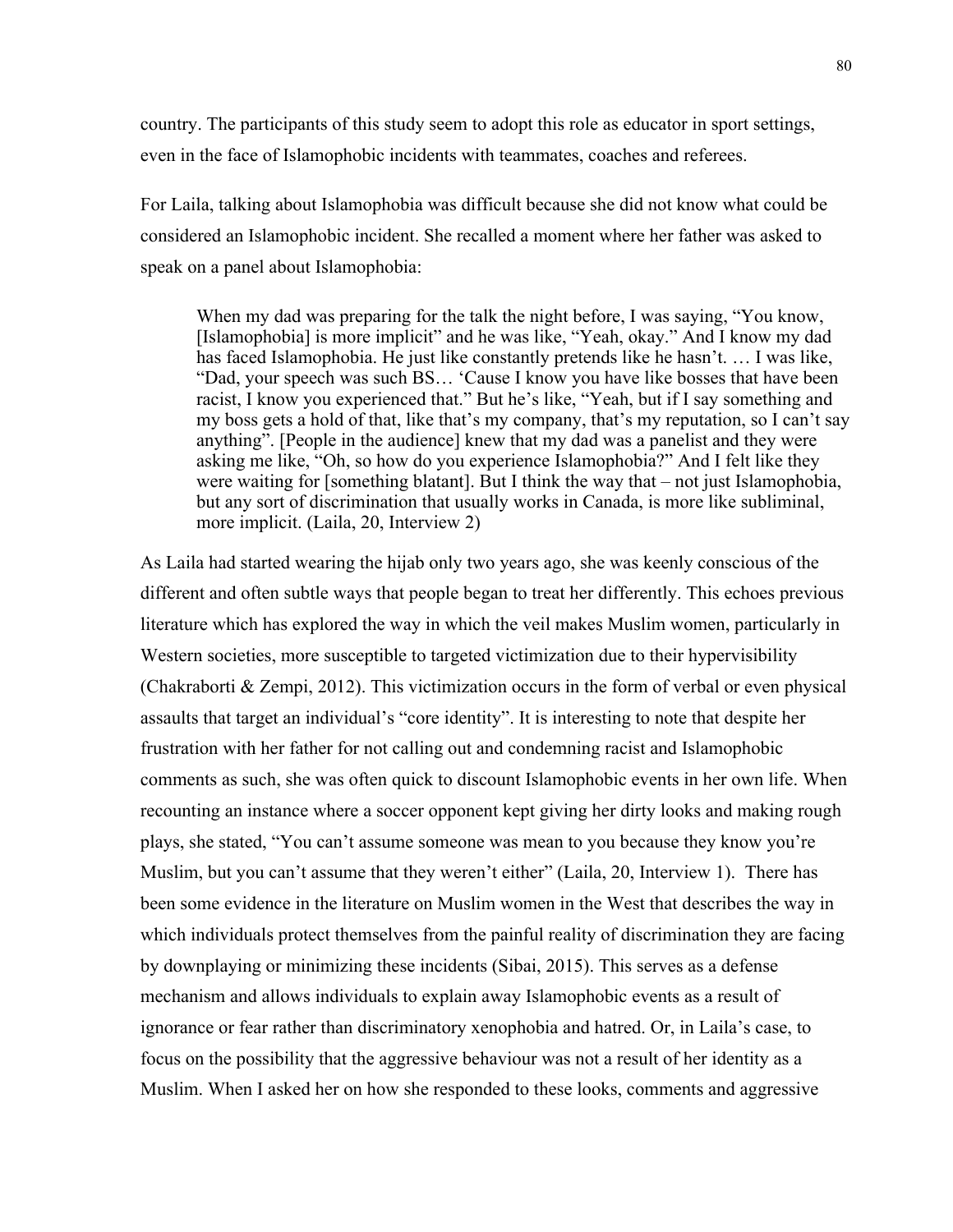country. The participants of this study seem to adopt this role as educator in sport settings, even in the face of Islamophobic incidents with teammates, coaches and referees.

For Laila, talking about Islamophobia was difficult because she did not know what could be considered an Islamophobic incident. She recalled a moment where her father was asked to speak on a panel about Islamophobia:

> When my dad was preparing for the talk the night before, I was saying, "You know, [Islamophobia] is more implicit" and he was like, "Yeah, okay." And I know my dad has faced Islamophobia. He just like constantly pretends like he hasn't. … I was like, "Dad, your speech was such BS… 'Cause I know you have like bosses that have been racist, I know you experienced that." But he's like, "Yeah, but if I say something and my boss gets a hold of that, like that's my company, that's my reputation, so I can't say anything". [People in the audience] knew that my dad was a panelist and they were asking me like, "Oh, so how do you experience Islamophobia?" And I felt like they were waiting for [something blatant]. But I think the way that – not just Islamophobia, but any sort of discrimination that usually works in Canada, is more like subliminal, more implicit. (Laila, 20, Interview 2)

As Laila had started wearing the hijab only two years ago, she was keenly conscious of the different and often subtle ways that people began to treat her differently. This echoes previous literature which has explored the way in which the veil makes Muslim women, particularly in Western societies, more susceptible to targeted victimization due to their hypervisibility (Chakraborti & Zempi, 2012). This victimization occurs in the form of verbal or even physical assaults that target an individual's "core identity". It is interesting to note that despite her frustration with her father for not calling out and condemning racist and Islamophobic comments as such, she was often quick to discount Islamophobic events in her own life. When recounting an instance where a soccer opponent kept giving her dirty looks and making rough plays, she stated, "You can't assume someone was mean to you because they know you're Muslim, but you can't assume that they weren't either" (Laila, 20, Interview 1). There has been some evidence in the literature on Muslim women in the West that describes the way in which individuals protect themselves from the painful reality of discrimination they are facing by downplaying or minimizing these incidents (Sibai, 2015). This serves as a defense mechanism and allows individuals to explain away Islamophobic events as a result of ignorance or fear rather than discriminatory xenophobia and hatred. Or, in Laila's case, to focus on the possibility that the aggressive behaviour was not a result of her identity as a Muslim. When I asked her on how she responded to these looks, comments and aggressive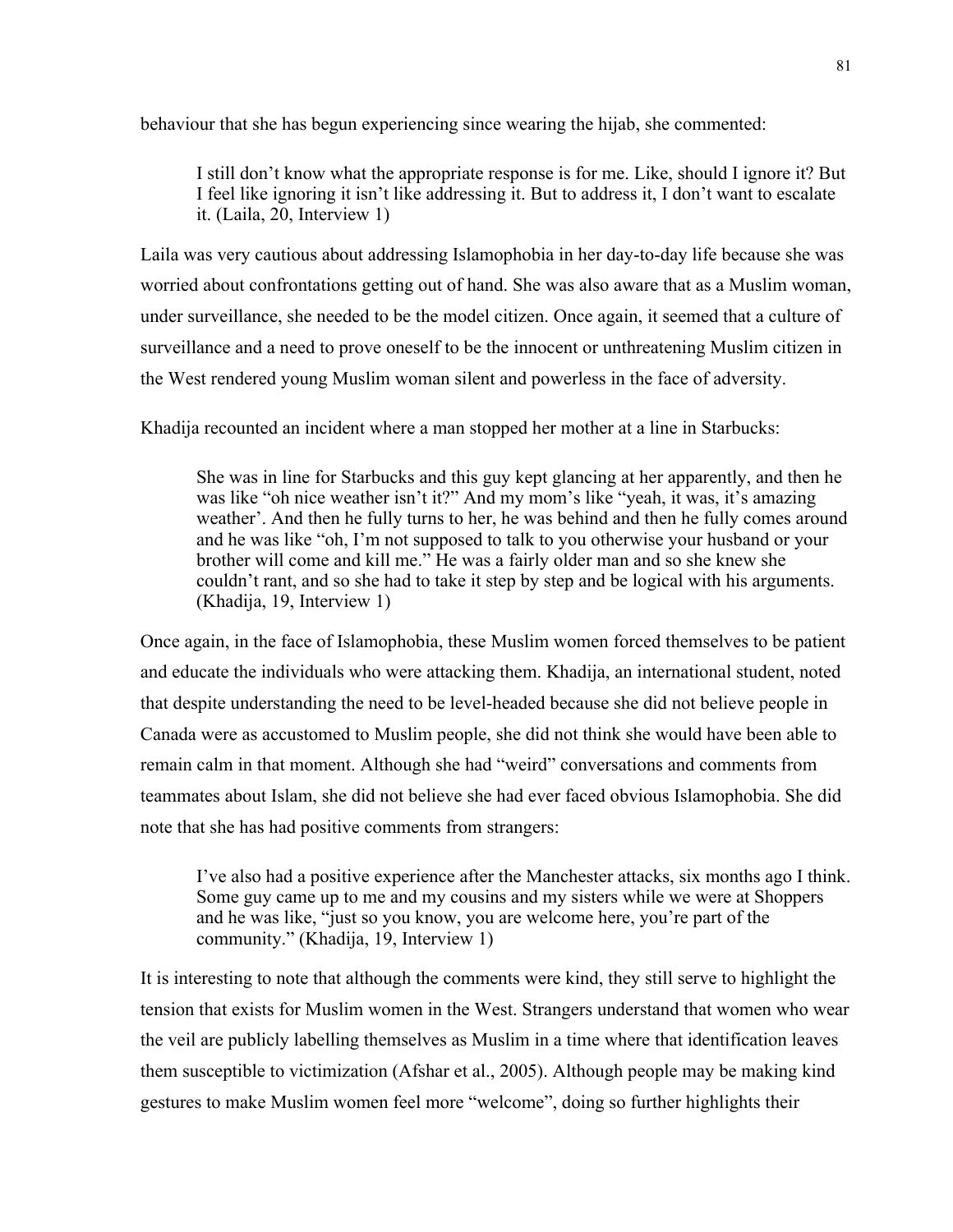behaviour that she has begun experiencing since wearing the hijab, she commented:

> I still don't know what the appropriate response is for me. Like, should I ignore it? But I feel like ignoring it isn't like addressing it. But to address it, I don't want to escalate it. (Laila, 20, Interview 1)

Laila was very cautious about addressing Islamophobia in her day-to-day life because she was worried about confrontations getting out of hand. She was also aware that as a Muslim woman, under surveillance, she needed to be the model citizen. Once again, it seemed that a culture of surveillance and a need to prove oneself to be the innocent or unthreatening Muslim citizen in the West rendered young Muslim woman silent and powerless in the face of adversity.

Khadija recounted an incident where a man stopped her mother at a line in Starbucks:

> She was in line for Starbucks and this guy kept glancing at her apparently, and then he was like "oh nice weather isn't it?" And my mom's like "yeah, it was, it's amazing weather'. And then he fully turns to her, he was behind and then he fully comes around and he was like "oh, I'm not supposed to talk to you otherwise your husband or your brother will come and kill me." He was a fairly older man and so she knew she couldn't rant, and so she had to take it step by step and be logical with his arguments. (Khadija, 19, Interview 1)

Once again, in the face of Islamophobia, these Muslim women forced themselves to be patient and educate the individuals who were attacking them. Khadija, an international student, noted that despite understanding the need to be level-headed because she did not believe people in Canada were as accustomed to Muslim people, she did not think she would have been able to remain calm in that moment. Although she had "weird" conversations and comments from teammates about Islam, she did not believe she had ever faced obvious Islamophobia. She did note that she has had positive comments from strangers:

> I've also had a positive experience after the Manchester attacks, six months ago I think. Some guy came up to me and my cousins and my sisters while we were at Shoppers and he was like, "just so you know, you are welcome here, you're part of the community." (Khadija, 19, Interview 1)

It is interesting to note that although the comments were kind, they still serve to highlight the tension that exists for Muslim women in the West. Strangers understand that women who wear the veil are publicly labelling themselves as Muslim in a time where that identification leaves them susceptible to victimization (Afshar et al., 2005). Although people may be making kind gestures to make Muslim women feel more "welcome", doing so further highlights their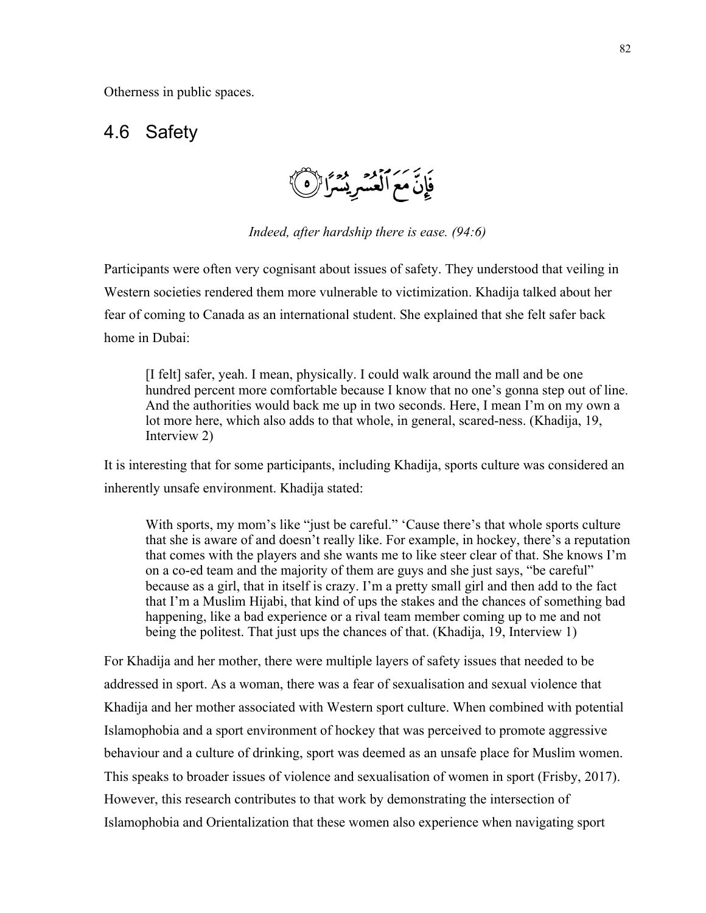Otherness in public spaces.

## 4.6 Safety

فَإِنَّ مَعَ ٱلْعُسْرِ يُسْرًا ﴿٥﴾

*Indeed, after hardship there is ease. (94:6)*

Participants were often very cognisant about issues of safety. They understood that veiling in Western societies rendered them more vulnerable to victimization. Khadija talked about her fear of coming to Canada as an international student. She explained that she felt safer back home in Dubai:

> [I felt] safer, yeah. I mean, physically. I could walk around the mall and be one hundred percent more comfortable because I know that no one's gonna step out of line. And the authorities would back me up in two seconds. Here, I mean I'm on my own a lot more here, which also adds to that whole, in general, scared-ness. (Khadija, 19, Interview 2)

It is interesting that for some participants, including Khadija, sports culture was considered an inherently unsafe environment. Khadija stated:

> With sports, my mom's like "just be careful." 'Cause there's that whole sports culture that she is aware of and doesn't really like. For example, in hockey, there's a reputation that comes with the players and she wants me to like steer clear of that. She knows I'm on a co-ed team and the majority of them are guys and she just says, "be careful" because as a girl, that in itself is crazy. I'm a pretty small girl and then add to the fact that I'm a Muslim Hijabi, that kind of ups the stakes and the chances of something bad happening, like a bad experience or a rival team member coming up to me and not being the politest. That just ups the chances of that. (Khadija, 19, Interview 1)

For Khadija and her mother, there were multiple layers of safety issues that needed to be addressed in sport. As a woman, there was a fear of sexualisation and sexual violence that Khadija and her mother associated with Western sport culture. When combined with potential Islamophobia and a sport environment of hockey that was perceived to promote aggressive behaviour and a culture of drinking, sport was deemed as an unsafe place for Muslim women. This speaks to broader issues of violence and sexualisation of women in sport (Frisby, 2017). However, this research contributes to that work by demonstrating the intersection of Islamophobia and Orientalization that these women also experience when navigating sport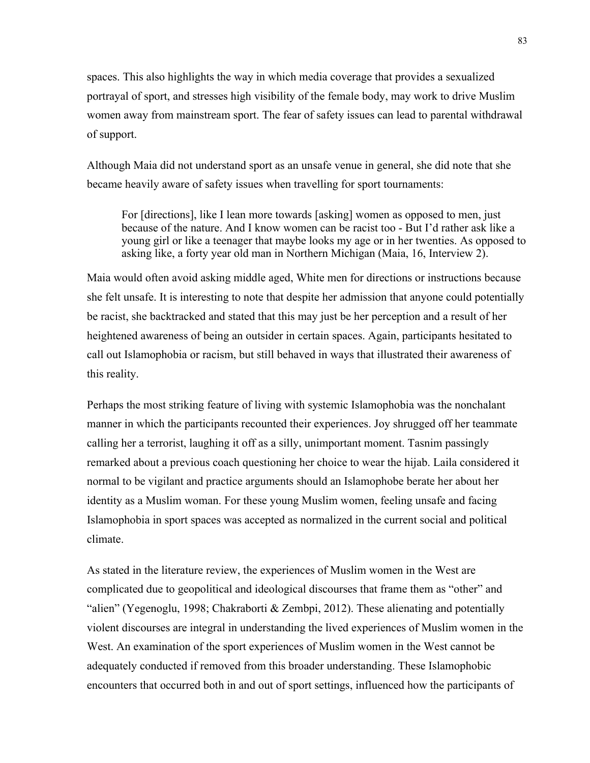spaces. This also highlights the way in which media coverage that provides a sexualized portrayal of sport, and stresses high visibility of the female body, may work to drive Muslim women away from mainstream sport. The fear of safety issues can lead to parental withdrawal of support.

Although Maia did not understand sport as an unsafe venue in general, she did note that she became heavily aware of safety issues when travelling for sport tournaments:

> For [directions], like I lean more towards [asking] women as opposed to men, just because of the nature. And I know women can be racist too - But I'd rather ask like a young girl or like a teenager that maybe looks my age or in her twenties. As opposed to asking like, a forty year old man in Northern Michigan (Maia, 16, Interview 2).

Maia would often avoid asking middle aged, White men for directions or instructions because she felt unsafe. It is interesting to note that despite her admission that anyone could potentially be racist, she backtracked and stated that this may just be her perception and a result of her heightened awareness of being an outsider in certain spaces. Again, participants hesitated to call out Islamophobia or racism, but still behaved in ways that illustrated their awareness of this reality.

Perhaps the most striking feature of living with systemic Islamophobia was the nonchalant manner in which the participants recounted their experiences. Joy shrugged off her teammate calling her a terrorist, laughing it off as a silly, unimportant moment. Tasnim passingly remarked about a previous coach questioning her choice to wear the hijab. Laila considered it normal to be vigilant and practice arguments should an Islamophobe berate her about her identity as a Muslim woman. For these young Muslim women, feeling unsafe and facing Islamophobia in sport spaces was accepted as normalized in the current social and political climate.

As stated in the literature review, the experiences of Muslim women in the West are complicated due to geopolitical and ideological discourses that frame them as "other" and "alien" (Yegenoglu, 1998; Chakraborti & Zembpi, 2012). These alienating and potentially violent discourses are integral in understanding the lived experiences of Muslim women in the West. An examination of the sport experiences of Muslim women in the West cannot be adequately conducted if removed from this broader understanding. These Islamophobic encounters that occurred both in and out of sport settings, influenced how the participants of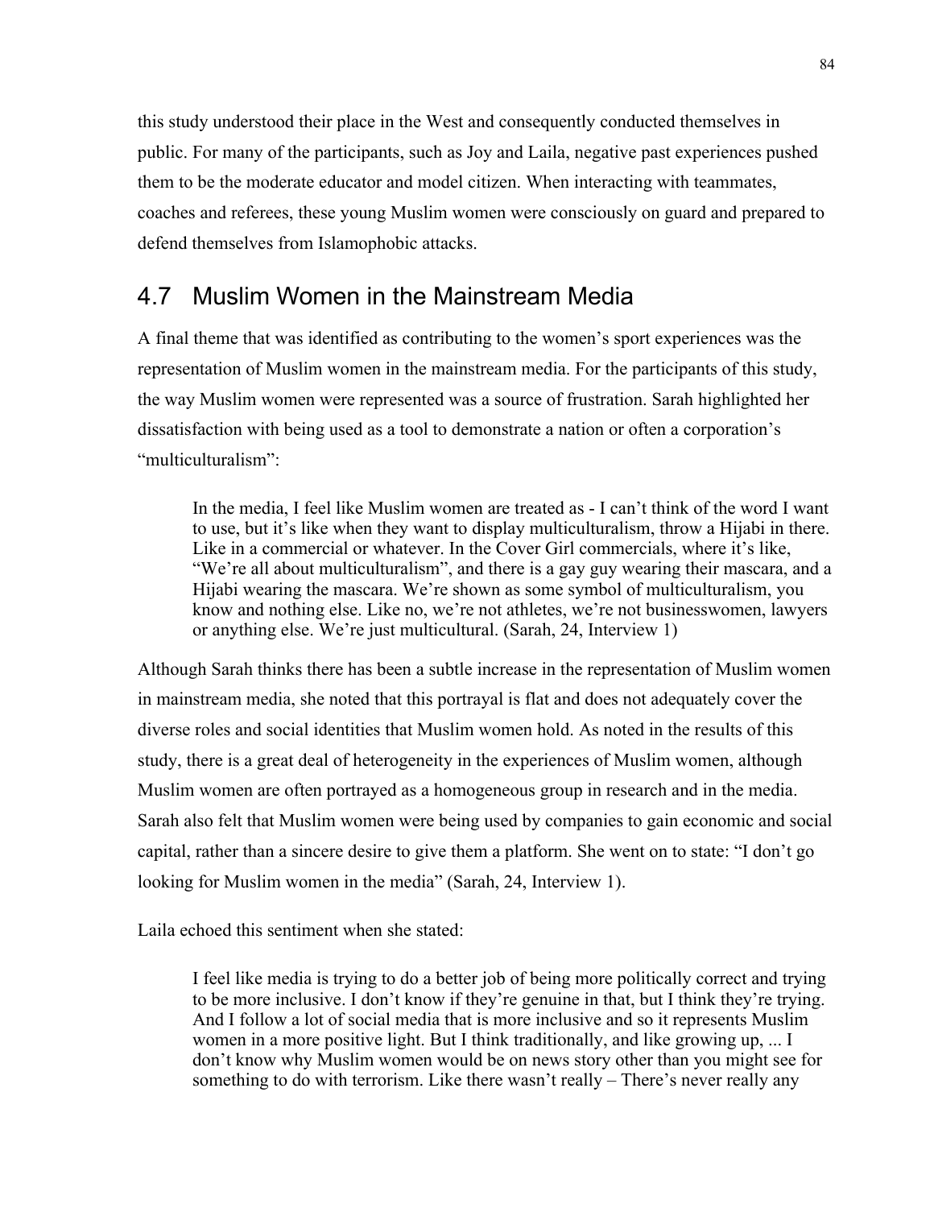this study understood their place in the West and consequently conducted themselves in public. For many of the participants, such as Joy and Laila, negative past experiences pushed them to be the moderate educator and model citizen. When interacting with teammates, coaches and referees, these young Muslim women were consciously on guard and prepared to defend themselves from Islamophobic attacks.

## 4.7 Muslim Women in the Mainstream Media

A final theme that was identified as contributing to the women's sport experiences was the representation of Muslim women in the mainstream media. For the participants of this study, the way Muslim women were represented was a source of frustration. Sarah highlighted her dissatisfaction with being used as a tool to demonstrate a nation or often a corporation's "multiculturalism":

> In the media, I feel like Muslim women are treated as - I can't think of the word I want to use, but it's like when they want to display multiculturalism, throw a Hijabi in there. Like in a commercial or whatever. In the Cover Girl commercials, where it's like, "We're all about multiculturalism", and there is a gay guy wearing their mascara, and a Hijabi wearing the mascara. We're shown as some symbol of multiculturalism, you know and nothing else. Like no, we're not athletes, we're not businesswomen, lawyers or anything else. We're just multicultural. (Sarah, 24, Interview 1)

Although Sarah thinks there has been a subtle increase in the representation of Muslim women in mainstream media, she noted that this portrayal is flat and does not adequately cover the diverse roles and social identities that Muslim women hold. As noted in the results of this study, there is a great deal of heterogeneity in the experiences of Muslim women, although Muslim women are often portrayed as a homogeneous group in research and in the media. Sarah also felt that Muslim women were being used by companies to gain economic and social capital, rather than a sincere desire to give them a platform. She went on to state: "I don't go looking for Muslim women in the media" (Sarah, 24, Interview 1).

Laila echoed this sentiment when she stated:

> I feel like media is trying to do a better job of being more politically correct and trying to be more inclusive. I don't know if they're genuine in that, but I think they're trying. And I follow a lot of social media that is more inclusive and so it represents Muslim women in a more positive light. But I think traditionally, and like growing up, ... I don't know why Muslim women would be on news story other than you might see for something to do with terrorism. Like there wasn't really – There's never really any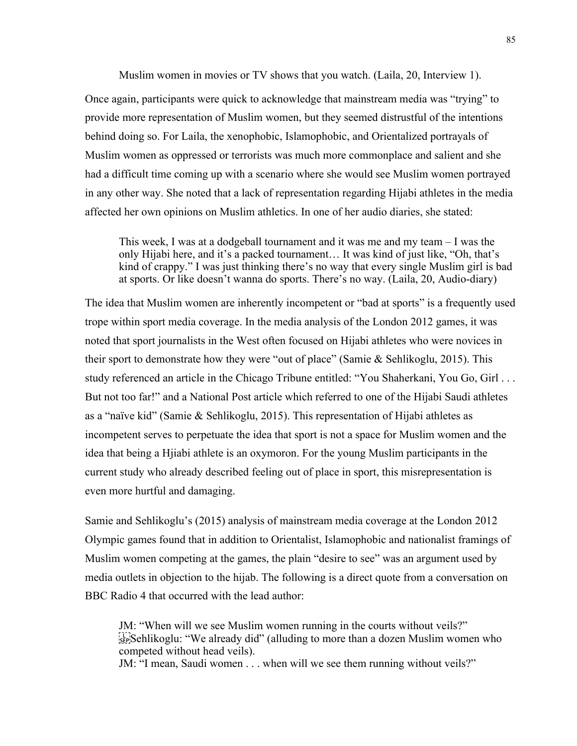Muslim women in movies or TV shows that you watch. (Laila, 20, Interview 1).

Once again, participants were quick to acknowledge that mainstream media was "trying" to provide more representation of Muslim women, but they seemed distrustful of the intentions behind doing so. For Laila, the xenophobic, Islamophobic, and Orientalized portrayals of Muslim women as oppressed or terrorists was much more commonplace and salient and she had a difficult time coming up with a scenario where she would see Muslim women portrayed in any other way. She noted that a lack of representation regarding Hijabi athletes in the media affected her own opinions on Muslim athletics. In one of her audio diaries, she stated:

> This week, I was at a dodgeball tournament and it was me and my team – I was the only Hijabi here, and it's a packed tournament… It was kind of just like, "Oh, that's kind of crappy." I was just thinking there's no way that every single Muslim girl is bad at sports. Or like doesn't wanna do sports. There's no way. (Laila, 20, Audio-diary)

The idea that Muslim women are inherently incompetent or "bad at sports" is a frequently used trope within sport media coverage. In the media analysis of the London 2012 games, it was noted that sport journalists in the West often focused on Hijabi athletes who were novices in their sport to demonstrate how they were "out of place" (Samie & Sehlikoglu, 2015). This study referenced an article in the Chicago Tribune entitled: "You Shaherkani, You Go, Girl . . . But not too far!" and a National Post article which referred to one of the Hijabi Saudi athletes as a "naïve kid" (Samie & Sehlikoglu, 2015). This representation of Hijabi athletes as incompetent serves to perpetuate the idea that sport is not a space for Muslim women and the idea that being a Hjiabi athlete is an oxymoron. For the young Muslim participants in the current study who already described feeling out of place in sport, this misrepresentation is even more hurtful and damaging.

Samie and Sehlikoglu's (2015) analysis of mainstream media coverage at the London 2012 Olympic games found that in addition to Orientalist, Islamophobic and nationalist framings of Muslim women competing at the games, the plain "desire to see" was an argument used by media outlets in objection to the hijab. The following is a direct quote from a conversation on BBC Radio 4 that occurred with the lead author:

> JM: "When will we see Muslim women running in the courts without veils?"
> Sehlikoglu: "We already did" (alluding to more than a dozen Muslim women who competed without head veils).
> JM: "I mean, Saudi women . . . when will we see them running without veils?"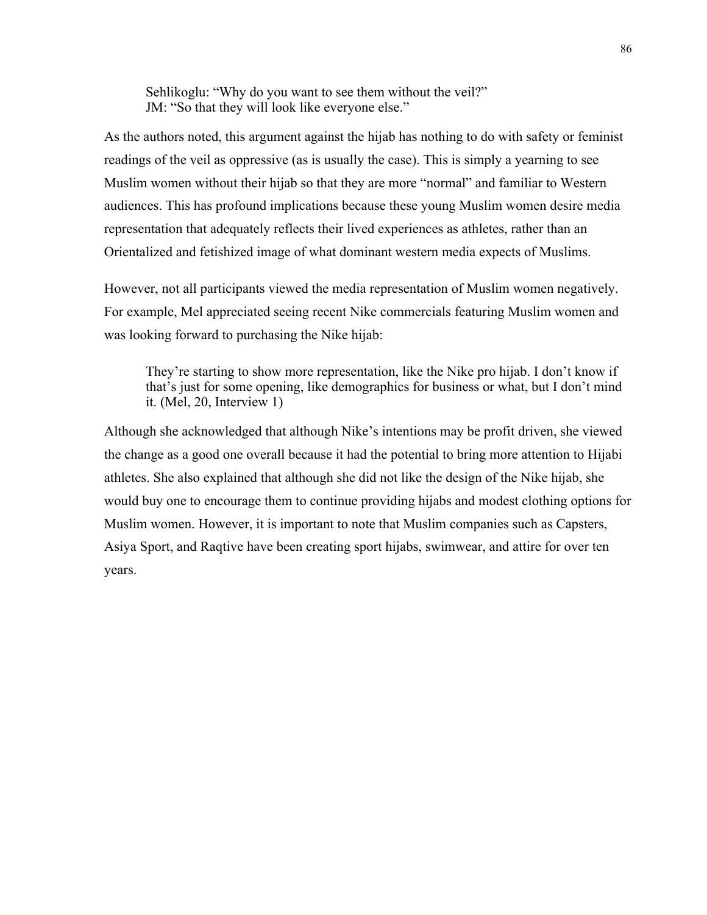> Sehlikoglu: "Why do you want to see them without the veil?"
> JM: "So that they will look like everyone else."

As the authors noted, this argument against the hijab has nothing to do with safety or feminist readings of the veil as oppressive (as is usually the case). This is simply a yearning to see Muslim women without their hijab so that they are more "normal" and familiar to Western audiences. This has profound implications because these young Muslim women desire media representation that adequately reflects their lived experiences as athletes, rather than an Orientalized and fetishized image of what dominant western media expects of Muslims.

However, not all participants viewed the media representation of Muslim women negatively. For example, Mel appreciated seeing recent Nike commercials featuring Muslim women and was looking forward to purchasing the Nike hijab:

> They're starting to show more representation, like the Nike pro hijab. I don't know if that's just for some opening, like demographics for business or what, but I don't mind it. (Mel, 20, Interview 1)

Although she acknowledged that although Nike's intentions may be profit driven, she viewed the change as a good one overall because it had the potential to bring more attention to Hijabi athletes. She also explained that although she did not like the design of the Nike hijab, she would buy one to encourage them to continue providing hijabs and modest clothing options for Muslim women. However, it is important to note that Muslim companies such as Capsters, Asiya Sport, and Raqtive have been creating sport hijabs, swimwear, and attire for over ten years.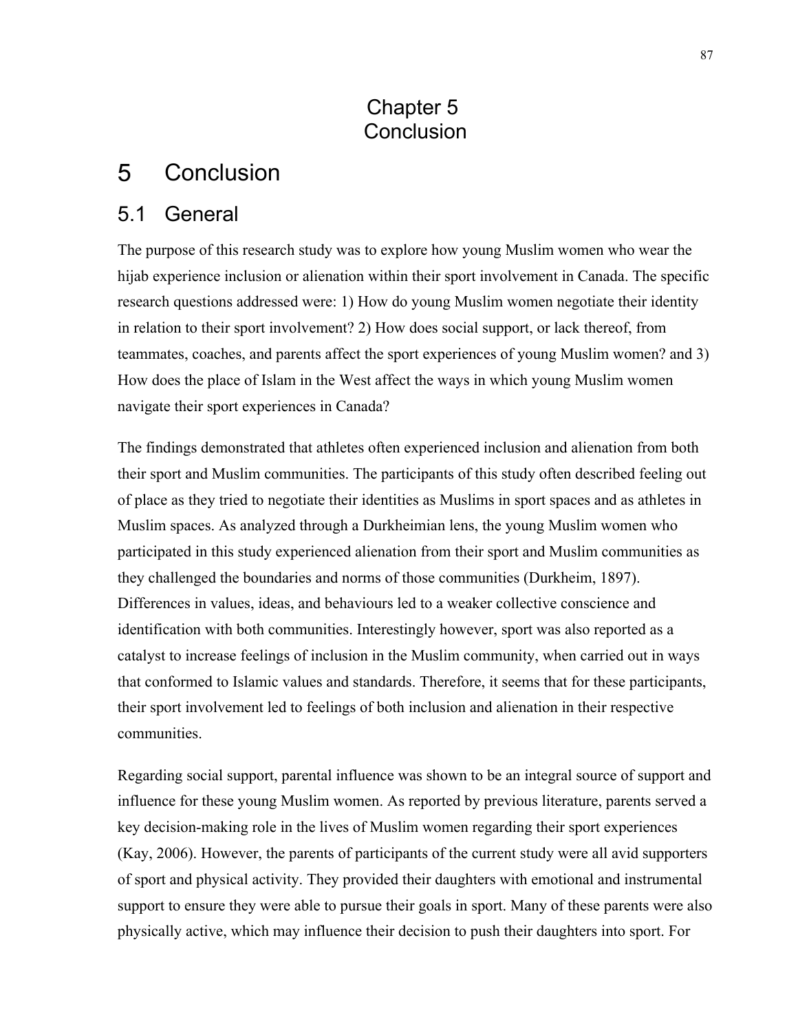# Chapter 5 Conclusion

# 5 Conclusion

## 5.1 General

The purpose of this research study was to explore how young Muslim women who wear the hijab experience inclusion or alienation within their sport involvement in Canada. The specific research questions addressed were: 1) How do young Muslim women negotiate their identity in relation to their sport involvement? 2) How does social support, or lack thereof, from teammates, coaches, and parents affect the sport experiences of young Muslim women? and 3) How does the place of Islam in the West affect the ways in which young Muslim women navigate their sport experiences in Canada?

The findings demonstrated that athletes often experienced inclusion and alienation from both their sport and Muslim communities. The participants of this study often described feeling out of place as they tried to negotiate their identities as Muslims in sport spaces and as athletes in Muslim spaces. As analyzed through a Durkheimian lens, the young Muslim women who participated in this study experienced alienation from their sport and Muslim communities as they challenged the boundaries and norms of those communities (Durkheim, 1897). Differences in values, ideas, and behaviours led to a weaker collective conscience and identification with both communities. Interestingly however, sport was also reported as a catalyst to increase feelings of inclusion in the Muslim community, when carried out in ways that conformed to Islamic values and standards. Therefore, it seems that for these participants, their sport involvement led to feelings of both inclusion and alienation in their respective communities.

Regarding social support, parental influence was shown to be an integral source of support and influence for these young Muslim women. As reported by previous literature, parents served a key decision-making role in the lives of Muslim women regarding their sport experiences (Kay, 2006). However, the parents of participants of the current study were all avid supporters of sport and physical activity. They provided their daughters with emotional and instrumental support to ensure they were able to pursue their goals in sport. Many of these parents were also physically active, which may influence their decision to push their daughters into sport. For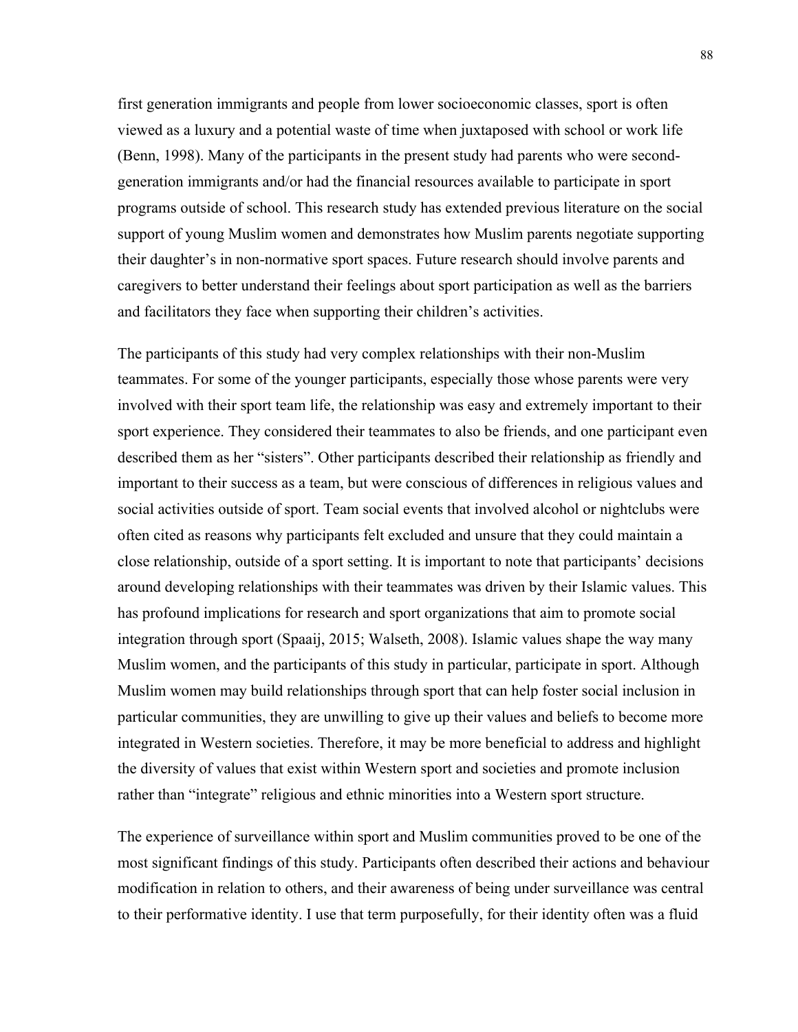first generation immigrants and people from lower socioeconomic classes, sport is often viewed as a luxury and a potential waste of time when juxtaposed with school or work life (Benn, 1998). Many of the participants in the present study had parents who were second-generation immigrants and/or had the financial resources available to participate in sport programs outside of school. This research study has extended previous literature on the social support of young Muslim women and demonstrates how Muslim parents negotiate supporting their daughter's in non-normative sport spaces. Future research should involve parents and caregivers to better understand their feelings about sport participation as well as the barriers and facilitators they face when supporting their children's activities.

The participants of this study had very complex relationships with their non-Muslim teammates. For some of the younger participants, especially those whose parents were very involved with their sport team life, the relationship was easy and extremely important to their sport experience. They considered their teammates to also be friends, and one participant even described them as her "sisters". Other participants described their relationship as friendly and important to their success as a team, but were conscious of differences in religious values and social activities outside of sport. Team social events that involved alcohol or nightclubs were often cited as reasons why participants felt excluded and unsure that they could maintain a close relationship, outside of a sport setting. It is important to note that participants' decisions around developing relationships with their teammates was driven by their Islamic values. This has profound implications for research and sport organizations that aim to promote social integration through sport (Spaaij, 2015; Walseth, 2008). Islamic values shape the way many Muslim women, and the participants of this study in particular, participate in sport. Although Muslim women may build relationships through sport that can help foster social inclusion in particular communities, they are unwilling to give up their values and beliefs to become more integrated in Western societies. Therefore, it may be more beneficial to address and highlight the diversity of values that exist within Western sport and societies and promote inclusion rather than "integrate" religious and ethnic minorities into a Western sport structure.

The experience of surveillance within sport and Muslim communities proved to be one of the most significant findings of this study. Participants often described their actions and behaviour modification in relation to others, and their awareness of being under surveillance was central to their performative identity. I use that term purposefully, for their identity often was a fluid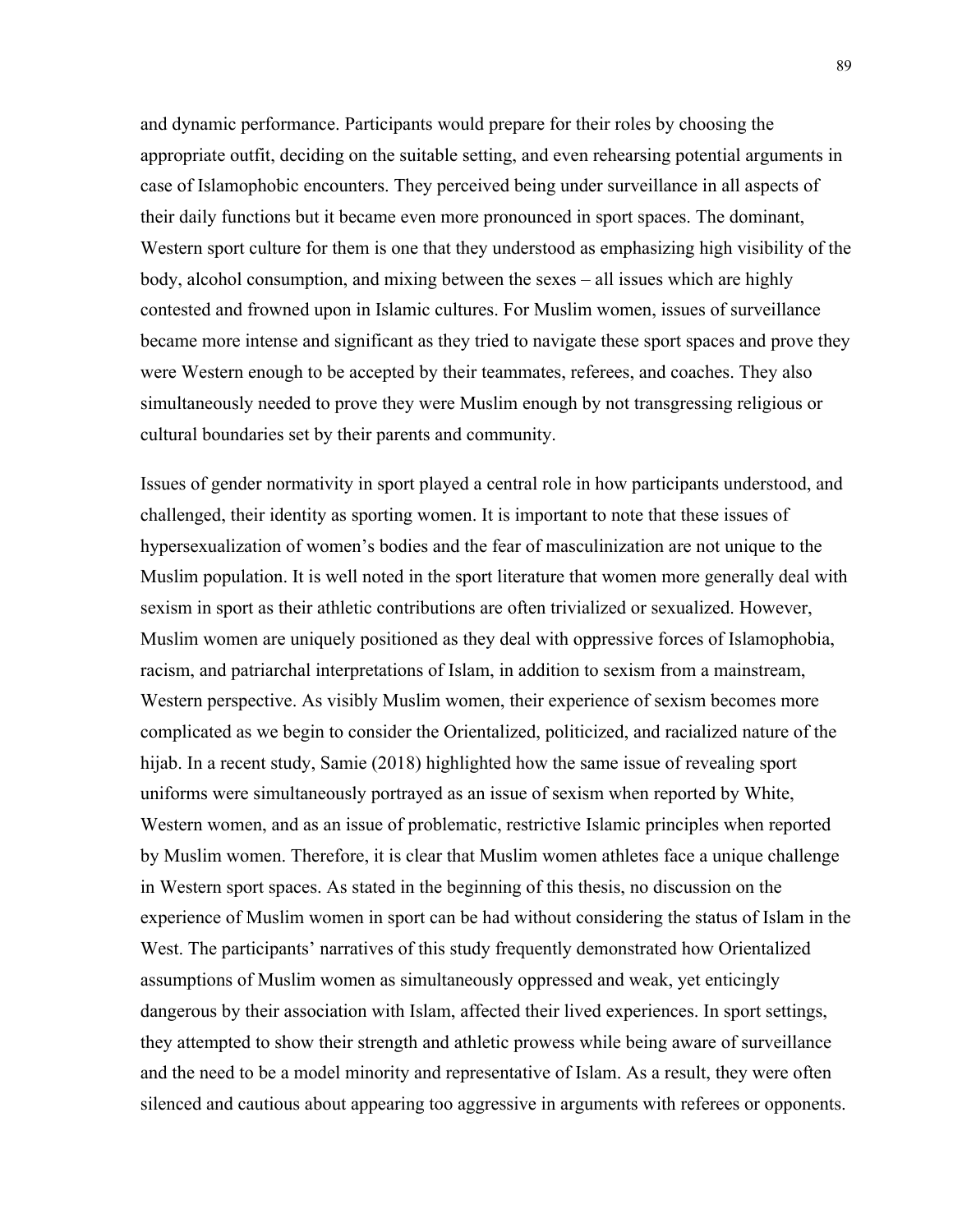and dynamic performance. Participants would prepare for their roles by choosing the appropriate outfit, deciding on the suitable setting, and even rehearsing potential arguments in case of Islamophobic encounters. They perceived being under surveillance in all aspects of their daily functions but it became even more pronounced in sport spaces. The dominant, Western sport culture for them is one that they understood as emphasizing high visibility of the body, alcohol consumption, and mixing between the sexes – all issues which are highly contested and frowned upon in Islamic cultures. For Muslim women, issues of surveillance became more intense and significant as they tried to navigate these sport spaces and prove they were Western enough to be accepted by their teammates, referees, and coaches. They also simultaneously needed to prove they were Muslim enough by not transgressing religious or cultural boundaries set by their parents and community.

Issues of gender normativity in sport played a central role in how participants understood, and challenged, their identity as sporting women. It is important to note that these issues of hypersexualization of women's bodies and the fear of masculinization are not unique to the Muslim population. It is well noted in the sport literature that women more generally deal with sexism in sport as their athletic contributions are often trivialized or sexualized. However, Muslim women are uniquely positioned as they deal with oppressive forces of Islamophobia, racism, and patriarchal interpretations of Islam, in addition to sexism from a mainstream, Western perspective. As visibly Muslim women, their experience of sexism becomes more complicated as we begin to consider the Orientalized, politicized, and racialized nature of the hijab. In a recent study, Samie (2018) highlighted how the same issue of revealing sport uniforms were simultaneously portrayed as an issue of sexism when reported by White, Western women, and as an issue of problematic, restrictive Islamic principles when reported by Muslim women. Therefore, it is clear that Muslim women athletes face a unique challenge in Western sport spaces. As stated in the beginning of this thesis, no discussion on the experience of Muslim women in sport can be had without considering the status of Islam in the West. The participants' narratives of this study frequently demonstrated how Orientalized assumptions of Muslim women as simultaneously oppressed and weak, yet enticingly dangerous by their association with Islam, affected their lived experiences. In sport settings, they attempted to show their strength and athletic prowess while being aware of surveillance and the need to be a model minority and representative of Islam. As a result, they were often silenced and cautious about appearing too aggressive in arguments with referees or opponents.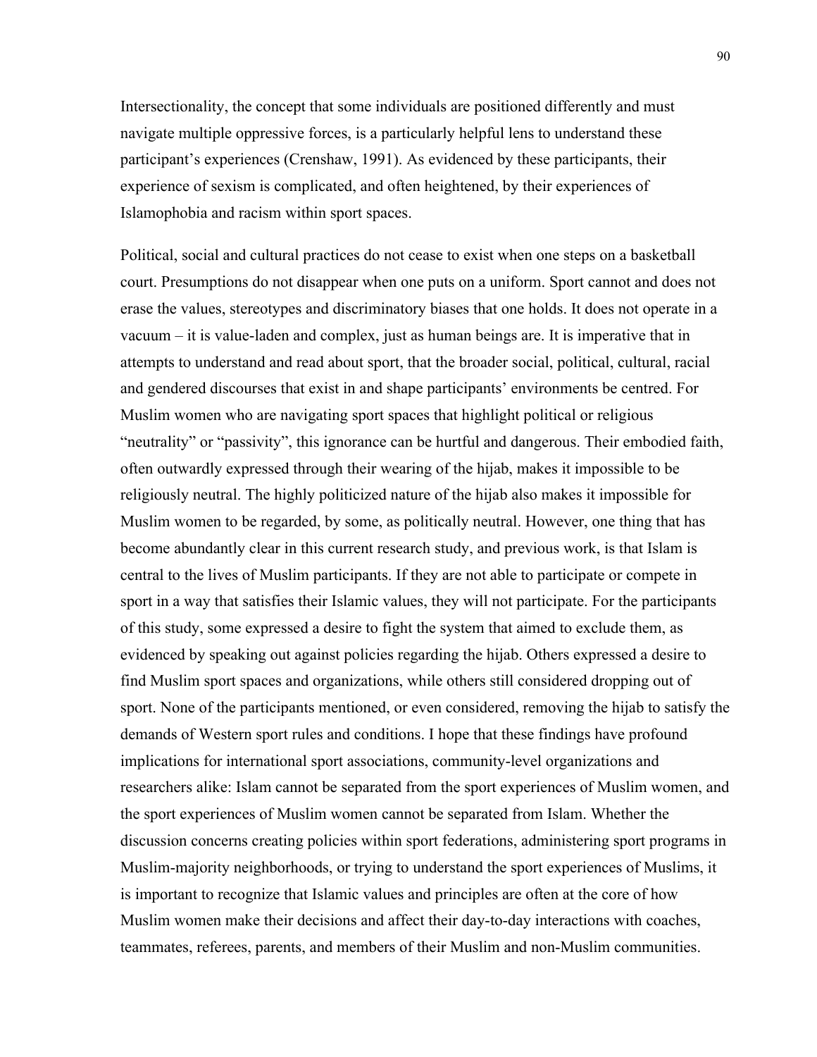Intersectionality, the concept that some individuals are positioned differently and must navigate multiple oppressive forces, is a particularly helpful lens to understand these participant's experiences (Crenshaw, 1991). As evidenced by these participants, their experience of sexism is complicated, and often heightened, by their experiences of Islamophobia and racism within sport spaces.

Political, social and cultural practices do not cease to exist when one steps on a basketball court. Presumptions do not disappear when one puts on a uniform. Sport cannot and does not erase the values, stereotypes and discriminatory biases that one holds. It does not operate in a vacuum – it is value-laden and complex, just as human beings are. It is imperative that in attempts to understand and read about sport, that the broader social, political, cultural, racial and gendered discourses that exist in and shape participants' environments be centred. For Muslim women who are navigating sport spaces that highlight political or religious "neutrality" or "passivity", this ignorance can be hurtful and dangerous. Their embodied faith, often outwardly expressed through their wearing of the hijab, makes it impossible to be religiously neutral. The highly politicized nature of the hijab also makes it impossible for Muslim women to be regarded, by some, as politically neutral. However, one thing that has become abundantly clear in this current research study, and previous work, is that Islam is central to the lives of Muslim participants. If they are not able to participate or compete in sport in a way that satisfies their Islamic values, they will not participate. For the participants of this study, some expressed a desire to fight the system that aimed to exclude them, as evidenced by speaking out against policies regarding the hijab. Others expressed a desire to find Muslim sport spaces and organizations, while others still considered dropping out of sport. None of the participants mentioned, or even considered, removing the hijab to satisfy the demands of Western sport rules and conditions. I hope that these findings have profound implications for international sport associations, community-level organizations and researchers alike: Islam cannot be separated from the sport experiences of Muslim women, and the sport experiences of Muslim women cannot be separated from Islam. Whether the discussion concerns creating policies within sport federations, administering sport programs in Muslim-majority neighborhoods, or trying to understand the sport experiences of Muslims, it is important to recognize that Islamic values and principles are often at the core of how Muslim women make their decisions and affect their day-to-day interactions with coaches, teammates, referees, parents, and members of their Muslim and non-Muslim communities.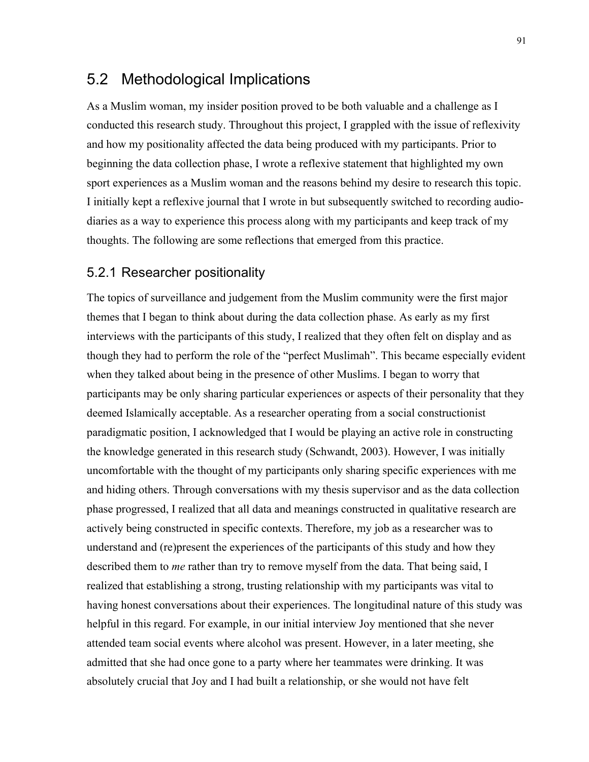## 5.2 Methodological Implications

As a Muslim woman, my insider position proved to be both valuable and a challenge as I conducted this research study. Throughout this project, I grappled with the issue of reflexivity and how my positionality affected the data being produced with my participants. Prior to beginning the data collection phase, I wrote a reflexive statement that highlighted my own sport experiences as a Muslim woman and the reasons behind my desire to research this topic. I initially kept a reflexive journal that I wrote in but subsequently switched to recording audio-diaries as a way to experience this process along with my participants and keep track of my thoughts. The following are some reflections that emerged from this practice.

### 5.2.1 Researcher positionality

The topics of surveillance and judgement from the Muslim community were the first major themes that I began to think about during the data collection phase. As early as my first interviews with the participants of this study, I realized that they often felt on display and as though they had to perform the role of the "perfect Muslimah". This became especially evident when they talked about being in the presence of other Muslims. I began to worry that participants may be only sharing particular experiences or aspects of their personality that they deemed Islamically acceptable. As a researcher operating from a social constructionist paradigmatic position, I acknowledged that I would be playing an active role in constructing the knowledge generated in this research study (Schwandt, 2003). However, I was initially uncomfortable with the thought of my participants only sharing specific experiences with me and hiding others. Through conversations with my thesis supervisor and as the data collection phase progressed, I realized that all data and meanings constructed in qualitative research are actively being constructed in specific contexts. Therefore, my job as a researcher was to understand and (re)present the experiences of the participants of this study and how they described them to *me* rather than try to remove myself from the data. That being said, I realized that establishing a strong, trusting relationship with my participants was vital to having honest conversations about their experiences. The longitudinal nature of this study was helpful in this regard. For example, in our initial interview Joy mentioned that she never attended team social events where alcohol was present. However, in a later meeting, she admitted that she had once gone to a party where her teammates were drinking. It was absolutely crucial that Joy and I had built a relationship, or she would not have felt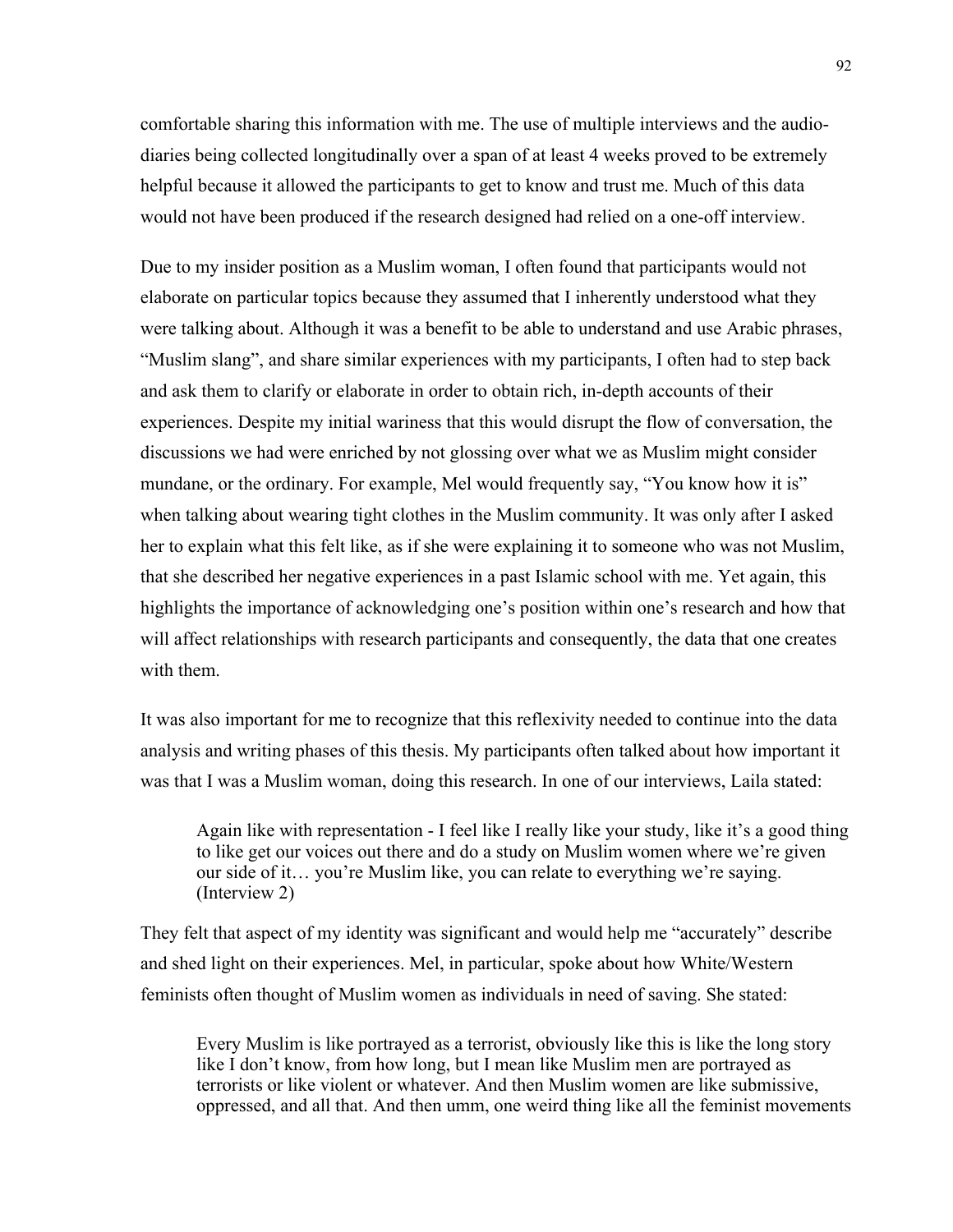comfortable sharing this information with me. The use of multiple interviews and the audio-diaries being collected longitudinally over a span of at least 4 weeks proved to be extremely helpful because it allowed the participants to get to know and trust me. Much of this data would not have been produced if the research designed had relied on a one-off interview.

Due to my insider position as a Muslim woman, I often found that participants would not elaborate on particular topics because they assumed that I inherently understood what they were talking about. Although it was a benefit to be able to understand and use Arabic phrases, “Muslim slang”, and share similar experiences with my participants, I often had to step back and ask them to clarify or elaborate in order to obtain rich, in-depth accounts of their experiences. Despite my initial wariness that this would disrupt the flow of conversation, the discussions we had were enriched by not glossing over what we as Muslim might consider mundane, or the ordinary. For example, Mel would frequently say, “You know how it is” when talking about wearing tight clothes in the Muslim community. It was only after I asked her to explain what this felt like, as if she were explaining it to someone who was not Muslim, that she described her negative experiences in a past Islamic school with me. Yet again, this highlights the importance of acknowledging one’s position within one’s research and how that will affect relationships with research participants and consequently, the data that one creates with them.

It was also important for me to recognize that this reflexivity needed to continue into the data analysis and writing phases of this thesis. My participants often talked about how important it was that I was a Muslim woman, doing this research. In one of our interviews, Laila stated:

> Again like with representation - I feel like I really like your study, like it’s a good thing to like get our voices out there and do a study on Muslim women where we’re given our side of it… you’re Muslim like, you can relate to everything we’re saying. (Interview 2)

They felt that aspect of my identity was significant and would help me “accurately” describe and shed light on their experiences. Mel, in particular, spoke about how White/Western feminists often thought of Muslim women as individuals in need of saving. She stated:

> Every Muslim is like portrayed as a terrorist, obviously like this is like the long story like I don’t know, from how long, but I mean like Muslim men are portrayed as terrorists or like violent or whatever. And then Muslim women are like submissive, oppressed, and all that. And then umm, one weird thing like all the feminist movements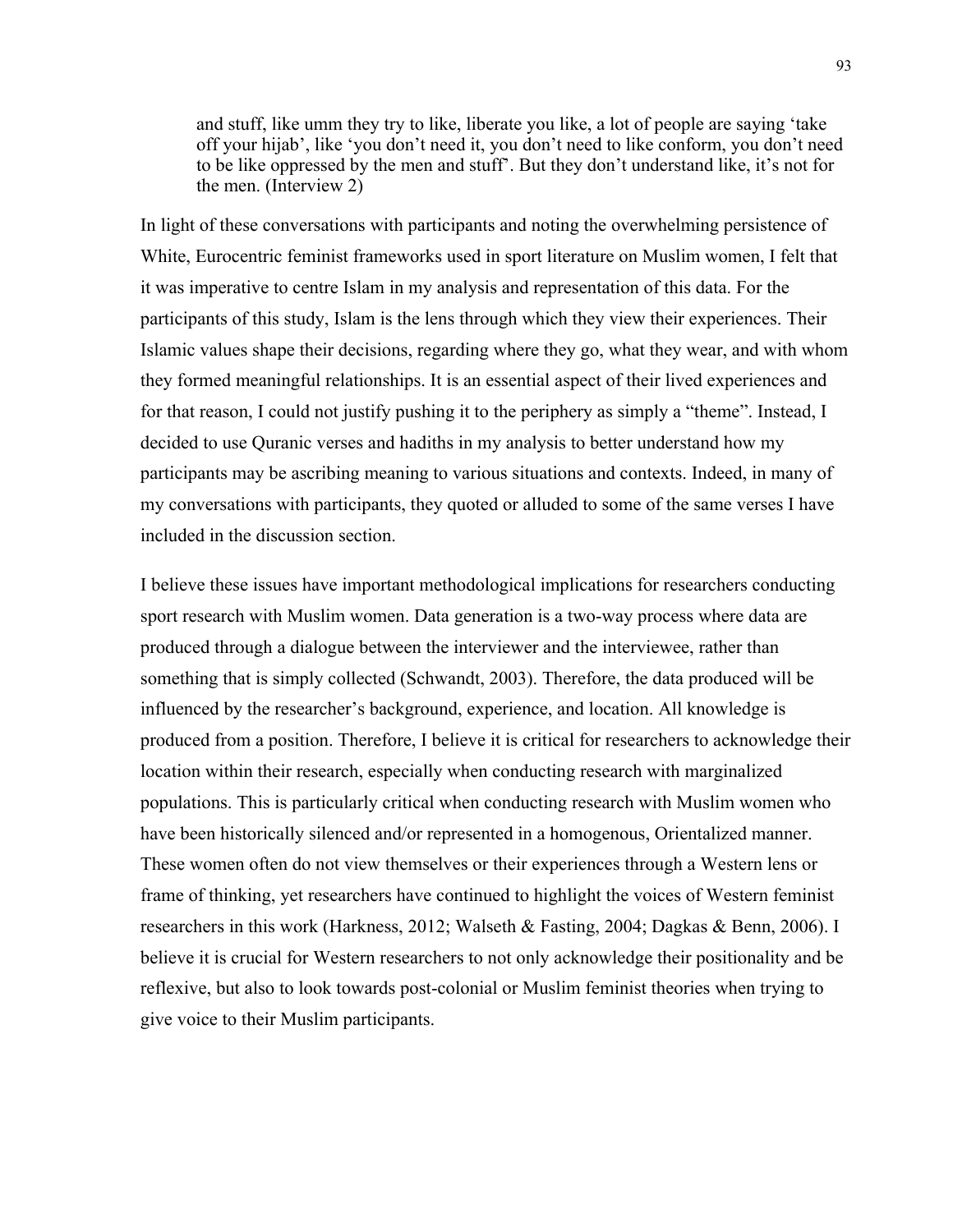> and stuff, like umm they try to like, liberate you like, a lot of people are saying 'take off your hijab', like 'you don't need it, you don't need to like conform, you don't need to be like oppressed by the men and stuff'. But they don't understand like, it's not for the men. (Interview 2)

In light of these conversations with participants and noting the overwhelming persistence of White, Eurocentric feminist frameworks used in sport literature on Muslim women, I felt that it was imperative to centre Islam in my analysis and representation of this data. For the participants of this study, Islam is the lens through which they view their experiences. Their Islamic values shape their decisions, regarding where they go, what they wear, and with whom they formed meaningful relationships. It is an essential aspect of their lived experiences and for that reason, I could not justify pushing it to the periphery as simply a "theme". Instead, I decided to use Quranic verses and hadiths in my analysis to better understand how my participants may be ascribing meaning to various situations and contexts. Indeed, in many of my conversations with participants, they quoted or alluded to some of the same verses I have included in the discussion section.

I believe these issues have important methodological implications for researchers conducting sport research with Muslim women. Data generation is a two-way process where data are produced through a dialogue between the interviewer and the interviewee, rather than something that is simply collected (Schwandt, 2003). Therefore, the data produced will be influenced by the researcher's background, experience, and location. All knowledge is produced from a position. Therefore, I believe it is critical for researchers to acknowledge their location within their research, especially when conducting research with marginalized populations. This is particularly critical when conducting research with Muslim women who have been historically silenced and/or represented in a homogenous, Orientalized manner. These women often do not view themselves or their experiences through a Western lens or frame of thinking, yet researchers have continued to highlight the voices of Western feminist researchers in this work (Harkness, 2012; Walseth & Fasting, 2004; Dagkas & Benn, 2006). I believe it is crucial for Western researchers to not only acknowledge their positionality and be reflexive, but also to look towards post-colonial or Muslim feminist theories when trying to give voice to their Muslim participants.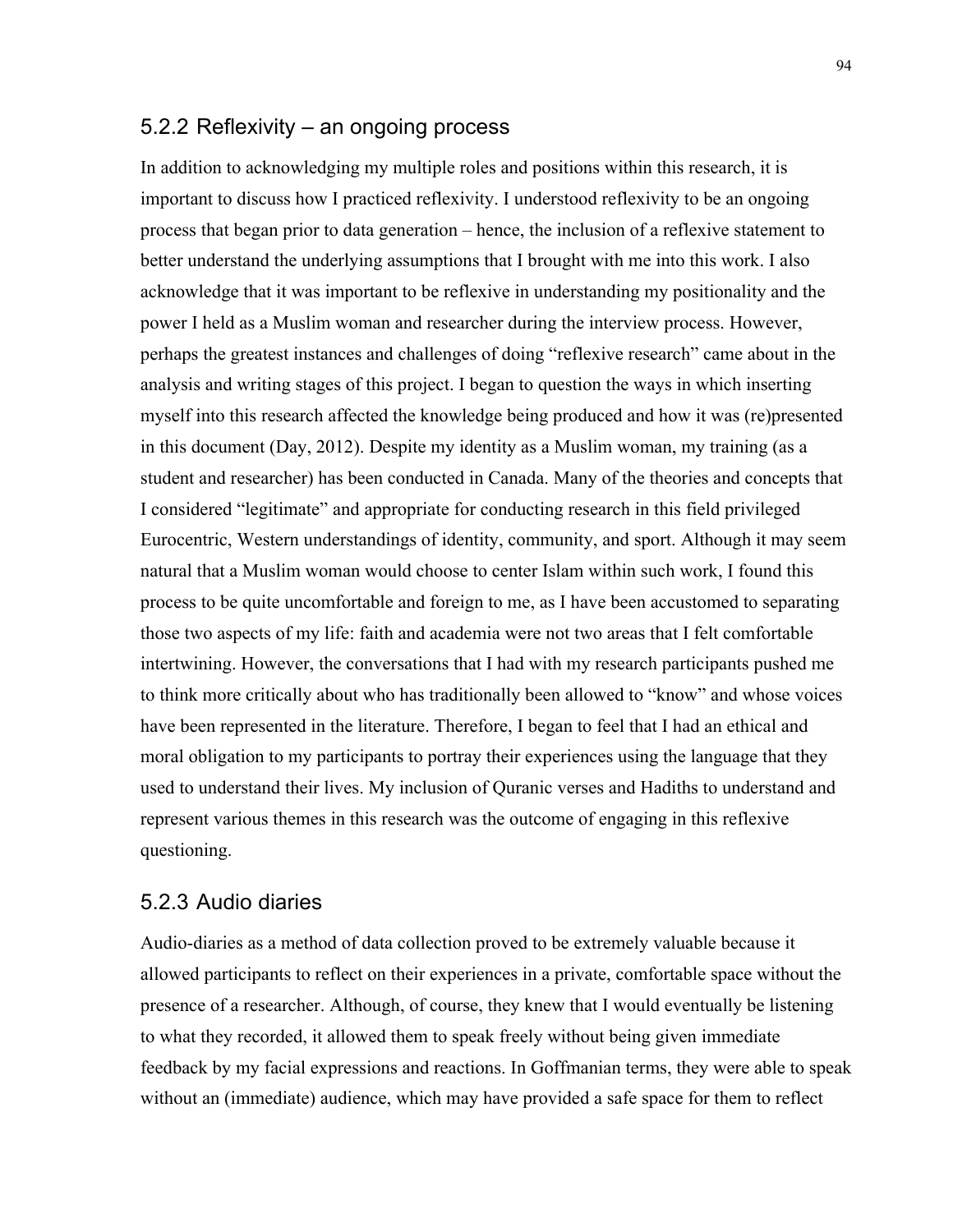### 5.2.2 Reflexivity – an ongoing process

In addition to acknowledging my multiple roles and positions within this research, it is important to discuss how I practiced reflexivity. I understood reflexivity to be an ongoing process that began prior to data generation – hence, the inclusion of a reflexive statement to better understand the underlying assumptions that I brought with me into this work. I also acknowledge that it was important to be reflexive in understanding my positionality and the power I held as a Muslim woman and researcher during the interview process. However, perhaps the greatest instances and challenges of doing "reflexive research" came about in the analysis and writing stages of this project. I began to question the ways in which inserting myself into this research affected the knowledge being produced and how it was (re)presented in this document (Day, 2012). Despite my identity as a Muslim woman, my training (as a student and researcher) has been conducted in Canada. Many of the theories and concepts that I considered "legitimate" and appropriate for conducting research in this field privileged Eurocentric, Western understandings of identity, community, and sport. Although it may seem natural that a Muslim woman would choose to center Islam within such work, I found this process to be quite uncomfortable and foreign to me, as I have been accustomed to separating those two aspects of my life: faith and academia were not two areas that I felt comfortable intertwining. However, the conversations that I had with my research participants pushed me to think more critically about who has traditionally been allowed to "know" and whose voices have been represented in the literature. Therefore, I began to feel that I had an ethical and moral obligation to my participants to portray their experiences using the language that they used to understand their lives. My inclusion of Quranic verses and Hadiths to understand and represent various themes in this research was the outcome of engaging in this reflexive questioning.

### 5.2.3 Audio diaries

Audio-diaries as a method of data collection proved to be extremely valuable because it allowed participants to reflect on their experiences in a private, comfortable space without the presence of a researcher. Although, of course, they knew that I would eventually be listening to what they recorded, it allowed them to speak freely without being given immediate feedback by my facial expressions and reactions. In Goffmanian terms, they were able to speak without an (immediate) audience, which may have provided a safe space for them to reflect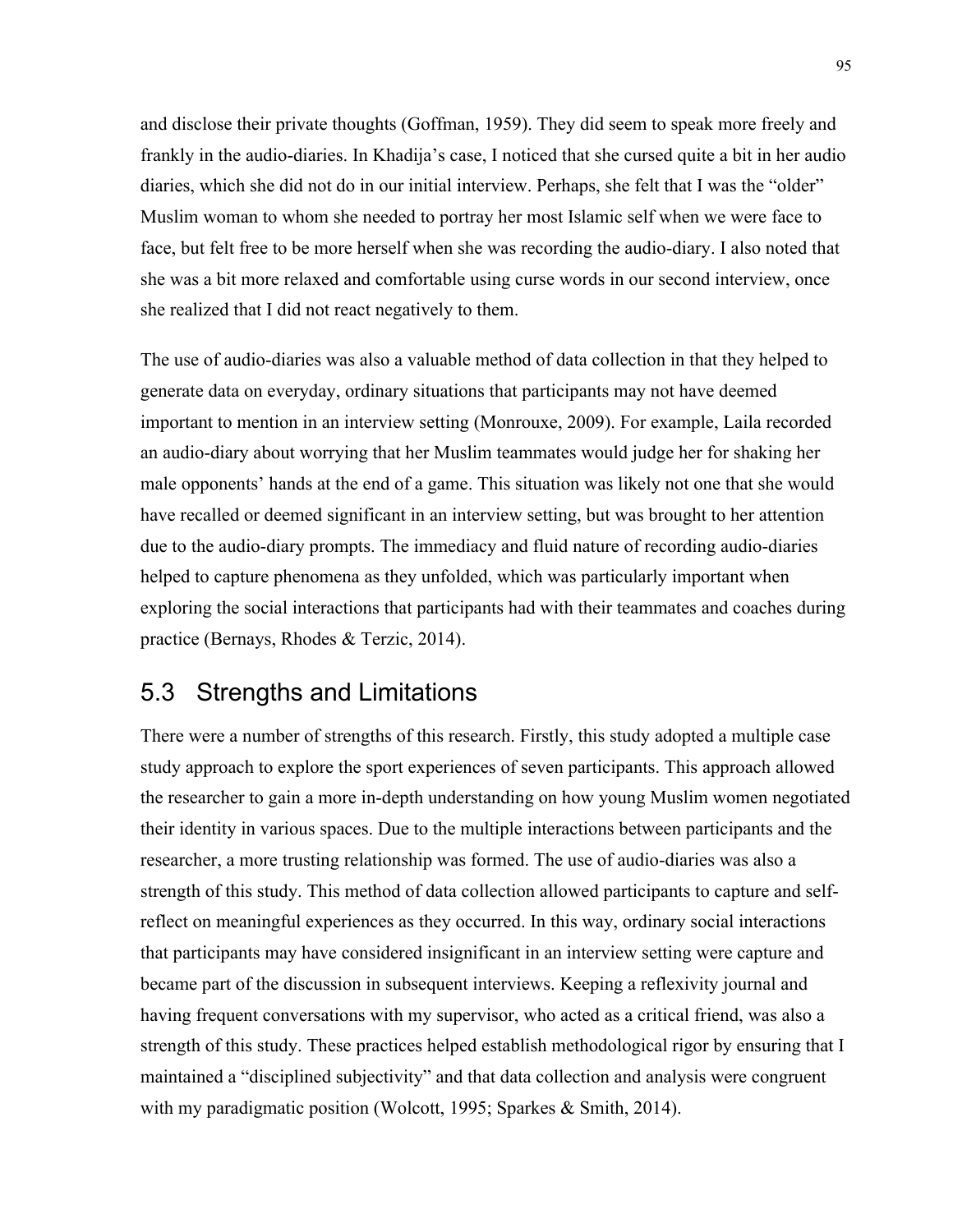and disclose their private thoughts (Goffman, 1959). They did seem to speak more freely and frankly in the audio-diaries. In Khadija's case, I noticed that she cursed quite a bit in her audio diaries, which she did not do in our initial interview. Perhaps, she felt that I was the "older" Muslim woman to whom she needed to portray her most Islamic self when we were face to face, but felt free to be more herself when she was recording the audio-diary. I also noted that she was a bit more relaxed and comfortable using curse words in our second interview, once she realized that I did not react negatively to them.

The use of audio-diaries was also a valuable method of data collection in that they helped to generate data on everyday, ordinary situations that participants may not have deemed important to mention in an interview setting (Monrouxe, 2009). For example, Laila recorded an audio-diary about worrying that her Muslim teammates would judge her for shaking her male opponents' hands at the end of a game. This situation was likely not one that she would have recalled or deemed significant in an interview setting, but was brought to her attention due to the audio-diary prompts. The immediacy and fluid nature of recording audio-diaries helped to capture phenomena as they unfolded, which was particularly important when exploring the social interactions that participants had with their teammates and coaches during practice (Bernays, Rhodes & Terzic, 2014).

## 5.3 Strengths and Limitations

There were a number of strengths of this research. Firstly, this study adopted a multiple case study approach to explore the sport experiences of seven participants. This approach allowed the researcher to gain a more in-depth understanding on how young Muslim women negotiated their identity in various spaces. Due to the multiple interactions between participants and the researcher, a more trusting relationship was formed. The use of audio-diaries was also a strength of this study. This method of data collection allowed participants to capture and self-reflect on meaningful experiences as they occurred. In this way, ordinary social interactions that participants may have considered insignificant in an interview setting were capture and became part of the discussion in subsequent interviews. Keeping a reflexivity journal and having frequent conversations with my supervisor, who acted as a critical friend, was also a strength of this study. These practices helped establish methodological rigor by ensuring that I maintained a "disciplined subjectivity" and that data collection and analysis were congruent with my paradigmatic position (Wolcott, 1995; Sparkes & Smith, 2014).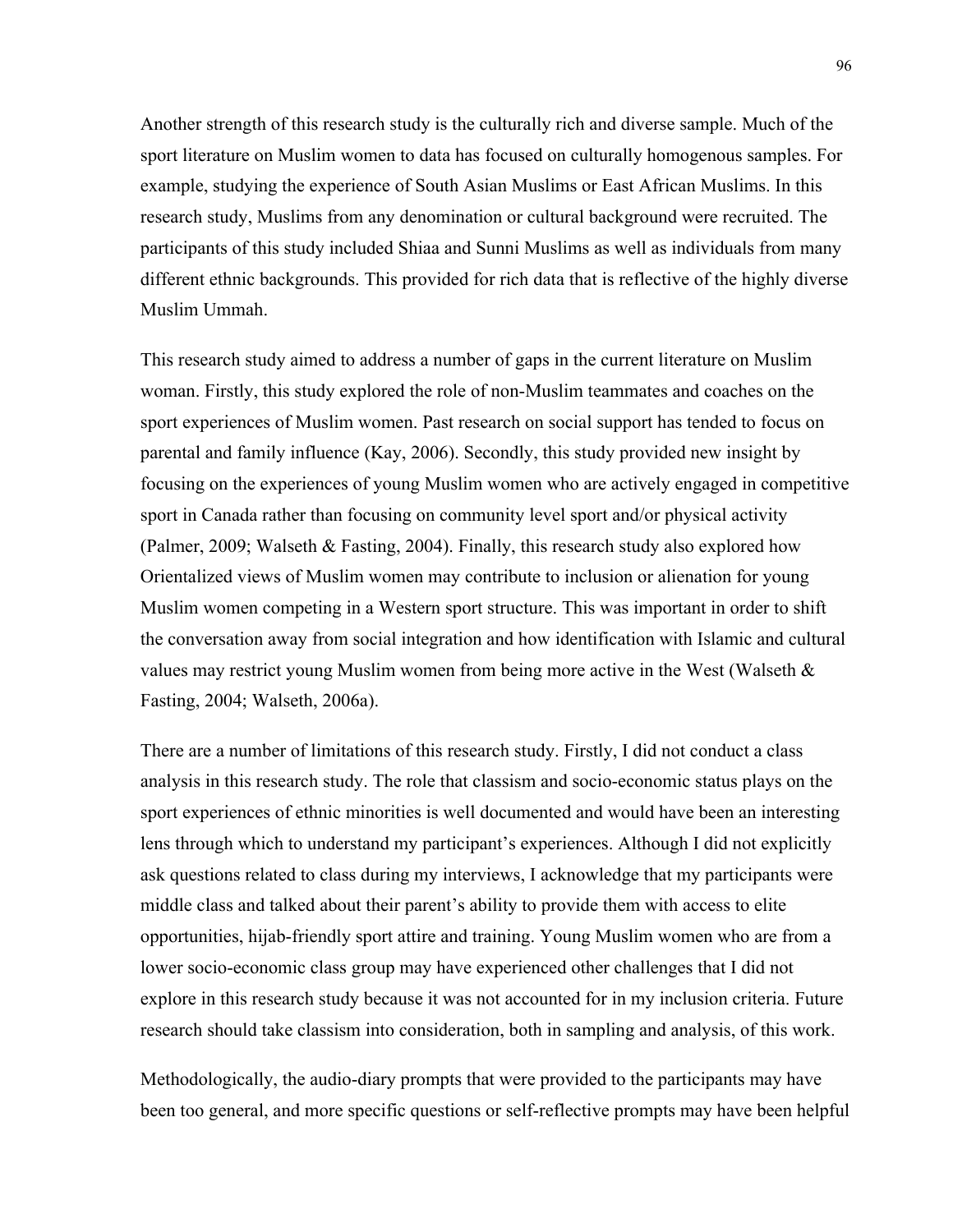Another strength of this research study is the culturally rich and diverse sample. Much of the sport literature on Muslim women to data has focused on culturally homogenous samples. For example, studying the experience of South Asian Muslims or East African Muslims. In this research study, Muslims from any denomination or cultural background were recruited. The participants of this study included Shiaa and Sunni Muslims as well as individuals from many different ethnic backgrounds. This provided for rich data that is reflective of the highly diverse Muslim Ummah.

This research study aimed to address a number of gaps in the current literature on Muslim woman. Firstly, this study explored the role of non-Muslim teammates and coaches on the sport experiences of Muslim women. Past research on social support has tended to focus on parental and family influence (Kay, 2006). Secondly, this study provided new insight by focusing on the experiences of young Muslim women who are actively engaged in competitive sport in Canada rather than focusing on community level sport and/or physical activity (Palmer, 2009; Walseth & Fasting, 2004). Finally, this research study also explored how Orientalized views of Muslim women may contribute to inclusion or alienation for young Muslim women competing in a Western sport structure. This was important in order to shift the conversation away from social integration and how identification with Islamic and cultural values may restrict young Muslim women from being more active in the West (Walseth & Fasting, 2004; Walseth, 2006a).

There are a number of limitations of this research study. Firstly, I did not conduct a class analysis in this research study. The role that classism and socio-economic status plays on the sport experiences of ethnic minorities is well documented and would have been an interesting lens through which to understand my participant's experiences. Although I did not explicitly ask questions related to class during my interviews, I acknowledge that my participants were middle class and talked about their parent's ability to provide them with access to elite opportunities, hijab-friendly sport attire and training. Young Muslim women who are from a lower socio-economic class group may have experienced other challenges that I did not explore in this research study because it was not accounted for in my inclusion criteria. Future research should take classism into consideration, both in sampling and analysis, of this work.

Methodologically, the audio-diary prompts that were provided to the participants may have been too general, and more specific questions or self-reflective prompts may have been helpful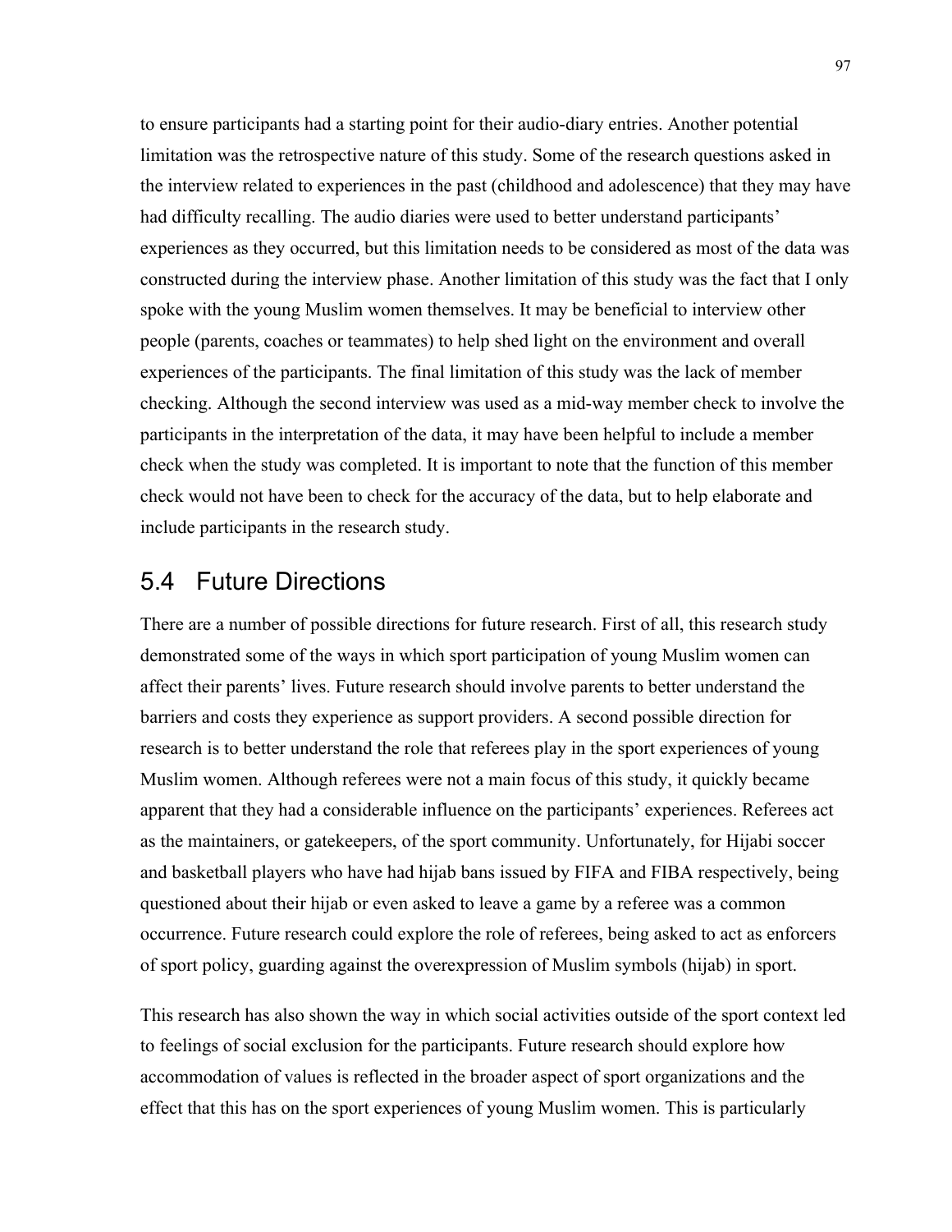to ensure participants had a starting point for their audio-diary entries. Another potential limitation was the retrospective nature of this study. Some of the research questions asked in the interview related to experiences in the past (childhood and adolescence) that they may have had difficulty recalling. The audio diaries were used to better understand participants' experiences as they occurred, but this limitation needs to be considered as most of the data was constructed during the interview phase. Another limitation of this study was the fact that I only spoke with the young Muslim women themselves. It may be beneficial to interview other people (parents, coaches or teammates) to help shed light on the environment and overall experiences of the participants. The final limitation of this study was the lack of member checking. Although the second interview was used as a mid-way member check to involve the participants in the interpretation of the data, it may have been helpful to include a member check when the study was completed. It is important to note that the function of this member check would not have been to check for the accuracy of the data, but to help elaborate and include participants in the research study.

## 5.4 Future Directions

There are a number of possible directions for future research. First of all, this research study demonstrated some of the ways in which sport participation of young Muslim women can affect their parents' lives. Future research should involve parents to better understand the barriers and costs they experience as support providers. A second possible direction for research is to better understand the role that referees play in the sport experiences of young Muslim women. Although referees were not a main focus of this study, it quickly became apparent that they had a considerable influence on the participants' experiences. Referees act as the maintainers, or gatekeepers, of the sport community. Unfortunately, for Hijabi soccer and basketball players who have had hijab bans issued by FIFA and FIBA respectively, being questioned about their hijab or even asked to leave a game by a referee was a common occurrence. Future research could explore the role of referees, being asked to act as enforcers of sport policy, guarding against the overexpression of Muslim symbols (hijab) in sport.

This research has also shown the way in which social activities outside of the sport context led to feelings of social exclusion for the participants. Future research should explore how accommodation of values is reflected in the broader aspect of sport organizations and the effect that this has on the sport experiences of young Muslim women. This is particularly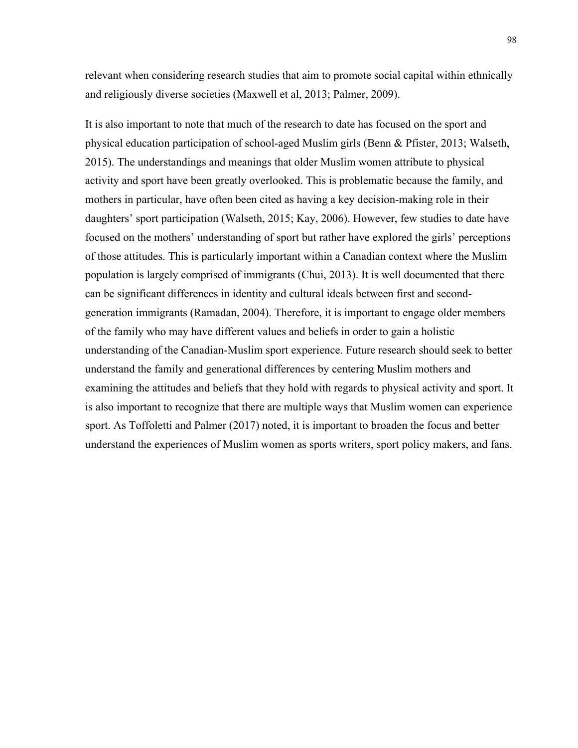relevant when considering research studies that aim to promote social capital within ethnically and religiously diverse societies (Maxwell et al, 2013; Palmer, 2009).

It is also important to note that much of the research to date has focused on the sport and physical education participation of school-aged Muslim girls (Benn & Pfister, 2013; Walseth, 2015). The understandings and meanings that older Muslim women attribute to physical activity and sport have been greatly overlooked. This is problematic because the family, and mothers in particular, have often been cited as having a key decision-making role in their daughters' sport participation (Walseth, 2015; Kay, 2006). However, few studies to date have focused on the mothers' understanding of sport but rather have explored the girls' perceptions of those attitudes. This is particularly important within a Canadian context where the Muslim population is largely comprised of immigrants (Chui, 2013). It is well documented that there can be significant differences in identity and cultural ideals between first and second-generation immigrants (Ramadan, 2004). Therefore, it is important to engage older members of the family who may have different values and beliefs in order to gain a holistic understanding of the Canadian-Muslim sport experience. Future research should seek to better understand the family and generational differences by centering Muslim mothers and examining the attitudes and beliefs that they hold with regards to physical activity and sport. It is also important to recognize that there are multiple ways that Muslim women can experience sport. As Toffoletti and Palmer (2017) noted, it is important to broaden the focus and better understand the experiences of Muslim women as sports writers, sport policy makers, and fans.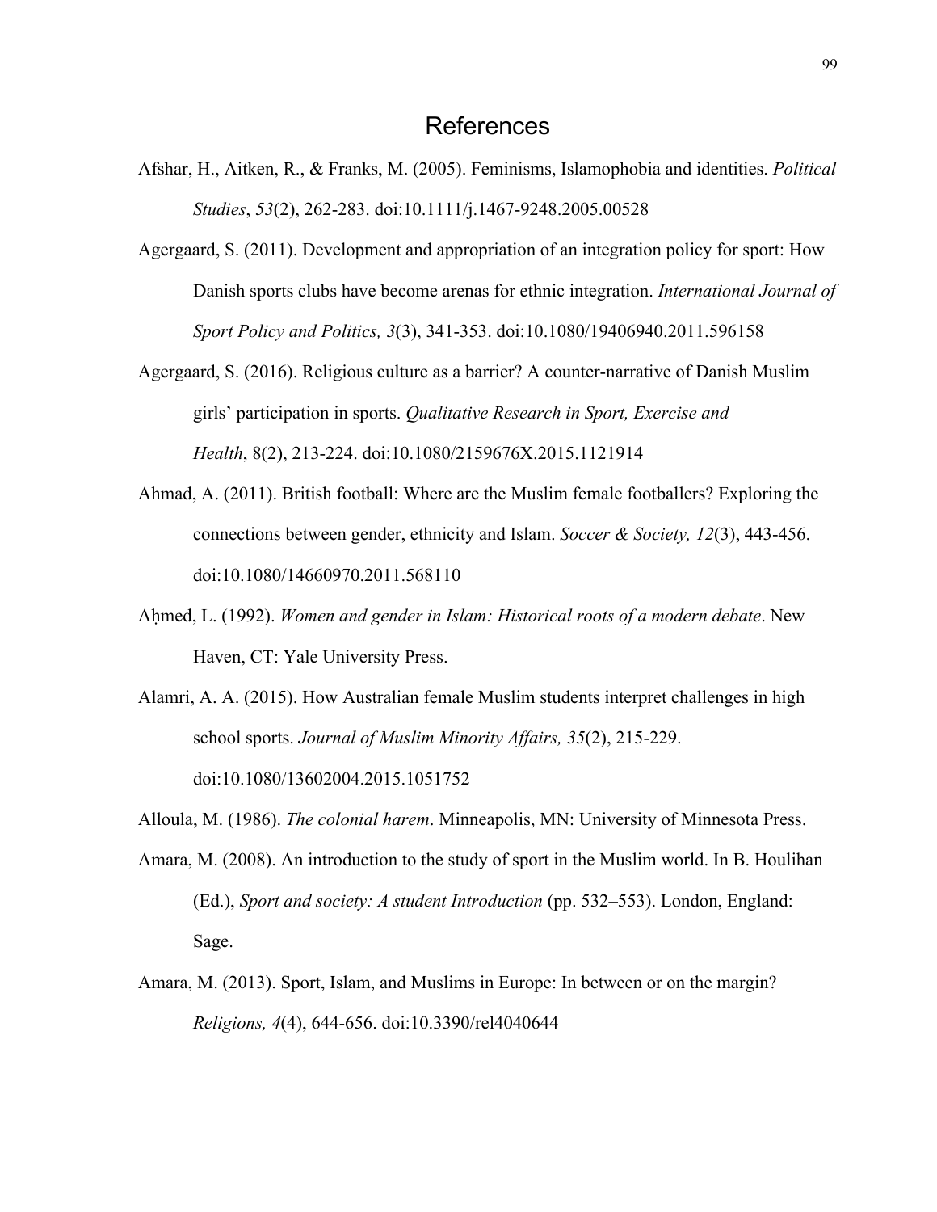# References

Afshar, H., Aitken, R., & Franks, M. (2005). Feminisms, Islamophobia and identities. *Political Studies*, *53*(2), 262-283. doi:10.1111/j.1467-9248.2005.00528

Agergaard, S. (2011). Development and appropriation of an integration policy for sport: How Danish sports clubs have become arenas for ethnic integration. *International Journal of Sport Policy and Politics, 3*(3), 341-353. doi:10.1080/19406940.2011.596158

Agergaard, S. (2016). Religious culture as a barrier? A counter-narrative of Danish Muslim girls' participation in sports. *Qualitative Research in Sport, Exercise and Health*, 8(2), 213-224. doi:10.1080/2159676X.2015.1121914

Ahmad, A. (2011). British football: Where are the Muslim female footballers? Exploring the connections between gender, ethnicity and Islam. *Soccer & Society, 12*(3), 443-456. doi:10.1080/14660970.2011.568110

Aḥmed, L. (1992). *Women and gender in Islam: Historical roots of a modern debate*. New Haven, CT: Yale University Press.

Alamri, A. A. (2015). How Australian female Muslim students interpret challenges in high school sports. *Journal of Muslim Minority Affairs, 35*(2), 215-229. doi:10.1080/13602004.2015.1051752

Alloula, M. (1986). *The colonial harem*. Minneapolis, MN: University of Minnesota Press.

Amara, M. (2008). An introduction to the study of sport in the Muslim world. In B. Houlihan (Ed.), *Sport and society: A student Introduction* (pp. 532–553). London, England: Sage.

Amara, M. (2013). Sport, Islam, and Muslims in Europe: In between or on the margin? *Religions, 4*(4), 644-656. doi:10.3390/rel4040644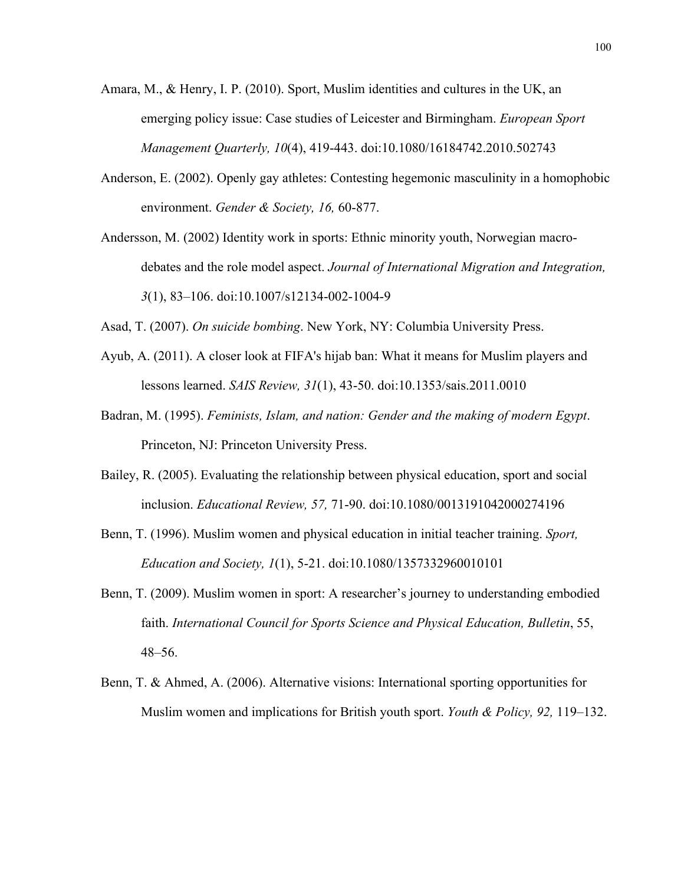Amara, M., & Henry, I. P. (2010). Sport, Muslim identities and cultures in the UK, an emerging policy issue: Case studies of Leicester and Birmingham. *European Sport Management Quarterly, 10*(4), 419-443. doi:10.1080/16184742.2010.502743

Anderson, E. (2002). Openly gay athletes: Contesting hegemonic masculinity in a homophobic environment. *Gender & Society, 16,* 60-877.

Andersson, M. (2002) Identity work in sports: Ethnic minority youth, Norwegian macro-debates and the role model aspect. *Journal of International Migration and Integration, 3*(1), 83–106. doi:10.1007/s12134-002-1004-9

Asad, T. (2007). *On suicide bombing*. New York, NY: Columbia University Press.

Ayub, A. (2011). A closer look at FIFA's hijab ban: What it means for Muslim players and lessons learned. *SAIS Review, 31*(1), 43-50. doi:10.1353/sais.2011.0010

Badran, M. (1995). *Feminists, Islam, and nation: Gender and the making of modern Egypt*. Princeton, NJ: Princeton University Press.

Bailey, R. (2005). Evaluating the relationship between physical education, sport and social inclusion. *Educational Review, 57,* 71-90. doi:10.1080/0013191042000274196

Benn, T. (1996). Muslim women and physical education in initial teacher training. *Sport, Education and Society, 1*(1), 5-21. doi:10.1080/1357332960010101

Benn, T. (2009). Muslim women in sport: A researcher's journey to understanding embodied faith. *International Council for Sports Science and Physical Education, Bulletin*, 55, 48–56.

Benn, T. & Ahmed, A. (2006). Alternative visions: International sporting opportunities for Muslim women and implications for British youth sport. *Youth & Policy, 92,* 119–132.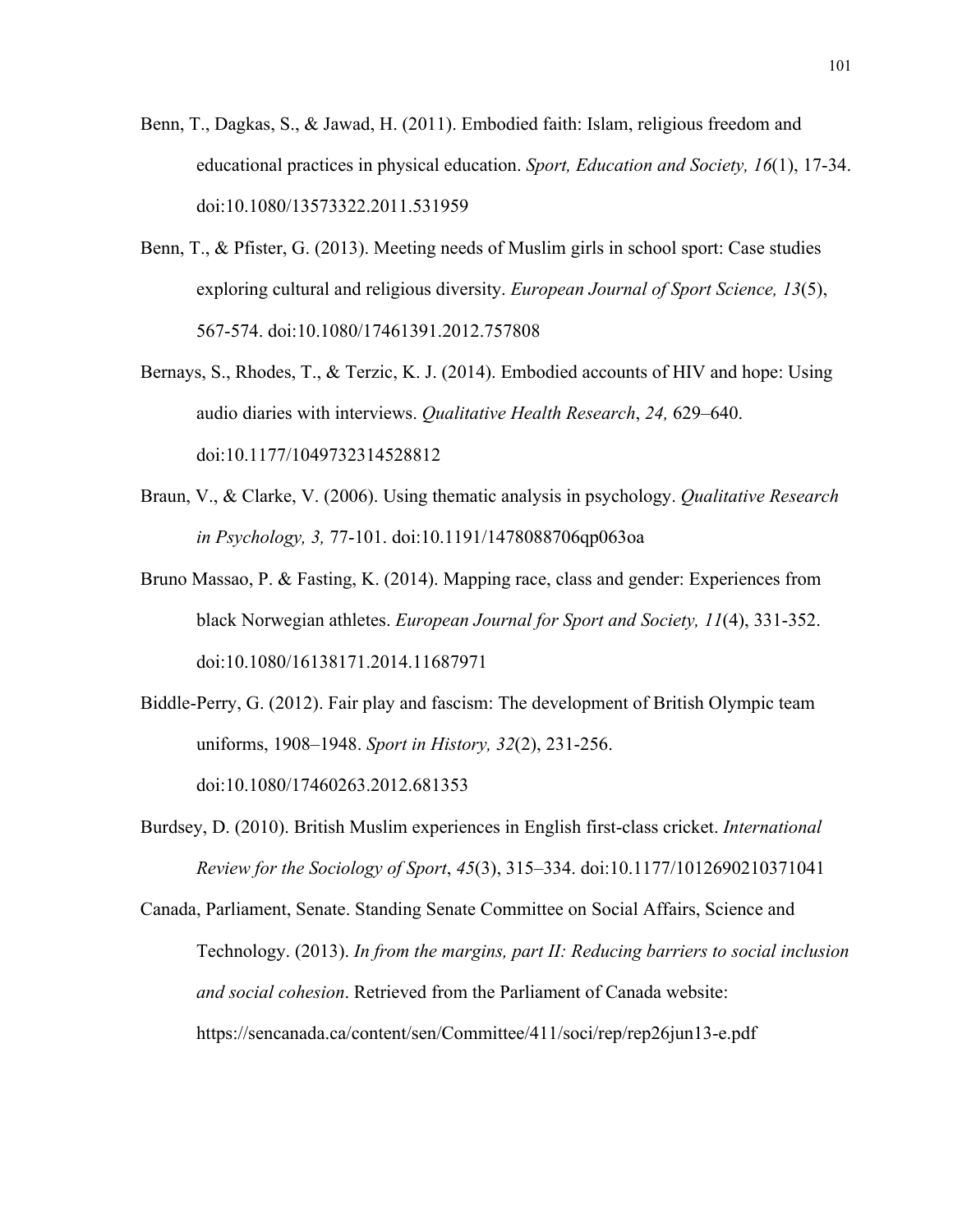Benn, T., Dagkas, S., & Jawad, H. (2011). Embodied faith: Islam, religious freedom and educational practices in physical education. *Sport, Education and Society, 16*(1), 17-34. doi:10.1080/13573322.2011.531959

Benn, T., & Pfister, G. (2013). Meeting needs of Muslim girls in school sport: Case studies exploring cultural and religious diversity. *European Journal of Sport Science, 13*(5), 567-574. doi:10.1080/17461391.2012.757808

Bernays, S., Rhodes, T., & Terzic, K. J. (2014). Embodied accounts of HIV and hope: Using audio diaries with interviews. *Qualitative Health Research*, *24,* 629–640. doi:10.1177/1049732314528812

Braun, V., & Clarke, V. (2006). Using thematic analysis in psychology. *Qualitative Research in Psychology, 3,* 77-101. doi:10.1191/1478088706qp063oa

Bruno Massao, P. & Fasting, K. (2014). Mapping race, class and gender: Experiences from black Norwegian athletes. *European Journal for Sport and Society, 11*(4), 331-352. doi:10.1080/16138171.2014.11687971

Biddle-Perry, G. (2012). Fair play and fascism: The development of British Olympic team uniforms, 1908–1948. *Sport in History, 32*(2), 231-256. doi:10.1080/17460263.2012.681353

Burdsey, D. (2010). British Muslim experiences in English first-class cricket. *International Review for the Sociology of Sport*, *45*(3), 315–334. doi:10.1177/1012690210371041

Canada, Parliament, Senate. Standing Senate Committee on Social Affairs, Science and Technology. (2013). *In from the margins, part II: Reducing barriers to social inclusion and social cohesion*. Retrieved from the Parliament of Canada website: https://sencanada.ca/content/sen/Committee/411/soci/rep/rep26jun13-e.pdf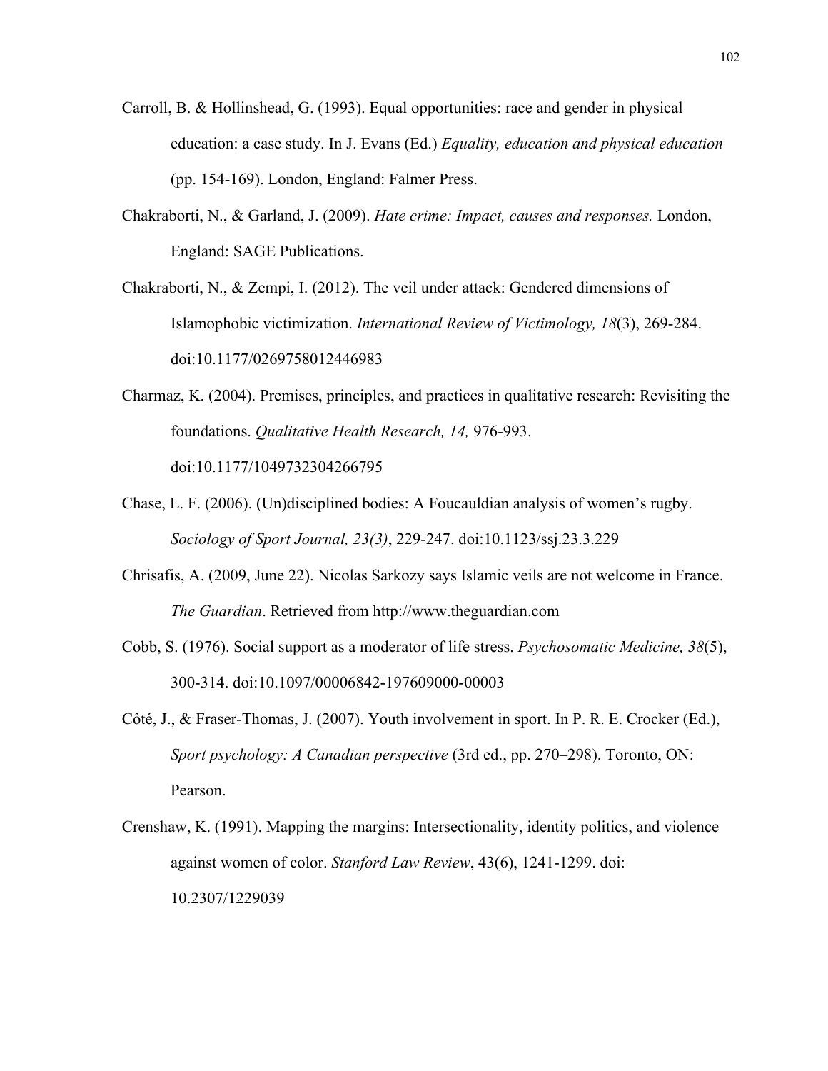Carroll, B. & Hollinshead, G. (1993). Equal opportunities: race and gender in physical education: a case study. In J. Evans (Ed.) *Equality, education and physical education* (pp. 154-169). London, England: Falmer Press.

Chakraborti, N., & Garland, J. (2009). *Hate crime: Impact, causes and responses.* London, England: SAGE Publications.

Chakraborti, N., & Zempi, I. (2012). The veil under attack: Gendered dimensions of Islamophobic victimization. *International Review of Victimology, 18*(3), 269-284. doi:10.1177/0269758012446983

Charmaz, K. (2004). Premises, principles, and practices in qualitative research: Revisiting the foundations. *Qualitative Health Research, 14,* 976-993. doi:10.1177/1049732304266795

Chase, L. F. (2006). (Un)disciplined bodies: A Foucauldian analysis of women's rugby. *Sociology of Sport Journal, 23(3)*, 229-247. doi:10.1123/ssj.23.3.229

Chrisafis, A. (2009, June 22). Nicolas Sarkozy says Islamic veils are not welcome in France. *The Guardian*. Retrieved from http://www.theguardian.com

Cobb, S. (1976). Social support as a moderator of life stress. *Psychosomatic Medicine, 38*(5), 300-314. doi:10.1097/00006842-197609000-00003

Côté, J., & Fraser-Thomas, J. (2007). Youth involvement in sport. In P. R. E. Crocker (Ed.), *Sport psychology: A Canadian perspective* (3rd ed., pp. 270–298). Toronto, ON: Pearson.

Crenshaw, K. (1991). Mapping the margins: Intersectionality, identity politics, and violence against women of color. *Stanford Law Review*, 43(6), 1241-1299. doi: 10.2307/1229039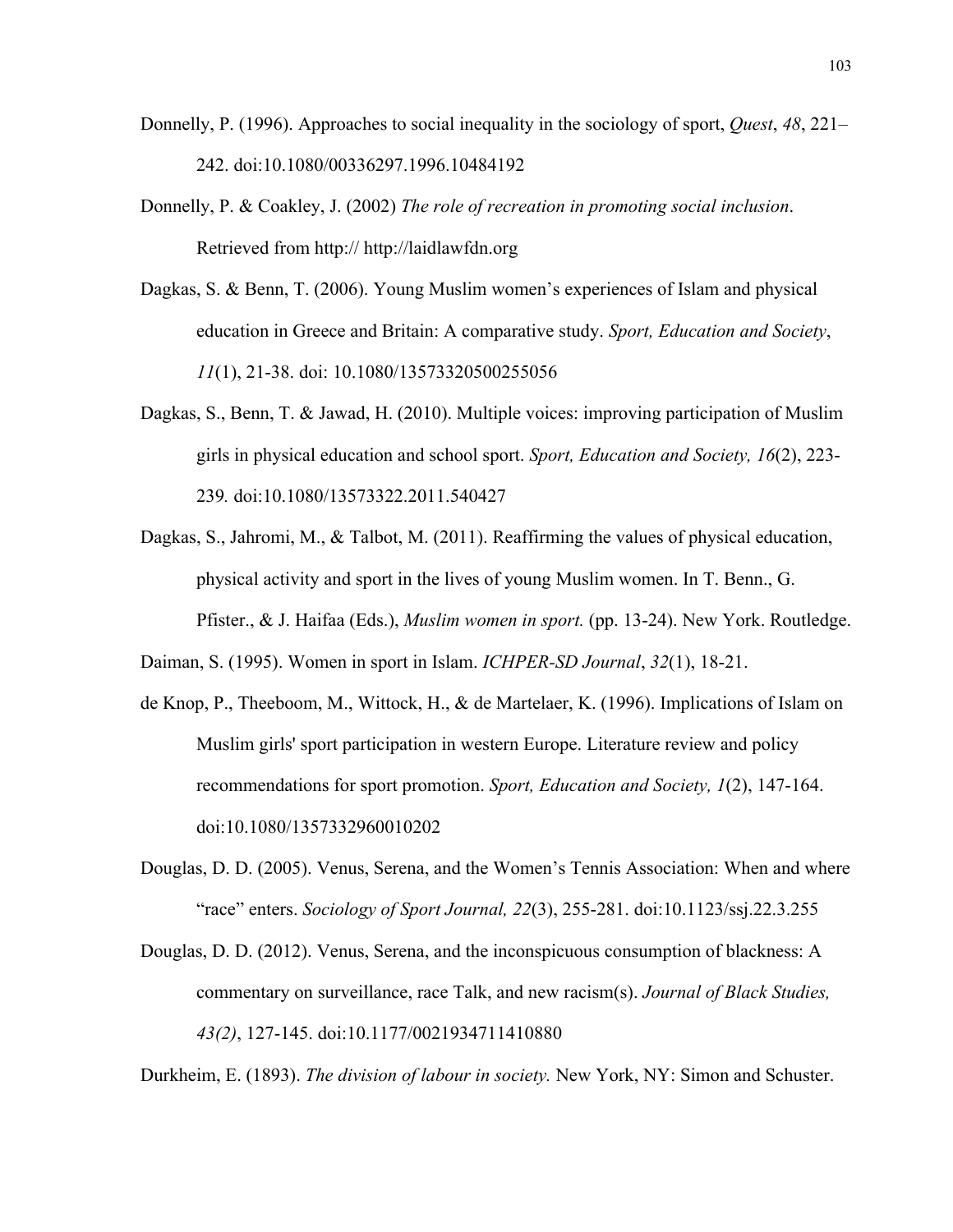Donnelly, P. (1996). Approaches to social inequality in the sociology of sport, *Quest*, *48*, 221–242. doi:10.1080/00336297.1996.10484192

Donnelly, P. & Coakley, J. (2002) *The role of recreation in promoting social inclusion*. Retrieved from http:// http://laidlawfdn.org

Dagkas, S. & Benn, T. (2006). Young Muslim women's experiences of Islam and physical education in Greece and Britain: A comparative study. *Sport, Education and Society*, *11*(1), 21-38. doi: 10.1080/13573320500255056

Dagkas, S., Benn, T. & Jawad, H. (2010). Multiple voices: improving participation of Muslim girls in physical education and school sport. *Sport, Education and Society, 16*(2), 223-239*.* doi:10.1080/13573322.2011.540427

Dagkas, S., Jahromi, M., & Talbot, M. (2011). Reaffirming the values of physical education, physical activity and sport in the lives of young Muslim women. In T. Benn., G. Pfister., & J. Haifaa (Eds.), *Muslim women in sport.* (pp. 13-24). New York. Routledge.

Daiman, S. (1995). Women in sport in Islam. *ICHPER-SD Journal*, *32*(1), 18-21.

de Knop, P., Theeboom, M., Wittock, H., & de Martelaer, K. (1996). Implications of Islam on Muslim girls' sport participation in western Europe. Literature review and policy recommendations for sport promotion. *Sport, Education and Society, 1*(2), 147-164. doi:10.1080/1357332960010202

Douglas, D. D. (2005). Venus, Serena, and the Women's Tennis Association: When and where "race" enters. *Sociology of Sport Journal, 22*(3), 255-281. doi:10.1123/ssj.22.3.255

Douglas, D. D. (2012). Venus, Serena, and the inconspicuous consumption of blackness: A commentary on surveillance, race Talk, and new racism(s). *Journal of Black Studies, 43(2)*, 127-145. doi:10.1177/0021934711410880

Durkheim, E. (1893). *The division of labour in society.* New York, NY: Simon and Schuster.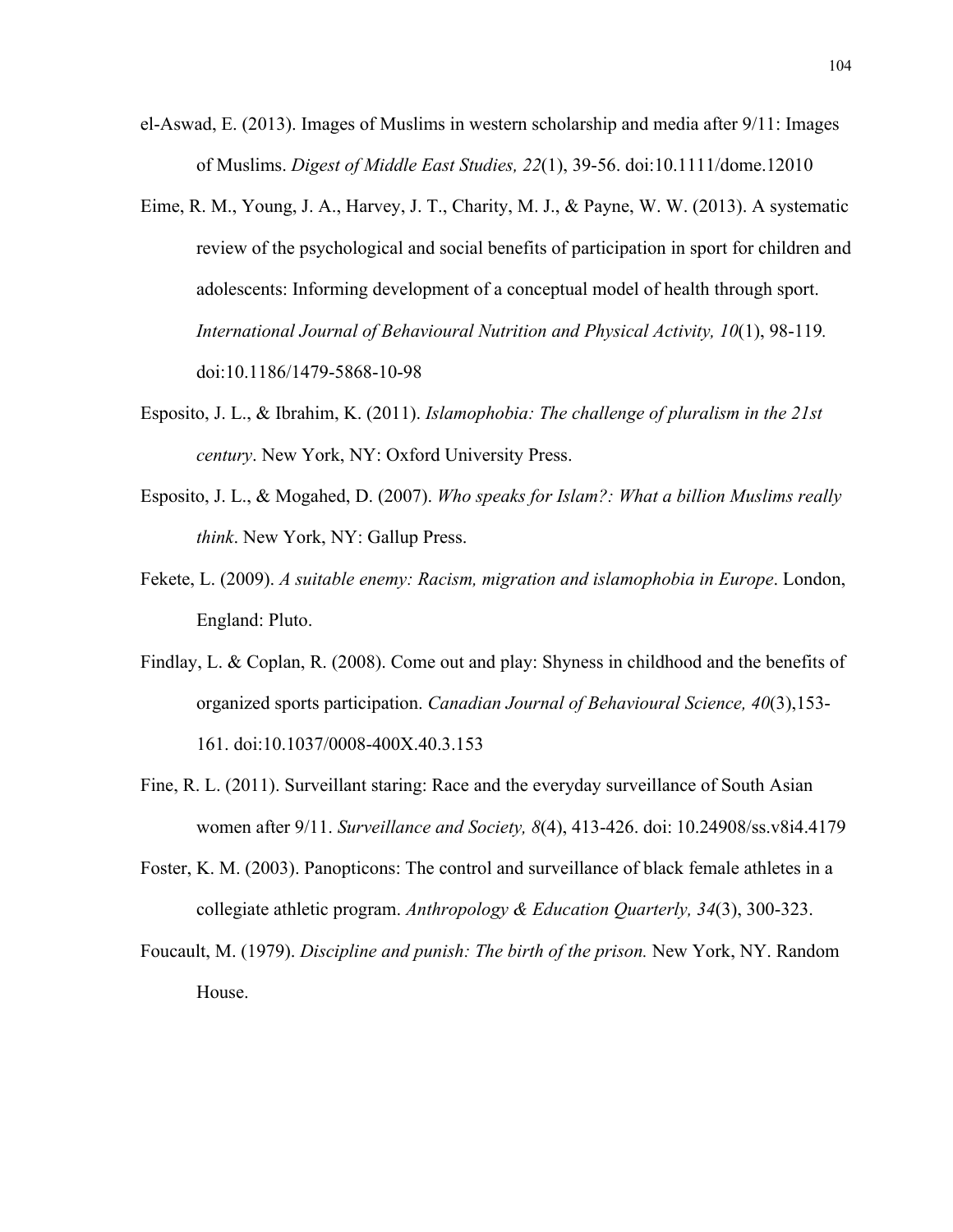el-Aswad, E. (2013). Images of Muslims in western scholarship and media after 9/11: Images of Muslims. *Digest of Middle East Studies, 22*(1), 39-56. doi:10.1111/dome.12010

Eime, R. M., Young, J. A., Harvey, J. T., Charity, M. J., & Payne, W. W. (2013). A systematic review of the psychological and social benefits of participation in sport for children and adolescents: Informing development of a conceptual model of health through sport. *International Journal of Behavioural Nutrition and Physical Activity, 10*(1), 98-119. doi:10.1186/1479-5868-10-98

Esposito, J. L., & Ibrahim, K. (2011). *Islamophobia: The challenge of pluralism in the 21st century*. New York, NY: Oxford University Press.

Esposito, J. L., & Mogahed, D. (2007). *Who speaks for Islam?: What a billion Muslims really think*. New York, NY: Gallup Press.

Fekete, L. (2009). *A suitable enemy: Racism, migration and islamophobia in Europe*. London, England: Pluto.

Findlay, L. & Coplan, R. (2008). Come out and play: Shyness in childhood and the benefits of organized sports participation. *Canadian Journal of Behavioural Science, 40*(3),153-161. doi:10.1037/0008-400X.40.3.153

Fine, R. L. (2011). Surveillant staring: Race and the everyday surveillance of South Asian women after 9/11. *Surveillance and Society, 8*(4), 413-426. doi: 10.24908/ss.v8i4.4179

Foster, K. M. (2003). Panopticons: The control and surveillance of black female athletes in a collegiate athletic program. *Anthropology & Education Quarterly, 34*(3), 300-323.

Foucault, M. (1979). *Discipline and punish: The birth of the prison.* New York, NY. Random House.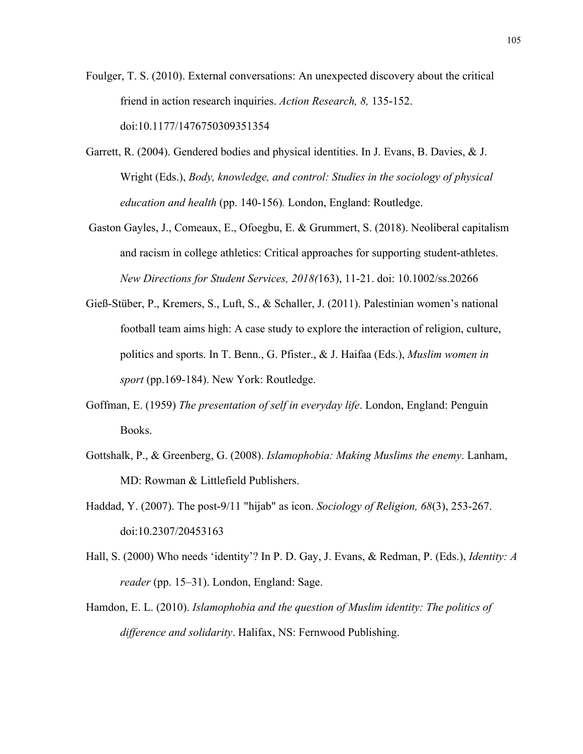Foulger, T. S. (2010). External conversations: An unexpected discovery about the critical friend in action research inquiries. *Action Research, 8,* 135-152. doi:10.1177/1476750309351354

Garrett, R. (2004). Gendered bodies and physical identities. In J. Evans, B. Davies, & J. Wright (Eds.), *Body, knowledge, and control: Studies in the sociology of physical education and health* (pp. 140-156)*.* London, England: Routledge.

Gaston Gayles, J., Comeaux, E., Ofoegbu, E. & Grummert, S. (2018). Neoliberal capitalism and racism in college athletics: Critical approaches for supporting student-athletes. *New Directions for Student Services, 2018(*163), 11-21. doi: 10.1002/ss.20266

Gieß-Stüber, P., Kremers, S., Luft, S., & Schaller, J. (2011). Palestinian women's national football team aims high: A case study to explore the interaction of religion, culture, politics and sports. In T. Benn., G. Pfister., & J. Haifaa (Eds.), *Muslim women in sport* (pp.169-184). New York: Routledge.

Goffman, E. (1959) *The presentation of self in everyday life*. London, England: Penguin Books.

Gottshalk, P., & Greenberg, G. (2008). *Islamophobia: Making Muslims the enemy*. Lanham, MD: Rowman & Littlefield Publishers.

Haddad, Y. (2007). The post-9/11 "hijab" as icon. *Sociology of Religion, 68*(3), 253-267. doi:10.2307/20453163

Hall, S. (2000) Who needs 'identity'? In P. D. Gay, J. Evans, & Redman, P. (Eds.), *Identity: A reader* (pp. 15–31). London, England: Sage.

Hamdon, E. L. (2010). *Islamophobia and the question of Muslim identity: The politics of difference and solidarity*. Halifax, NS: Fernwood Publishing.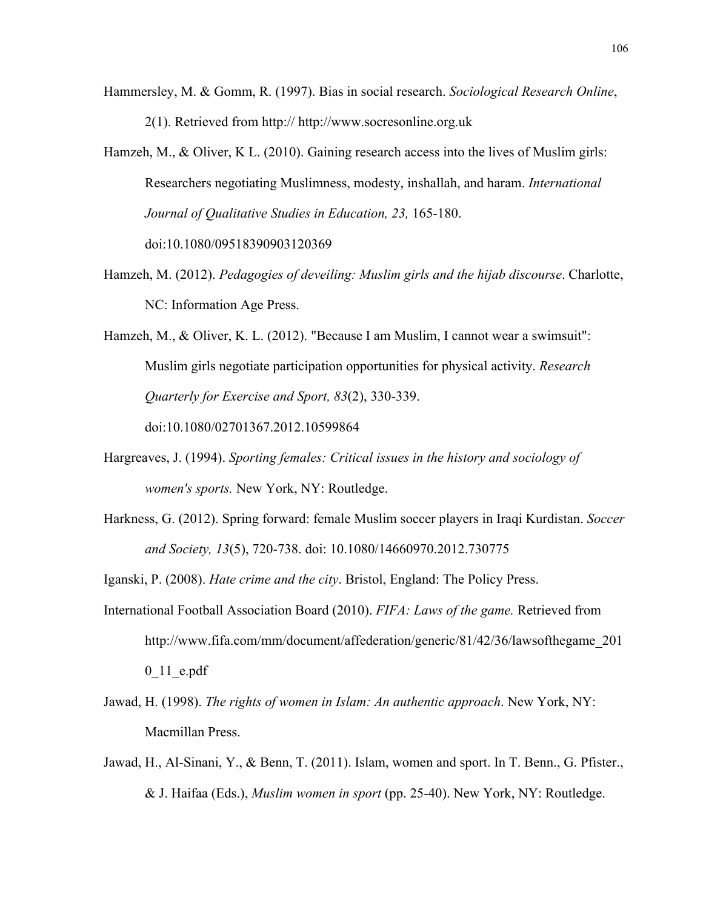Hammersley, M. & Gomm, R. (1997). Bias in social research. *Sociological Research Online*, 2(1). Retrieved from http:// http://www.socresonline.org.uk

Hamzeh, M., & Oliver, K L. (2010). Gaining research access into the lives of Muslim girls: Researchers negotiating Muslimness, modesty, inshallah, and haram. *International Journal of Qualitative Studies in Education, 23,* 165-180. doi:10.1080/09518390903120369

Hamzeh, M. (2012). *Pedagogies of deveiling: Muslim girls and the hijab discourse*. Charlotte, NC: Information Age Press.

Hamzeh, M., & Oliver, K. L. (2012). "Because I am Muslim, I cannot wear a swimsuit": Muslim girls negotiate participation opportunities for physical activity. *Research Quarterly for Exercise and Sport, 83*(2), 330-339. doi:10.1080/02701367.2012.10599864

Hargreaves, J. (1994). *Sporting females: Critical issues in the history and sociology of women's sports.* New York, NY: Routledge.

Harkness, G. (2012). Spring forward: female Muslim soccer players in Iraqi Kurdistan. *Soccer and Society, 13*(5), 720-738. doi: 10.1080/14660970.2012.730775

Iganski, P. (2008). *Hate crime and the city*. Bristol, England: The Policy Press.

International Football Association Board (2010). *FIFA: Laws of the game.* Retrieved from http://www.fifa.com/mm/document/affederation/generic/81/42/36/lawsofthegame_2010_11_e.pdf

Jawad, H. (1998). *The rights of women in Islam: An authentic approach*. New York, NY: Macmillan Press.

Jawad, H., Al-Sinani, Y., & Benn, T. (2011). Islam, women and sport. In T. Benn., G. Pfister., & J. Haifaa (Eds.), *Muslim women in sport* (pp. 25-40). New York, NY: Routledge.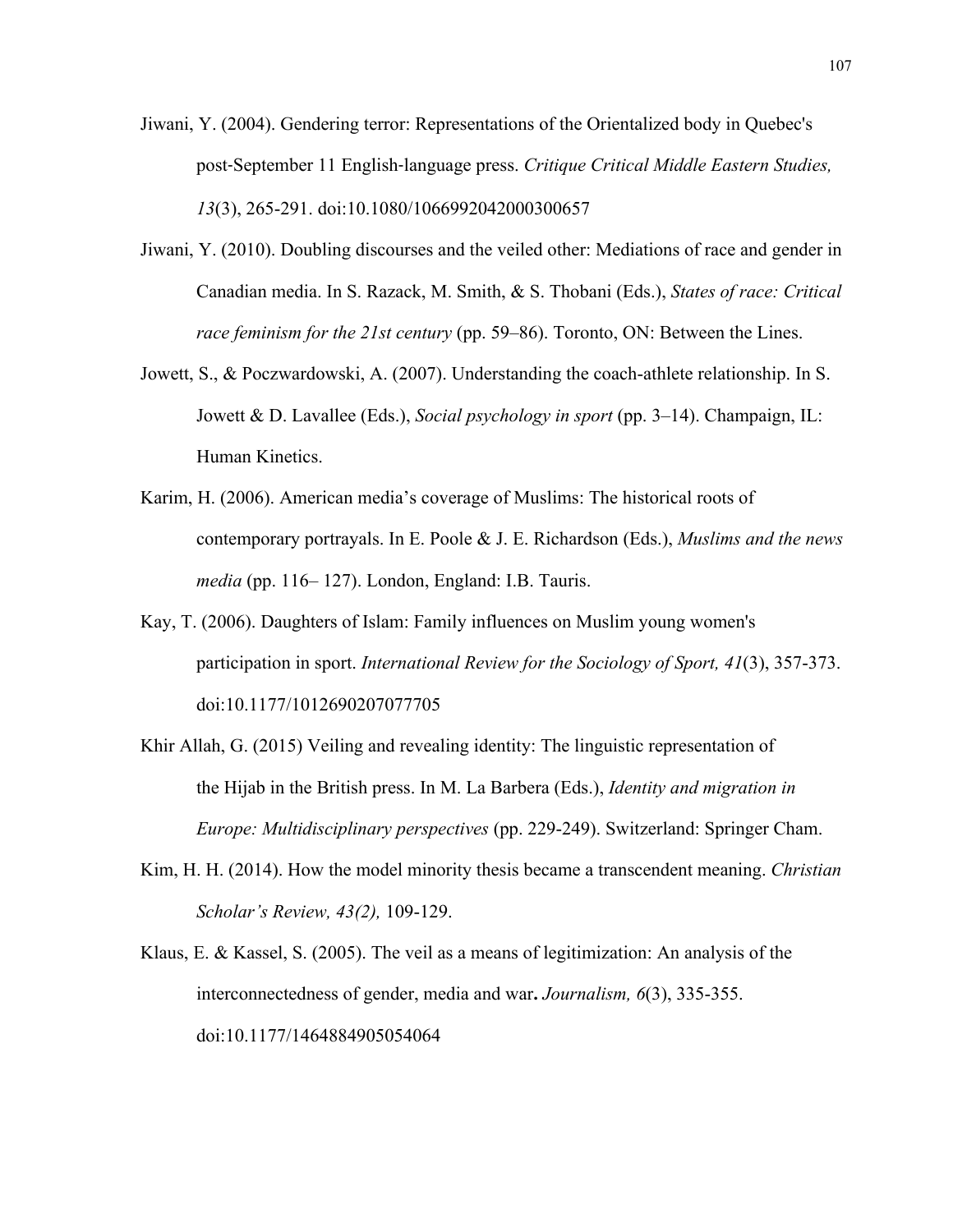Jiwani, Y. (2004). Gendering terror: Representations of the Orientalized body in Quebec's post-September 11 English-language press. *Critique Critical Middle Eastern Studies, 13*(3), 265-291. doi:10.1080/1066992042000300657

Jiwani, Y. (2010). Doubling discourses and the veiled other: Mediations of race and gender in Canadian media. In S. Razack, M. Smith, & S. Thobani (Eds.), *States of race: Critical race feminism for the 21st century* (pp. 59–86). Toronto, ON: Between the Lines.

Jowett, S., & Poczwardowski, A. (2007). Understanding the coach-athlete relationship. In S. Jowett & D. Lavallee (Eds.), *Social psychology in sport* (pp. 3–14). Champaign, IL: Human Kinetics.

Karim, H. (2006). American media's coverage of Muslims: The historical roots of contemporary portrayals. In E. Poole & J. E. Richardson (Eds.), *Muslims and the news media* (pp. 116– 127). London, England: I.B. Tauris.

Kay, T. (2006). Daughters of Islam: Family influences on Muslim young women's participation in sport. *International Review for the Sociology of Sport, 41*(3), 357-373. doi:10.1177/1012690207077705

Khir Allah, G. (2015) Veiling and revealing identity: The linguistic representation of the Hijab in the British press. In M. La Barbera (Eds.), *Identity and migration in Europe: Multidisciplinary perspectives* (pp. 229-249). Switzerland: Springer Cham.

Kim, H. H. (2014). How the model minority thesis became a transcendent meaning. *Christian Scholar's Review, 43(2),* 109-129.

Klaus, E. & Kassel, S. (2005). The veil as a means of legitimization: An analysis of the interconnectedness of gender, media and war**.** *Journalism, 6*(3), 335-355. doi:10.1177/1464884905054064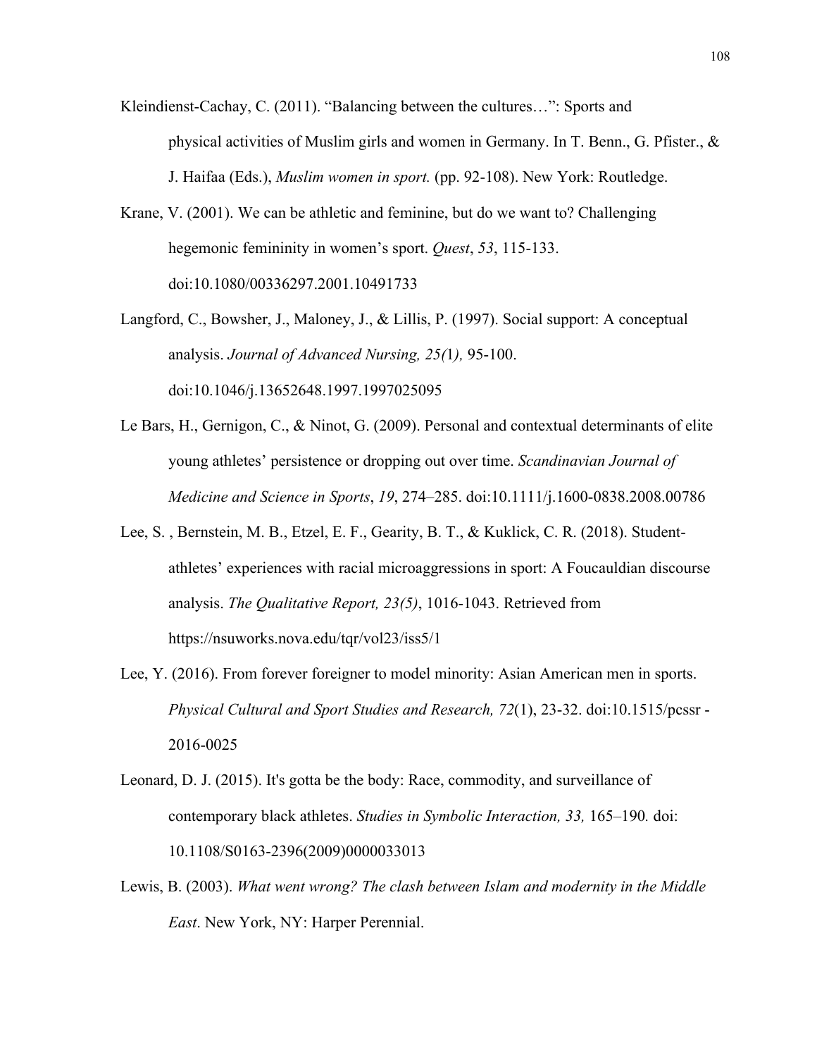Kleindienst-Cachay, C. (2011). “Balancing between the cultures…”: Sports and physical activities of Muslim girls and women in Germany. In T. Benn., G. Pfister., & J. Haifaa (Eds.), *Muslim women in sport.* (pp. 92-108). New York: Routledge.

Krane, V. (2001). We can be athletic and feminine, but do we want to? Challenging hegemonic femininity in women’s sport. *Quest*, *53*, 115-133. doi:10.1080/00336297.2001.10491733

Langford, C., Bowsher, J., Maloney, J., & Lillis, P. (1997). Social support: A conceptual analysis. *Journal of Advanced Nursing, 25(*1*),* 95-100. doi:10.1046/j.13652648.1997.1997025095

Le Bars, H., Gernigon, C., & Ninot, G. (2009). Personal and contextual determinants of elite young athletes’ persistence or dropping out over time. *Scandinavian Journal of Medicine and Science in Sports*, *19*, 274–285. doi:10.1111/j.1600-0838.2008.00786

Lee, S. , Bernstein, M. B., Etzel, E. F., Gearity, B. T., & Kuklick, C. R. (2018). Student-athletes’ experiences with racial microaggressions in sport: A Foucauldian discourse analysis. *The Qualitative Report, 23(5)*, 1016-1043. Retrieved from https://nsuworks.nova.edu/tqr/vol23/iss5/1

Lee, Y. (2016). From forever foreigner to model minority: Asian American men in sports. *Physical Cultural and Sport Studies and Research, 72*(1), 23-32. doi:10.1515/pcssr - 2016-0025

Leonard, D. J. (2015). It's gotta be the body: Race, commodity, and surveillance of contemporary black athletes. *Studies in Symbolic Interaction, 33,* 165–190*.* doi: 10.1108/S0163-2396(2009)0000033013

Lewis, B. (2003). *What went wrong? The clash between Islam and modernity in the Middle East*. New York, NY: Harper Perennial.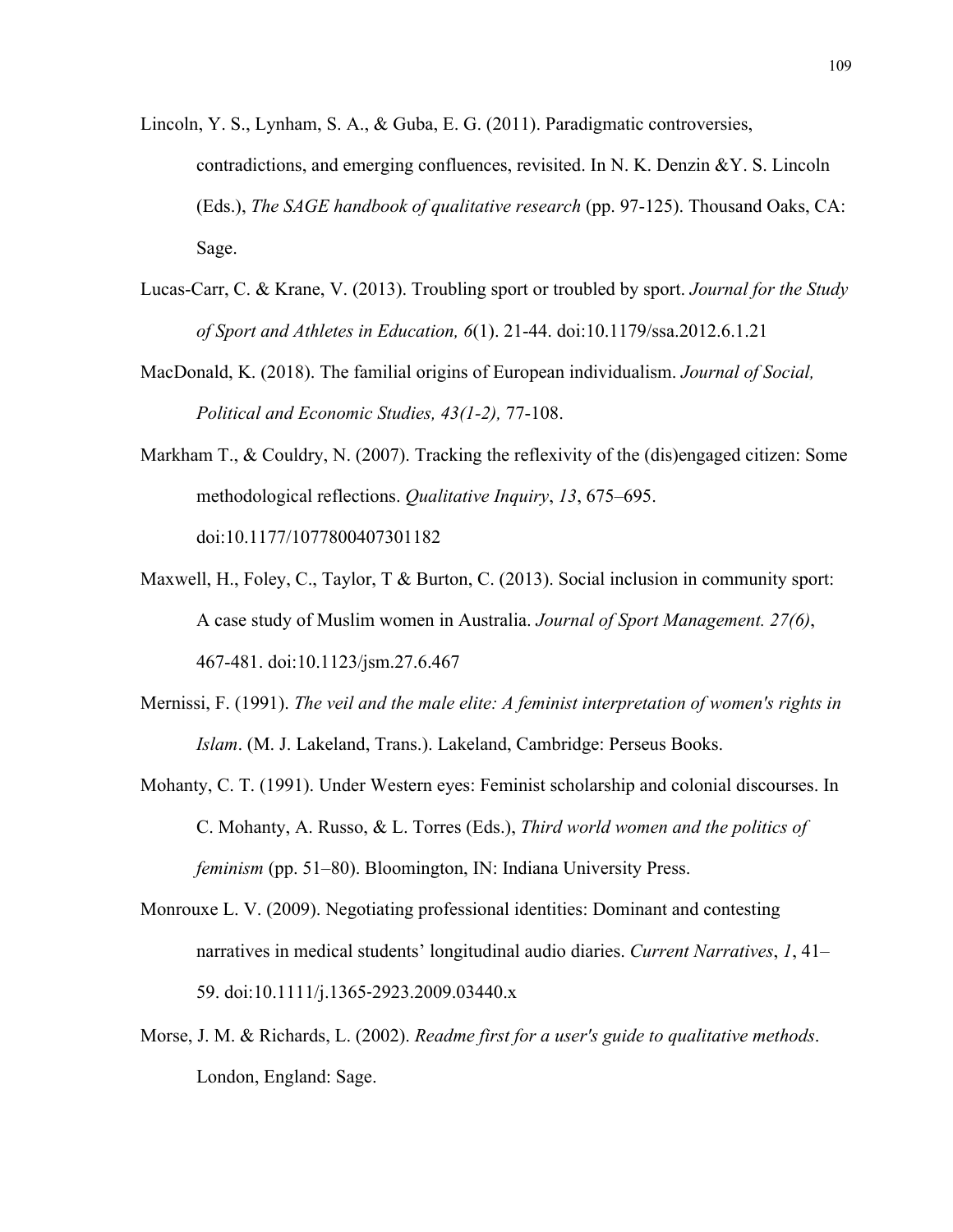Lincoln, Y. S., Lynham, S. A., & Guba, E. G. (2011). Paradigmatic controversies, contradictions, and emerging confluences, revisited. In N. K. Denzin &Y. S. Lincoln (Eds.), *The SAGE handbook of qualitative research* (pp. 97-125). Thousand Oaks, CA: Sage.

Lucas-Carr, C. & Krane, V. (2013). Troubling sport or troubled by sport. *Journal for the Study of Sport and Athletes in Education, 6*(1). 21-44. doi:10.1179/ssa.2012.6.1.21

MacDonald, K. (2018). The familial origins of European individualism. *Journal of Social, Political and Economic Studies, 43(1-2),* 77-108.

Markham T., & Couldry, N. (2007). Tracking the reflexivity of the (dis)engaged citizen: Some methodological reflections. *Qualitative Inquiry*, *13*, 675–695. doi:10.1177/1077800407301182

Maxwell, H., Foley, C., Taylor, T & Burton, C. (2013). Social inclusion in community sport: A case study of Muslim women in Australia. *Journal of Sport Management. 27(6)*, 467-481. doi:10.1123/jsm.27.6.467

Mernissi, F. (1991). *The veil and the male elite: A feminist interpretation of women's rights in Islam*. (M. J. Lakeland, Trans.). Lakeland, Cambridge: Perseus Books.

Mohanty, C. T. (1991). Under Western eyes: Feminist scholarship and colonial discourses. In C. Mohanty, A. Russo, & L. Torres (Eds.), *Third world women and the politics of feminism* (pp. 51–80). Bloomington, IN: Indiana University Press.

Monrouxe L. V. (2009). Negotiating professional identities: Dominant and contesting narratives in medical students' longitudinal audio diaries. *Current Narratives*, *1*, 41–59. doi:10.1111/j.1365-2923.2009.03440.x

Morse, J. M. & Richards, L. (2002). *Readme first for a user's guide to qualitative methods*. London, England: Sage.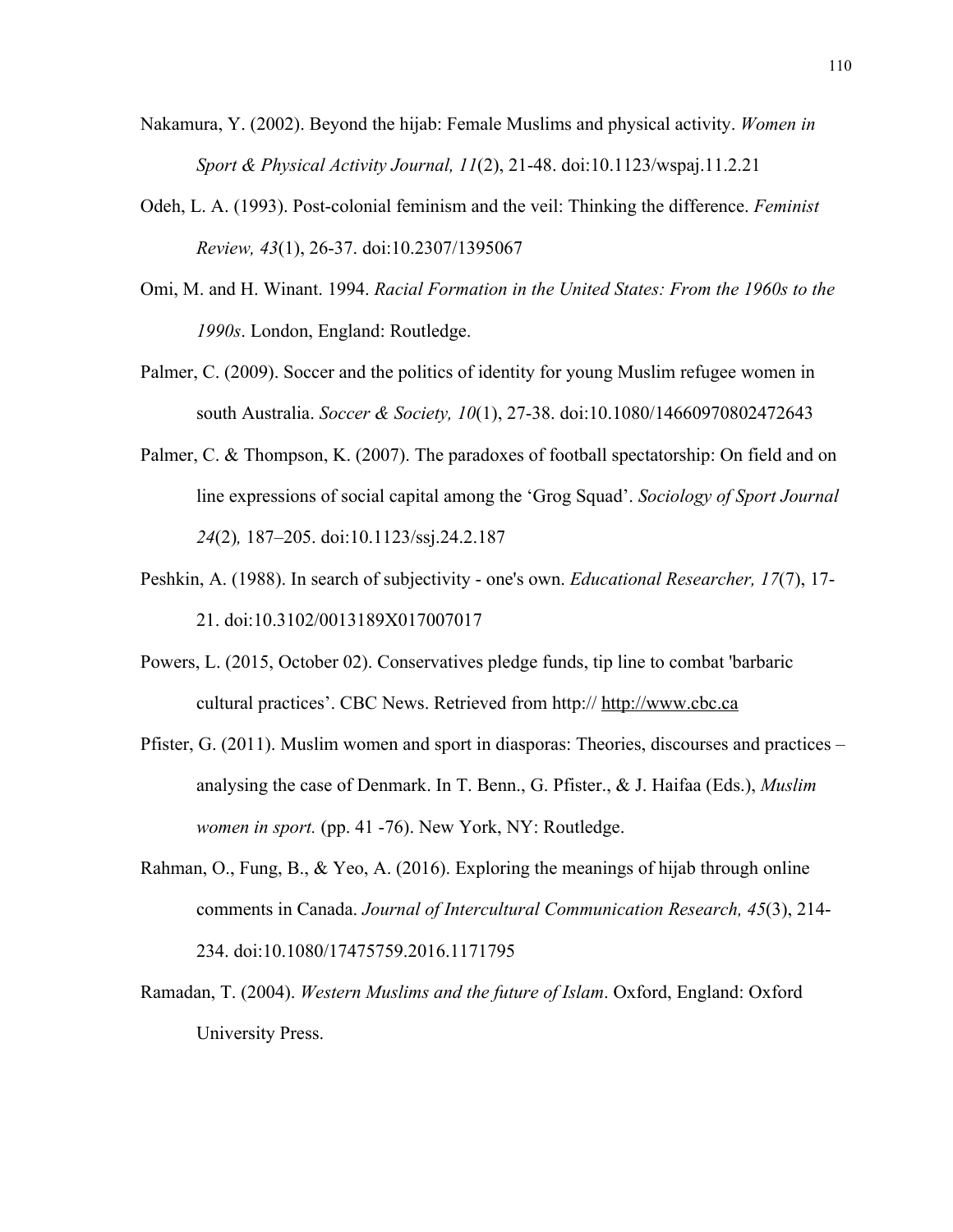Nakamura, Y. (2002). Beyond the hijab: Female Muslims and physical activity. *Women in Sport & Physical Activity Journal, 11*(2), 21-48. doi:10.1123/wspaj.11.2.21

Odeh, L. A. (1993). Post-colonial feminism and the veil: Thinking the difference. *Feminist Review, 43*(1), 26-37. doi:10.2307/1395067

Omi, M. and H. Winant. 1994. *Racial Formation in the United States: From the 1960s to the 1990s*. London, England: Routledge.

Palmer, C. (2009). Soccer and the politics of identity for young Muslim refugee women in south Australia. *Soccer & Society, 10*(1), 27-38. doi:10.1080/14660970802472643

Palmer, C. & Thompson, K. (2007). The paradoxes of football spectatorship: On field and on line expressions of social capital among the 'Grog Squad'. *Sociology of Sport Journal 24*(2)*,* 187–205. doi:10.1123/ssj.24.2.187

Peshkin, A. (1988). In search of subjectivity - one's own. *Educational Researcher, 17*(7), 17-21. doi:10.3102/0013189X017007017

Powers, L. (2015, October 02). Conservatives pledge funds, tip line to combat 'barbaric cultural practices'. CBC News. Retrieved from http:// http://www.cbc.ca

Pfister, G. (2011). Muslim women and sport in diasporas: Theories, discourses and practices – analysing the case of Denmark. In T. Benn., G. Pfister., & J. Haifaa (Eds.), *Muslim women in sport.* (pp. 41 -76). New York, NY: Routledge.

Rahman, O., Fung, B., & Yeo, A. (2016). Exploring the meanings of hijab through online comments in Canada. *Journal of Intercultural Communication Research, 45*(3), 214-234. doi:10.1080/17475759.2016.1171795

Ramadan, T. (2004). *Western Muslims and the future of Islam*. Oxford, England: Oxford University Press.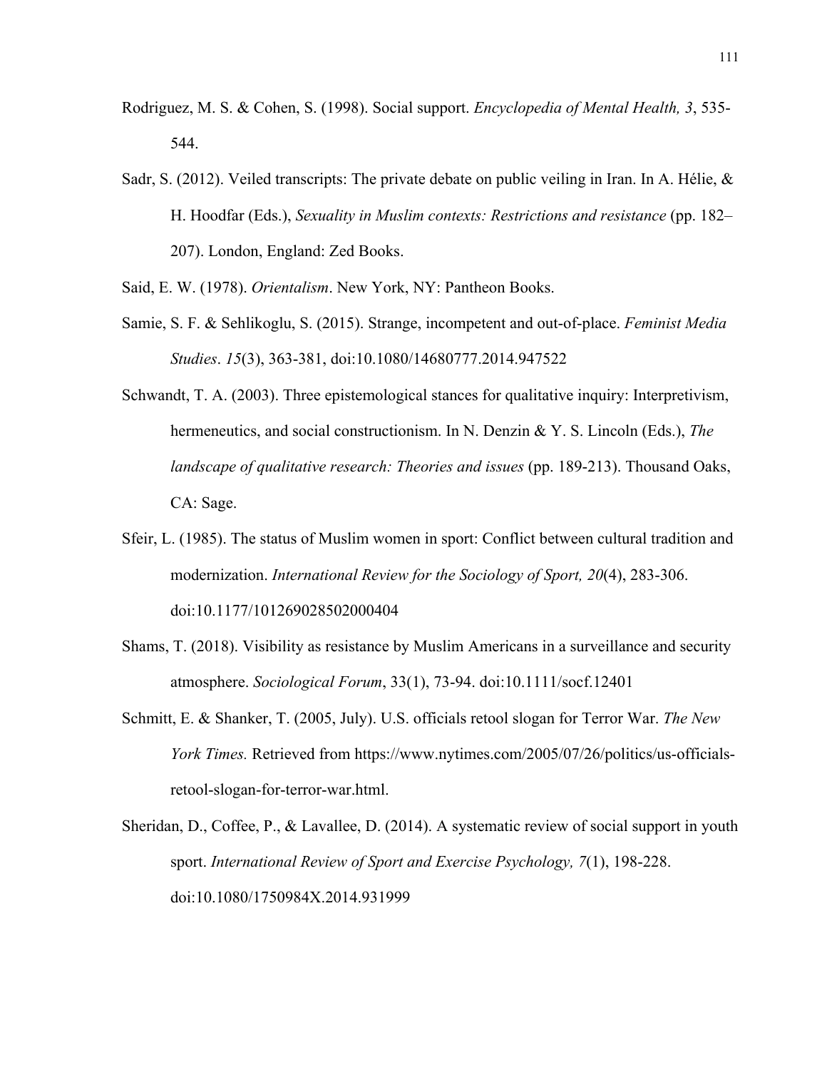Rodriguez, M. S. & Cohen, S. (1998). Social support. *Encyclopedia of Mental Health, 3*, 535-544.

Sadr, S. (2012). Veiled transcripts: The private debate on public veiling in Iran. In A. Hélie, & H. Hoodfar (Eds.), *Sexuality in Muslim contexts: Restrictions and resistance* (pp. 182–207). London, England: Zed Books.

Said, E. W. (1978). *Orientalism*. New York, NY: Pantheon Books.

Samie, S. F. & Sehlikoglu, S. (2015). Strange, incompetent and out-of-place. *Feminist Media Studies*. *15*(3), 363-381, doi:10.1080/14680777.2014.947522

Schwandt, T. A. (2003). Three epistemological stances for qualitative inquiry: Interpretivism, hermeneutics, and social constructionism. In N. Denzin & Y. S. Lincoln (Eds.), *The landscape of qualitative research: Theories and issues* (pp. 189-213). Thousand Oaks, CA: Sage.

Sfeir, L. (1985). The status of Muslim women in sport: Conflict between cultural tradition and modernization. *International Review for the Sociology of Sport, 20*(4), 283-306. doi:10.1177/101269028502000404

Shams, T. (2018). Visibility as resistance by Muslim Americans in a surveillance and security atmosphere. *Sociological Forum*, 33(1), 73-94. doi:10.1111/socf.12401

Schmitt, E. & Shanker, T. (2005, July). U.S. officials retool slogan for Terror War. *The New York Times.* Retrieved from https://www.nytimes.com/2005/07/26/politics/us-officials-retool-slogan-for-terror-war.html.

Sheridan, D., Coffee, P., & Lavallee, D. (2014). A systematic review of social support in youth sport. *International Review of Sport and Exercise Psychology, 7*(1), 198-228. doi:10.1080/1750984X.2014.931999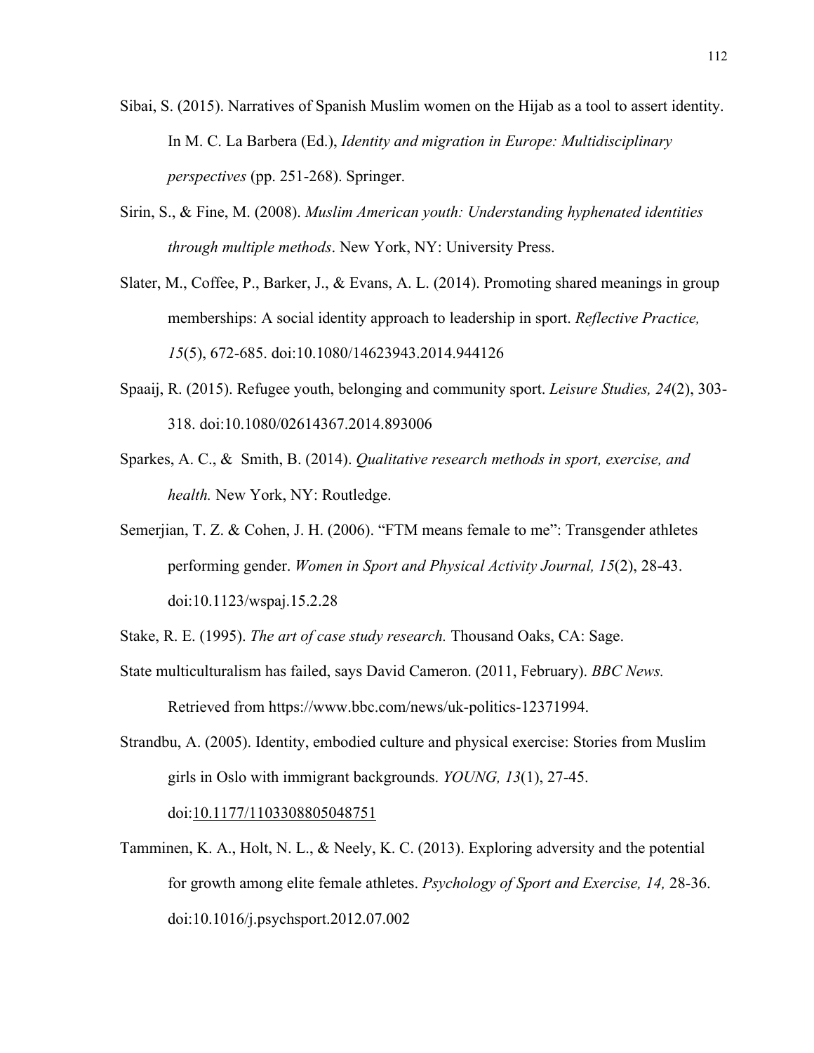Sibai, S. (2015). Narratives of Spanish Muslim women on the Hijab as a tool to assert identity. In M. C. La Barbera (Ed.), *Identity and migration in Europe: Multidisciplinary perspectives* (pp. 251-268). Springer.

Sirin, S., & Fine, M. (2008). *Muslim American youth: Understanding hyphenated identities through multiple methods*. New York, NY: University Press.

Slater, M., Coffee, P., Barker, J., & Evans, A. L. (2014). Promoting shared meanings in group memberships: A social identity approach to leadership in sport. *Reflective Practice, 15*(5), 672-685. doi:10.1080/14623943.2014.944126

Spaaij, R. (2015). Refugee youth, belonging and community sport. *Leisure Studies, 24*(2), 303-318. doi:10.1080/02614367.2014.893006

Sparkes, A. C., &  Smith, B. (2014). *Qualitative research methods in sport, exercise, and health.* New York, NY: Routledge.

Semerjian, T. Z. & Cohen, J. H. (2006). "FTM means female to me": Transgender athletes performing gender. *Women in Sport and Physical Activity Journal, 15*(2), 28-43. doi:10.1123/wspaj.15.2.28

Stake, R. E. (1995). *The art of case study research.* Thousand Oaks, CA: Sage.

State multiculturalism has failed, says David Cameron. (2011, February). *BBC News.* Retrieved from https://www.bbc.com/news/uk-politics-12371994.

Strandbu, A. (2005). Identity, embodied culture and physical exercise: Stories from Muslim girls in Oslo with immigrant backgrounds. *YOUNG, 13*(1), 27-45. doi:10.1177/1103308805048751

Tamminen, K. A., Holt, N. L., & Neely, K. C. (2013). Exploring adversity and the potential for growth among elite female athletes. *Psychology of Sport and Exercise, 14,* 28-36. doi:10.1016/j.psychsport.2012.07.002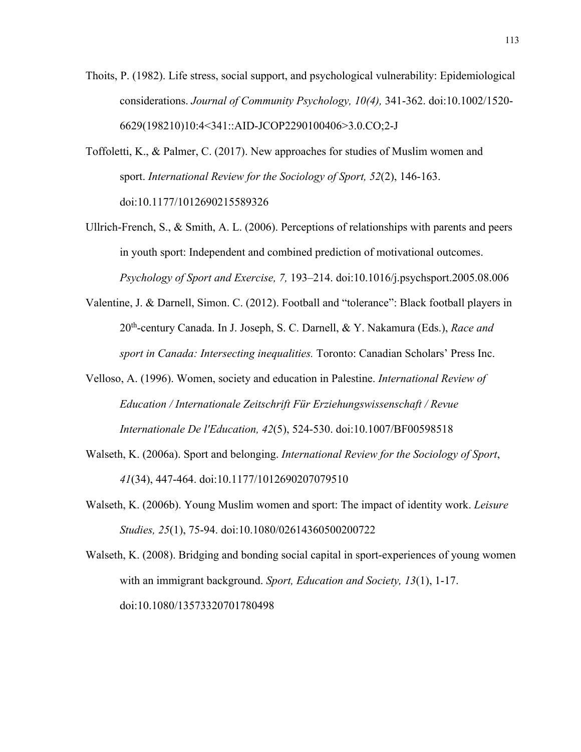Thoits, P. (1982). Life stress, social support, and psychological vulnerability: Epidemiological considerations. *Journal of Community Psychology, 10(4),* 341-362. doi:10.1002/1520-6629(198210)10:4<341::AID-JCOP2290100406>3.0.CO;2-J

Toffoletti, K., & Palmer, C. (2017). New approaches for studies of Muslim women and sport. *International Review for the Sociology of Sport, 52*(2), 146-163. doi:10.1177/1012690215589326

Ullrich-French, S., & Smith, A. L. (2006). Perceptions of relationships with parents and peers in youth sport: Independent and combined prediction of motivational outcomes. *Psychology of Sport and Exercise, 7,* 193–214. doi:10.1016/j.psychsport.2005.08.006

Valentine, J. & Darnell, Simon. C. (2012). Football and "tolerance": Black football players in 20th-century Canada. In J. Joseph, S. C. Darnell, & Y. Nakamura (Eds.), *Race and sport in Canada: Intersecting inequalities.* Toronto: Canadian Scholars' Press Inc.

Velloso, A. (1996). Women, society and education in Palestine. *International Review of Education / Internationale Zeitschrift Für Erziehungswissenschaft / Revue Internationale De l'Education, 42*(5), 524-530. doi:10.1007/BF00598518

Walseth, K. (2006a). Sport and belonging. *International Review for the Sociology of Sport*, *41*(34), 447-464. doi:10.1177/1012690207079510

Walseth, K. (2006b). Young Muslim women and sport: The impact of identity work. *Leisure Studies, 25*(1), 75-94. doi:10.1080/02614360500200722

Walseth, K. (2008). Bridging and bonding social capital in sport-experiences of young women with an immigrant background. *Sport, Education and Society, 13*(1), 1-17. doi:10.1080/13573320701780498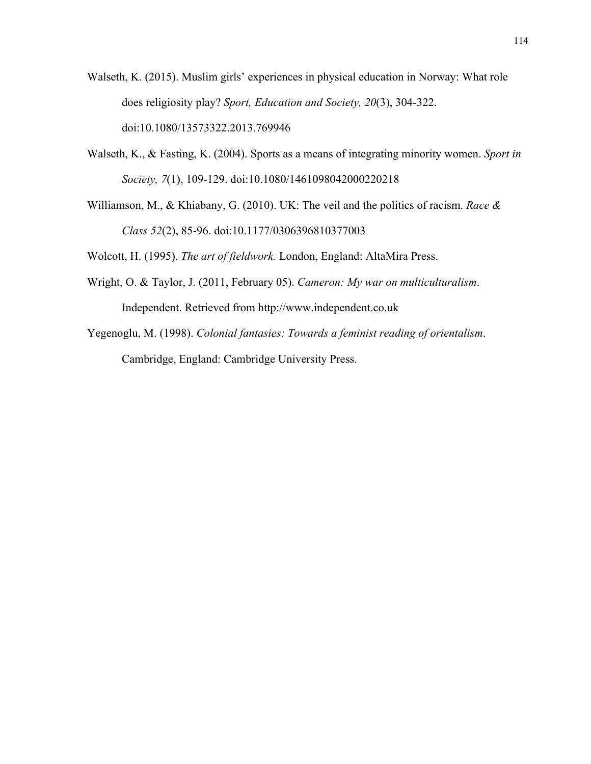Walseth, K. (2015). Muslim girls' experiences in physical education in Norway: What role does religiosity play? *Sport, Education and Society, 20*(3), 304-322. doi:10.1080/13573322.2013.769946

Walseth, K., & Fasting, K. (2004). Sports as a means of integrating minority women. *Sport in Society, 7*(1), 109-129. doi:10.1080/1461098042000220218

Williamson, M., & Khiabany, G. (2010). UK: The veil and the politics of racism. *Race & Class 52*(2), 85-96. doi:10.1177/0306396810377003

Wolcott, H. (1995). *The art of fieldwork.* London, England: AltaMira Press.

Wright, O. & Taylor, J. (2011, February 05). *Cameron: My war on multiculturalism*. Independent. Retrieved from http://www.independent.co.uk

Yegenoglu, M. (1998). *Colonial fantasies: Towards a feminist reading of orientalism*. Cambridge, England: Cambridge University Press.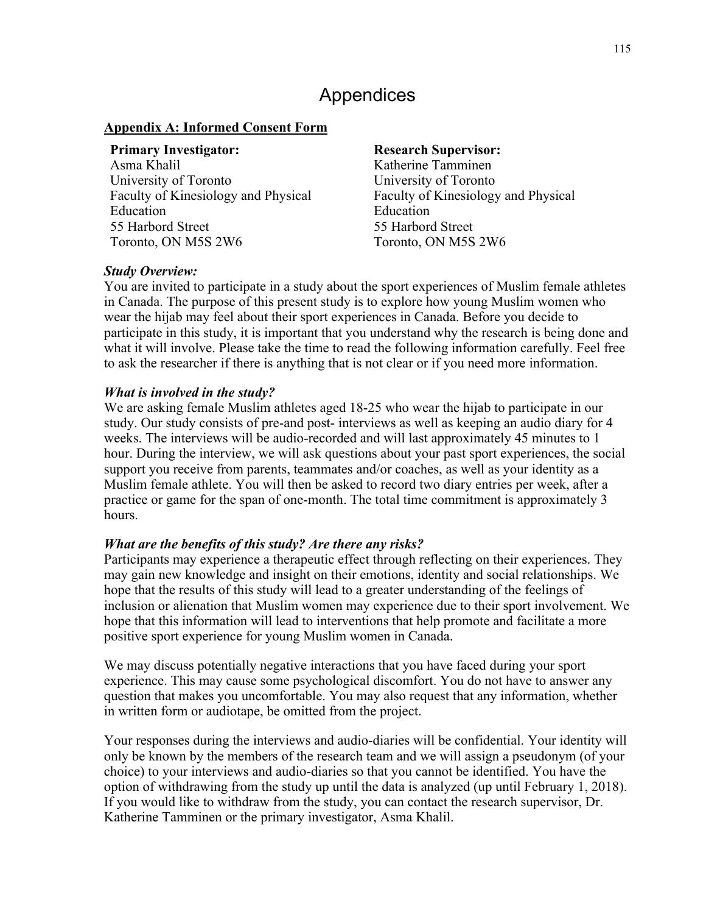# Appendices

**Appendix A: Informed Consent Form**

**Primary Investigator:**
Asma Khalil
University of Toronto
Faculty of Kinesiology and Physical Education
55 Harbord Street
Toronto, ON M5S 2W6

**Research Supervisor:**
Katherine Tamminen
University of Toronto
Faculty of Kinesiology and Physical Education
55 Harbord Street
Toronto, ON M5S 2W6

***Study Overview:***
You are invited to participate in a study about the sport experiences of Muslim female athletes in Canada. The purpose of this present study is to explore how young Muslim women who wear the hijab may feel about their sport experiences in Canada. Before you decide to participate in this study, it is important that you understand why the research is being done and what it will involve. Please take the time to read the following information carefully. Feel free to ask the researcher if there is anything that is not clear or if you need more information.

***What is involved in the study?***
We are asking female Muslim athletes aged 18-25 who wear the hijab to participate in our study. Our study consists of pre-and post- interviews as well as keeping an audio diary for 4 weeks. The interviews will be audio-recorded and will last approximately 45 minutes to 1 hour. During the interview, we will ask questions about your past sport experiences, the social support you receive from parents, teammates and/or coaches, as well as your identity as a Muslim female athlete. You will then be asked to record two diary entries per week, after a practice or game for the span of one-month. The total time commitment is approximately 3 hours.

***What are the benefits of this study? Are there any risks?***
Participants may experience a therapeutic effect through reflecting on their experiences. They may gain new knowledge and insight on their emotions, identity and social relationships. We hope that the results of this study will lead to a greater understanding of the feelings of inclusion or alienation that Muslim women may experience due to their sport involvement. We hope that this information will lead to interventions that help promote and facilitate a more positive sport experience for young Muslim women in Canada.

We may discuss potentially negative interactions that you have faced during your sport experience. This may cause some psychological discomfort. You do not have to answer any question that makes you uncomfortable. You may also request that any information, whether in written form or audiotape, be omitted from the project.

Your responses during the interviews and audio-diaries will be confidential. Your identity will only be known by the members of the research team and we will assign a pseudonym (of your choice) to your interviews and audio-diaries so that you cannot be identified. You have the option of withdrawing from the study up until the data is analyzed (up until February 1, 2018). If you would like to withdraw from the study, you can contact the research supervisor, Dr. Katherine Tamminen or the primary investigator, Asma Khalil.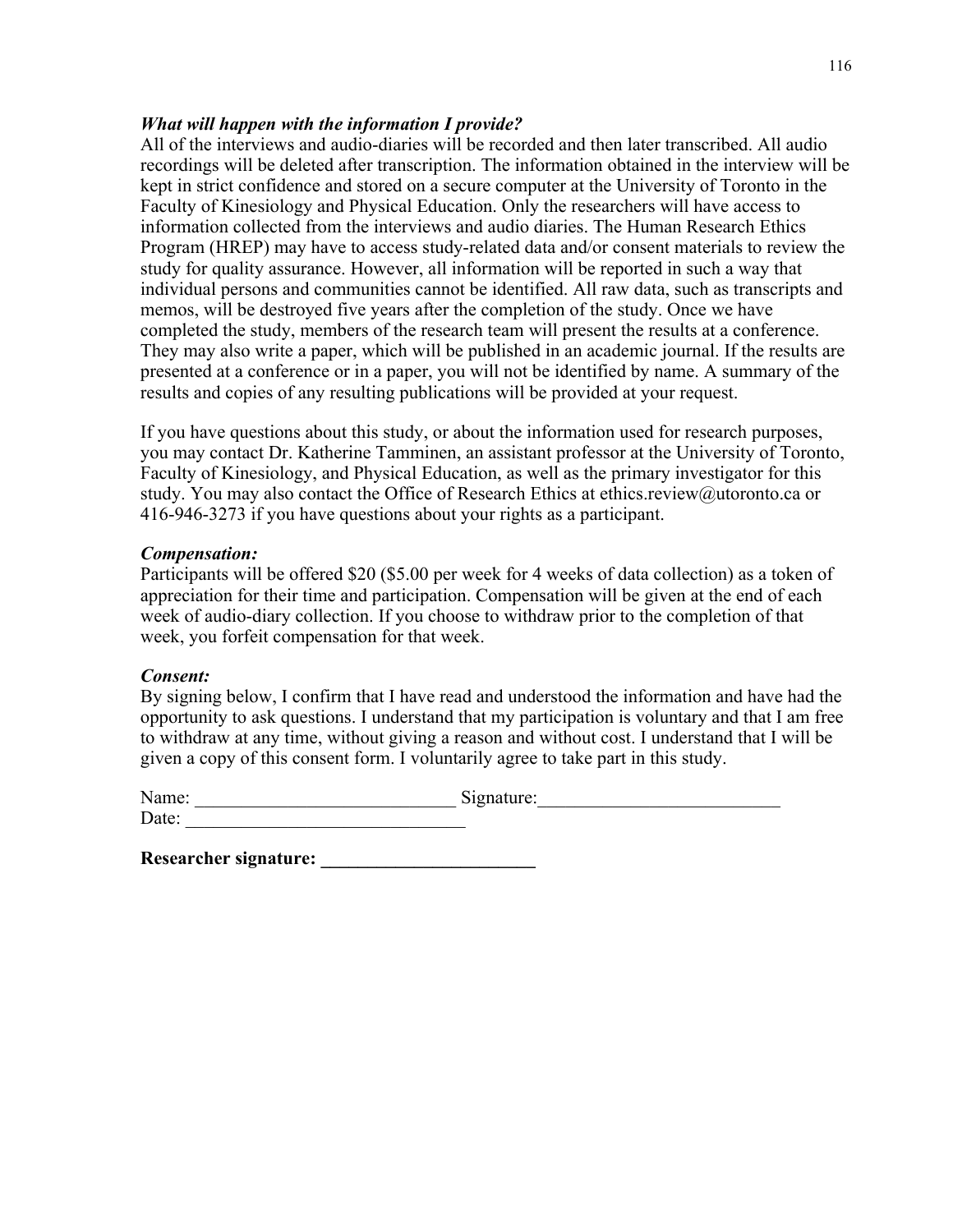***What will happen with the information I provide?***

All of the interviews and audio-diaries will be recorded and then later transcribed. All audio recordings will be deleted after transcription. The information obtained in the interview will be kept in strict confidence and stored on a secure computer at the University of Toronto in the Faculty of Kinesiology and Physical Education. Only the researchers will have access to information collected from the interviews and audio diaries. The Human Research Ethics Program (HREP) may have to access study-related data and/or consent materials to review the study for quality assurance. However, all information will be reported in such a way that individual persons and communities cannot be identified. All raw data, such as transcripts and memos, will be destroyed five years after the completion of the study. Once we have completed the study, members of the research team will present the results at a conference. They may also write a paper, which will be published in an academic journal. If the results are presented at a conference or in a paper, you will not be identified by name. A summary of the results and copies of any resulting publications will be provided at your request.

If you have questions about this study, or about the information used for research purposes, you may contact Dr. Katherine Tamminen, an assistant professor at the University of Toronto, Faculty of Kinesiology, and Physical Education, as well as the primary investigator for this study. You may also contact the Office of Research Ethics at ethics.review@utoronto.ca or 416-946-3273 if you have questions about your rights as a participant.

***Compensation:***

Participants will be offered $20 ($5.00 per week for 4 weeks of data collection) as a token of appreciation for their time and participation. Compensation will be given at the end of each week of audio-diary collection. If you choose to withdraw prior to the completion of that week, you forfeit compensation for that week.

***Consent:***

By signing below, I confirm that I have read and understood the information and have had the opportunity to ask questions. I understand that my participation is voluntary and that I am free to withdraw at any time, without giving a reason and without cost. I understand that I will be given a copy of this consent form. I voluntarily agree to take part in this study.

Name: ____________________________ Signature:__________________________
Date: ______________________________

**Researcher signature: _______________________**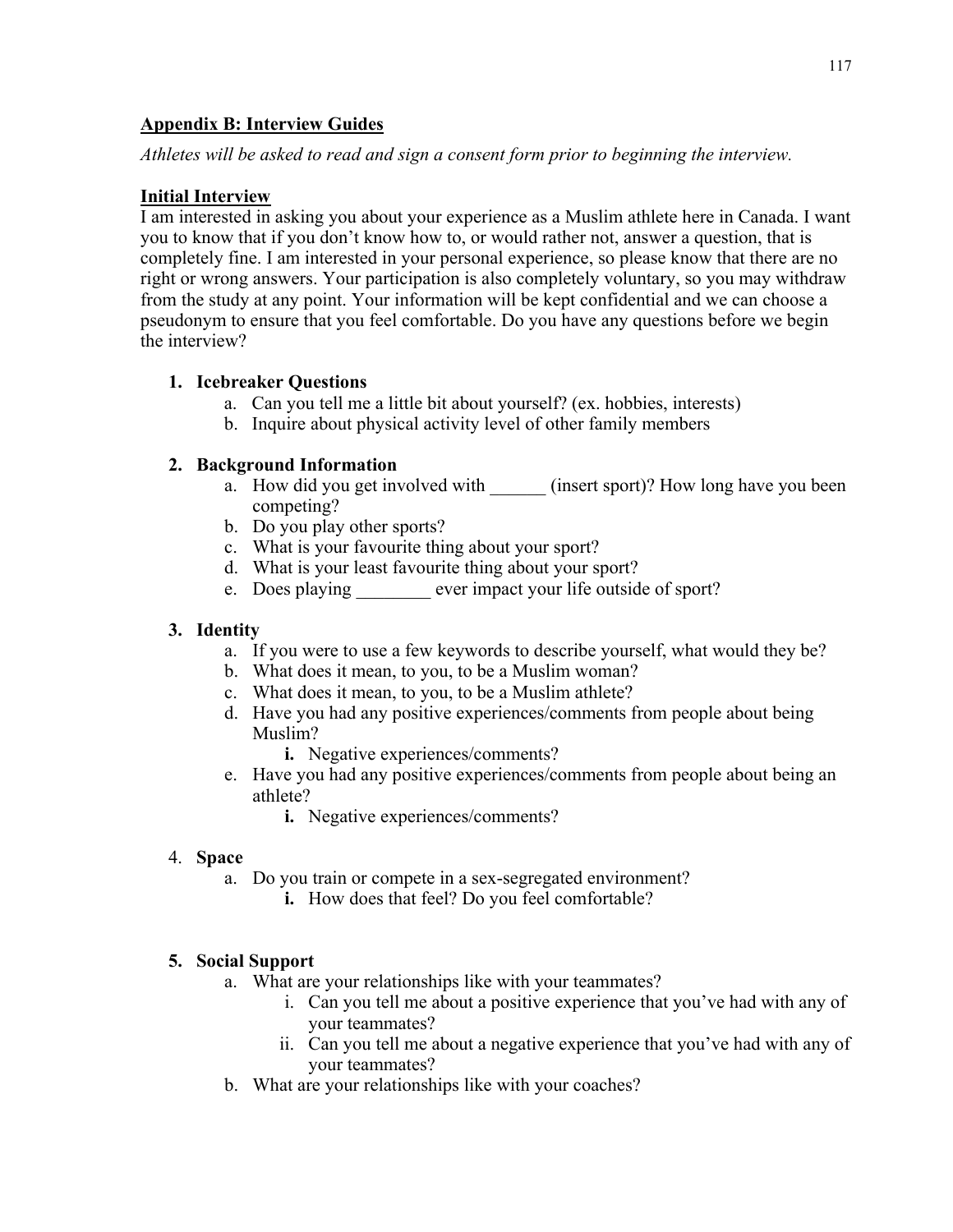## Appendix B: Interview Guides

*Athletes will be asked to read and sign a consent form prior to beginning the interview.*

### Initial Interview

I am interested in asking you about your experience as a Muslim athlete here in Canada. I want you to know that if you don't know how to, or would rather not, answer a question, that is completely fine. I am interested in your personal experience, so please know that there are no right or wrong answers. Your participation is also completely voluntary, so you may withdraw from the study at any point. Your information will be kept confidential and we can choose a pseudonym to ensure that you feel comfortable. Do you have any questions before we begin the interview?

1. **Icebreaker Questions**
   a. Can you tell me a little bit about yourself? (ex. hobbies, interests)
   b. Inquire about physical activity level of other family members

2. **Background Information**
   a. How did you get involved with ______ (insert sport)? How long have you been competing?
   b. Do you play other sports?
   c. What is your favourite thing about your sport?
   d. What is your least favourite thing about your sport?
   e. Does playing ________ ever impact your life outside of sport?

3. **Identity**
   a. If you were to use a few keywords to describe yourself, what would they be?
   b. What does it mean, to you, to be a Muslim woman?
   c. What does it mean, to you, to be a Muslim athlete?
   d. Have you had any positive experiences/comments from people about being Muslim?
      **i.** Negative experiences/comments?
   e. Have you had any positive experiences/comments from people about being an athlete?
      **i.** Negative experiences/comments?

4. **Space**
   a. Do you train or compete in a sex-segregated environment?
      **i.** How does that feel? Do you feel comfortable?

5. **Social Support**
   a. What are your relationships like with your teammates?
      i. Can you tell me about a positive experience that you've had with any of your teammates?
      ii. Can you tell me about a negative experience that you've had with any of your teammates?
   b. What are your relationships like with your coaches?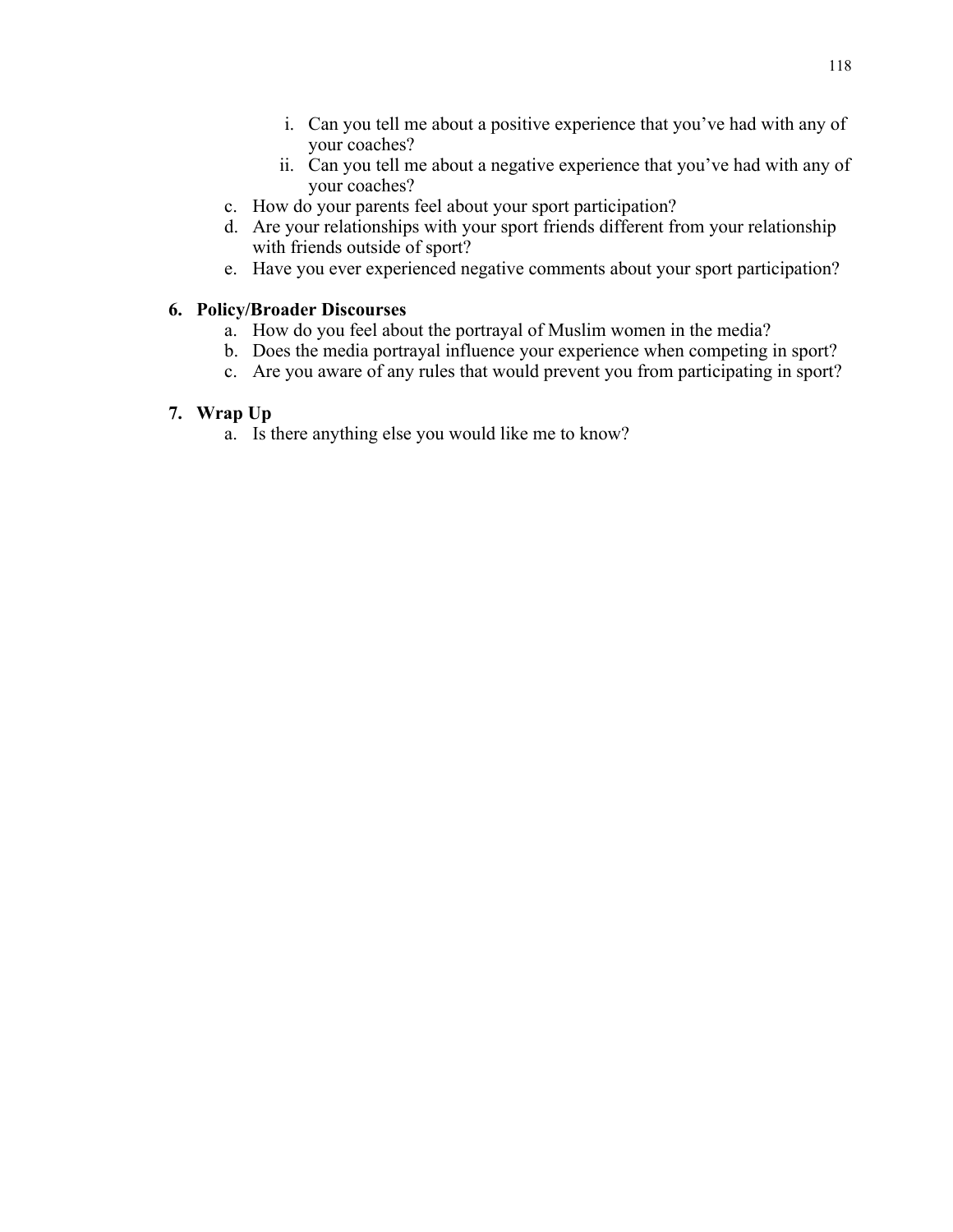i. Can you tell me about a positive experience that you've had with any of your coaches?
ii. Can you tell me about a negative experience that you've had with any of your coaches?

c. How do your parents feel about your sport participation?
d. Are your relationships with your sport friends different from your relationship with friends outside of sport?
e. Have you ever experienced negative comments about your sport participation?

**6. Policy/Broader Discourses**

a. How do you feel about the portrayal of Muslim women in the media?
b. Does the media portrayal influence your experience when competing in sport?
c. Are you aware of any rules that would prevent you from participating in sport?

**7. Wrap Up**

a. Is there anything else you would like me to know?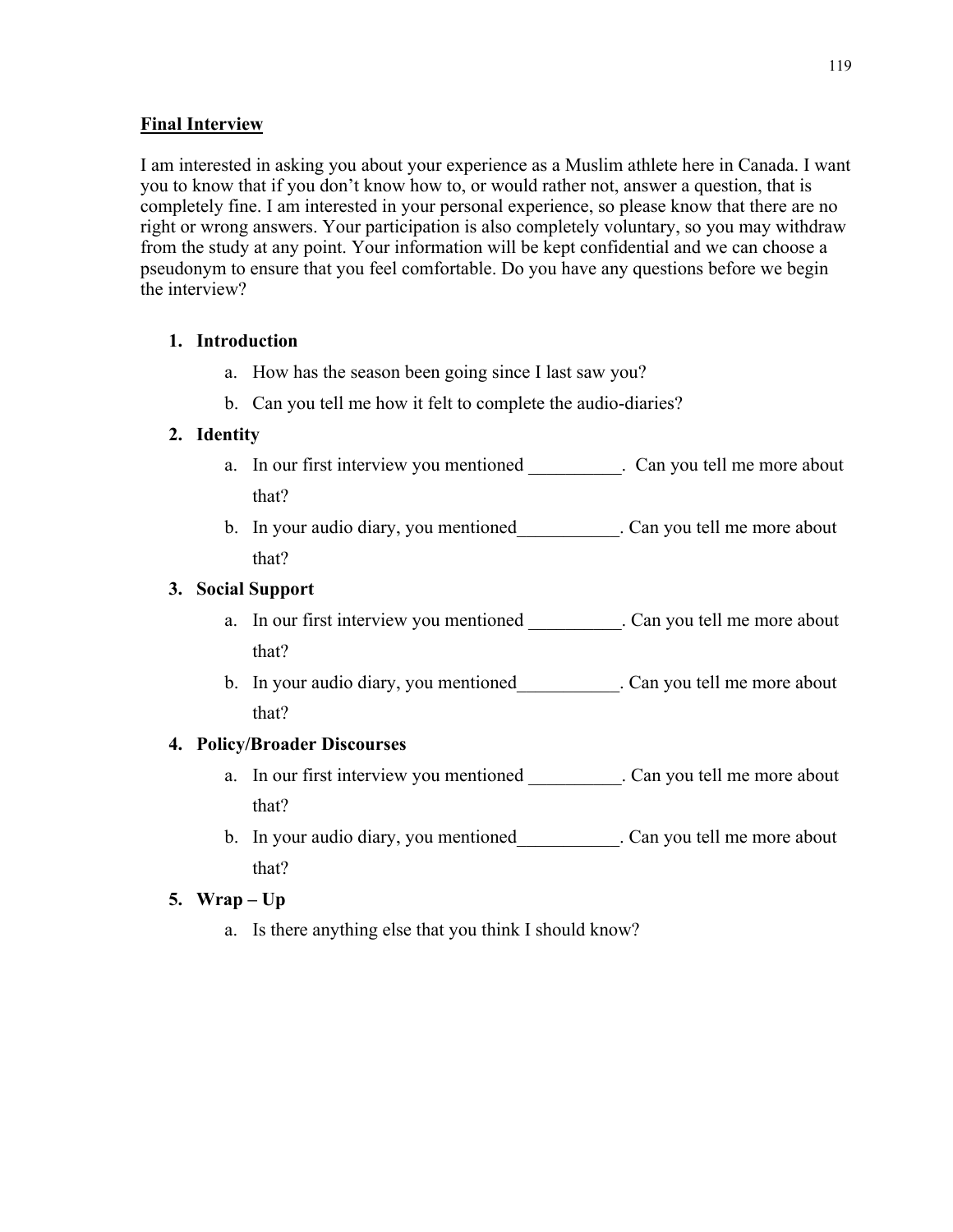## Final Interview

I am interested in asking you about your experience as a Muslim athlete here in Canada. I want you to know that if you don't know how to, or would rather not, answer a question, that is completely fine. I am interested in your personal experience, so please know that there are no right or wrong answers. Your participation is also completely voluntary, so you may withdraw from the study at any point. Your information will be kept confidential and we can choose a pseudonym to ensure that you feel comfortable. Do you have any questions before we begin the interview?

1. **Introduction**
    a. How has the season been going since I last saw you?
    b. Can you tell me how it felt to complete the audio-diaries?
2. **Identity**
    a. In our first interview you mentioned __________. Can you tell me more about that?
    b. In your audio diary, you mentioned___________. Can you tell me more about that?
3. **Social Support**
    a. In our first interview you mentioned __________. Can you tell me more about that?
    b. In your audio diary, you mentioned___________. Can you tell me more about that?
4. **Policy/Broader Discourses**
    a. In our first interview you mentioned __________. Can you tell me more about that?
    b. In your audio diary, you mentioned___________. Can you tell me more about that?
5. **Wrap – Up**
    a. Is there anything else that you think I should know?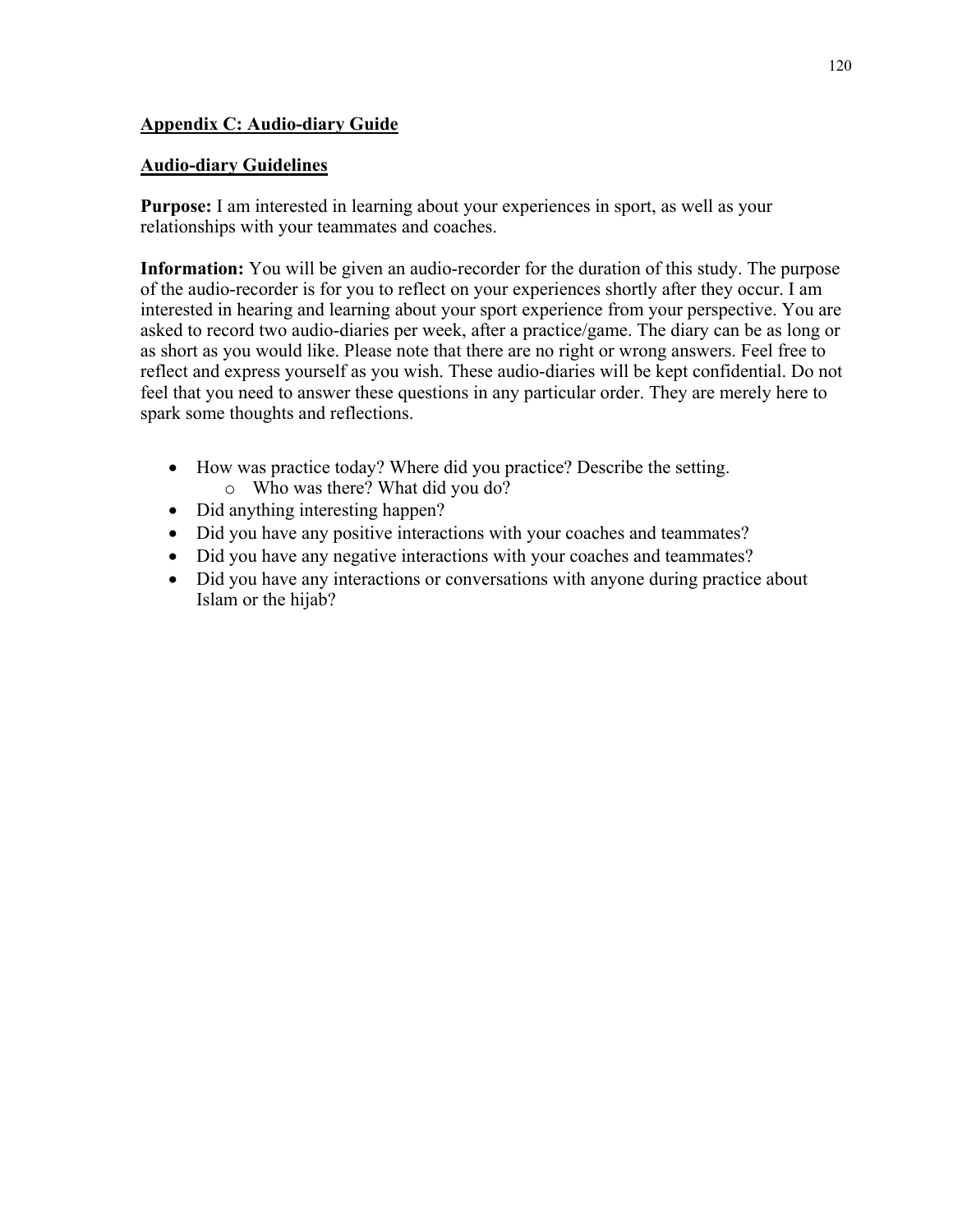## Appendix C: Audio-diary Guide

## Audio-diary Guidelines

**Purpose:** I am interested in learning about your experiences in sport, as well as your relationships with your teammates and coaches.

**Information:** You will be given an audio-recorder for the duration of this study. The purpose of the audio-recorder is for you to reflect on your experiences shortly after they occur. I am interested in hearing and learning about your sport experience from your perspective. You are asked to record two audio-diaries per week, after a practice/game. The diary can be as long or as short as you would like. Please note that there are no right or wrong answers. Feel free to reflect and express yourself as you wish. These audio-diaries will be kept confidential. Do not feel that you need to answer these questions in any particular order. They are merely here to spark some thoughts and reflections.

- How was practice today? Where did you practice? Describe the setting.
    - Who was there? What did you do?
- Did anything interesting happen?
- Did you have any positive interactions with your coaches and teammates?
- Did you have any negative interactions with your coaches and teammates?
- Did you have any interactions or conversations with anyone during practice about Islam or the hijab?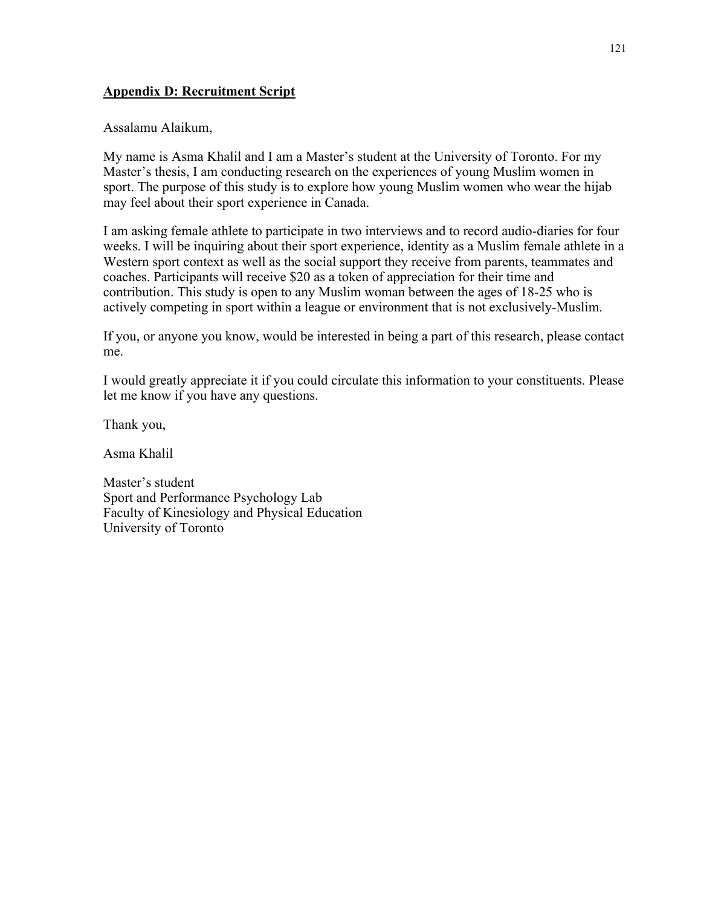## Appendix D: Recruitment Script

Assalamu Alaikum,

My name is Asma Khalil and I am a Master's student at the University of Toronto. For my Master's thesis, I am conducting research on the experiences of young Muslim women in sport. The purpose of this study is to explore how young Muslim women who wear the hijab may feel about their sport experience in Canada.

I am asking female athlete to participate in two interviews and to record audio-diaries for four weeks. I will be inquiring about their sport experience, identity as a Muslim female athlete in a Western sport context as well as the social support they receive from parents, teammates and coaches. Participants will receive $20 as a token of appreciation for their time and contribution. This study is open to any Muslim woman between the ages of 18-25 who is actively competing in sport within a league or environment that is not exclusively-Muslim.

If you, or anyone you know, would be interested in being a part of this research, please contact me.

I would greatly appreciate it if you could circulate this information to your constituents. Please let me know if you have any questions.

Thank you,

Asma Khalil

Master's student
Sport and Performance Psychology Lab
Faculty of Kinesiology and Physical Education
University of Toronto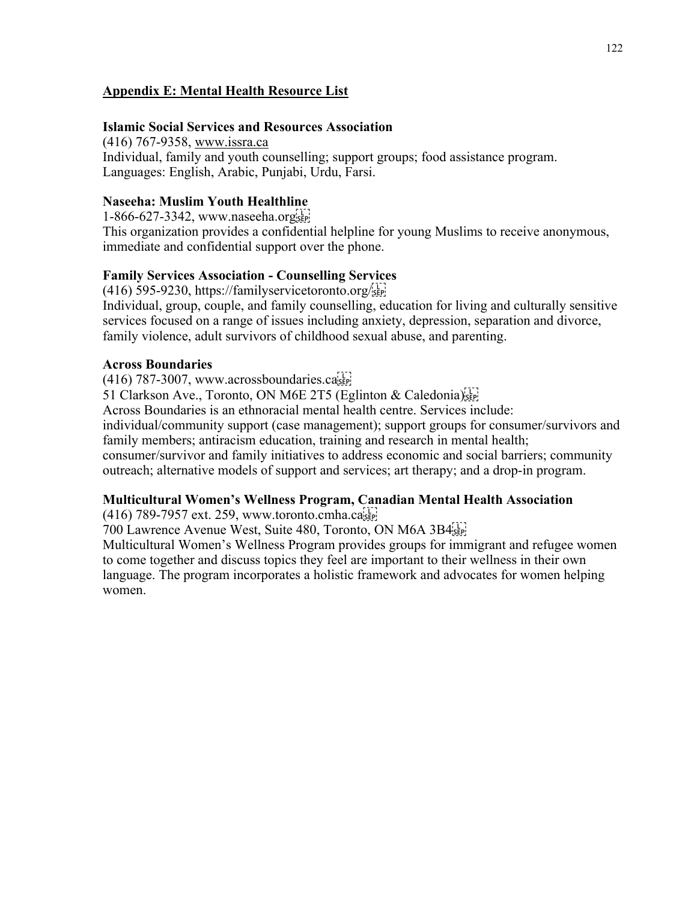## Appendix E: Mental Health Resource List

**Islamic Social Services and Resources Association**

(416) 767-9358, www.issra.ca
Individual, family and youth counselling; support groups; food assistance program.
Languages: English, Arabic, Punjabi, Urdu, Farsi.

**Naseeha: Muslim Youth Healthline**

1-866-627-3342, www.naseeha.org
This organization provides a confidential helpline for young Muslims to receive anonymous, immediate and confidential support over the phone.

**Family Services Association - Counselling Services**

(416) 595-9230, https://familyservicetoronto.org/
Individual, group, couple, and family counselling, education for living and culturally sensitive services focused on a range of issues including anxiety, depression, separation and divorce, family violence, adult survivors of childhood sexual abuse, and parenting.

**Across Boundaries**

(416) 787-3007, www.acrossboundaries.ca
51 Clarkson Ave., Toronto, ON M6E 2T5 (Eglinton & Caledonia)
Across Boundaries is an ethnoracial mental health centre. Services include: individual/community support (case management); support groups for consumer/survivors and family members; antiracism education, training and research in mental health; consumer/survivor and family initiatives to address economic and social barriers; community outreach; alternative models of support and services; art therapy; and a drop-in program.

**Multicultural Women's Wellness Program, Canadian Mental Health Association**

(416) 789-7957 ext. 259, www.toronto.cmha.ca
700 Lawrence Avenue West, Suite 480, Toronto, ON M6A 3B4
Multicultural Women's Wellness Program provides groups for immigrant and refugee women to come together and discuss topics they feel are important to their wellness in their own language. The program incorporates a holistic framework and advocates for women helping women.